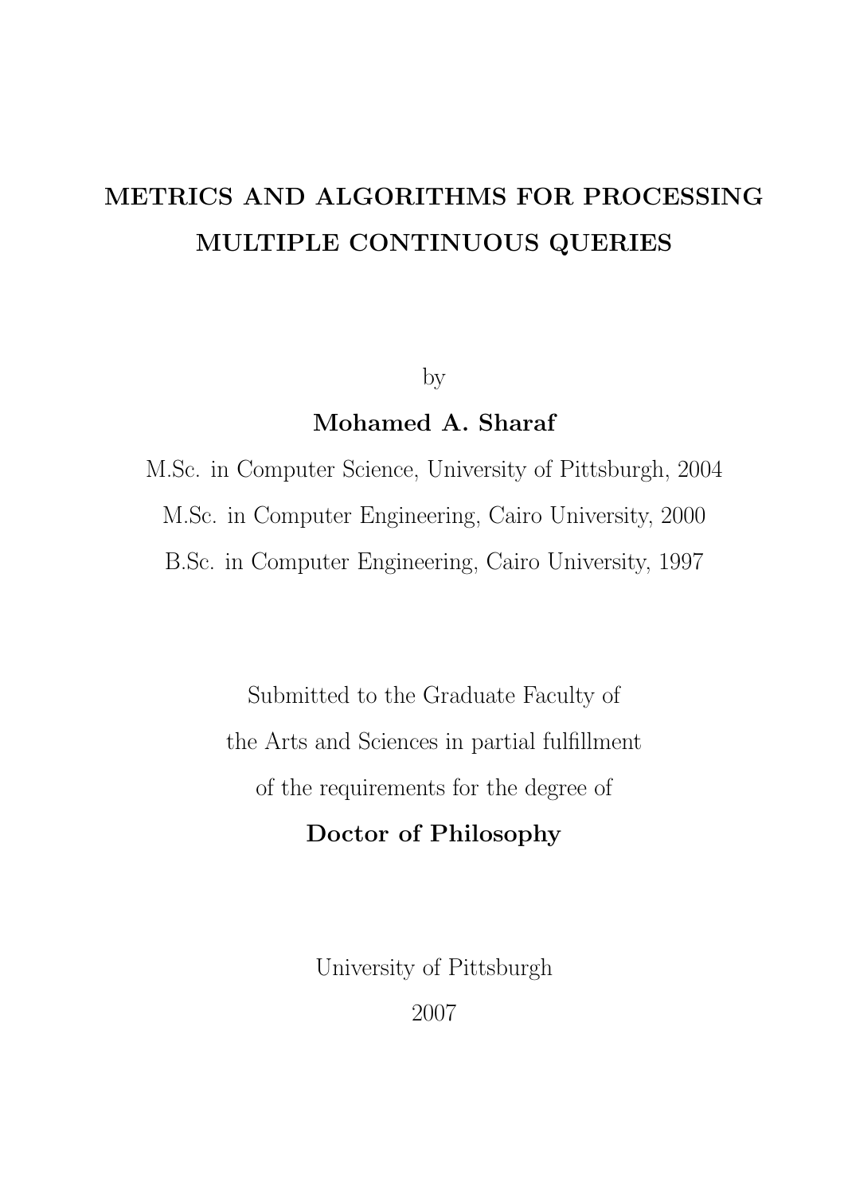# METRICS AND ALGORITHMS FOR PROCESSING MULTIPLE CONTINUOUS QUERIES

by

**Mohamed A. Sharaf**

M.Sc. in Computer Science, University of Pittsburgh, 2004

M.Sc. in Computer Engineering, Cairo University, 2000

B.Sc. in Computer Engineering, Cairo University, 1997

Submitted to the Graduate Faculty of

the Arts and Sciences in partial fulfillment

of the requirements for the degree of

**Doctor of Philosophy**

University of Pittsburgh

2007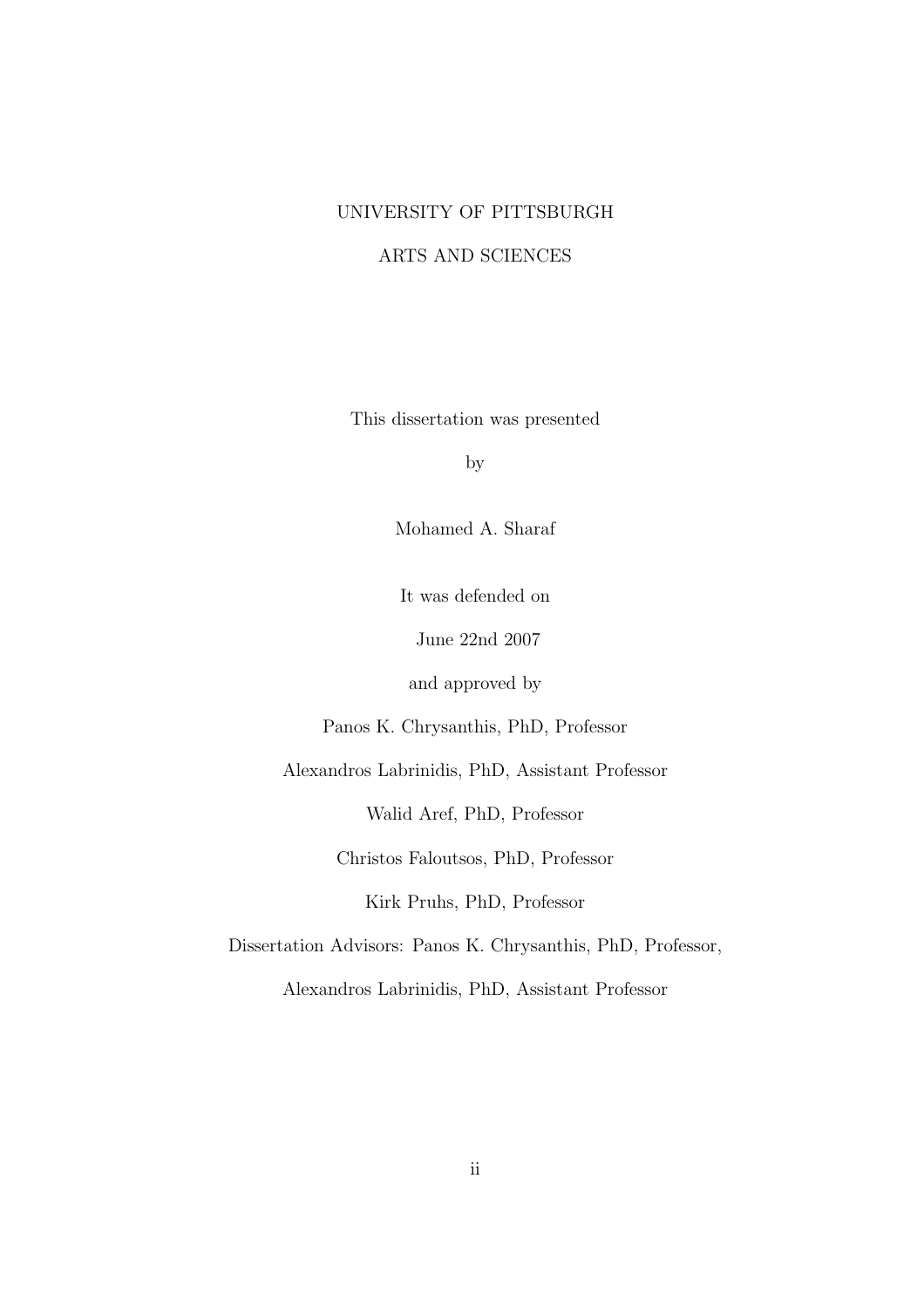UNIVERSITY OF PITTSBURGH

ARTS AND SCIENCES

This dissertation was presented

by

Mohamed A. Sharaf

It was defended on

June 22nd 2007

and approved by

Panos K. Chrysanthis, PhD, Professor

Alexandros Labrinidis, PhD, Assistant Professor

Walid Aref, PhD, Professor

Christos Faloutsos, PhD, Professor

Kirk Pruhs, PhD, Professor

Dissertation Advisors: Panos K. Chrysanthis, PhD, Professor,

Alexandros Labrinidis, PhD, Assistant Professor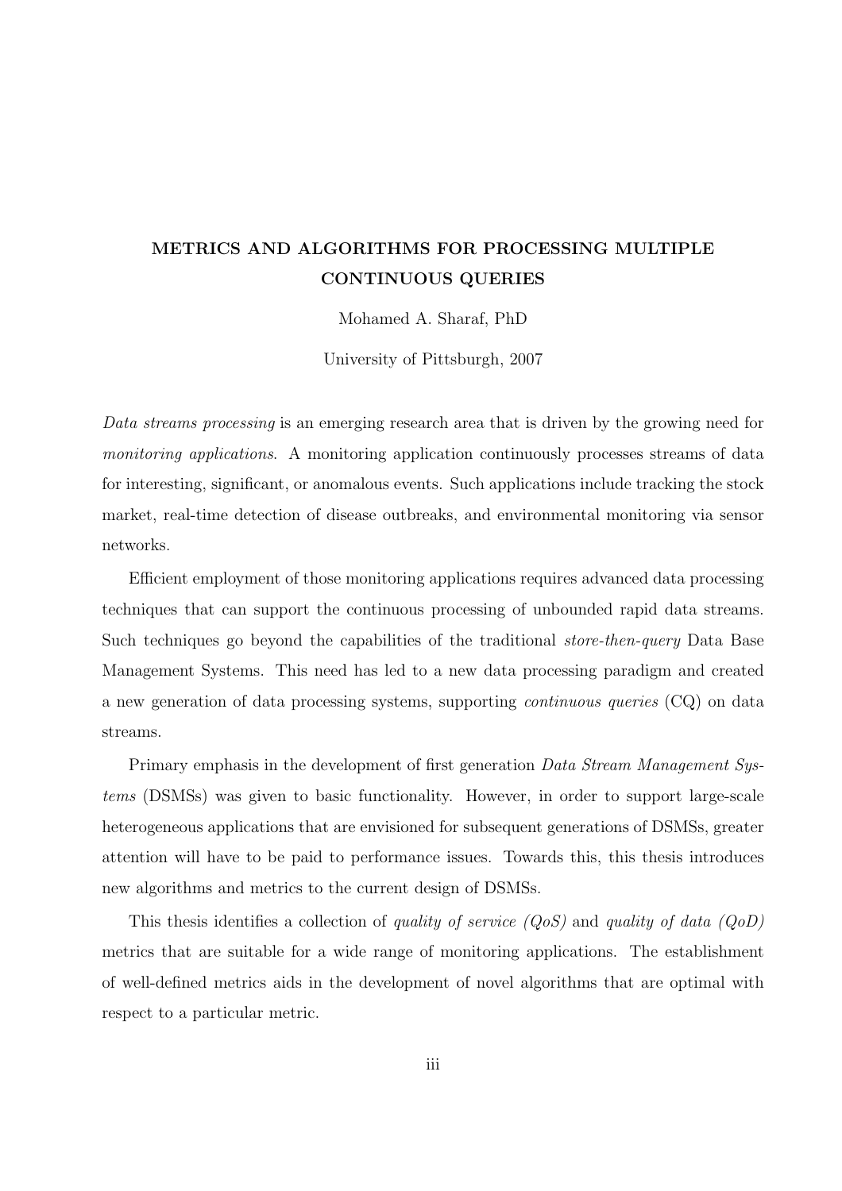**METRICS AND ALGORITHMS FOR PROCESSING MULTIPLE CONTINUOUS QUERIES**

Mohamed A. Sharaf, PhD

University of Pittsburgh, 2007

*Data streams processing* is an emerging research area that is driven by the growing need for *monitoring applications*. A monitoring application continuously processes streams of data for interesting, significant, or anomalous events. Such applications include tracking the stock market, real-time detection of disease outbreaks, and environmental monitoring via sensor networks.

Efficient employment of those monitoring applications requires advanced data processing techniques that can support the continuous processing of unbounded rapid data streams. Such techniques go beyond the capabilities of the traditional *store-then-query* Data Base Management Systems. This need has led to a new data processing paradigm and created a new generation of data processing systems, supporting *continuous queries* (CQ) on data streams.

Primary emphasis in the development of first generation *Data Stream Management Systems* (DSMSs) was given to basic functionality. However, in order to support large-scale heterogeneous applications that are envisioned for subsequent generations of DSMSs, greater attention will have to be paid to performance issues. Towards this, this thesis introduces new algorithms and metrics to the current design of DSMSs.

This thesis identifies a collection of *quality of service (QoS)* and *quality of data (QoD)* metrics that are suitable for a wide range of monitoring applications. The establishment of well-defined metrics aids in the development of novel algorithms that are optimal with respect to a particular metric.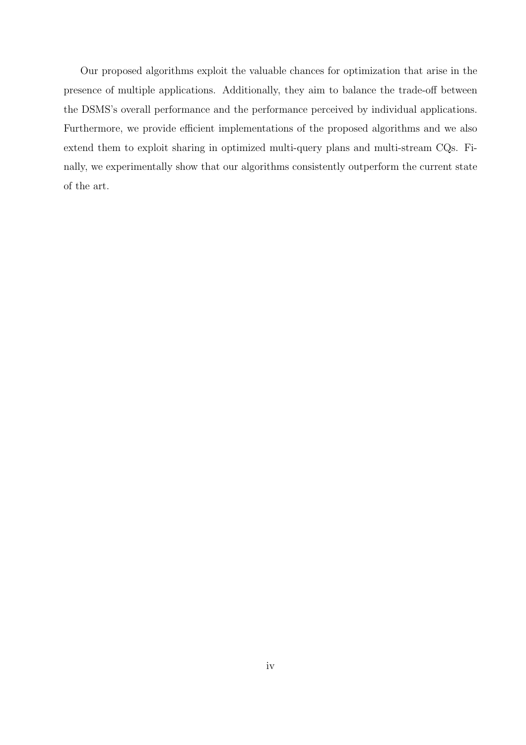Our proposed algorithms exploit the valuable chances for optimization that arise in the presence of multiple applications. Additionally, they aim to balance the trade-off between the DSMS's overall performance and the performance perceived by individual applications. Furthermore, we provide efficient implementations of the proposed algorithms and we also extend them to exploit sharing in optimized multi-query plans and multi-stream CQs. Finally, we experimentally show that our algorithms consistently outperform the current state of the art.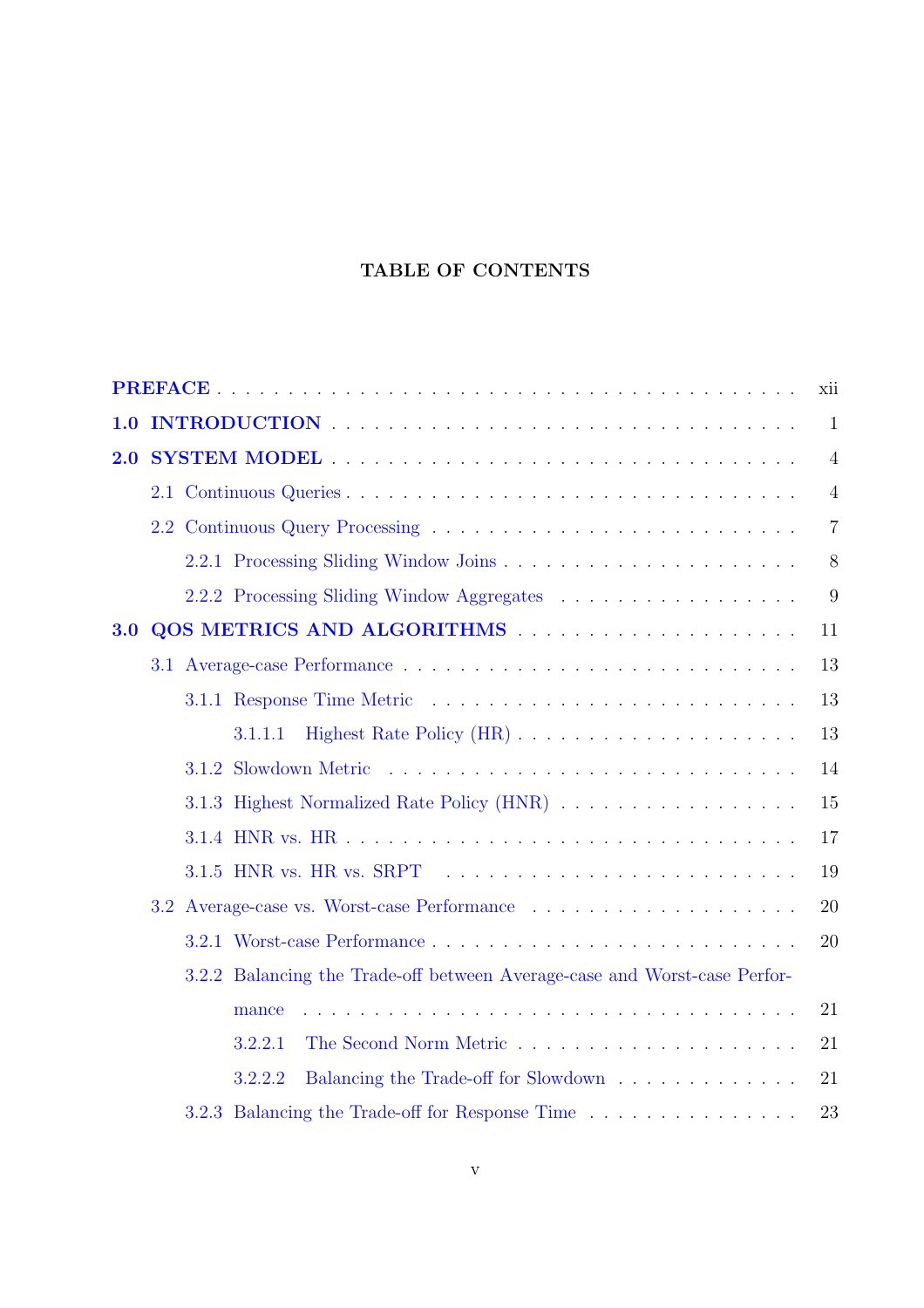**TABLE OF CONTENTS**

**PREFACE** . . . . . . . . . . . . . . . . . . . . . . . . . . . . . . . . . . . . . . . xii

**1.0 INTRODUCTION** . . . . . . . . . . . . . . . . . . . . . . . . . . . . . . . . . 1

**2.0 SYSTEM MODEL** . . . . . . . . . . . . . . . . . . . . . . . . . . . . . . . . 4

- 2.1 Continuous Queries . . . . . . . . . . . . . . . . . . . . . . . . . . . . . . . 4
- 2.2 Continuous Query Processing . . . . . . . . . . . . . . . . . . . . . . . . . 7
  - 2.2.1 Processing Sliding Window Joins . . . . . . . . . . . . . . . . . . . . 8
  - 2.2.2 Processing Sliding Window Aggregates . . . . . . . . . . . . . . . . . 9

**3.0 QOS METRICS AND ALGORITHMS** . . . . . . . . . . . . . . . . . . . . 11

- 3.1 Average-case Performance . . . . . . . . . . . . . . . . . . . . . . . . . . . 13
  - 3.1.1 Response Time Metric . . . . . . . . . . . . . . . . . . . . . . . . . . 13
    - 3.1.1.1 Highest Rate Policy (HR) . . . . . . . . . . . . . . . . . . . . . 13
  - 3.1.2 Slowdown Metric . . . . . . . . . . . . . . . . . . . . . . . . . . . . . 14
  - 3.1.3 Highest Normalized Rate Policy (HNR) . . . . . . . . . . . . . . . . . 15
  - 3.1.4 HNR vs. HR . . . . . . . . . . . . . . . . . . . . . . . . . . . . . . . 17
  - 3.1.5 HNR vs. HR vs. SRPT . . . . . . . . . . . . . . . . . . . . . . . . . . 19
- 3.2 Average-case vs. Worst-case Performance . . . . . . . . . . . . . . . . . . . 20
  - 3.2.1 Worst-case Performance . . . . . . . . . . . . . . . . . . . . . . . . . 20
  - 3.2.2 Balancing the Trade-off between Average-case and Worst-case Performance . . . . . . . . . . . . . . . . . . . . . . . . . . . . . . . . . . 21
    - 3.2.2.1 The Second Norm Metric . . . . . . . . . . . . . . . . . . . . . 21
    - 3.2.2.2 Balancing the Trade-off for Slowdown . . . . . . . . . . . . . . 21
  - 3.2.3 Balancing the Trade-off for Response Time . . . . . . . . . . . . . . . 23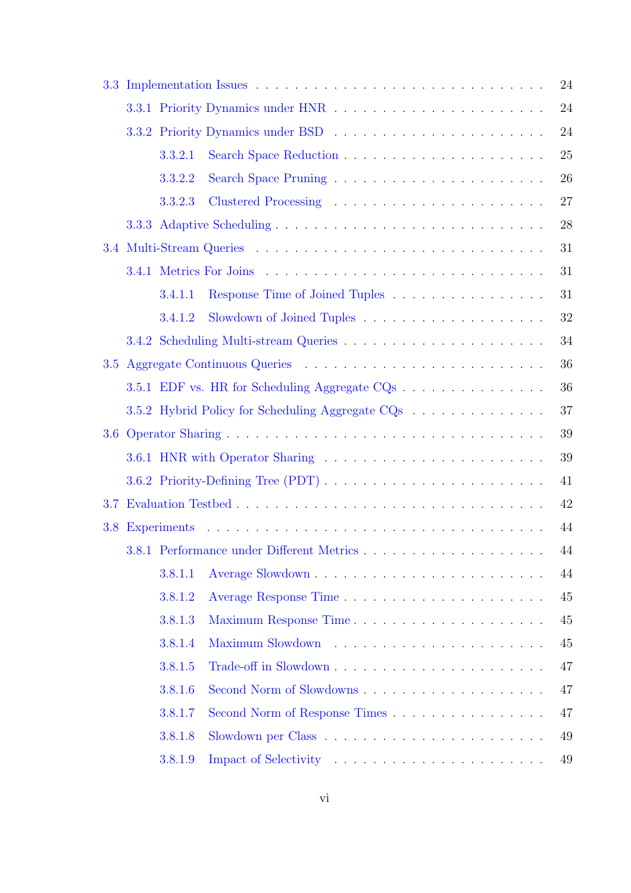- 3.3 Implementation Issues . . . . . . . . . . 24
  - 3.3.1 Priority Dynamics under HNR . . . . . . . . . . 24
  - 3.3.2 Priority Dynamics under BSD . . . . . . . . . . 24
    - 3.3.2.1 Search Space Reduction . . . . . . . . . . 25
    - 3.3.2.2 Search Space Pruning . . . . . . . . . . 26
    - 3.3.2.3 Clustered Processing . . . . . . . . . . 27
  - 3.3.3 Adaptive Scheduling . . . . . . . . . . 28
- 3.4 Multi-Stream Queries . . . . . . . . . . 31
  - 3.4.1 Metrics For Joins . . . . . . . . . . 31
    - 3.4.1.1 Response Time of Joined Tuples . . . . . . . . . . 31
    - 3.4.1.2 Slowdown of Joined Tuples . . . . . . . . . . 32
  - 3.4.2 Scheduling Multi-stream Queries . . . . . . . . . . 34
- 3.5 Aggregate Continuous Queries . . . . . . . . . . 36
  - 3.5.1 EDF vs. HR for Scheduling Aggregate CQs . . . . . . . . . . 36
  - 3.5.2 Hybrid Policy for Scheduling Aggregate CQs . . . . . . . . . . 37
- 3.6 Operator Sharing . . . . . . . . . . 39
  - 3.6.1 HNR with Operator Sharing . . . . . . . . . . 39
  - 3.6.2 Priority-Defining Tree (PDT) . . . . . . . . . . 41
- 3.7 Evaluation Testbed . . . . . . . . . . 42
- 3.8 Experiments . . . . . . . . . . 44
  - 3.8.1 Performance under Different Metrics . . . . . . . . . . 44
    - 3.8.1.1 Average Slowdown . . . . . . . . . . 44
    - 3.8.1.2 Average Response Time . . . . . . . . . . 45
    - 3.8.1.3 Maximum Response Time . . . . . . . . . . 45
    - 3.8.1.4 Maximum Slowdown . . . . . . . . . . 45
    - 3.8.1.5 Trade-off in Slowdown . . . . . . . . . . 47
    - 3.8.1.6 Second Norm of Slowdowns . . . . . . . . . . 47
    - 3.8.1.7 Second Norm of Response Times . . . . . . . . . . 47
    - 3.8.1.8 Slowdown per Class . . . . . . . . . . 49
    - 3.8.1.9 Impact of Selectivity . . . . . . . . . . 49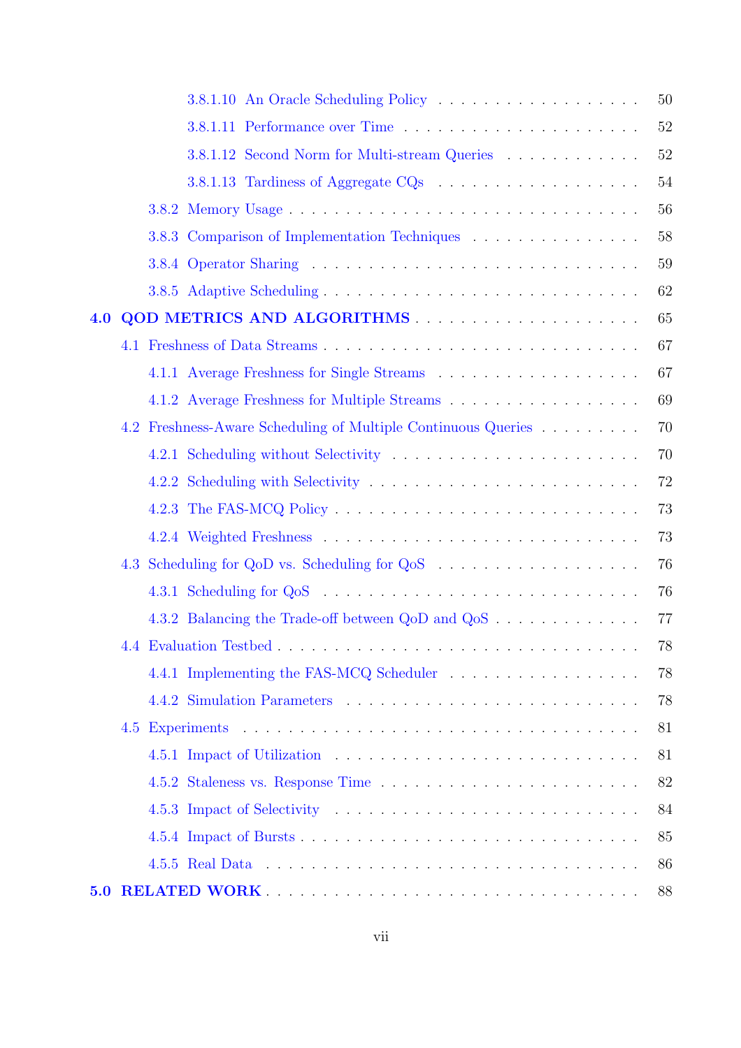3.8.1.10 An Oracle Scheduling Policy . . . . . . . . . . . . . . . . . . 50

3.8.1.11 Performance over Time . . . . . . . . . . . . . . . . . . . . 52

3.8.1.12 Second Norm for Multi-stream Queries . . . . . . . . . . . . 52

3.8.1.13 Tardiness of Aggregate CQs . . . . . . . . . . . . . . . . . 54

3.8.2 Memory Usage . . . . . . . . . . . . . . . . . . . . . . . . . . . . 56

3.8.3 Comparison of Implementation Techniques . . . . . . . . . . . . . . 58

3.8.4 Operator Sharing . . . . . . . . . . . . . . . . . . . . . . . . . . . 59

3.8.5 Adaptive Scheduling . . . . . . . . . . . . . . . . . . . . . . . . . 62

**4.0 QOD METRICS AND ALGORITHMS** . . . . . . . . . . . . . . . . . . . 65

4.1 Freshness of Data Streams . . . . . . . . . . . . . . . . . . . . . . . . 67

4.1.1 Average Freshness for Single Streams . . . . . . . . . . . . . . . . . 67

4.1.2 Average Freshness for Multiple Streams . . . . . . . . . . . . . . . . 69

4.2 Freshness-Aware Scheduling of Multiple Continuous Queries . . . . . . . . 70

4.2.1 Scheduling without Selectivity . . . . . . . . . . . . . . . . . . . . . 70

4.2.2 Scheduling with Selectivity . . . . . . . . . . . . . . . . . . . . . . 72

4.2.3 The FAS-MCQ Policy . . . . . . . . . . . . . . . . . . . . . . . . . 73

4.2.4 Weighted Freshness . . . . . . . . . . . . . . . . . . . . . . . . . . 73

4.3 Scheduling for QoD vs. Scheduling for QoS . . . . . . . . . . . . . . . . 76

4.3.1 Scheduling for QoS . . . . . . . . . . . . . . . . . . . . . . . . . . 76

4.3.2 Balancing the Trade-off between QoD and QoS . . . . . . . . . . . . . 77

4.4 Evaluation Testbed . . . . . . . . . . . . . . . . . . . . . . . . . . . . 78

4.4.1 Implementing the FAS-MCQ Scheduler . . . . . . . . . . . . . . . . . 78

4.4.2 Simulation Parameters . . . . . . . . . . . . . . . . . . . . . . . . 78

4.5 Experiments . . . . . . . . . . . . . . . . . . . . . . . . . . . . . . . . 81

4.5.1 Impact of Utilization . . . . . . . . . . . . . . . . . . . . . . . . . 81

4.5.2 Staleness vs. Response Time . . . . . . . . . . . . . . . . . . . . . 82

4.5.3 Impact of Selectivity . . . . . . . . . . . . . . . . . . . . . . . . . 84

4.5.4 Impact of Bursts . . . . . . . . . . . . . . . . . . . . . . . . . . . 85

4.5.5 Real Data . . . . . . . . . . . . . . . . . . . . . . . . . . . . . . . 86

**5.0 RELATED WORK** . . . . . . . . . . . . . . . . . . . . . . . . . . . . 88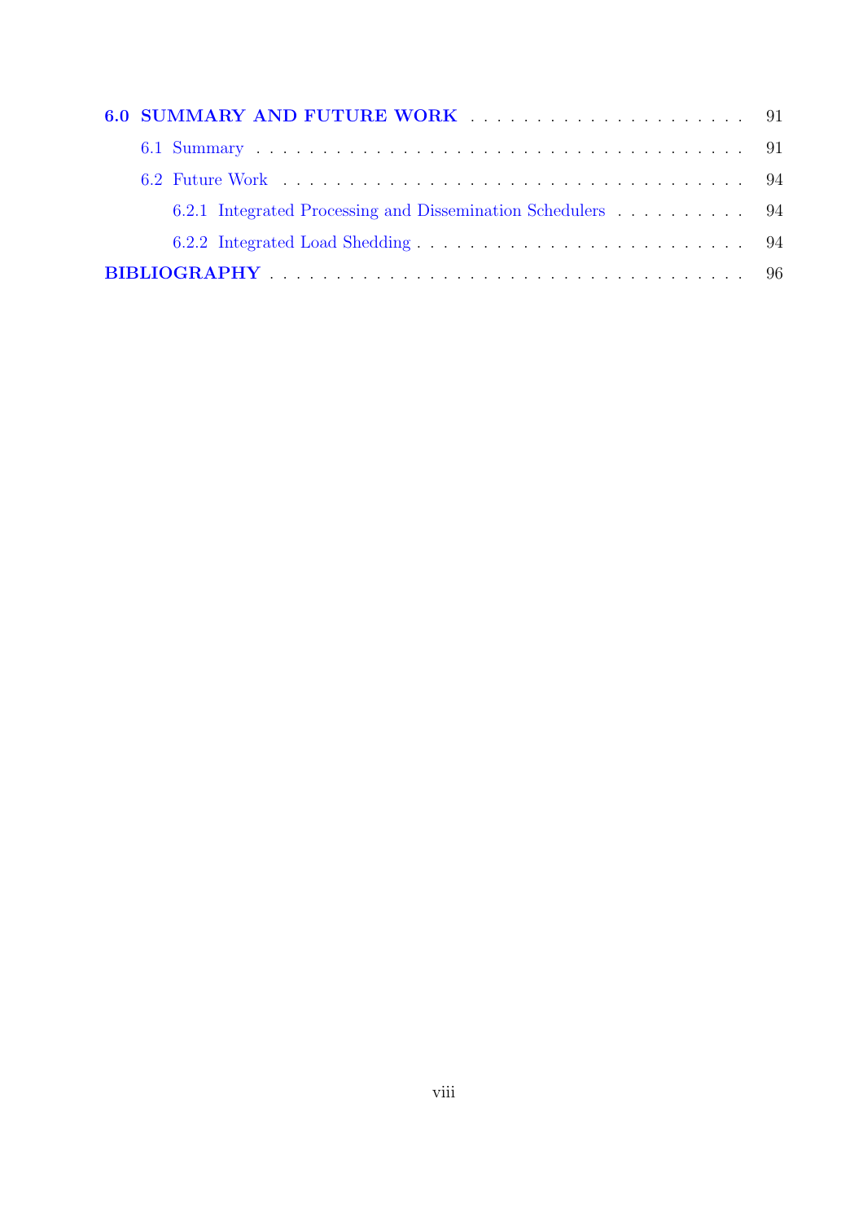6.0 SUMMARY AND FUTURE WORK . . . . . . . . . . . . . . . . . . . . . 91

- 6.1 Summary . . . . . . . . . . . . . . . . . . . . . . . . . . . . . . . . . . 91
- 6.2 Future Work . . . . . . . . . . . . . . . . . . . . . . . . . . . . . . . . 94
  - 6.2.1 Integrated Processing and Dissemination Schedulers . . . . . . . . . . 94
  - 6.2.2 Integrated Load Shedding . . . . . . . . . . . . . . . . . . . . . . . 94

BIBLIOGRAPHY . . . . . . . . . . . . . . . . . . . . . . . . . . . . . . . . . . 96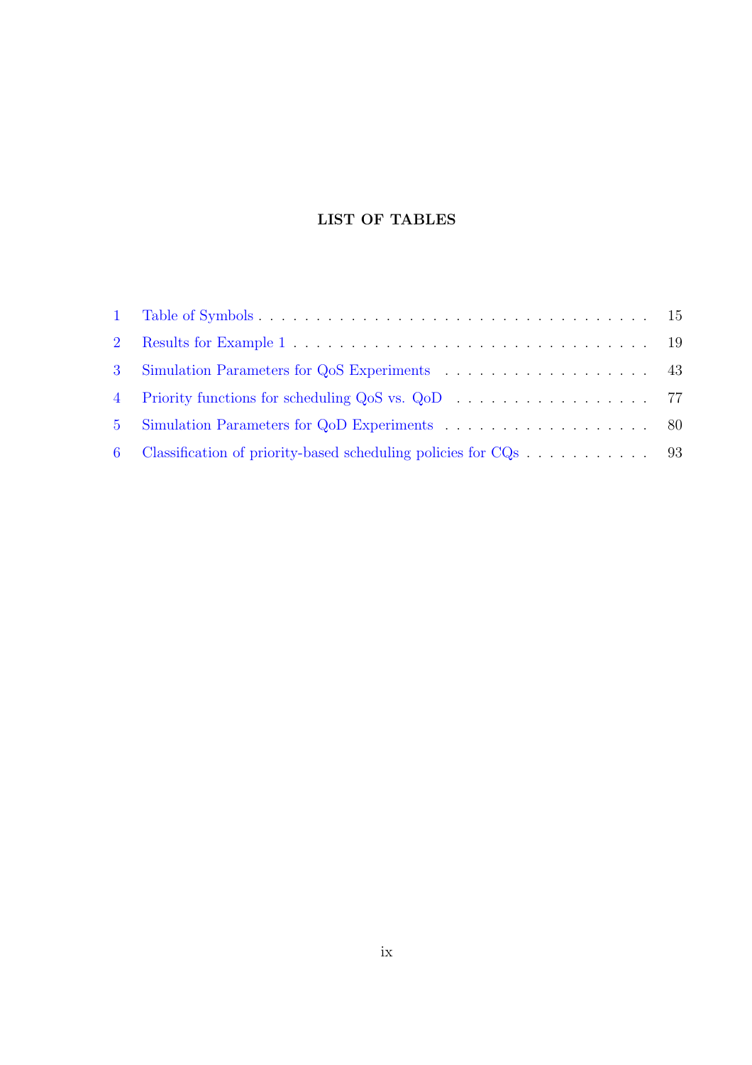# LIST OF TABLES

1 Table of Symbols . . . . . . . . . . . . . . . . . . . . . . . . . . . . . . . . . . . . 15

2 Results for Example 1 . . . . . . . . . . . . . . . . . . . . . . . . . . . . . . . . 19

3 Simulation Parameters for QoS Experiments . . . . . . . . . . . . . . . . . . 43

4 Priority functions for scheduling QoS vs. QoD . . . . . . . . . . . . . . . . . 77

5 Simulation Parameters for QoD Experiments . . . . . . . . . . . . . . . . . . 80

6 Classification of priority-based scheduling policies for CQs . . . . . . . . . . . 93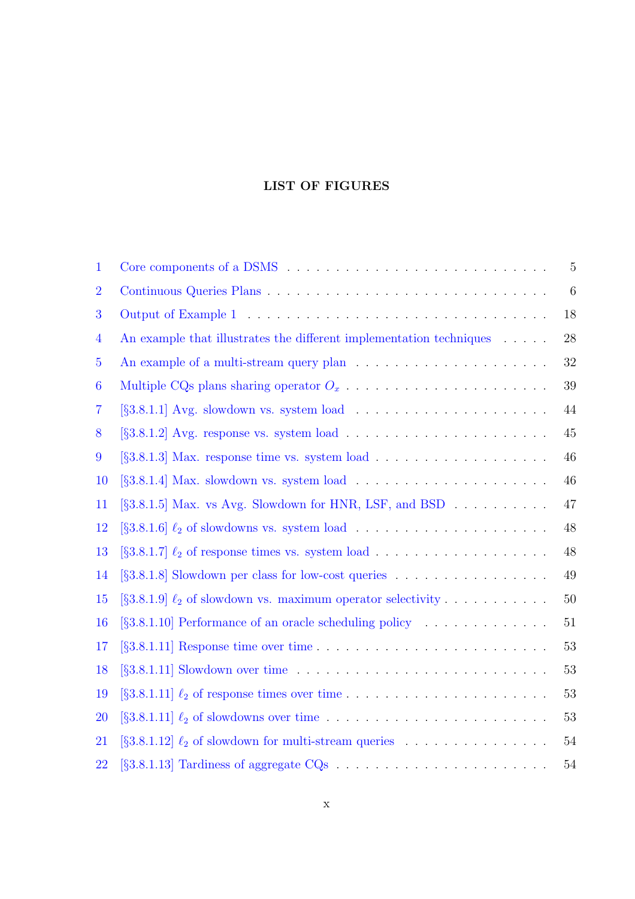# LIST OF FIGURES

1 Core components of a DSMS . . . . . . . . . . . . . . . . . . . . . . . . . . . . 5

2 Continuous Queries Plans . . . . . . . . . . . . . . . . . . . . . . . . . . . . . 6

3 Output of Example 1 . . . . . . . . . . . . . . . . . . . . . . . . . . . . . . . 18

4 An example that illustrates the different implementation techniques . . . . . 28

5 An example of a multi-stream query plan . . . . . . . . . . . . . . . . . . . . 32

6 Multiple CQs plans sharing operator $O_x$ . . . . . . . . . . . . . . . . . . . . 39

7 [§3.8.1.1] Avg. slowdown vs. system load . . . . . . . . . . . . . . . . . . . 44

8 [§3.8.1.2] Avg. response vs. system load . . . . . . . . . . . . . . . . . . . . 45

9 [§3.8.1.3] Max. response time vs. system load . . . . . . . . . . . . . . . . . 46

10 [§3.8.1.4] Max. slowdown vs. system load . . . . . . . . . . . . . . . . . . . 46

11 [§3.8.1.5] Max. vs Avg. Slowdown for HNR, LSF, and BSD . . . . . . . . . . 47

12 [§3.8.1.6] $\ell_2$ of slowdowns vs. system load . . . . . . . . . . . . . . . . . . . 48

13 [§3.8.1.7] $\ell_2$ of response times vs. system load . . . . . . . . . . . . . . . . 48

14 [§3.8.1.8] Slowdown per class for low-cost queries . . . . . . . . . . . . . . . 49

15 [§3.8.1.9] $\ell_2$ of slowdown vs. maximum operator selectivity . . . . . . . . . . 50

16 [§3.8.1.10] Performance of an oracle scheduling policy . . . . . . . . . . . . . 51

17 [§3.8.1.11] Response time over time . . . . . . . . . . . . . . . . . . . . . . . 53

18 [§3.8.1.11] Slowdown over time . . . . . . . . . . . . . . . . . . . . . . . . . 53

19 [§3.8.1.11] $\ell_2$ of response times over time . . . . . . . . . . . . . . . . . . . 53

20 [§3.8.1.11] $\ell_2$ of slowdowns over time . . . . . . . . . . . . . . . . . . . . . 53

21 [§3.8.1.12] $\ell_2$ of slowdown for multi-stream queries . . . . . . . . . . . . . . 54

22 [§3.8.1.13] Tardiness of aggregate CQs . . . . . . . . . . . . . . . . . . . . . 54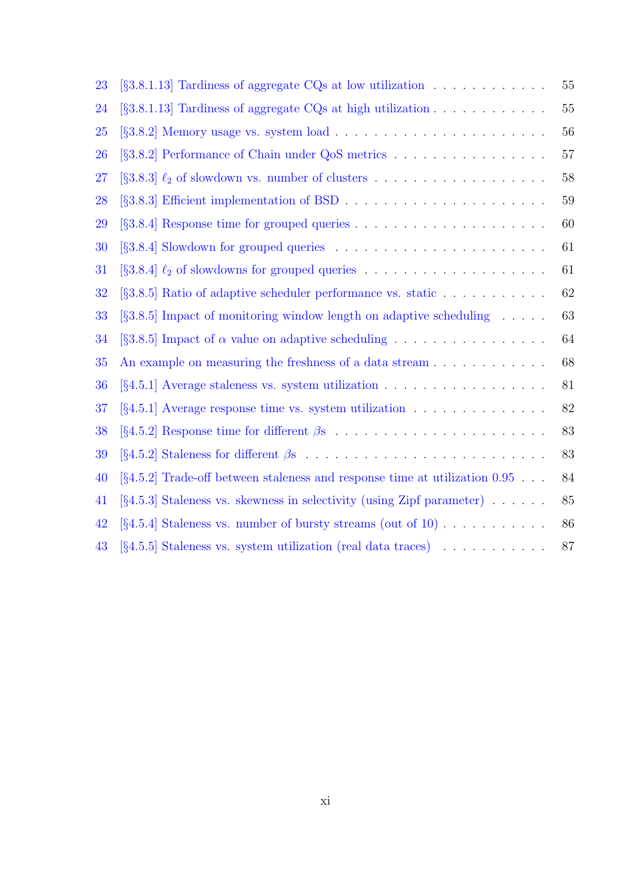23 [§3.8.1.13] Tardiness of aggregate CQs at low utilization . . . . . . . . . . . . 55

24 [§3.8.1.13] Tardiness of aggregate CQs at high utilization . . . . . . . . . . . . 55

25 [§3.8.2] Memory usage vs. system load . . . . . . . . . . . . . . . . . . . . . . 56

26 [§3.8.2] Performance of Chain under QoS metrics . . . . . . . . . . . . . . . . 57

27 [§3.8.3] $\ell_2$ of slowdown vs. number of clusters . . . . . . . . . . . . . . . . . 58

28 [§3.8.3] Efficient implementation of BSD . . . . . . . . . . . . . . . . . . . . . 59

29 [§3.8.4] Response time for grouped queries . . . . . . . . . . . . . . . . . . . . 60

30 [§3.8.4] Slowdown for grouped queries . . . . . . . . . . . . . . . . . . . . . . . 61

31 [§3.8.4] $\ell_2$ of slowdowns for grouped queries . . . . . . . . . . . . . . . . . . . 61

32 [§3.8.5] Ratio of adaptive scheduler performance vs. static . . . . . . . . . . . 62

33 [§3.8.5] Impact of monitoring window length on adaptive scheduling . . . . . 63

34 [§3.8.5] Impact of $\alpha$ value on adaptive scheduling . . . . . . . . . . . . . . . . 64

35 An example on measuring the freshness of a data stream . . . . . . . . . . . . 68

36 [§4.5.1] Average staleness vs. system utilization . . . . . . . . . . . . . . . . . 81

37 [§4.5.1] Average response time vs. system utilization . . . . . . . . . . . . . . 82

38 [§4.5.2] Response time for different $\beta$s . . . . . . . . . . . . . . . . . . . . . . 83

39 [§4.5.2] Staleness for different $\beta$s . . . . . . . . . . . . . . . . . . . . . . . . 83

40 [§4.5.2] Trade-off between staleness and response time at utilization 0.95 . . . 84

41 [§4.5.3] Staleness vs. skewness in selectivity (using Zipf parameter) . . . . . . 85

42 [§4.5.4] Staleness vs. number of bursty streams (out of 10) . . . . . . . . . . . 86

43 [§4.5.5] Staleness vs. system utilization (real data traces) . . . . . . . . . . . 87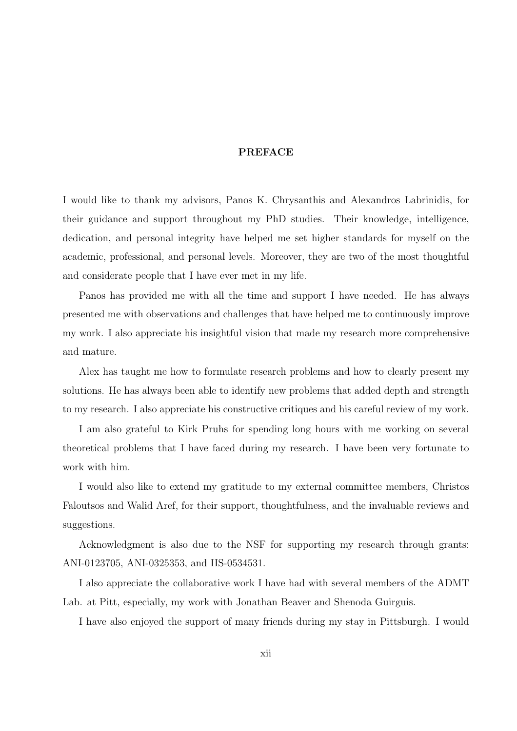## PREFACE

I would like to thank my advisors, Panos K. Chrysanthis and Alexandros Labrinidis, for their guidance and support throughout my PhD studies. Their knowledge, intelligence, dedication, and personal integrity have helped me set higher standards for myself on the academic, professional, and personal levels. Moreover, they are two of the most thoughtful and considerate people that I have ever met in my life.

Panos has provided me with all the time and support I have needed. He has always presented me with observations and challenges that have helped me to continuously improve my work. I also appreciate his insightful vision that made my research more comprehensive and mature.

Alex has taught me how to formulate research problems and how to clearly present my solutions. He has always been able to identify new problems that added depth and strength to my research. I also appreciate his constructive critiques and his careful review of my work.

I am also grateful to Kirk Pruhs for spending long hours with me working on several theoretical problems that I have faced during my research. I have been very fortunate to work with him.

I would also like to extend my gratitude to my external committee members, Christos Faloutsos and Walid Aref, for their support, thoughtfulness, and the invaluable reviews and suggestions.

Acknowledgment is also due to the NSF for supporting my research through grants: ANI-0123705, ANI-0325353, and IIS-0534531.

I also appreciate the collaborative work I have had with several members of the ADMT Lab. at Pitt, especially, my work with Jonathan Beaver and Shenoda Guirguis.

I have also enjoyed the support of many friends during my stay in Pittsburgh. I would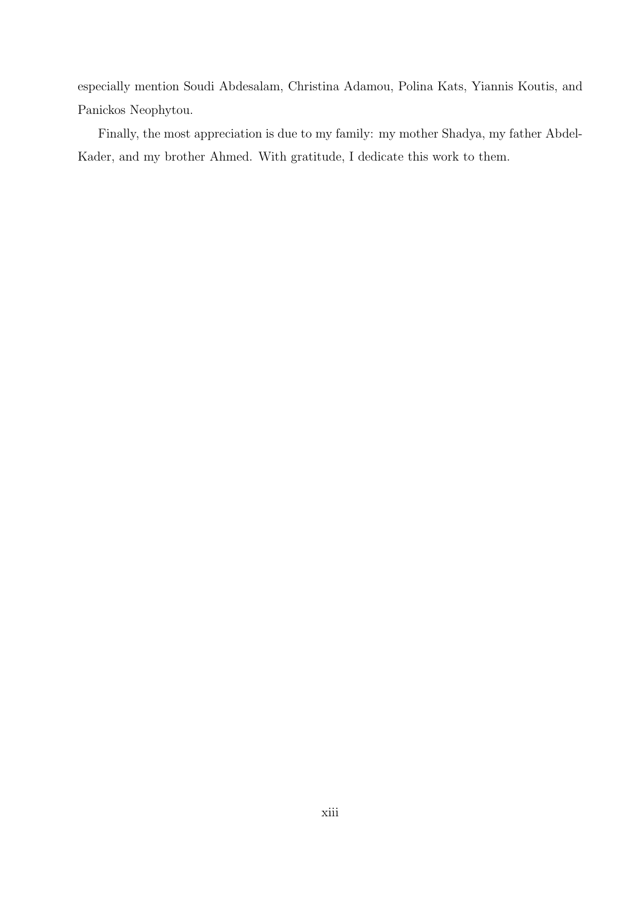especially mention Soudi Abdesalam, Christina Adamou, Polina Kats, Yiannis Koutis, and Panickos Neophytou.

Finally, the most appreciation is due to my family: my mother Shadya, my father Abdel-Kader, and my brother Ahmed. With gratitude, I dedicate this work to them.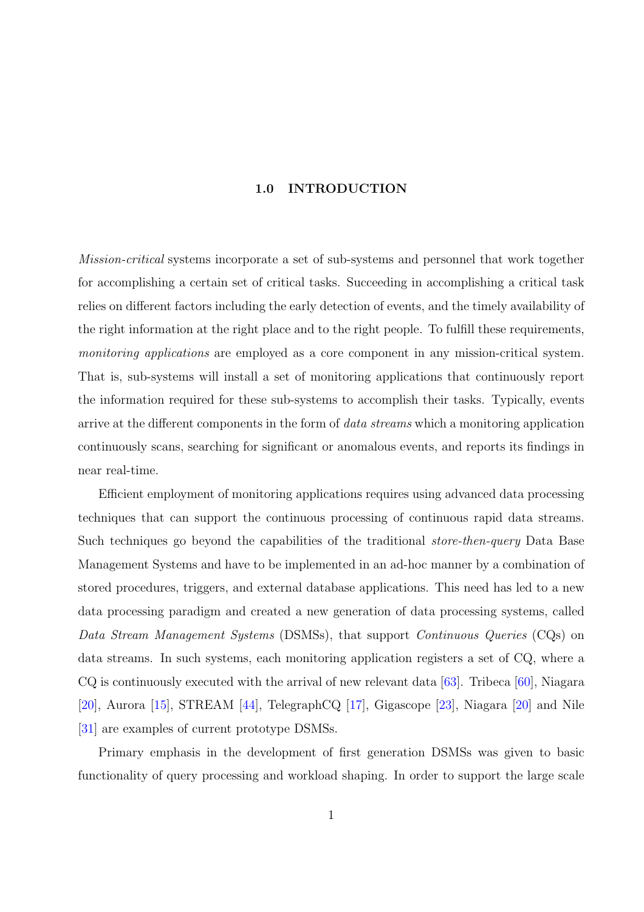# 1.0 INTRODUCTION

*Mission-critical* systems incorporate a set of sub-systems and personnel that work together for accomplishing a certain set of critical tasks. Succeeding in accomplishing a critical task relies on different factors including the early detection of events, and the timely availability of the right information at the right place and to the right people. To fulfill these requirements, *monitoring applications* are employed as a core component in any mission-critical system. That is, sub-systems will install a set of monitoring applications that continuously report the information required for these sub-systems to accomplish their tasks. Typically, events arrive at the different components in the form of *data streams* which a monitoring application continuously scans, searching for significant or anomalous events, and reports its findings in near real-time.

Efficient employment of monitoring applications requires using advanced data processing techniques that can support the continuous processing of continuous rapid data streams. Such techniques go beyond the capabilities of the traditional *store-then-query* Data Base Management Systems and have to be implemented in an ad-hoc manner by a combination of stored procedures, triggers, and external database applications. This need has led to a new data processing paradigm and created a new generation of data processing systems, called *Data Stream Management Systems* (DSMSs), that support *Continuous Queries* (CQs) on data streams. In such systems, each monitoring application registers a set of CQ, where a CQ is continuously executed with the arrival of new relevant data [63]. Tribeca [60], Niagara [20], Aurora [15], STREAM [44], TelegraphCQ [17], Gigascope [23], Niagara [20] and Nile [31] are examples of current prototype DSMSs.

Primary emphasis in the development of first generation DSMSs was given to basic functionality of query processing and workload shaping. In order to support the large scale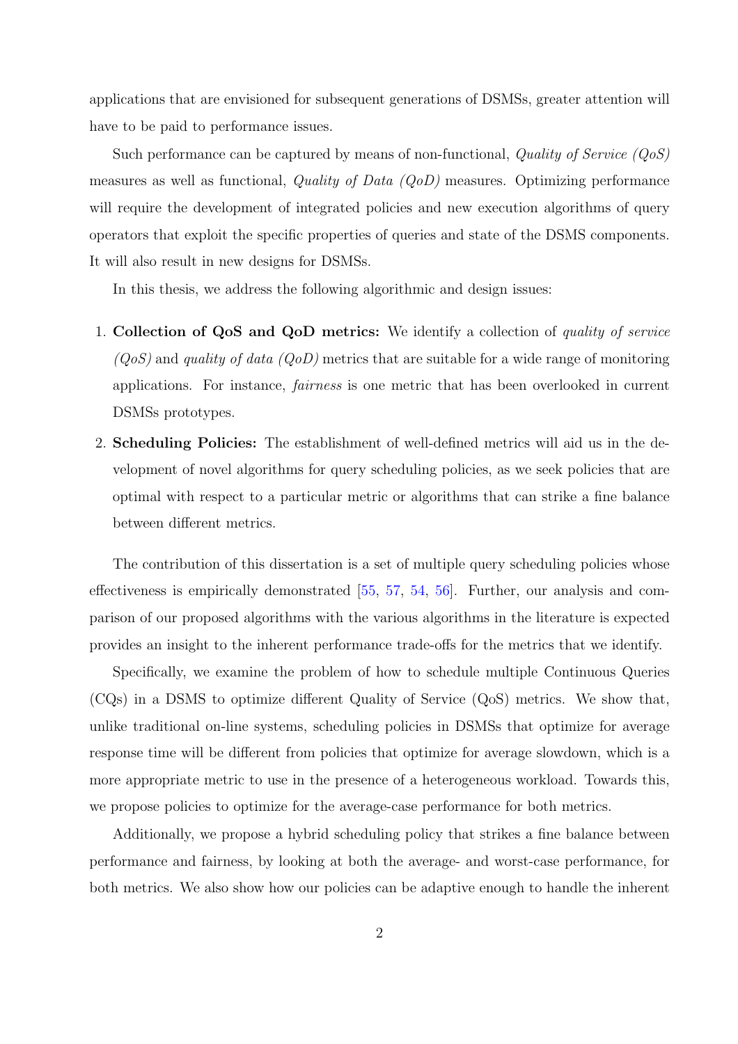applications that are envisioned for subsequent generations of DSMSs, greater attention will have to be paid to performance issues.

Such performance can be captured by means of non-functional, *Quality of Service (QoS)* measures as well as functional, *Quality of Data (QoD)* measures. Optimizing performance will require the development of integrated policies and new execution algorithms of query operators that exploit the specific properties of queries and state of the DSMS components. It will also result in new designs for DSMSs.

In this thesis, we address the following algorithmic and design issues:

1. **Collection of QoS and QoD metrics:** We identify a collection of *quality of service (QoS)* and *quality of data (QoD)* metrics that are suitable for a wide range of monitoring applications. For instance, *fairness* is one metric that has been overlooked in current DSMSs prototypes.
2. **Scheduling Policies:** The establishment of well-defined metrics will aid us in the development of novel algorithms for query scheduling policies, as we seek policies that are optimal with respect to a particular metric or algorithms that can strike a fine balance between different metrics.

The contribution of this dissertation is a set of multiple query scheduling policies whose effectiveness is empirically demonstrated [55, 57, 54, 56]. Further, our analysis and comparison of our proposed algorithms with the various algorithms in the literature is expected provides an insight to the inherent performance trade-offs for the metrics that we identify.

Specifically, we examine the problem of how to schedule multiple Continuous Queries (CQs) in a DSMS to optimize different Quality of Service (QoS) metrics. We show that, unlike traditional on-line systems, scheduling policies in DSMSs that optimize for average response time will be different from policies that optimize for average slowdown, which is a more appropriate metric to use in the presence of a heterogeneous workload. Towards this, we propose policies to optimize for the average-case performance for both metrics.

Additionally, we propose a hybrid scheduling policy that strikes a fine balance between performance and fairness, by looking at both the average- and worst-case performance, for both metrics. We also show how our policies can be adaptive enough to handle the inherent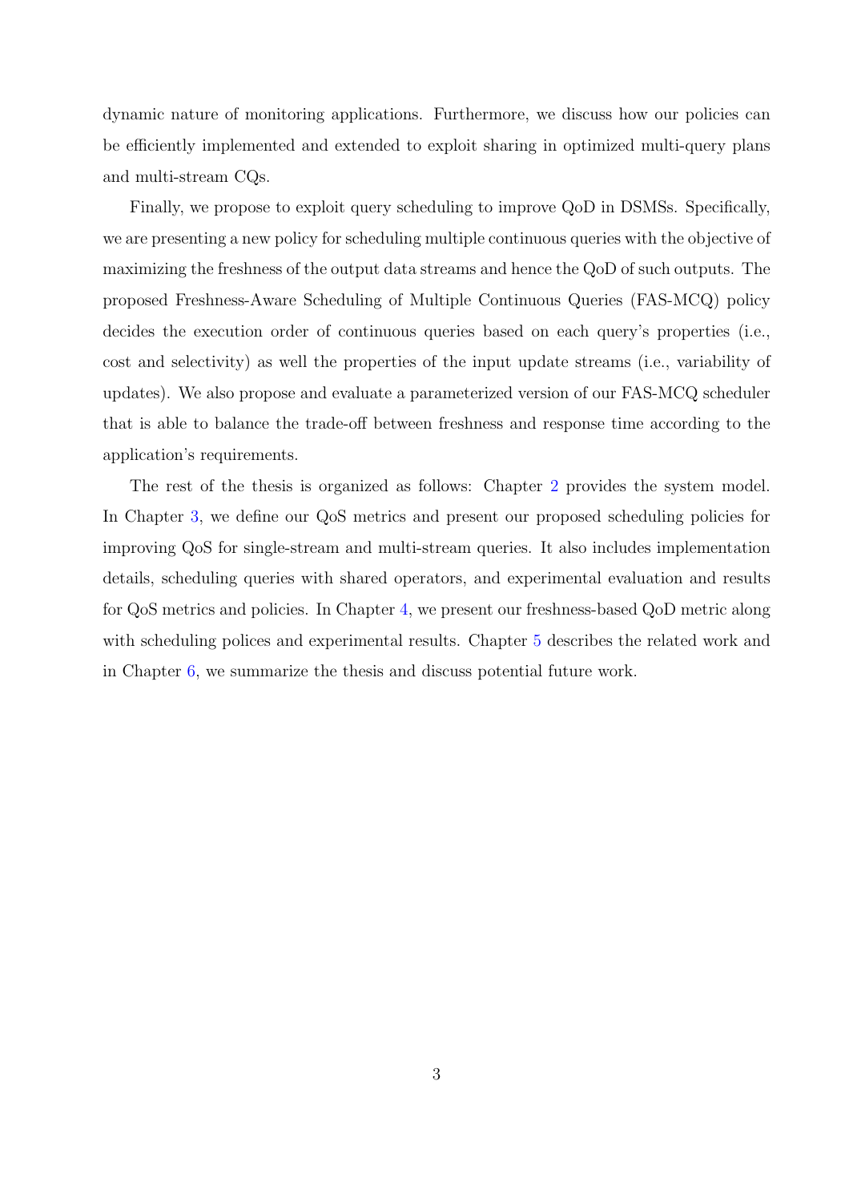dynamic nature of monitoring applications. Furthermore, we discuss how our policies can be efficiently implemented and extended to exploit sharing in optimized multi-query plans and multi-stream CQs.

Finally, we propose to exploit query scheduling to improve QoD in DSMSs. Specifically, we are presenting a new policy for scheduling multiple continuous queries with the objective of maximizing the freshness of the output data streams and hence the QoD of such outputs. The proposed Freshness-Aware Scheduling of Multiple Continuous Queries (FAS-MCQ) policy decides the execution order of continuous queries based on each query's properties (i.e., cost and selectivity) as well the properties of the input update streams (i.e., variability of updates). We also propose and evaluate a parameterized version of our FAS-MCQ scheduler that is able to balance the trade-off between freshness and response time according to the application's requirements.

The rest of the thesis is organized as follows: Chapter 2 provides the system model. In Chapter 3, we define our QoS metrics and present our proposed scheduling policies for improving QoS for single-stream and multi-stream queries. It also includes implementation details, scheduling queries with shared operators, and experimental evaluation and results for QoS metrics and policies. In Chapter 4, we present our freshness-based QoD metric along with scheduling polices and experimental results. Chapter 5 describes the related work and in Chapter 6, we summarize the thesis and discuss potential future work.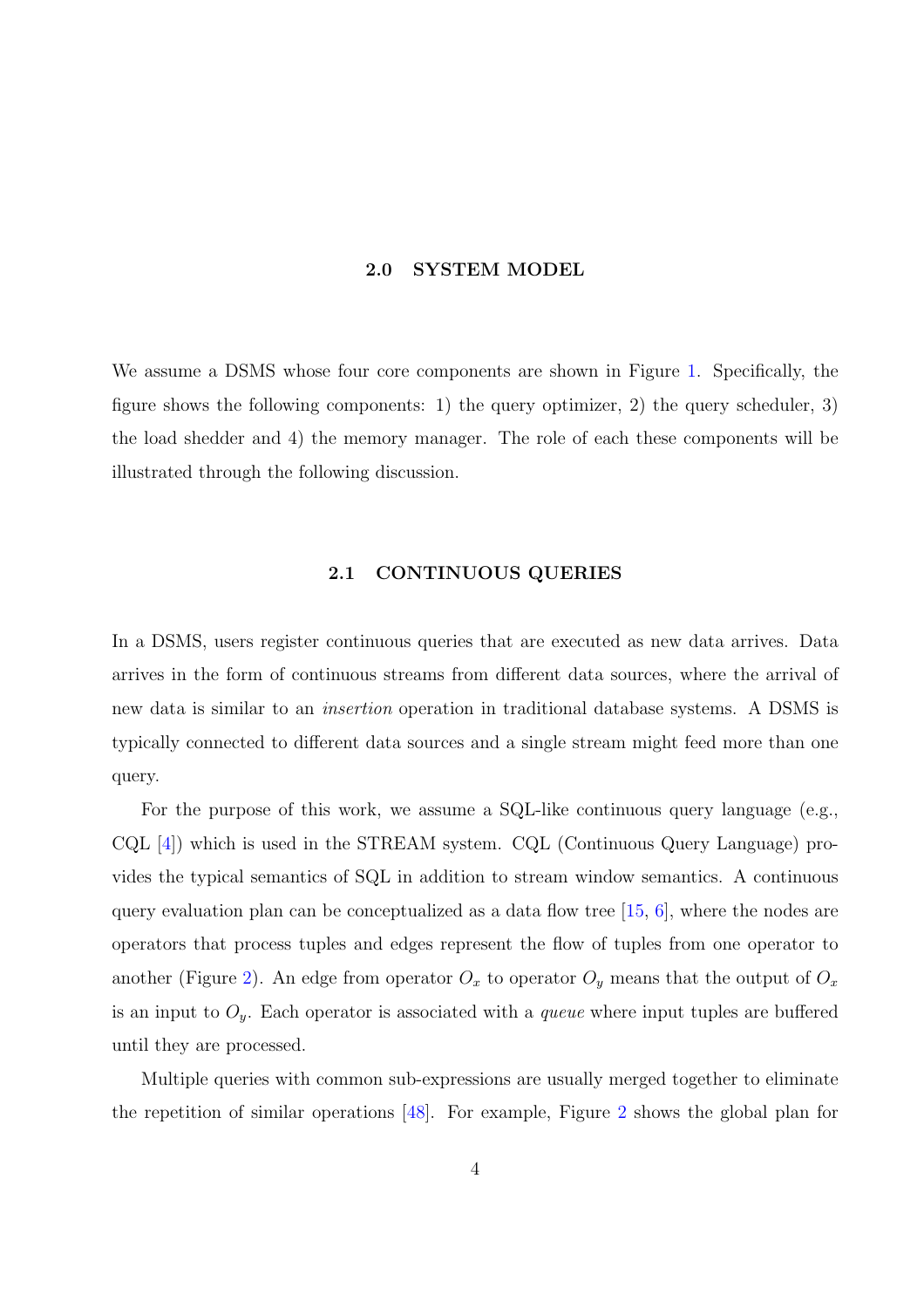# 2.0 SYSTEM MODEL

We assume a DSMS whose four core components are shown in Figure 1. Specifically, the figure shows the following components: 1) the query optimizer, 2) the query scheduler, 3) the load shedder and 4) the memory manager. The role of each these components will be illustrated through the following discussion.

## 2.1 CONTINUOUS QUERIES

In a DSMS, users register continuous queries that are executed as new data arrives. Data arrives in the form of continuous streams from different data sources, where the arrival of new data is similar to an *insertion* operation in traditional database systems. A DSMS is typically connected to different data sources and a single stream might feed more than one query.

For the purpose of this work, we assume a SQL-like continuous query language (e.g., CQL [4]) which is used in the STREAM system. CQL (Continuous Query Language) provides the typical semantics of SQL in addition to stream window semantics. A continuous query evaluation plan can be conceptualized as a data flow tree [15, 6], where the nodes are operators that process tuples and edges represent the flow of tuples from one operator to another (Figure 2). An edge from operator $O_x$ to operator $O_y$ means that the output of $O_x$ is an input to $O_y$. Each operator is associated with a *queue* where input tuples are buffered until they are processed.

Multiple queries with common sub-expressions are usually merged together to eliminate the repetition of similar operations [48]. For example, Figure 2 shows the global plan for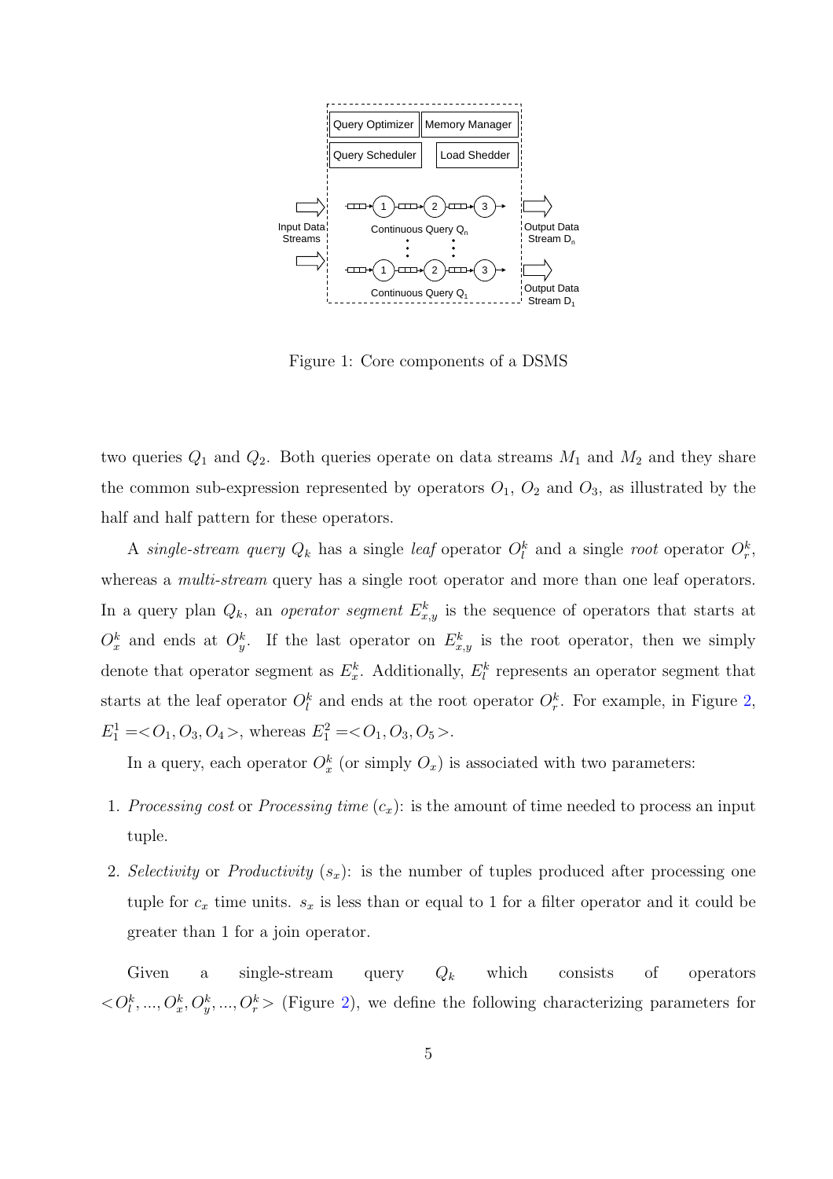Figure 1: Core components of a DSMS

two queries $Q_1$ and $Q_2$. Both queries operate on data streams $M_1$ and $M_2$ and they share the common sub-expression represented by operators $O_1$, $O_2$ and $O_3$, as illustrated by the half and half pattern for these operators.

A *single-stream query* $Q_k$ has a single *leaf* operator $O_l^k$ and a single *root* operator $O_r^k$, whereas a *multi-stream* query has a single root operator and more than one leaf operators. In a query plan $Q_k$, an *operator segment* $E_{x,y}^k$ is the sequence of operators that starts at $O_x^k$ and ends at $O_y^k$. If the last operator on $E_{x,y}^k$ is the root operator, then we simply denote that operator segment as $E_x^k$. Additionally, $E_l^k$ represents an operator segment that starts at the leaf operator $O_l^k$ and ends at the root operator $O_r^k$. For example, in Figure 2, $E_1^1 = <O_1, O_3, O_4>$, whereas $E_1^2 = <O_1, O_3, O_5>$.

In a query, each operator $O_x^k$ (or simply $O_x$) is associated with two parameters:

1. *Processing cost* or *Processing time* ($c_x$): is the amount of time needed to process an input tuple.
2. *Selectivity* or *Productivity* ($s_x$): is the number of tuples produced after processing one tuple for $c_x$ time units. $s_x$ is less than or equal to 1 for a filter operator and it could be greater than 1 for a join operator.

Given a single-stream query $Q_k$ which consists of operators $<O_l^k, ..., O_x^k, O_y^k, ..., O_r^k>$ (Figure 2), we define the following characterizing parameters for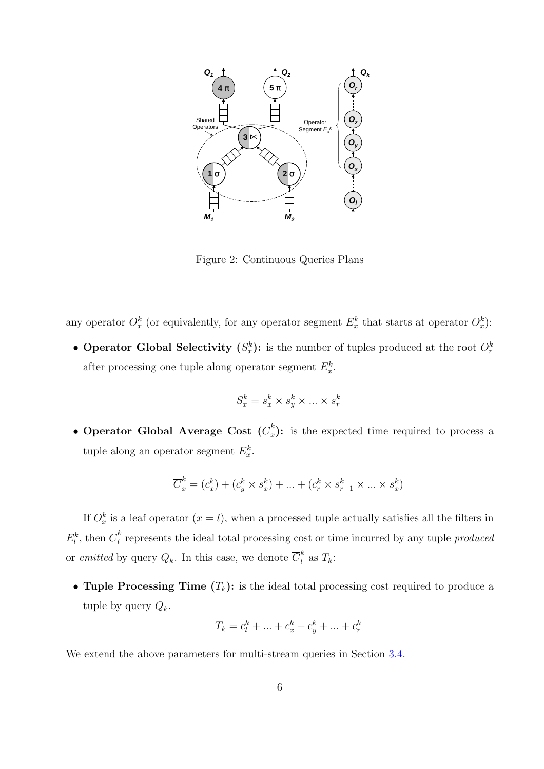Figure 2: Continuous Queries Plans

any operator $O_x^k$ (or equivalently, for any operator segment $E_x^k$ that starts at operator $O_x^k$):

- **Operator Global Selectivity ($S_x^k$):** is the number of tuples produced at the root $O_r^k$ after processing one tuple along operator segment $E_x^k$.

$$S_x^k = s_x^k \times s_y^k \times ... \times s_r^k$$

- **Operator Global Average Cost ($\overline{C}_x^k$):** is the expected time required to process a tuple along an operator segment $E_x^k$.

$$\overline{C}_x^k = (c_x^k) + (c_y^k \times s_x^k) + ... + (c_r^k \times s_{r-1}^k \times ... \times s_x^k)$$

If $O_x^k$ is a leaf operator ($x = l$), when a processed tuple actually satisfies all the filters in $E_l^k$, then $\overline{C}_l^k$ represents the ideal total processing cost or time incurred by any tuple *produced* or *emitted* by query $Q_k$. In this case, we denote $\overline{C}_l^k$ as $T_k$:

- **Tuple Processing Time ($T_k$):** is the ideal total processing cost required to produce a tuple by query $Q_k$.

$$T_k = c_l^k + ... + c_x^k + c_y^k + ... + c_r^k$$

We extend the above parameters for multi-stream queries in Section 3.4.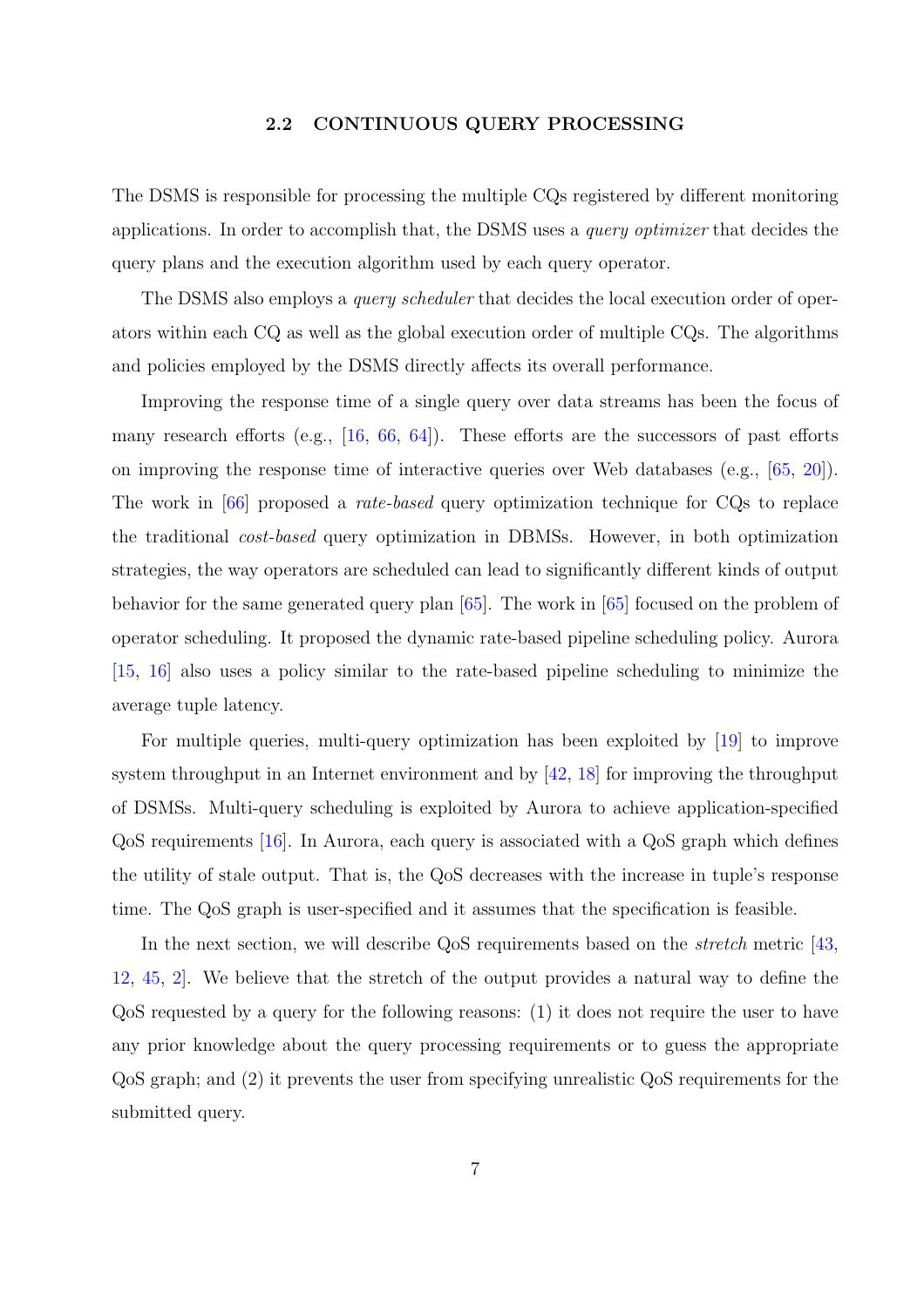## 2.2 CONTINUOUS QUERY PROCESSING

The DSMS is responsible for processing the multiple CQs registered by different monitoring applications. In order to accomplish that, the DSMS uses a *query optimizer* that decides the query plans and the execution algorithm used by each query operator.

The DSMS also employs a *query scheduler* that decides the local execution order of operators within each CQ as well as the global execution order of multiple CQs. The algorithms and policies employed by the DSMS directly affects its overall performance.

Improving the response time of a single query over data streams has been the focus of many research efforts (e.g., [16, 66, 64]). These efforts are the successors of past efforts on improving the response time of interactive queries over Web databases (e.g., [65, 20]). The work in [66] proposed a *rate-based* query optimization technique for CQs to replace the traditional *cost-based* query optimization in DBMSs. However, in both optimization strategies, the way operators are scheduled can lead to significantly different kinds of output behavior for the same generated query plan [65]. The work in [65] focused on the problem of operator scheduling. It proposed the dynamic rate-based pipeline scheduling policy. Aurora [15, 16] also uses a policy similar to the rate-based pipeline scheduling to minimize the average tuple latency.

For multiple queries, multi-query optimization has been exploited by [19] to improve system throughput in an Internet environment and by [42, 18] for improving the throughput of DSMSs. Multi-query scheduling is exploited by Aurora to achieve application-specified QoS requirements [16]. In Aurora, each query is associated with a QoS graph which defines the utility of stale output. That is, the QoS decreases with the increase in tuple's response time. The QoS graph is user-specified and it assumes that the specification is feasible.

In the next section, we will describe QoS requirements based on the *stretch* metric [43, 12, 45, 2]. We believe that the stretch of the output provides a natural way to define the QoS requested by a query for the following reasons: (1) it does not require the user to have any prior knowledge about the query processing requirements or to guess the appropriate QoS graph; and (2) it prevents the user from specifying unrealistic QoS requirements for the submitted query.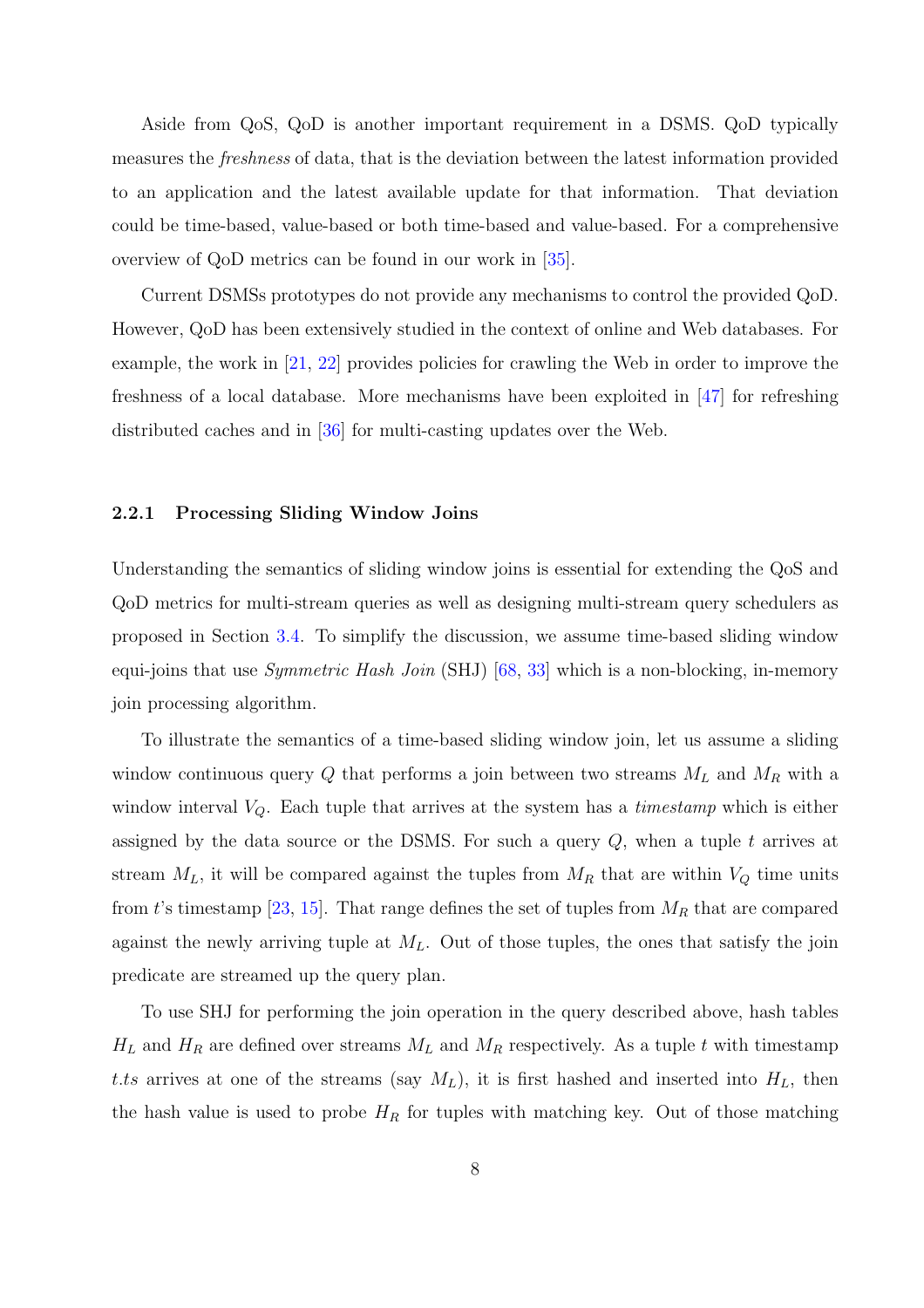Aside from QoS, QoD is another important requirement in a DSMS. QoD typically measures the *freshness* of data, that is the deviation between the latest information provided to an application and the latest available update for that information. That deviation could be time-based, value-based or both time-based and value-based. For a comprehensive overview of QoD metrics can be found in our work in [35].

Current DSMSs prototypes do not provide any mechanisms to control the provided QoD. However, QoD has been extensively studied in the context of online and Web databases. For example, the work in [21, 22] provides policies for crawling the Web in order to improve the freshness of a local database. More mechanisms have been exploited in [47] for refreshing distributed caches and in [36] for multi-casting updates over the Web.

### 2.2.1 Processing Sliding Window Joins

Understanding the semantics of sliding window joins is essential for extending the QoS and QoD metrics for multi-stream queries as well as designing multi-stream query schedulers as proposed in Section 3.4. To simplify the discussion, we assume time-based sliding window equi-joins that use *Symmetric Hash Join* (SHJ) [68, 33] which is a non-blocking, in-memory join processing algorithm.

To illustrate the semantics of a time-based sliding window join, let us assume a sliding window continuous query $Q$ that performs a join between two streams $M_L$ and $M_R$ with a window interval $V_Q$. Each tuple that arrives at the system has a *timestamp* which is either assigned by the data source or the DSMS. For such a query $Q$, when a tuple $t$ arrives at stream $M_L$, it will be compared against the tuples from $M_R$ that are within $V_Q$ time units from $t$'s timestamp [23, 15]. That range defines the set of tuples from $M_R$ that are compared against the newly arriving tuple at $M_L$. Out of those tuples, the ones that satisfy the join predicate are streamed up the query plan.

To use SHJ for performing the join operation in the query described above, hash tables $H_L$ and $H_R$ are defined over streams $M_L$ and $M_R$ respectively. As a tuple $t$ with timestamp $t.ts$ arrives at one of the streams (say $M_L$), it is first hashed and inserted into $H_L$, then the hash value is used to probe $H_R$ for tuples with matching key. Out of those matching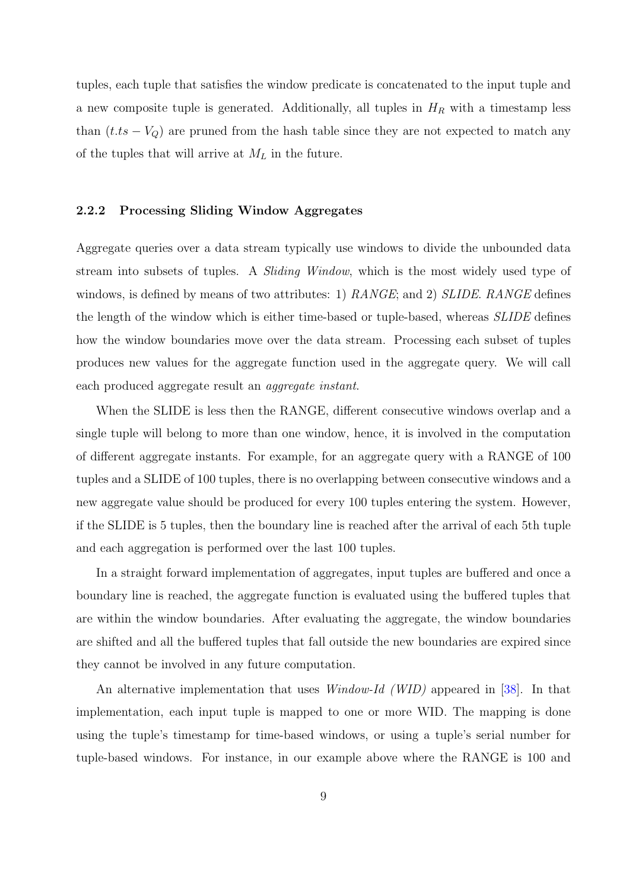tuples, each tuple that satisfies the window predicate is concatenated to the input tuple and a new composite tuple is generated. Additionally, all tuples in $H_R$ with a timestamp less than $(t.ts - V_Q)$ are pruned from the hash table since they are not expected to match any of the tuples that will arrive at $M_L$ in the future.

### 2.2.2 Processing Sliding Window Aggregates

Aggregate queries over a data stream typically use windows to divide the unbounded data stream into subsets of tuples. A *Sliding Window*, which is the most widely used type of windows, is defined by means of two attributes: 1) *RANGE*; and 2) *SLIDE*. *RANGE* defines the length of the window which is either time-based or tuple-based, whereas *SLIDE* defines how the window boundaries move over the data stream. Processing each subset of tuples produces new values for the aggregate function used in the aggregate query. We will call each produced aggregate result an *aggregate instant*.

When the SLIDE is less then the RANGE, different consecutive windows overlap and a single tuple will belong to more than one window, hence, it is involved in the computation of different aggregate instants. For example, for an aggregate query with a RANGE of 100 tuples and a SLIDE of 100 tuples, there is no overlapping between consecutive windows and a new aggregate value should be produced for every 100 tuples entering the system. However, if the SLIDE is 5 tuples, then the boundary line is reached after the arrival of each 5th tuple and each aggregation is performed over the last 100 tuples.

In a straight forward implementation of aggregates, input tuples are buffered and once a boundary line is reached, the aggregate function is evaluated using the buffered tuples that are within the window boundaries. After evaluating the aggregate, the window boundaries are shifted and all the buffered tuples that fall outside the new boundaries are expired since they cannot be involved in any future computation.

An alternative implementation that uses *Window-Id (WID)* appeared in [38]. In that implementation, each input tuple is mapped to one or more WID. The mapping is done using the tuple's timestamp for time-based windows, or using a tuple's serial number for tuple-based windows. For instance, in our example above where the RANGE is 100 and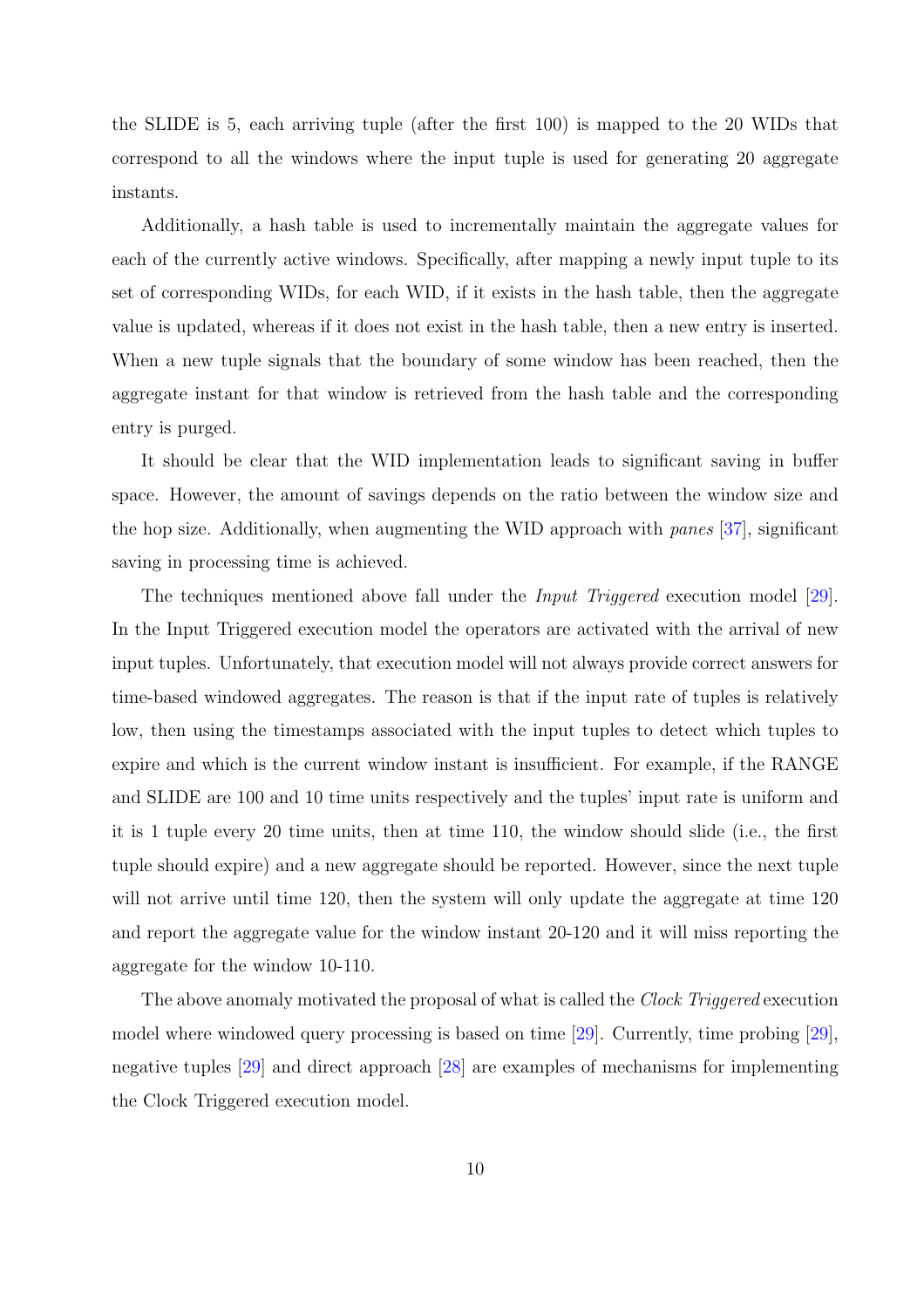the SLIDE is 5, each arriving tuple (after the first 100) is mapped to the 20 WIDs that correspond to all the windows where the input tuple is used for generating 20 aggregate instants.

Additionally, a hash table is used to incrementally maintain the aggregate values for each of the currently active windows. Specifically, after mapping a newly input tuple to its set of corresponding WIDs, for each WID, if it exists in the hash table, then the aggregate value is updated, whereas if it does not exist in the hash table, then a new entry is inserted. When a new tuple signals that the boundary of some window has been reached, then the aggregate instant for that window is retrieved from the hash table and the corresponding entry is purged.

It should be clear that the WID implementation leads to significant saving in buffer space. However, the amount of savings depends on the ratio between the window size and the hop size. Additionally, when augmenting the WID approach with *panes* [37], significant saving in processing time is achieved.

The techniques mentioned above fall under the *Input Triggered* execution model [29]. In the Input Triggered execution model the operators are activated with the arrival of new input tuples. Unfortunately, that execution model will not always provide correct answers for time-based windowed aggregates. The reason is that if the input rate of tuples is relatively low, then using the timestamps associated with the input tuples to detect which tuples to expire and which is the current window instant is insufficient. For example, if the RANGE and SLIDE are 100 and 10 time units respectively and the tuples' input rate is uniform and it is 1 tuple every 20 time units, then at time 110, the window should slide (i.e., the first tuple should expire) and a new aggregate should be reported. However, since the next tuple will not arrive until time 120, then the system will only update the aggregate at time 120 and report the aggregate value for the window instant 20-120 and it will miss reporting the aggregate for the window 10-110.

The above anomaly motivated the proposal of what is called the *Clock Triggered* execution model where windowed query processing is based on time [29]. Currently, time probing [29], negative tuples [29] and direct approach [28] are examples of mechanisms for implementing the Clock Triggered execution model.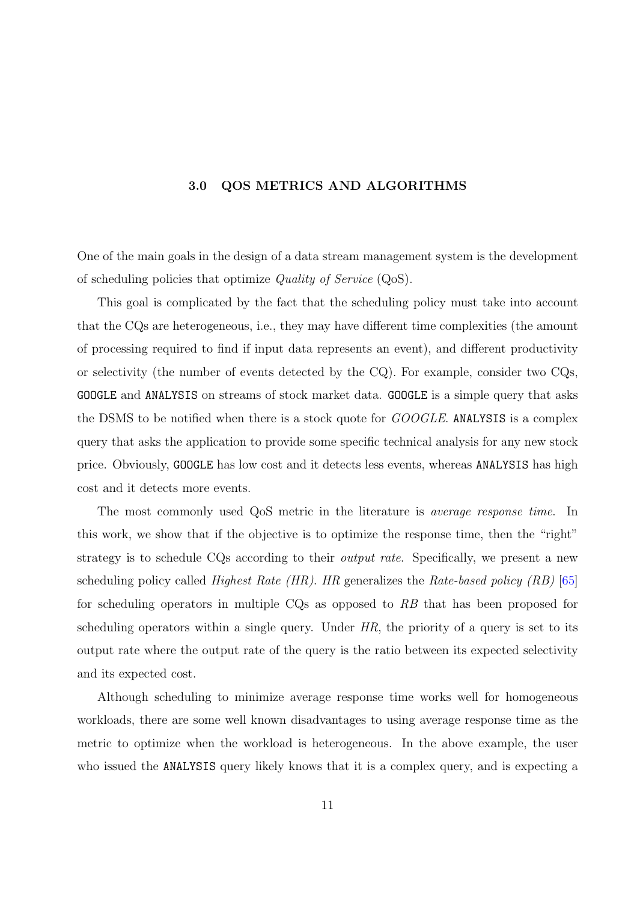# 3.0 QOS METRICS AND ALGORITHMS

One of the main goals in the design of a data stream management system is the development of scheduling policies that optimize *Quality of Service* (QoS).

This goal is complicated by the fact that the scheduling policy must take into account that the CQs are heterogeneous, i.e., they may have different time complexities (the amount of processing required to find if input data represents an event), and different productivity or selectivity (the number of events detected by the CQ). For example, consider two CQs, `GOOGLE` and `ANALYSIS` on streams of stock market data. `GOOGLE` is a simple query that asks the DSMS to be notified when there is a stock quote for *GOOGLE*. `ANALYSIS` is a complex query that asks the application to provide some specific technical analysis for any new stock price. Obviously, `GOOGLE` has low cost and it detects less events, whereas `ANALYSIS` has high cost and it detects more events.

The most commonly used QoS metric in the literature is *average response time*. In this work, we show that if the objective is to optimize the response time, then the "right" strategy is to schedule CQs according to their *output rate*. Specifically, we present a new scheduling policy called *Highest Rate (HR)*. *HR* generalizes the *Rate-based policy (RB)* [65] for scheduling operators in multiple CQs as opposed to *RB* that has been proposed for scheduling operators within a single query. Under *HR*, the priority of a query is set to its output rate where the output rate of the query is the ratio between its expected selectivity and its expected cost.

Although scheduling to minimize average response time works well for homogeneous workloads, there are some well known disadvantages to using average response time as the metric to optimize when the workload is heterogeneous. In the above example, the user who issued the `ANALYSIS` query likely knows that it is a complex query, and is expecting a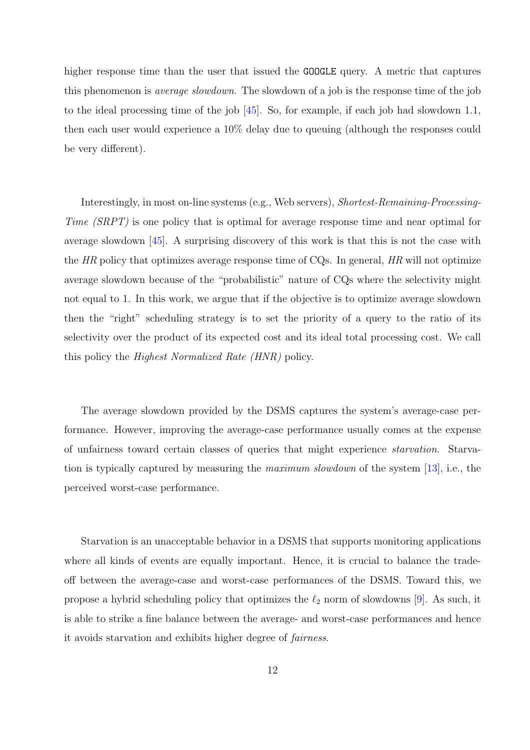higher response time than the user that issued the `GOOGLE` query. A metric that captures this phenomenon is *average slowdown*. The slowdown of a job is the response time of the job to the ideal processing time of the job [45]. So, for example, if each job had slowdown 1.1, then each user would experience a 10% delay due to queuing (although the responses could be very different).

Interestingly, in most on-line systems (e.g., Web servers), *Shortest-Remaining-Processing-Time (SRPT)* is one policy that is optimal for average response time and near optimal for average slowdown [45]. A surprising discovery of this work is that this is not the case with the *HR* policy that optimizes average response time of CQs. In general, *HR* will not optimize average slowdown because of the "probabilistic" nature of CQs where the selectivity might not equal to 1. In this work, we argue that if the objective is to optimize average slowdown then the "right" scheduling strategy is to set the priority of a query to the ratio of its selectivity over the product of its expected cost and its ideal total processing cost. We call this policy the *Highest Normalized Rate (HNR)* policy.

The average slowdown provided by the DSMS captures the system's average-case performance. However, improving the average-case performance usually comes at the expense of unfairness toward certain classes of queries that might experience *starvation*. Starvation is typically captured by measuring the *maximum slowdown* of the system [13], i.e., the perceived worst-case performance.

Starvation is an unacceptable behavior in a DSMS that supports monitoring applications where all kinds of events are equally important. Hence, it is crucial to balance the trade-off between the average-case and worst-case performances of the DSMS. Toward this, we propose a hybrid scheduling policy that optimizes the $\ell_2$ norm of slowdowns [9]. As such, it is able to strike a fine balance between the average- and worst-case performances and hence it avoids starvation and exhibits higher degree of *fairness*.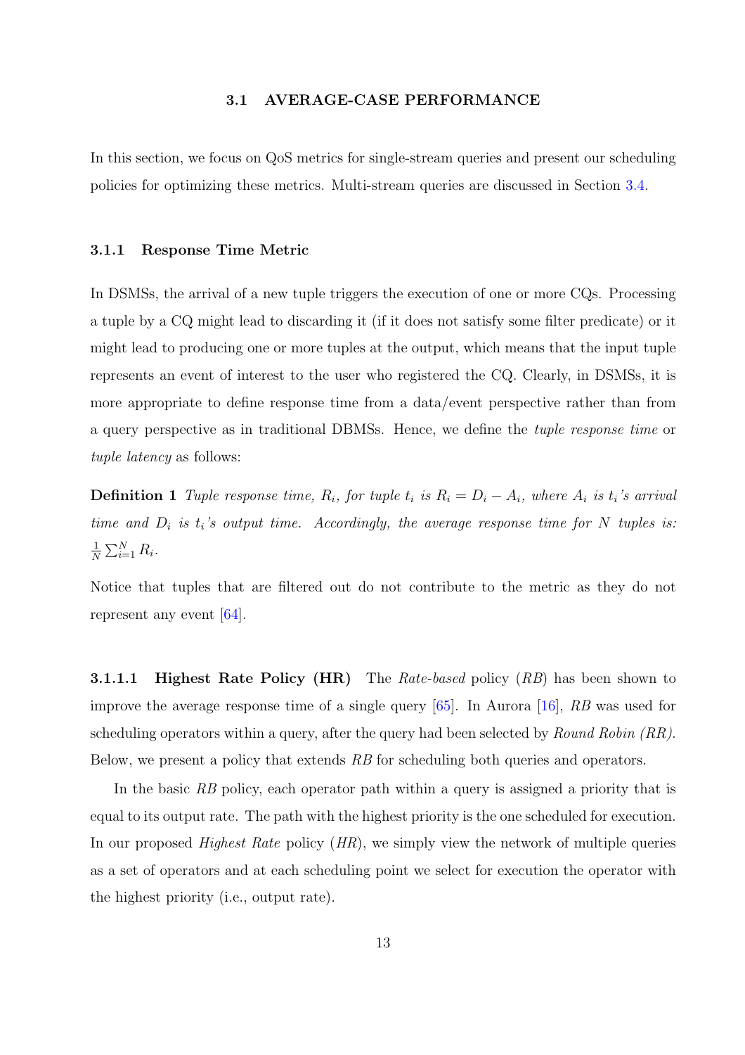## 3.1 AVERAGE-CASE PERFORMANCE

In this section, we focus on QoS metrics for single-stream queries and present our scheduling policies for optimizing these metrics. Multi-stream queries are discussed in Section 3.4.

### 3.1.1 Response Time Metric

In DSMSs, the arrival of a new tuple triggers the execution of one or more CQs. Processing a tuple by a CQ might lead to discarding it (if it does not satisfy some filter predicate) or it might lead to producing one or more tuples at the output, which means that the input tuple represents an event of interest to the user who registered the CQ. Clearly, in DSMSs, it is more appropriate to define response time from a data/event perspective rather than from a query perspective as in traditional DBMSs. Hence, we define the *tuple response time* or *tuple latency* as follows:

**Definition 1** *Tuple response time, $R_i$, for tuple $t_i$ is $R_i = D_i - A_i$, where $A_i$ is $t_i$'s arrival time and $D_i$ is $t_i$'s output time. Accordingly, the average response time for $N$ tuples is: $\frac{1}{N}\sum_{i=1}^{N} R_i$.*

Notice that tuples that are filtered out do not contribute to the metric as they do not represent any event [64].

#### 3.1.1.1 Highest Rate Policy (HR)

The *Rate-based* policy (*RB*) has been shown to improve the average response time of a single query [65]. In Aurora [16], *RB* was used for scheduling operators within a query, after the query had been selected by *Round Robin (RR)*. Below, we present a policy that extends *RB* for scheduling both queries and operators.

In the basic *RB* policy, each operator path within a query is assigned a priority that is equal to its output rate. The path with the highest priority is the one scheduled for execution. In our proposed *Highest Rate* policy (*HR*), we simply view the network of multiple queries as a set of operators and at each scheduling point we select for execution the operator with the highest priority (i.e., output rate).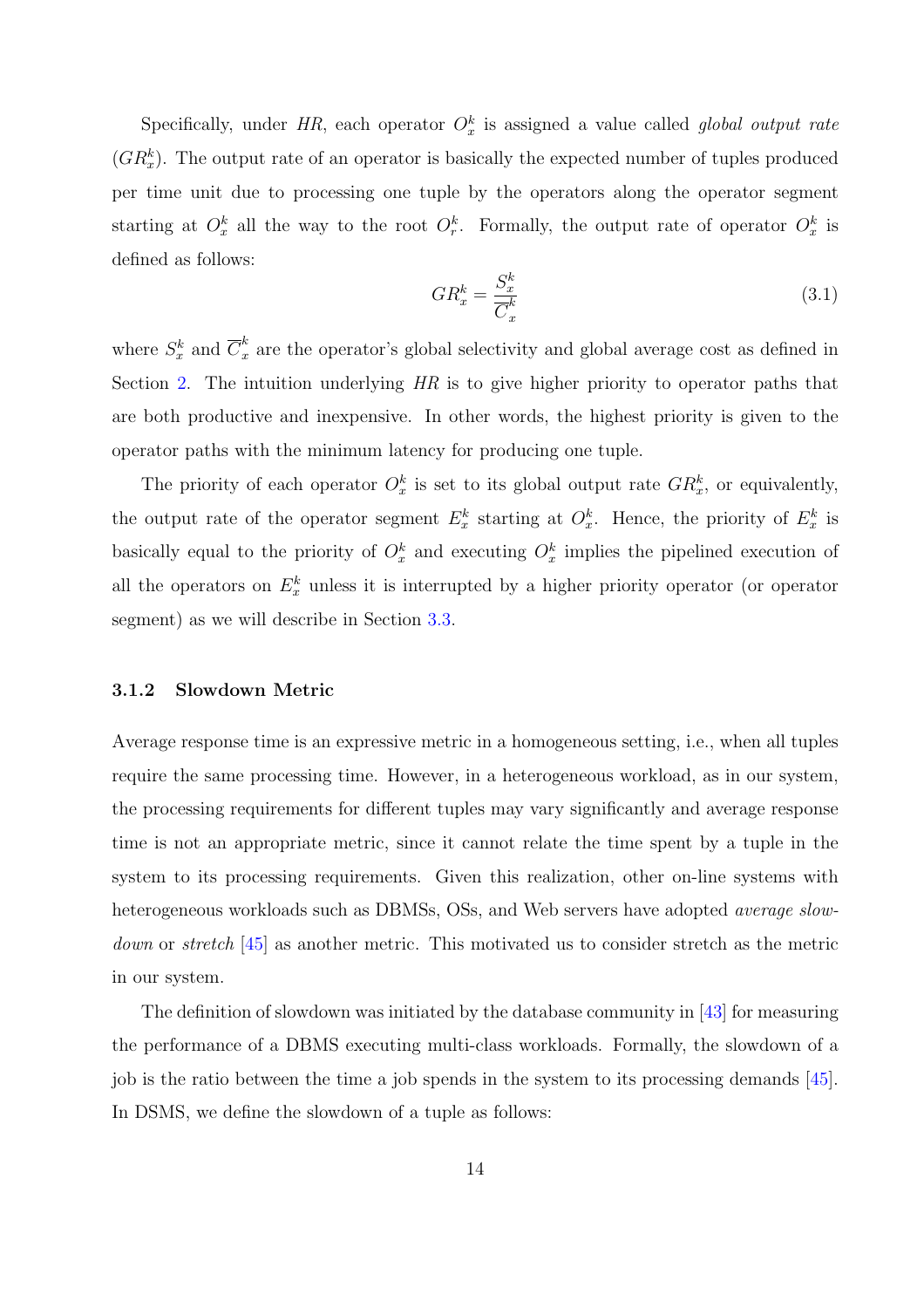Specifically, under *HR*, each operator $O_x^k$ is assigned a value called *global output rate* ($GR_x^k$). The output rate of an operator is basically the expected number of tuples produced per time unit due to processing one tuple by the operators along the operator segment starting at $O_x^k$ all the way to the root $O_r^k$. Formally, the output rate of operator $O_x^k$ is defined as follows:

$$GR_x^k = \frac{S_x^k}{\overline{C}_x^k} \tag{3.1}$$

where $S_x^k$ and $\overline{C}_x^k$ are the operator's global selectivity and global average cost as defined in Section 2. The intuition underlying *HR* is to give higher priority to operator paths that are both productive and inexpensive. In other words, the highest priority is given to the operator paths with the minimum latency for producing one tuple.

The priority of each operator $O_x^k$ is set to its global output rate $GR_x^k$, or equivalently, the output rate of the operator segment $E_x^k$ starting at $O_x^k$. Hence, the priority of $E_x^k$ is basically equal to the priority of $O_x^k$ and executing $O_x^k$ implies the pipelined execution of all the operators on $E_x^k$ unless it is interrupted by a higher priority operator (or operator segment) as we will describe in Section 3.3.

### 3.1.2 Slowdown Metric

Average response time is an expressive metric in a homogeneous setting, i.e., when all tuples require the same processing time. However, in a heterogeneous workload, as in our system, the processing requirements for different tuples may vary significantly and average response time is not an appropriate metric, since it cannot relate the time spent by a tuple in the system to its processing requirements. Given this realization, other on-line systems with heterogeneous workloads such as DBMSs, OSs, and Web servers have adopted *average slowdown* or *stretch* [45] as another metric. This motivated us to consider stretch as the metric in our system.

The definition of slowdown was initiated by the database community in [43] for measuring the performance of a DBMS executing multi-class workloads. Formally, the slowdown of a job is the ratio between the time a job spends in the system to its processing demands [45]. In DSMS, we define the slowdown of a tuple as follows: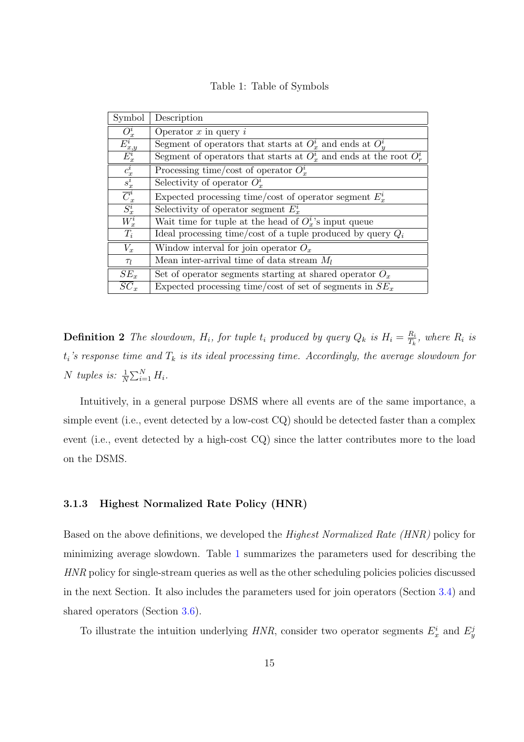Table 1: Table of Symbols

| Symbol | Description |
| --- | --- |
| $O_x^i$ | Operator $x$ in query $i$ |
| $E_{x,y}^i$ | Segment of operators that starts at $O_x^i$ and ends at $O_y^i$ |
| $E_x^i$ | Segment of operators that starts at $O_x^i$ and ends at the root $O_r^i$ |
| $c_x^i$ | Processing time/cost of operator $O_x^i$ |
| $s_x^i$ | Selectivity of operator $O_x^i$ |
| $\overline{C}_x^i$ | Expected processing time/cost of operator segment $E_x^i$ |
| $S_x^i$ | Selectivity of operator segment $E_x^i$ |
| $W_x^i$ | Wait time for tuple at the head of $O_x^i$'s input queue |
| $T_i$ | Ideal processing time/cost of a tuple produced by query $Q_i$ |
| $V_x$ | Window interval for join operator $O_x$ |
| $\tau_l$ | Mean inter-arrival time of data stream $M_l$ |
| $SE_x$ | Set of operator segments starting at shared operator $O_x$ |
| $\overline{SC}_x$ | Expected processing time/cost of set of segments in $SE_x$ |

**Definition 2** *The slowdown, $H_i$, for tuple $t_i$ produced by query $Q_k$ is $H_i = \frac{R_i}{T_k}$, where $R_i$ is $t_i$'s response time and $T_k$ is its ideal processing time. Accordingly, the average slowdown for $N$ tuples is: $\frac{1}{N}\sum_{i=1}^{N} H_i$.*

Intuitively, in a general purpose DSMS where all events are of the same importance, a simple event (i.e., event detected by a low-cost CQ) should be detected faster than a complex event (i.e., event detected by a high-cost CQ) since the latter contributes more to the load on the DSMS.

### 3.1.3 Highest Normalized Rate Policy (HNR)

Based on the above definitions, we developed the *Highest Normalized Rate (HNR)* policy for minimizing average slowdown. Table 1 summarizes the parameters used for describing the *HNR* policy for single-stream queries as well as the other scheduling policies policies discussed in the next Section. It also includes the parameters used for join operators (Section 3.4) and shared operators (Section 3.6).

To illustrate the intuition underlying *HNR*, consider two operator segments $E_x^i$ and $E_y^j$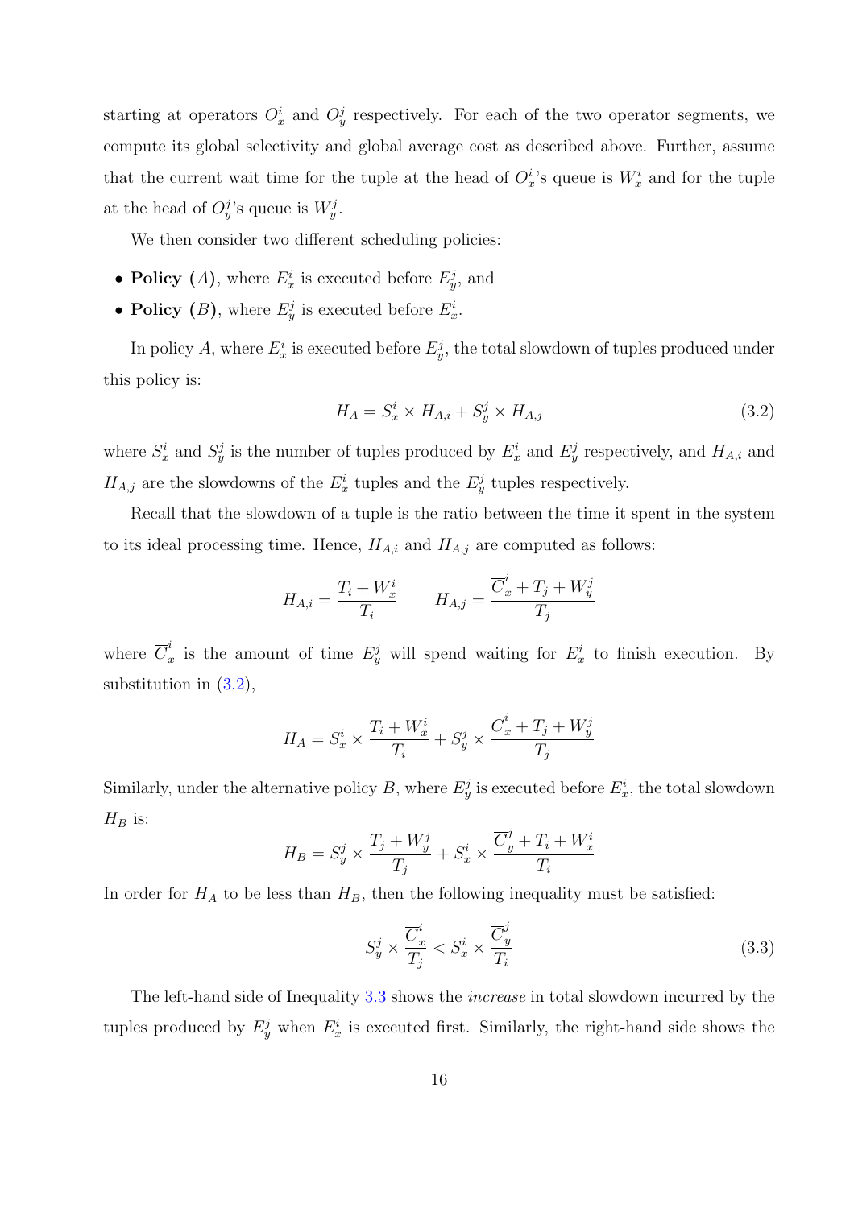starting at operators $O_x^i$ and $O_y^j$ respectively. For each of the two operator segments, we compute its global selectivity and global average cost as described above. Further, assume that the current wait time for the tuple at the head of $O_x^i$'s queue is $W_x^i$ and for the tuple at the head of $O_y^j$'s queue is $W_y^j$.

We then consider two different scheduling policies:

- **Policy ($A$)**, where $E_x^i$ is executed before $E_y^j$, and
- **Policy ($B$)**, where $E_y^j$ is executed before $E_x^i$.

In policy $A$, where $E_x^i$ is executed before $E_y^j$, the total slowdown of tuples produced under this policy is:

$$H_A = S_x^i \times H_{A,i} + S_y^j \times H_{A,j} \tag{3.2}$$

where $S_x^i$ and $S_y^j$ is the number of tuples produced by $E_x^i$ and $E_y^j$ respectively, and $H_{A,i}$ and $H_{A,j}$ are the slowdowns of the $E_x^i$ tuples and the $E_y^j$ tuples respectively.

Recall that the slowdown of a tuple is the ratio between the time it spent in the system to its ideal processing time. Hence, $H_{A,i}$ and $H_{A,j}$ are computed as follows:

$$H_{A,i} = \frac{T_i + W_x^i}{T_i} \qquad H_{A,j} = \frac{\overline{C}_x^i + T_j + W_y^j}{T_j}$$

where $\overline{C}_x^i$ is the amount of time $E_y^j$ will spend waiting for $E_x^i$ to finish execution. By substitution in (3.2),

$$H_A = S_x^i \times \frac{T_i + W_x^i}{T_i} + S_y^j \times \frac{\overline{C}_x^i + T_j + W_y^j}{T_j}$$

Similarly, under the alternative policy $B$, where $E_y^j$ is executed before $E_x^i$, the total slowdown $H_B$ is:

$$H_B = S_y^j \times \frac{T_j + W_y^j}{T_j} + S_x^i \times \frac{\overline{C}_y^j + T_i + W_x^i}{T_i}$$

In order for $H_A$ to be less than $H_B$, then the following inequality must be satisfied:

$$S_y^j \times \frac{\overline{C}_x^i}{T_j} < S_x^i \times \frac{\overline{C}_y^j}{T_i} \tag{3.3}$$

The left-hand side of Inequality 3.3 shows the *increase* in total slowdown incurred by the tuples produced by $E_y^j$ when $E_x^i$ is executed first. Similarly, the right-hand side shows the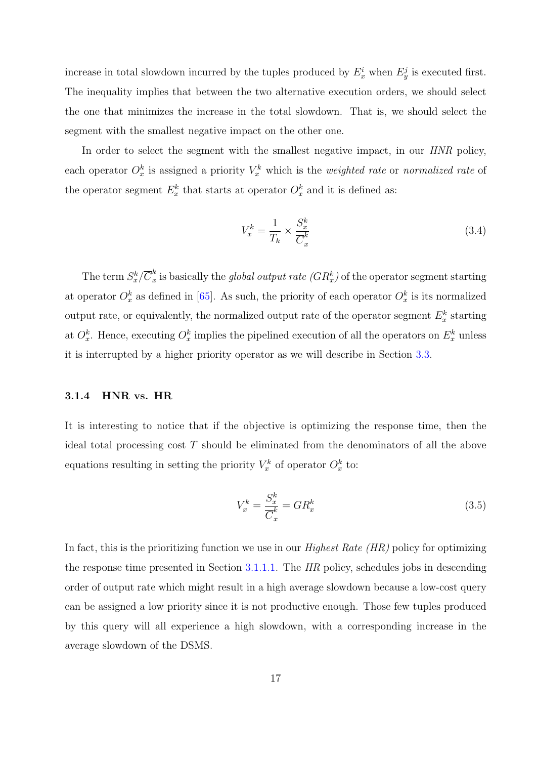increase in total slowdown incurred by the tuples produced by $E_x^i$ when $E_y^j$ is executed first. The inequality implies that between the two alternative execution orders, we should select the one that minimizes the increase in the total slowdown. That is, we should select the segment with the smallest negative impact on the other one.

In order to select the segment with the smallest negative impact, in our *HNR* policy, each operator $O_x^k$ is assigned a priority $V_x^k$ which is the *weighted rate* or *normalized rate* of the operator segment $E_x^k$ that starts at operator $O_x^k$ and it is defined as:

$$V_x^k = \frac{1}{T_k} \times \frac{S_x^k}{\overline{C}_x^k} \tag{3.4}$$

The term $S_x^k/\overline{C}_x^k$ is basically the *global output rate ($GR_x^k$)* of the operator segment starting at operator $O_x^k$ as defined in [65]. As such, the priority of each operator $O_x^k$ is its normalized output rate, or equivalently, the normalized output rate of the operator segment $E_x^k$ starting at $O_x^k$. Hence, executing $O_x^k$ implies the pipelined execution of all the operators on $E_x^k$ unless it is interrupted by a higher priority operator as we will describe in Section 3.3.

### 3.1.4 HNR vs. HR

It is interesting to notice that if the objective is optimizing the response time, then the ideal total processing cost $T$ should be eliminated from the denominators of all the above equations resulting in setting the priority $V_x^k$ of operator $O_x^k$ to:

$$V_x^k = \frac{S_x^k}{\overline{C}_x^k} = GR_x^k \tag{3.5}$$

In fact, this is the prioritizing function we use in our *Highest Rate (HR)* policy for optimizing the response time presented in Section 3.1.1.1. The *HR* policy, schedules jobs in descending order of output rate which might result in a high average slowdown because a low-cost query can be assigned a low priority since it is not productive enough. Those few tuples produced by this query will all experience a high slowdown, with a corresponding increase in the average slowdown of the DSMS.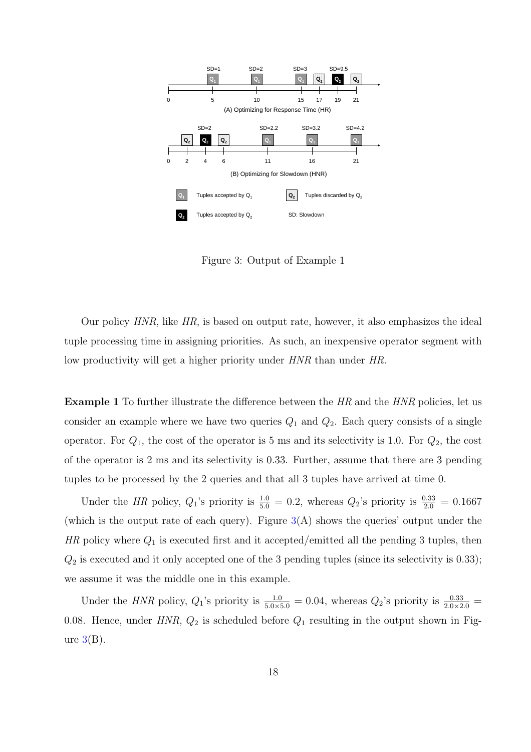Figure 3: Output of Example 1

Our policy *HNR*, like *HR*, is based on output rate, however, it also emphasizes the ideal tuple processing time in assigning priorities. As such, an inexpensive operator segment with low productivity will get a higher priority under *HNR* than under *HR*.

**Example 1** To further illustrate the difference between the *HR* and the *HNR* policies, let us consider an example where we have two queries $Q_1$ and $Q_2$. Each query consists of a single operator. For $Q_1$, the cost of the operator is 5 ms and its selectivity is 1.0. For $Q_2$, the cost of the operator is 2 ms and its selectivity is 0.33. Further, assume that there are 3 pending tuples to be processed by the 2 queries and that all 3 tuples have arrived at time 0.

Under the *HR* policy, $Q_1$'s priority is $\frac{1.0}{5.0} = 0.2$, whereas $Q_2$'s priority is $\frac{0.33}{2.0} = 0.1667$ (which is the output rate of each query). Figure 3(A) shows the queries' output under the *HR* policy where $Q_1$ is executed first and it accepted/emitted all the pending 3 tuples, then $Q_2$ is executed and it only accepted one of the 3 pending tuples (since its selectivity is 0.33); we assume it was the middle one in this example.

Under the *HNR* policy, $Q_1$'s priority is $\frac{1.0}{5.0 \times 5.0} = 0.04$, whereas $Q_2$'s priority is $\frac{0.33}{2.0 \times 2.0} = 0.08$. Hence, under *HNR*, $Q_2$ is scheduled before $Q_1$ resulting in the output shown in Figure 3(B).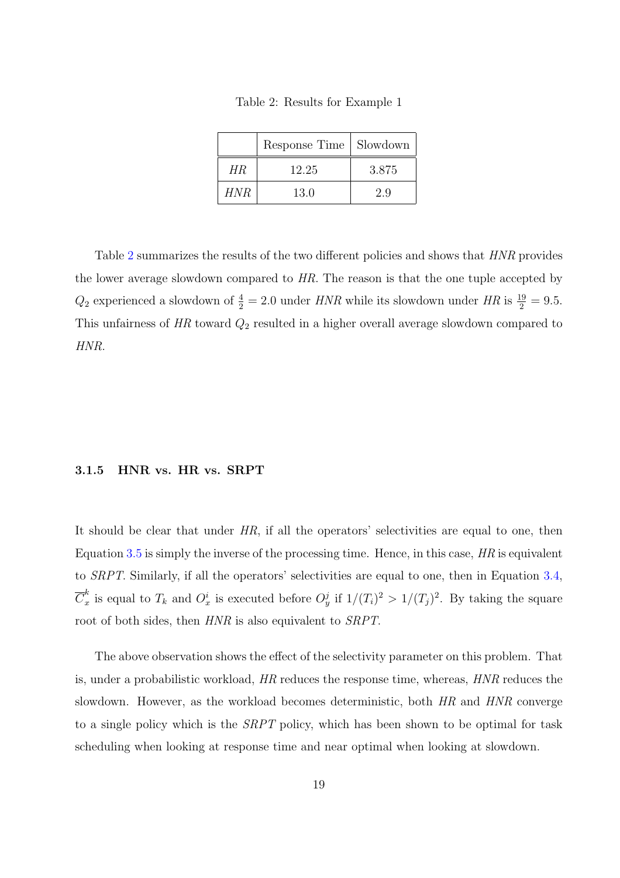Table 2: Results for Example 1

| | Response Time | Slowdown |
|---|---|---|
| *HR* | 12.25 | 3.875 |
| *HNR* | 13.0 | 2.9 |

Table 2 summarizes the results of the two different policies and shows that *HNR* provides the lower average slowdown compared to *HR*. The reason is that the one tuple accepted by $Q_2$ experienced a slowdown of $\frac{4}{2} = 2.0$ under *HNR* while its slowdown under *HR* is $\frac{19}{2} = 9.5$. This unfairness of *HR* toward $Q_2$ resulted in a higher overall average slowdown compared to *HNR*.

### 3.1.5 HNR vs. HR vs. SRPT

It should be clear that under *HR*, if all the operators' selectivities are equal to one, then Equation 3.5 is simply the inverse of the processing time. Hence, in this case, *HR* is equivalent to *SRPT*. Similarly, if all the operators' selectivities are equal to one, then in Equation 3.4, $\overline{C}_x^k$ is equal to $T_k$ and $O_x^i$ is executed before $O_y^j$ if $1/(T_i)^2 > 1/(T_j)^2$. By taking the square root of both sides, then *HNR* is also equivalent to *SRPT*.

The above observation shows the effect of the selectivity parameter on this problem. That is, under a probabilistic workload, *HR* reduces the response time, whereas, *HNR* reduces the slowdown. However, as the workload becomes deterministic, both *HR* and *HNR* converge to a single policy which is the *SRPT* policy, which has been shown to be optimal for task scheduling when looking at response time and near optimal when looking at slowdown.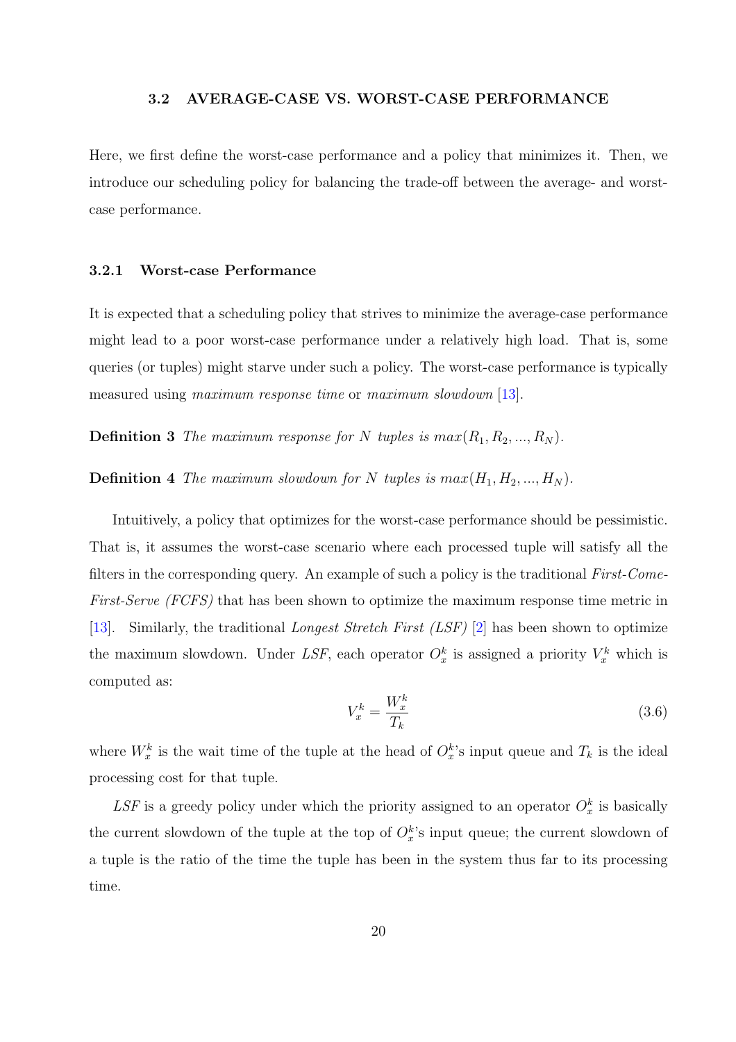## 3.2 AVERAGE-CASE VS. WORST-CASE PERFORMANCE

Here, we first define the worst-case performance and a policy that minimizes it. Then, we introduce our scheduling policy for balancing the trade-off between the average- and worst-case performance.

### 3.2.1 Worst-case Performance

It is expected that a scheduling policy that strives to minimize the average-case performance might lead to a poor worst-case performance under a relatively high load. That is, some queries (or tuples) might starve under such a policy. The worst-case performance is typically measured using *maximum response time* or *maximum slowdown* [13].

**Definition 3** *The maximum response for $N$ tuples is $max(R_1, R_2, ..., R_N)$.*

**Definition 4** *The maximum slowdown for $N$ tuples is $max(H_1, H_2, ..., H_N)$.*

Intuitively, a policy that optimizes for the worst-case performance should be pessimistic. That is, it assumes the worst-case scenario where each processed tuple will satisfy all the filters in the corresponding query. An example of such a policy is the traditional *First-Come-First-Serve (FCFS)* that has been shown to optimize the maximum response time metric in [13]. Similarly, the traditional *Longest Stretch First (LSF)* [2] has been shown to optimize the maximum slowdown. Under *LSF*, each operator $O_x^k$ is assigned a priority $V_x^k$ which is computed as:

$$V_x^k = \frac{W_x^k}{T_k} \tag{3.6}$$

where $W_x^k$ is the wait time of the tuple at the head of $O_x^k$'s input queue and $T_k$ is the ideal processing cost for that tuple.

*LSF* is a greedy policy under which the priority assigned to an operator $O_x^k$ is basically the current slowdown of the tuple at the top of $O_x^k$'s input queue; the current slowdown of a tuple is the ratio of the time the tuple has been in the system thus far to its processing time.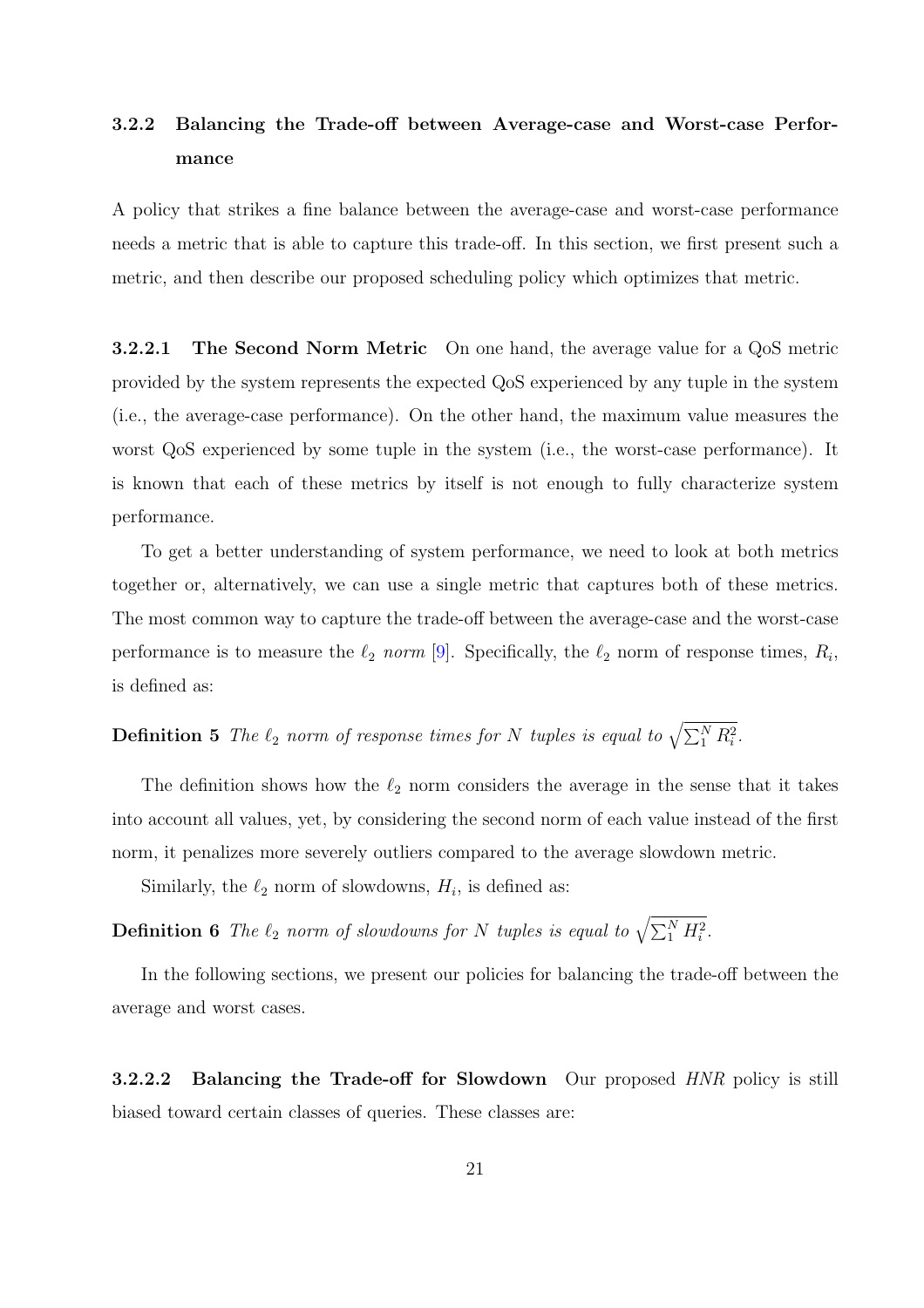### 3.2.2 Balancing the Trade-off between Average-case and Worst-case Performance

A policy that strikes a fine balance between the average-case and worst-case performance needs a metric that is able to capture this trade-off. In this section, we first present such a metric, and then describe our proposed scheduling policy which optimizes that metric.

**3.2.2.1 The Second Norm Metric** On one hand, the average value for a QoS metric provided by the system represents the expected QoS experienced by any tuple in the system (i.e., the average-case performance). On the other hand, the maximum value measures the worst QoS experienced by some tuple in the system (i.e., the worst-case performance). It is known that each of these metrics by itself is not enough to fully characterize system performance.

To get a better understanding of system performance, we need to look at both metrics together or, alternatively, we can use a single metric that captures both of these metrics. The most common way to capture the trade-off between the average-case and the worst-case performance is to measure the $\ell_2$ *norm* [9]. Specifically, the $\ell_2$ norm of response times, $R_i$, is defined as:

**Definition 5** *The $\ell_2$ norm of response times for $N$ tuples is equal to* $\sqrt{\sum_1^N R_i^2}$.

The definition shows how the $\ell_2$ norm considers the average in the sense that it takes into account all values, yet, by considering the second norm of each value instead of the first norm, it penalizes more severely outliers compared to the average slowdown metric.

Similarly, the $\ell_2$ norm of slowdowns, $H_i$, is defined as:

**Definition 6** *The $\ell_2$ norm of slowdowns for $N$ tuples is equal to* $\sqrt{\sum_1^N H_i^2}$.

In the following sections, we present our policies for balancing the trade-off between the average and worst cases.

**3.2.2.2 Balancing the Trade-off for Slowdown** Our proposed *HNR* policy is still biased toward certain classes of queries. These classes are: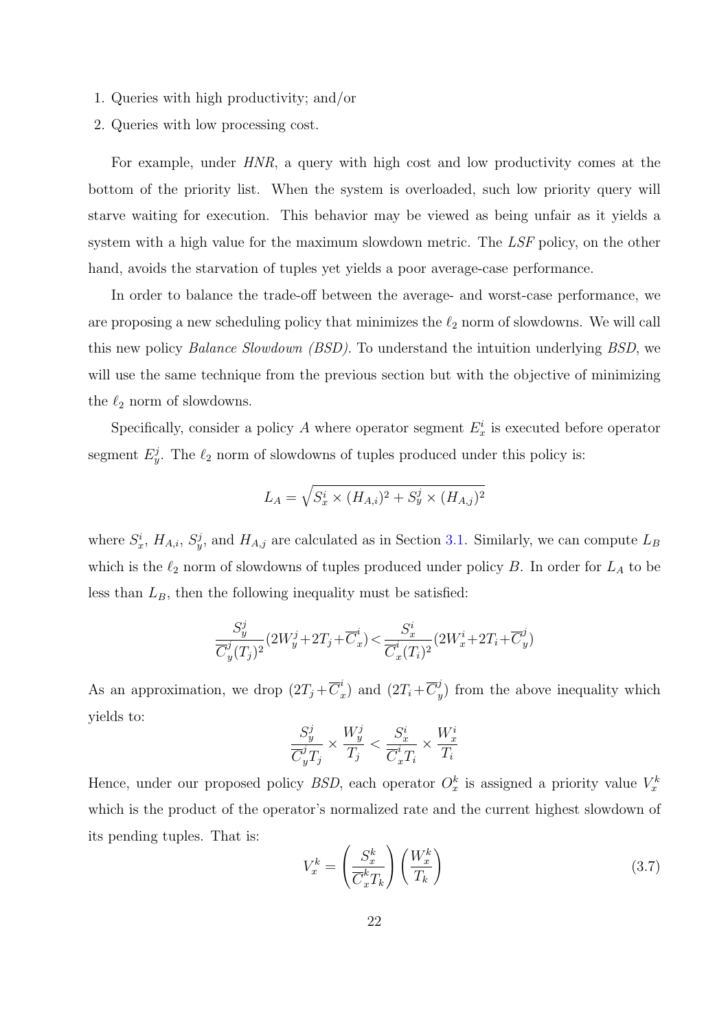1. Queries with high productivity; and/or
2. Queries with low processing cost.

For example, under *HNR*, a query with high cost and low productivity comes at the bottom of the priority list. When the system is overloaded, such low priority query will starve waiting for execution. This behavior may be viewed as being unfair as it yields a system with a high value for the maximum slowdown metric. The *LSF* policy, on the other hand, avoids the starvation of tuples yet yields a poor average-case performance.

In order to balance the trade-off between the average- and worst-case performance, we are proposing a new scheduling policy that minimizes the $\ell_2$ norm of slowdowns. We will call this new policy *Balance Slowdown (BSD)*. To understand the intuition underlying *BSD*, we will use the same technique from the previous section but with the objective of minimizing the $\ell_2$ norm of slowdowns.

Specifically, consider a policy $A$ where operator segment $E_x^i$ is executed before operator segment $E_y^j$. The $\ell_2$ norm of slowdowns of tuples produced under this policy is:

$$L_A = \sqrt{S_x^i \times (H_{A,i})^2 + S_y^j \times (H_{A,j})^2}$$

where $S_x^i$, $H_{A,i}$, $S_y^j$, and $H_{A,j}$ are calculated as in Section 3.1. Similarly, we can compute $L_B$ which is the $\ell_2$ norm of slowdowns of tuples produced under policy $B$. In order for $L_A$ to be less than $L_B$, then the following inequality must be satisfied:

$$\frac{S_y^j}{\overline{C}_y^j (T_j)^2}(2W_y^j + 2T_j + \overline{C}_x^i) < \frac{S_x^i}{\overline{C}_x^i (T_i)^2}(2W_x^i + 2T_i + \overline{C}_y^j)$$

As an approximation, we drop $(2T_j + \overline{C}_x^i)$ and $(2T_i + \overline{C}_y^j)$ from the above inequality which yields to:

$$\frac{S_y^j}{\overline{C}_y^j T_j} \times \frac{W_y^j}{T_j} < \frac{S_x^i}{\overline{C}_x^i T_i} \times \frac{W_x^i}{T_i}$$

Hence, under our proposed policy *BSD*, each operator $O_x^k$ is assigned a priority value $V_x^k$ which is the product of the operator's normalized rate and the current highest slowdown of its pending tuples. That is:

$$V_x^k = \left(\frac{S_x^k}{\overline{C}_x^k T_k}\right)\left(\frac{W_x^k}{T_k}\right) \tag{3.7}$$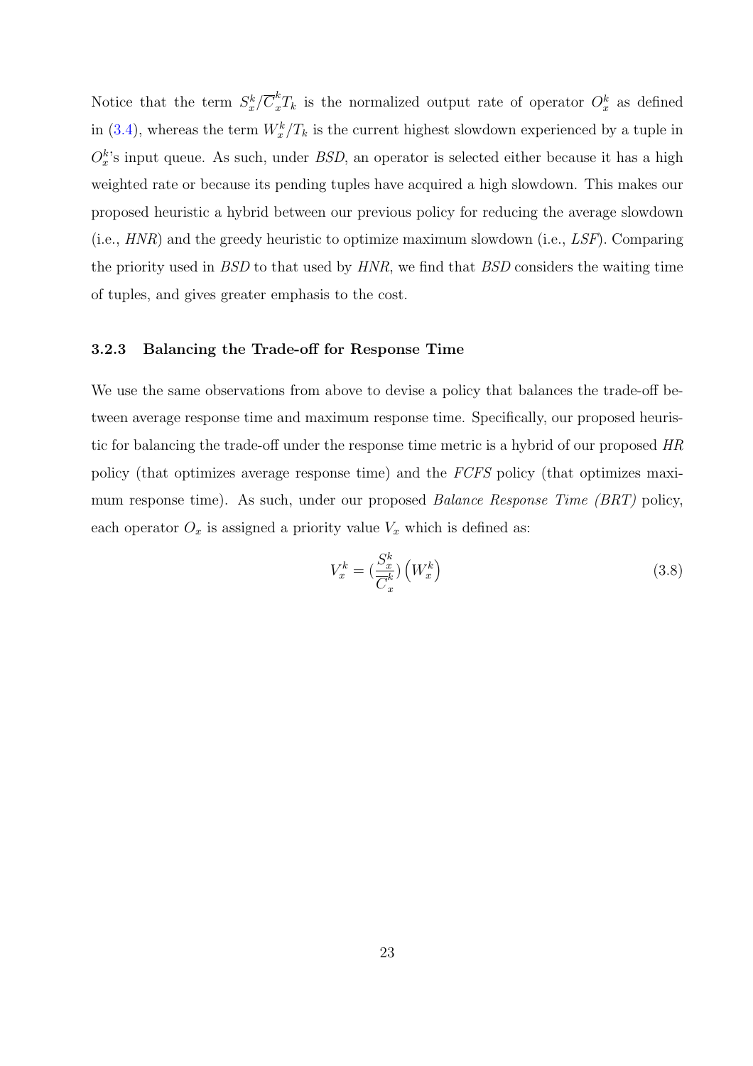Notice that the term $S_x^k/\overline{C}_x^k T_k$ is the normalized output rate of operator $O_x^k$ as defined in (3.4), whereas the term $W_x^k/T_k$ is the current highest slowdown experienced by a tuple in $O_x^k$'s input queue. As such, under *BSD*, an operator is selected either because it has a high weighted rate or because its pending tuples have acquired a high slowdown. This makes our proposed heuristic a hybrid between our previous policy for reducing the average slowdown (i.e., *HNR*) and the greedy heuristic to optimize maximum slowdown (i.e., *LSF*). Comparing the priority used in *BSD* to that used by *HNR*, we find that *BSD* considers the waiting time of tuples, and gives greater emphasis to the cost.

### 3.2.3 Balancing the Trade-off for Response Time

We use the same observations from above to devise a policy that balances the trade-off between average response time and maximum response time. Specifically, our proposed heuristic for balancing the trade-off under the response time metric is a hybrid of our proposed *HR* policy (that optimizes average response time) and the *FCFS* policy (that optimizes maximum response time). As such, under our proposed *Balance Response Time (BRT)* policy, each operator $O_x$ is assigned a priority value $V_x$ which is defined as:

$$V_x^k = \left(\frac{S_x^k}{\overline{C}_x^k}\right)\left(W_x^k\right) \tag{3.8}$$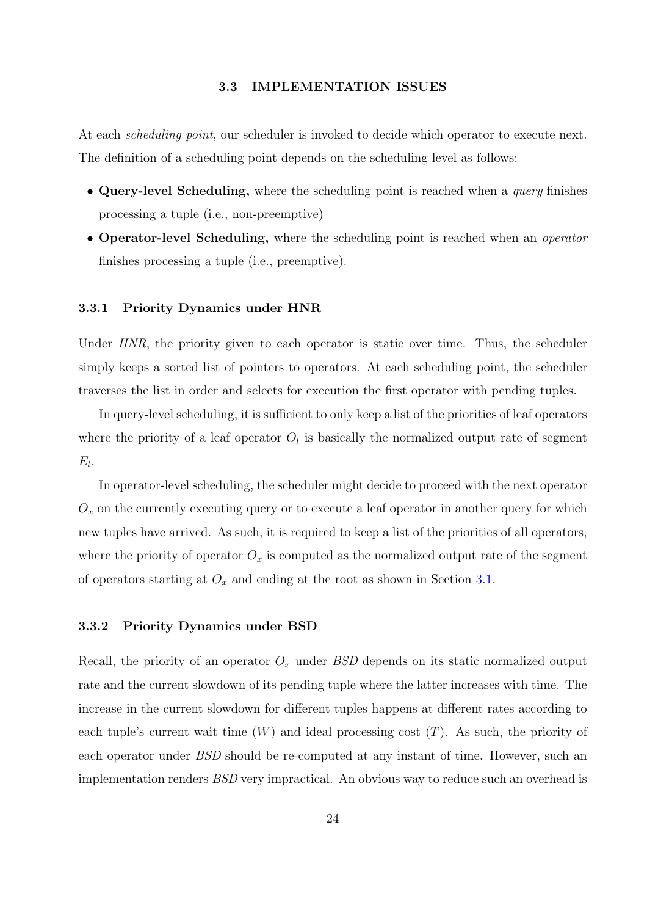## 3.3 IMPLEMENTATION ISSUES

At each *scheduling point*, our scheduler is invoked to decide which operator to execute next. The definition of a scheduling point depends on the scheduling level as follows:

- **Query-level Scheduling,** where the scheduling point is reached when a *query* finishes processing a tuple (i.e., non-preemptive)
- **Operator-level Scheduling,** where the scheduling point is reached when an *operator* finishes processing a tuple (i.e., preemptive).

### 3.3.1 Priority Dynamics under HNR

Under *HNR*, the priority given to each operator is static over time. Thus, the scheduler simply keeps a sorted list of pointers to operators. At each scheduling point, the scheduler traverses the list in order and selects for execution the first operator with pending tuples.

In query-level scheduling, it is sufficient to only keep a list of the priorities of leaf operators where the priority of a leaf operator $O_l$ is basically the normalized output rate of segment $E_l$.

In operator-level scheduling, the scheduler might decide to proceed with the next operator $O_x$ on the currently executing query or to execute a leaf operator in another query for which new tuples have arrived. As such, it is required to keep a list of the priorities of all operators, where the priority of operator $O_x$ is computed as the normalized output rate of the segment of operators starting at $O_x$ and ending at the root as shown in Section 3.1.

### 3.3.2 Priority Dynamics under BSD

Recall, the priority of an operator $O_x$ under *BSD* depends on its static normalized output rate and the current slowdown of its pending tuple where the latter increases with time. The increase in the current slowdown for different tuples happens at different rates according to each tuple's current wait time ($W$) and ideal processing cost ($T$). As such, the priority of each operator under *BSD* should be re-computed at any instant of time. However, such an implementation renders *BSD* very impractical. An obvious way to reduce such an overhead is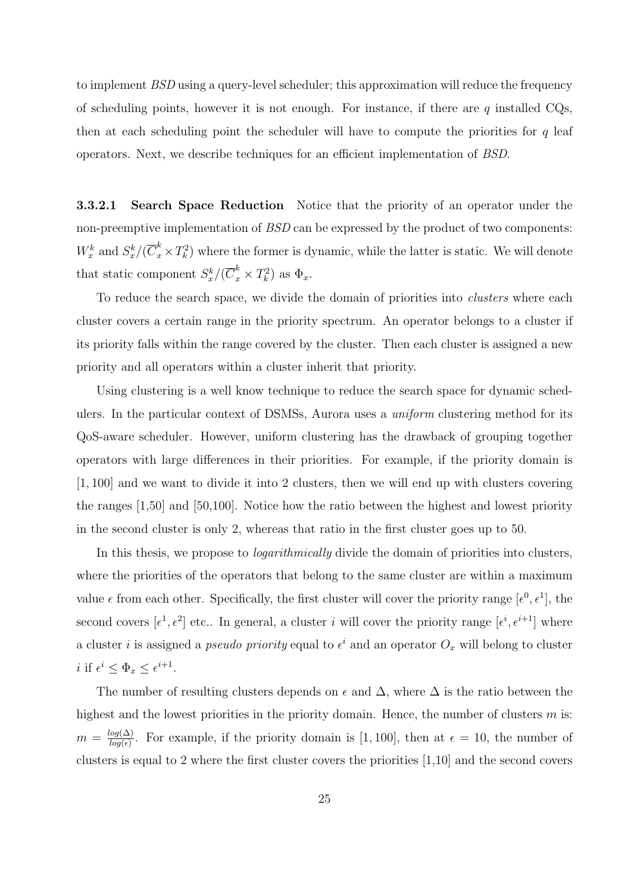to implement *BSD* using a query-level scheduler; this approximation will reduce the frequency of scheduling points, however it is not enough. For instance, if there are $q$ installed CQs, then at each scheduling point the scheduler will have to compute the priorities for $q$ leaf operators. Next, we describe techniques for an efficient implementation of *BSD*.

#### 3.3.2.1 Search Space Reduction

Notice that the priority of an operator under the non-preemptive implementation of *BSD* can be expressed by the product of two components: $W_x^k$ and $S_x^k/(\overline{C}_x^k \times T_k^2)$ where the former is dynamic, while the latter is static. We will denote that static component $S_x^k/(\overline{C}_x^k \times T_k^2)$ as $\Phi_x$.

To reduce the search space, we divide the domain of priorities into *clusters* where each cluster covers a certain range in the priority spectrum. An operator belongs to a cluster if its priority falls within the range covered by the cluster. Then each cluster is assigned a new priority and all operators within a cluster inherit that priority.

Using clustering is a well know technique to reduce the search space for dynamic schedulers. In the particular context of DSMSs, Aurora uses a *uniform* clustering method for its QoS-aware scheduler. However, uniform clustering has the drawback of grouping together operators with large differences in their priorities. For example, if the priority domain is $[1, 100]$ and we want to divide it into 2 clusters, then we will end up with clusters covering the ranges [1,50] and [50,100]. Notice how the ratio between the highest and lowest priority in the second cluster is only 2, whereas that ratio in the first cluster goes up to 50.

In this thesis, we propose to *logarithmically* divide the domain of priorities into clusters, where the priorities of the operators that belong to the same cluster are within a maximum value $\epsilon$ from each other. Specifically, the first cluster will cover the priority range $[\epsilon^0, \epsilon^1]$, the second covers $[\epsilon^1, \epsilon^2]$ etc.. In general, a cluster $i$ will cover the priority range $[\epsilon^i, \epsilon^{i+1}]$ where a cluster $i$ is assigned a *pseudo priority* equal to $\epsilon^i$ and an operator $O_x$ will belong to cluster $i$ if $\epsilon^i \leq \Phi_x \leq \epsilon^{i+1}$.

The number of resulting clusters depends on $\epsilon$ and $\Delta$, where $\Delta$ is the ratio between the highest and the lowest priorities in the priority domain. Hence, the number of clusters $m$ is: $m = \frac{log(\Delta)}{log(\epsilon)}$. For example, if the priority domain is $[1, 100]$, then at $\epsilon = 10$, the number of clusters is equal to 2 where the first cluster covers the priorities [1,10] and the second covers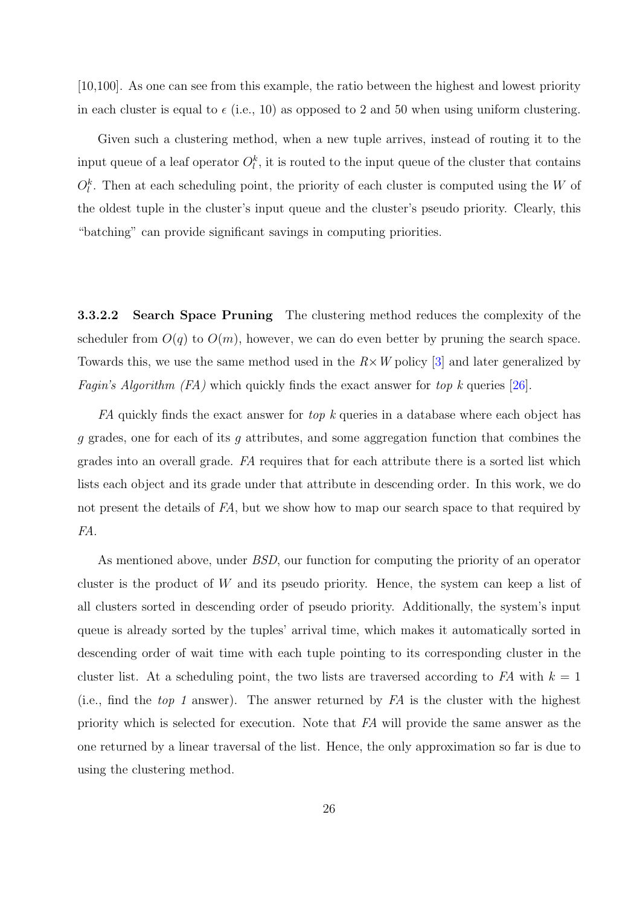[10,100]. As one can see from this example, the ratio between the highest and lowest priority in each cluster is equal to $\epsilon$ (i.e., 10) as opposed to 2 and 50 when using uniform clustering.

Given such a clustering method, when a new tuple arrives, instead of routing it to the input queue of a leaf operator $O_l^k$, it is routed to the input queue of the cluster that contains $O_l^k$. Then at each scheduling point, the priority of each cluster is computed using the $W$ of the oldest tuple in the cluster's input queue and the cluster's pseudo priority. Clearly, this "batching" can provide significant savings in computing priorities.

#### 3.3.2.2 Search Space Pruning

The clustering method reduces the complexity of the scheduler from $O(q)$ to $O(m)$, however, we can do even better by pruning the search space. Towards this, we use the same method used in the $R \times W$ policy [3] and later generalized by *Fagin's Algorithm (FA)* which quickly finds the exact answer for *top k* queries [26].

*FA* quickly finds the exact answer for *top k* queries in a database where each object has $g$ grades, one for each of its $g$ attributes, and some aggregation function that combines the grades into an overall grade. *FA* requires that for each attribute there is a sorted list which lists each object and its grade under that attribute in descending order. In this work, we do not present the details of *FA*, but we show how to map our search space to that required by *FA*.

As mentioned above, under *BSD*, our function for computing the priority of an operator cluster is the product of $W$ and its pseudo priority. Hence, the system can keep a list of all clusters sorted in descending order of pseudo priority. Additionally, the system's input queue is already sorted by the tuples' arrival time, which makes it automatically sorted in descending order of wait time with each tuple pointing to its corresponding cluster in the cluster list. At a scheduling point, the two lists are traversed according to *FA* with $k = 1$ (i.e., find the *top 1* answer). The answer returned by *FA* is the cluster with the highest priority which is selected for execution. Note that *FA* will provide the same answer as the one returned by a linear traversal of the list. Hence, the only approximation so far is due to using the clustering method.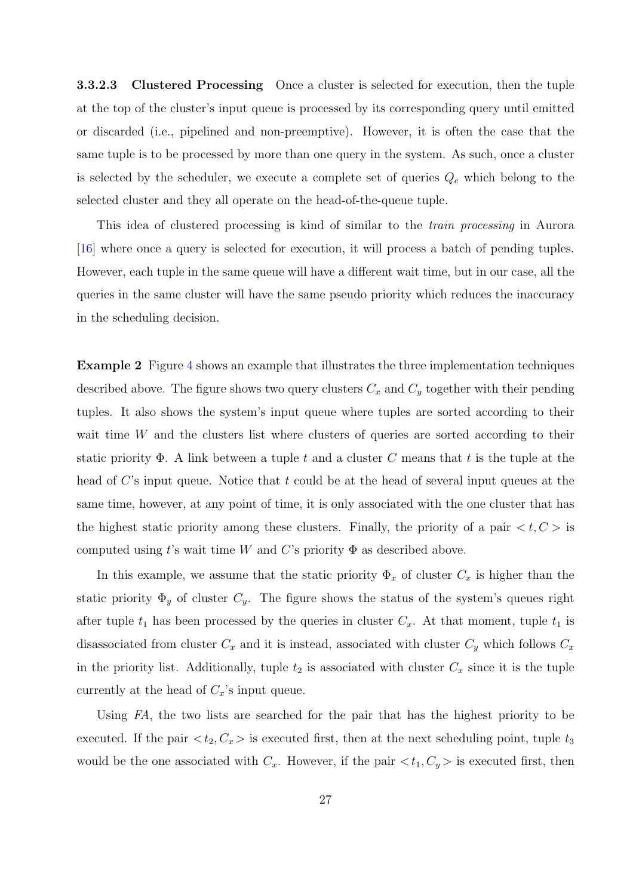**3.3.2.3 Clustered Processing** Once a cluster is selected for execution, then the tuple at the top of the cluster's input queue is processed by its corresponding query until emitted or discarded (i.e., pipelined and non-preemptive). However, it is often the case that the same tuple is to be processed by more than one query in the system. As such, once a cluster is selected by the scheduler, we execute a complete set of queries $Q_c$ which belong to the selected cluster and they all operate on the head-of-the-queue tuple.

This idea of clustered processing is kind of similar to the *train processing* in Aurora [16] where once a query is selected for execution, it will process a batch of pending tuples. However, each tuple in the same queue will have a different wait time, but in our case, all the queries in the same cluster will have the same pseudo priority which reduces the inaccuracy in the scheduling decision.

**Example 2** Figure 4 shows an example that illustrates the three implementation techniques described above. The figure shows two query clusters $C_x$ and $C_y$ together with their pending tuples. It also shows the system's input queue where tuples are sorted according to their wait time $W$ and the clusters list where clusters of queries are sorted according to their static priority $\Phi$. A link between a tuple $t$ and a cluster $C$ means that $t$ is the tuple at the head of $C$'s input queue. Notice that $t$ could be at the head of several input queues at the same time, however, at any point of time, it is only associated with the one cluster that has the highest static priority among these clusters. Finally, the priority of a pair $<t, C>$ is computed using $t$'s wait time $W$ and $C$'s priority $\Phi$ as described above.

In this example, we assume that the static priority $\Phi_x$ of cluster $C_x$ is higher than the static priority $\Phi_y$ of cluster $C_y$. The figure shows the status of the system's queues right after tuple $t_1$ has been processed by the queries in cluster $C_x$. At that moment, tuple $t_1$ is disassociated from cluster $C_x$ and it is instead, associated with cluster $C_y$ which follows $C_x$ in the priority list. Additionally, tuple $t_2$ is associated with cluster $C_x$ since it is the tuple currently at the head of $C_x$'s input queue.

Using *FA*, the two lists are searched for the pair that has the highest priority to be executed. If the pair $<t_2, C_x>$ is executed first, then at the next scheduling point, tuple $t_3$ would be the one associated with $C_x$. However, if the pair $<t_1, C_y>$ is executed first, then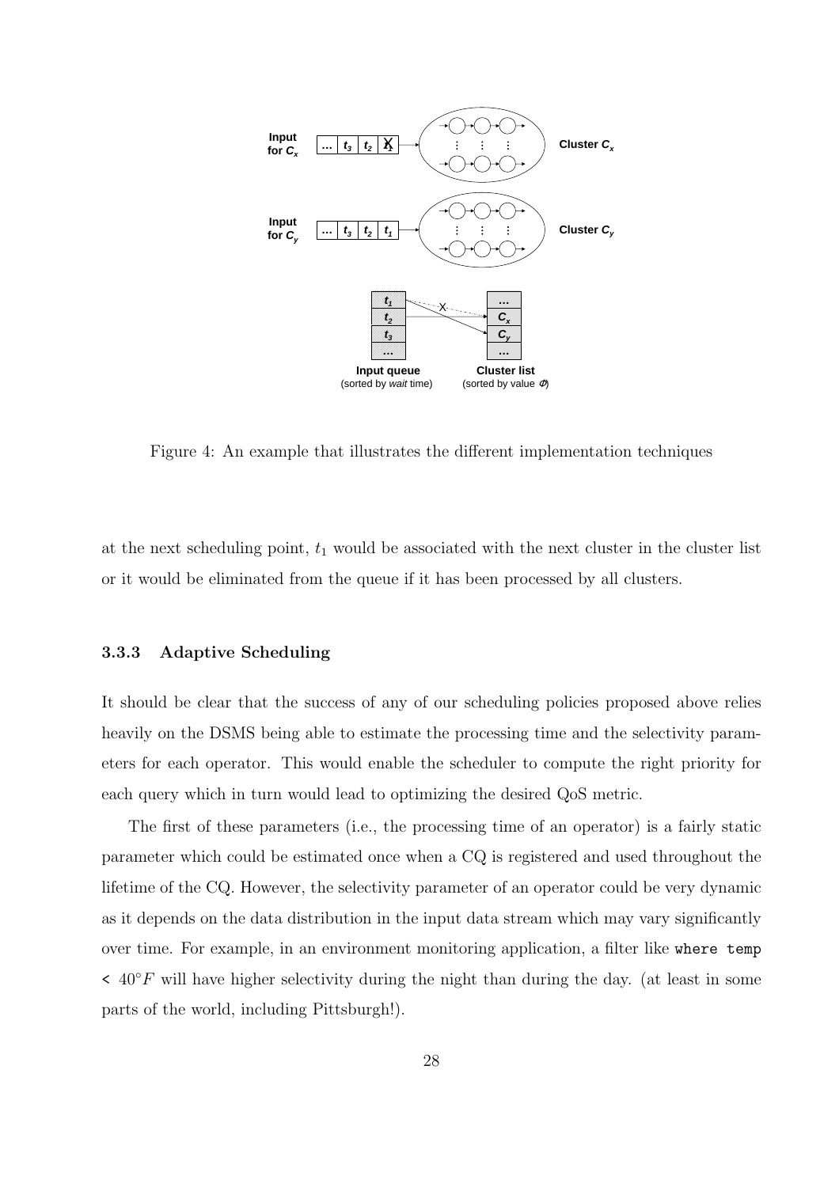Figure 4: An example that illustrates the different implementation techniques

at the next scheduling point, $t_1$ would be associated with the next cluster in the cluster list or it would be eliminated from the queue if it has been processed by all clusters.

### 3.3.3 Adaptive Scheduling

It should be clear that the success of any of our scheduling policies proposed above relies heavily on the DSMS being able to estimate the processing time and the selectivity parameters for each operator. This would enable the scheduler to compute the right priority for each query which in turn would lead to optimizing the desired QoS metric.

The first of these parameters (i.e., the processing time of an operator) is a fairly static parameter which could be estimated once when a CQ is registered and used throughout the lifetime of the CQ. However, the selectivity parameter of an operator could be very dynamic as it depends on the data distribution in the input data stream which may vary significantly over time. For example, in an environment monitoring application, a filter like `where temp < ` $40^{\circ}F$ will have higher selectivity during the night than during the day. (at least in some parts of the world, including Pittsburgh!).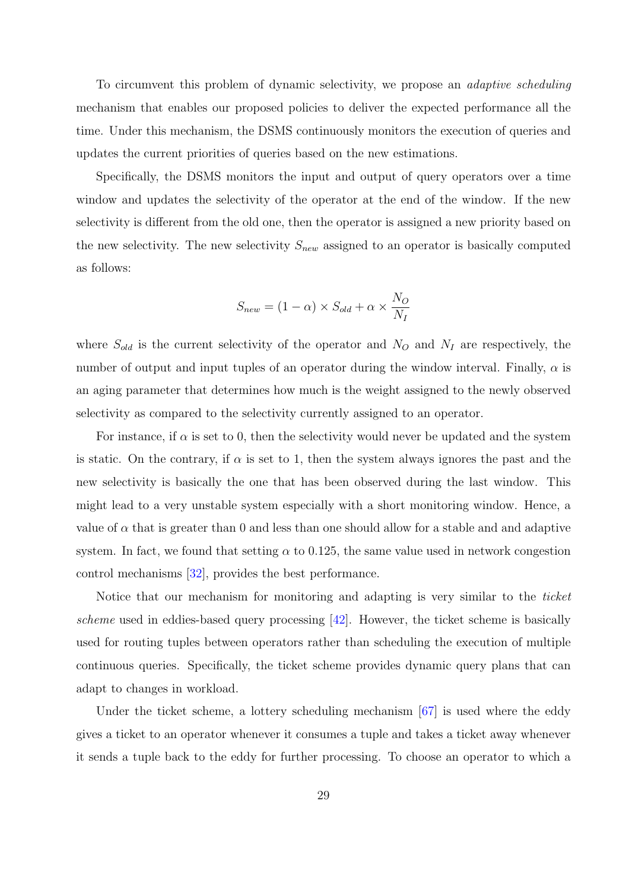To circumvent this problem of dynamic selectivity, we propose an *adaptive scheduling* mechanism that enables our proposed policies to deliver the expected performance all the time. Under this mechanism, the DSMS continuously monitors the execution of queries and updates the current priorities of queries based on the new estimations.

Specifically, the DSMS monitors the input and output of query operators over a time window and updates the selectivity of the operator at the end of the window. If the new selectivity is different from the old one, then the operator is assigned a new priority based on the new selectivity. The new selectivity $S_{new}$ assigned to an operator is basically computed as follows:

$$S_{new} = (1 - \alpha) \times S_{old} + \alpha \times \frac{N_O}{N_I}$$

where $S_{old}$ is the current selectivity of the operator and $N_O$ and $N_I$ are respectively, the number of output and input tuples of an operator during the window interval. Finally, $\alpha$ is an aging parameter that determines how much is the weight assigned to the newly observed selectivity as compared to the selectivity currently assigned to an operator.

For instance, if $\alpha$ is set to 0, then the selectivity would never be updated and the system is static. On the contrary, if $\alpha$ is set to 1, then the system always ignores the past and the new selectivity is basically the one that has been observed during the last window. This might lead to a very unstable system especially with a short monitoring window. Hence, a value of $\alpha$ that is greater than 0 and less than one should allow for a stable and and adaptive system. In fact, we found that setting $\alpha$ to 0.125, the same value used in network congestion control mechanisms [32], provides the best performance.

Notice that our mechanism for monitoring and adapting is very similar to the *ticket scheme* used in eddies-based query processing [42]. However, the ticket scheme is basically used for routing tuples between operators rather than scheduling the execution of multiple continuous queries. Specifically, the ticket scheme provides dynamic query plans that can adapt to changes in workload.

Under the ticket scheme, a lottery scheduling mechanism [67] is used where the eddy gives a ticket to an operator whenever it consumes a tuple and takes a ticket away whenever it sends a tuple back to the eddy for further processing. To choose an operator to which a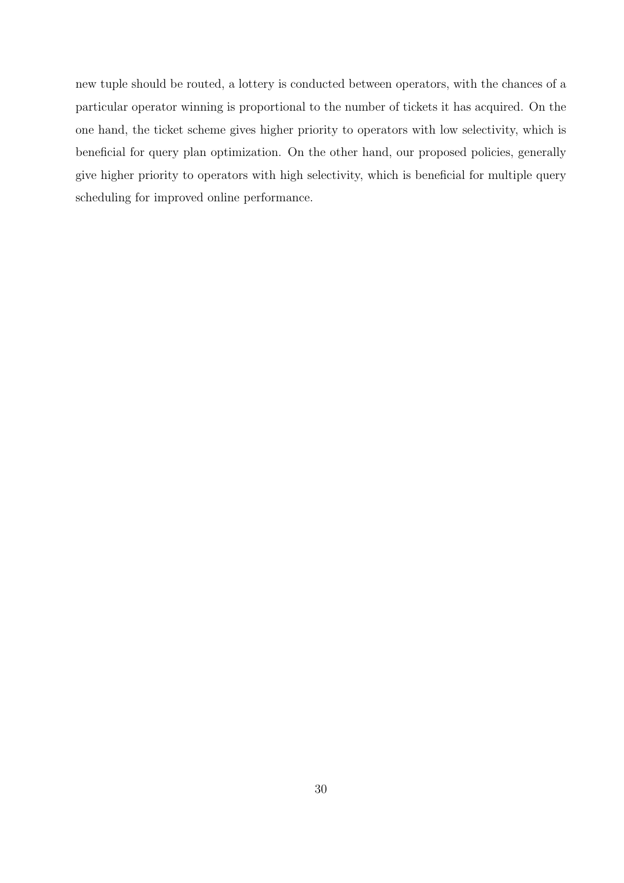new tuple should be routed, a lottery is conducted between operators, with the chances of a particular operator winning is proportional to the number of tickets it has acquired. On the one hand, the ticket scheme gives higher priority to operators with low selectivity, which is beneficial for query plan optimization. On the other hand, our proposed policies, generally give higher priority to operators with high selectivity, which is beneficial for multiple query scheduling for improved online performance.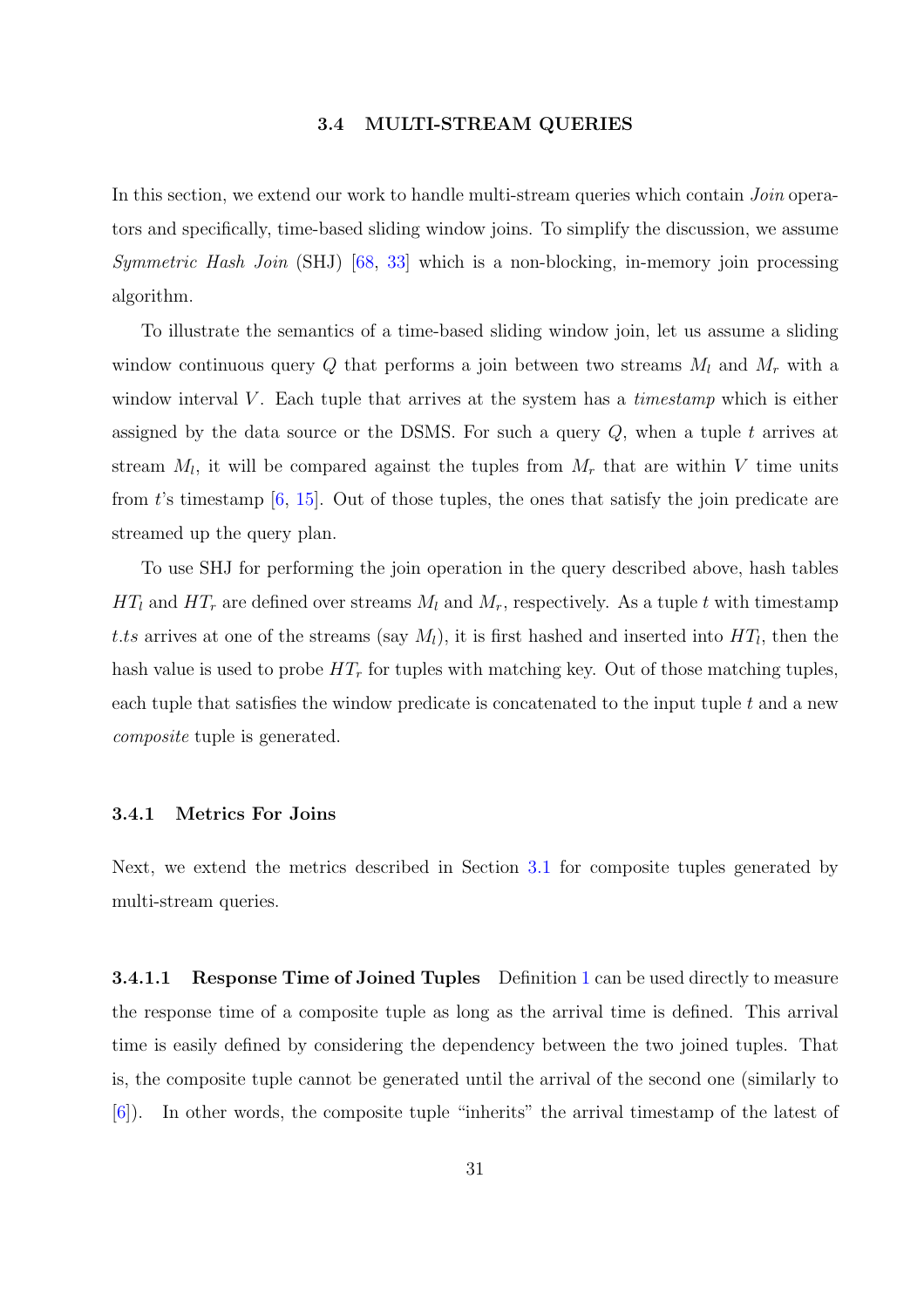## 3.4 MULTI-STREAM QUERIES

In this section, we extend our work to handle multi-stream queries which contain *Join* operators and specifically, time-based sliding window joins. To simplify the discussion, we assume *Symmetric Hash Join* (SHJ) [68, 33] which is a non-blocking, in-memory join processing algorithm.

To illustrate the semantics of a time-based sliding window join, let us assume a sliding window continuous query $Q$ that performs a join between two streams $M_l$ and $M_r$ with a window interval $V$. Each tuple that arrives at the system has a *timestamp* which is either assigned by the data source or the DSMS. For such a query $Q$, when a tuple $t$ arrives at stream $M_l$, it will be compared against the tuples from $M_r$ that are within $V$ time units from $t$'s timestamp [6, 15]. Out of those tuples, the ones that satisfy the join predicate are streamed up the query plan.

To use SHJ for performing the join operation in the query described above, hash tables $HT_l$ and $HT_r$ are defined over streams $M_l$ and $M_r$, respectively. As a tuple $t$ with timestamp $t.ts$ arrives at one of the streams (say $M_l$), it is first hashed and inserted into $HT_l$, then the hash value is used to probe $HT_r$ for tuples with matching key. Out of those matching tuples, each tuple that satisfies the window predicate is concatenated to the input tuple $t$ and a new *composite* tuple is generated.

### 3.4.1 Metrics For Joins

Next, we extend the metrics described in Section 3.1 for composite tuples generated by multi-stream queries.

#### 3.4.1.1 Response Time of Joined Tuples

Definition 1 can be used directly to measure the response time of a composite tuple as long as the arrival time is defined. This arrival time is easily defined by considering the dependency between the two joined tuples. That is, the composite tuple cannot be generated until the arrival of the second one (similarly to [6]). In other words, the composite tuple "inherits" the arrival timestamp of the latest of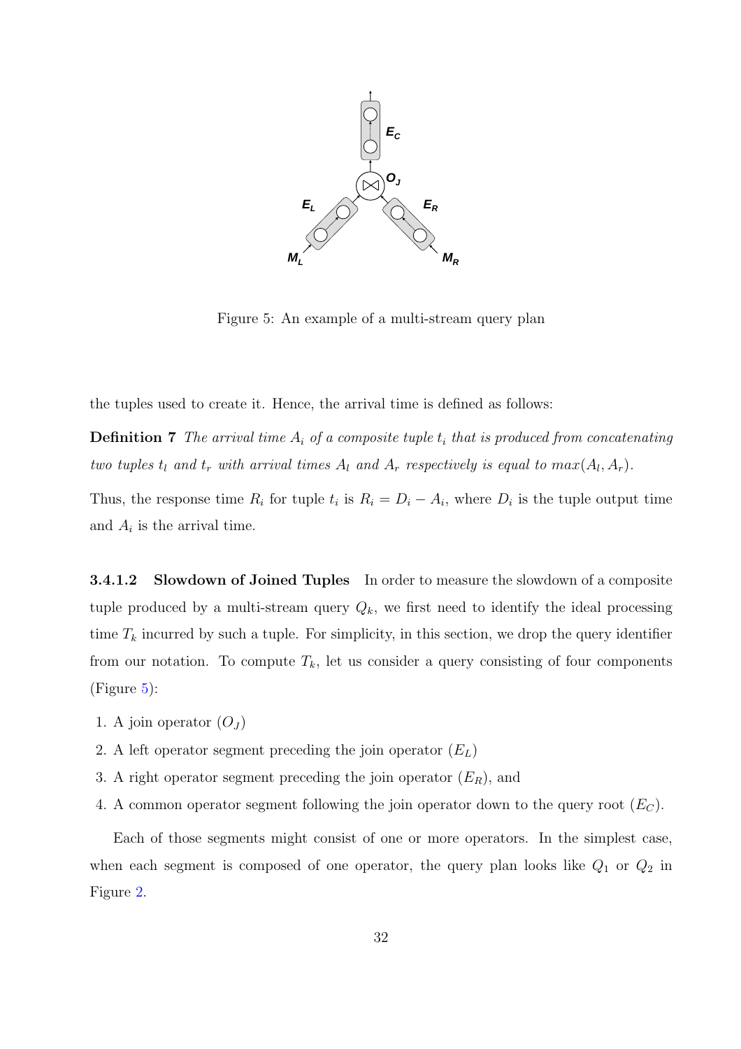Figure 5: An example of a multi-stream query plan

the tuples used to create it. Hence, the arrival time is defined as follows:

**Definition 7** *The arrival time $A_i$ of a composite tuple $t_i$ that is produced from concatenating two tuples $t_l$ and $t_r$ with arrival times $A_l$ and $A_r$ respectively is equal to $max(A_l, A_r)$.*

Thus, the response time $R_i$ for tuple $t_i$ is $R_i = D_i - A_i$, where $D_i$ is the tuple output time and $A_i$ is the arrival time.

#### 3.4.1.2 Slowdown of Joined Tuples

In order to measure the slowdown of a composite tuple produced by a multi-stream query $Q_k$, we first need to identify the ideal processing time $T_k$ incurred by such a tuple. For simplicity, in this section, we drop the query identifier from our notation. To compute $T_k$, let us consider a query consisting of four components (Figure 5):

1. A join operator ($O_J$)
2. A left operator segment preceding the join operator ($E_L$)
3. A right operator segment preceding the join operator ($E_R$), and
4. A common operator segment following the join operator down to the query root ($E_C$).

Each of those segments might consist of one or more operators. In the simplest case, when each segment is composed of one operator, the query plan looks like $Q_1$ or $Q_2$ in Figure 2.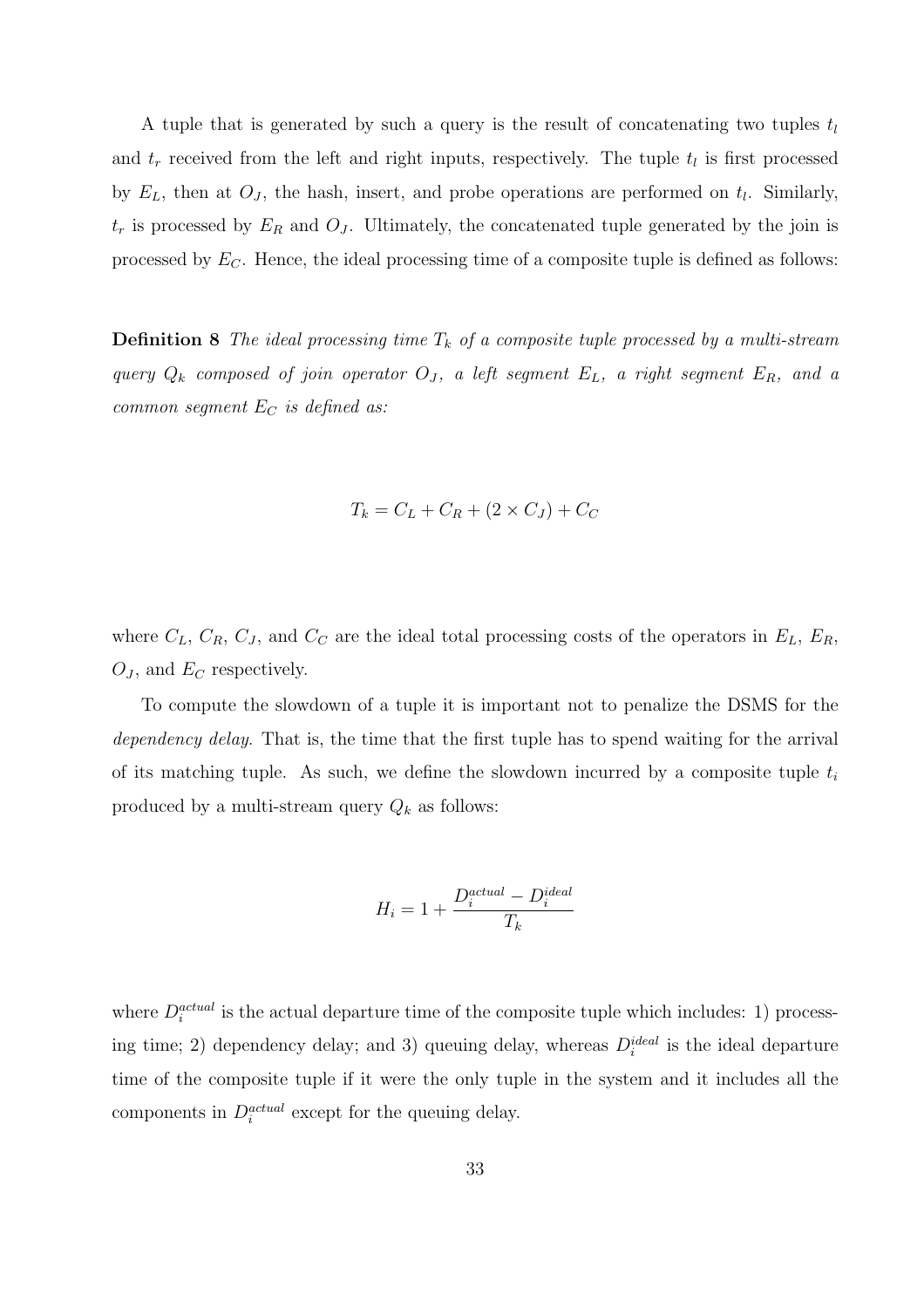A tuple that is generated by such a query is the result of concatenating two tuples $t_l$ and $t_r$ received from the left and right inputs, respectively. The tuple $t_l$ is first processed by $E_L$, then at $O_J$, the hash, insert, and probe operations are performed on $t_l$. Similarly, $t_r$ is processed by $E_R$ and $O_J$. Ultimately, the concatenated tuple generated by the join is processed by $E_C$. Hence, the ideal processing time of a composite tuple is defined as follows:

**Definition 8** *The ideal processing time $T_k$ of a composite tuple processed by a multi-stream query $Q_k$ composed of join operator $O_J$, a left segment $E_L$, a right segment $E_R$, and a common segment $E_C$ is defined as:*

$$T_k = C_L + C_R + (2 \times C_J) + C_C$$

where $C_L$, $C_R$, $C_J$, and $C_C$ are the ideal total processing costs of the operators in $E_L$, $E_R$, $O_J$, and $E_C$ respectively.

To compute the slowdown of a tuple it is important not to penalize the DSMS for the *dependency delay.* That is, the time that the first tuple has to spend waiting for the arrival of its matching tuple. As such, we define the slowdown incurred by a composite tuple $t_i$ produced by a multi-stream query $Q_k$ as follows:

$$H_i = 1 + \frac{D_i^{actual} - D_i^{ideal}}{T_k}$$

where $D_i^{actual}$ is the actual departure time of the composite tuple which includes: 1) processing time; 2) dependency delay; and 3) queuing delay, whereas $D_i^{ideal}$ is the ideal departure time of the composite tuple if it were the only tuple in the system and it includes all the components in $D_i^{actual}$ except for the queuing delay.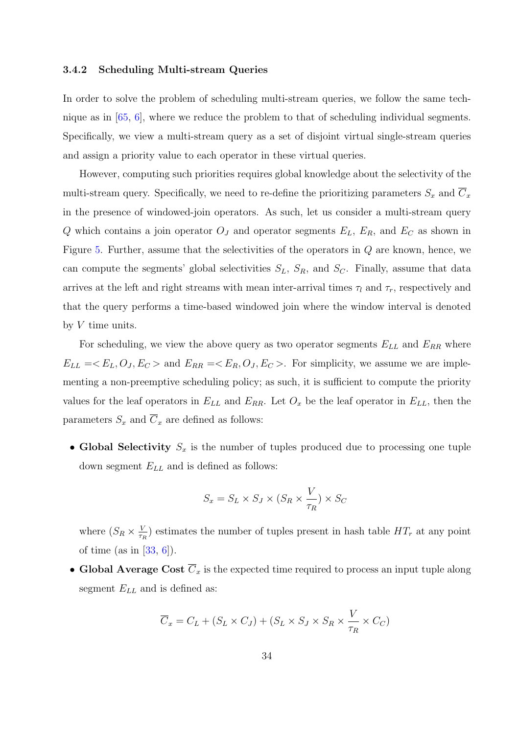#### 3.4.2 Scheduling Multi-stream Queries

In order to solve the problem of scheduling multi-stream queries, we follow the same technique as in [65, 6], where we reduce the problem to that of scheduling individual segments. Specifically, we view a multi-stream query as a set of disjoint virtual single-stream queries and assign a priority value to each operator in these virtual queries.

However, computing such priorities requires global knowledge about the selectivity of the multi-stream query. Specifically, we need to re-define the prioritizing parameters $S_x$ and $\overline{C}_x$ in the presence of windowed-join operators. As such, let us consider a multi-stream query $Q$ which contains a join operator $O_J$ and operator segments $E_L$, $E_R$, and $E_C$ as shown in Figure 5. Further, assume that the selectivities of the operators in $Q$ are known, hence, we can compute the segments' global selectivities $S_L$, $S_R$, and $S_C$. Finally, assume that data arrives at the left and right streams with mean inter-arrival times $\tau_l$ and $\tau_r$, respectively and that the query performs a time-based windowed join where the window interval is denoted by $V$ time units.

For scheduling, we view the above query as two operator segments $E_{LL}$ and $E_{RR}$ where $E_{LL} = < E_L, O_J, E_C >$ and $E_{RR} = < E_R, O_J, E_C >$. For simplicity, we assume we are implementing a non-preemptive scheduling policy; as such, it is sufficient to compute the priority values for the leaf operators in $E_{LL}$ and $E_{RR}$. Let $O_x$ be the leaf operator in $E_{LL}$, then the parameters $S_x$ and $\overline{C}_x$ are defined as follows:

- **Global Selectivity** $S_x$ is the number of tuples produced due to processing one tuple down segment $E_{LL}$ and is defined as follows:

$$S_x = S_L \times S_J \times (S_R \times \frac{V}{\tau_R}) \times S_C$$

  where $(S_R \times \frac{V}{\tau_R})$ estimates the number of tuples present in hash table $HT_r$ at any point of time (as in [33, 6]).

- **Global Average Cost** $\overline{C}_x$ is the expected time required to process an input tuple along segment $E_{LL}$ and is defined as:

$$\overline{C}_x = C_L + (S_L \times C_J) + (S_L \times S_J \times S_R \times \frac{V}{\tau_R} \times C_C)$$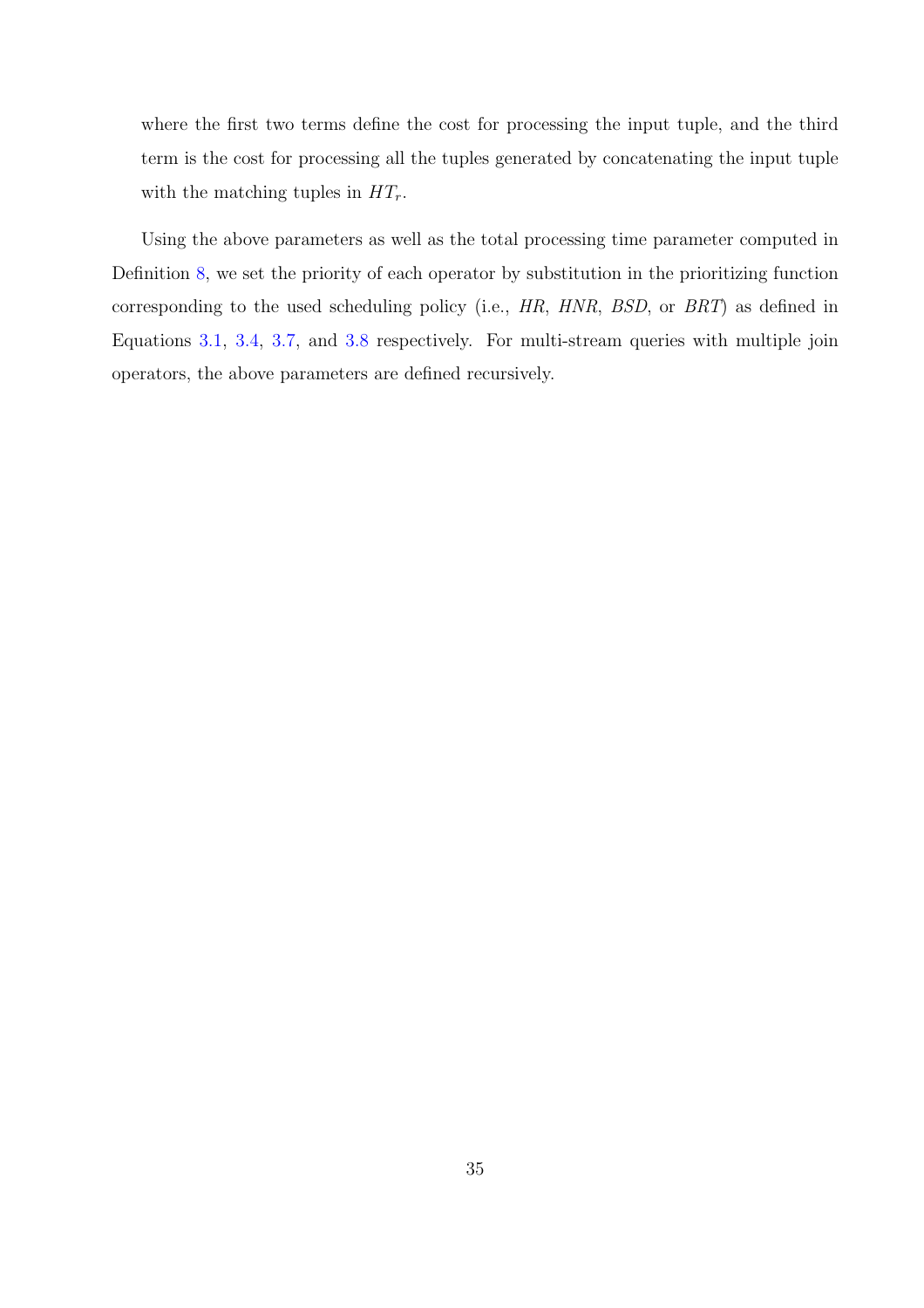where the first two terms define the cost for processing the input tuple, and the third term is the cost for processing all the tuples generated by concatenating the input tuple with the matching tuples in $HT_r$.

Using the above parameters as well as the total processing time parameter computed in Definition 8, we set the priority of each operator by substitution in the prioritizing function corresponding to the used scheduling policy (i.e., *HR*, *HNR*, *BSD*, or *BRT*) as defined in Equations 3.1, 3.4, 3.7, and 3.8 respectively. For multi-stream queries with multiple join operators, the above parameters are defined recursively.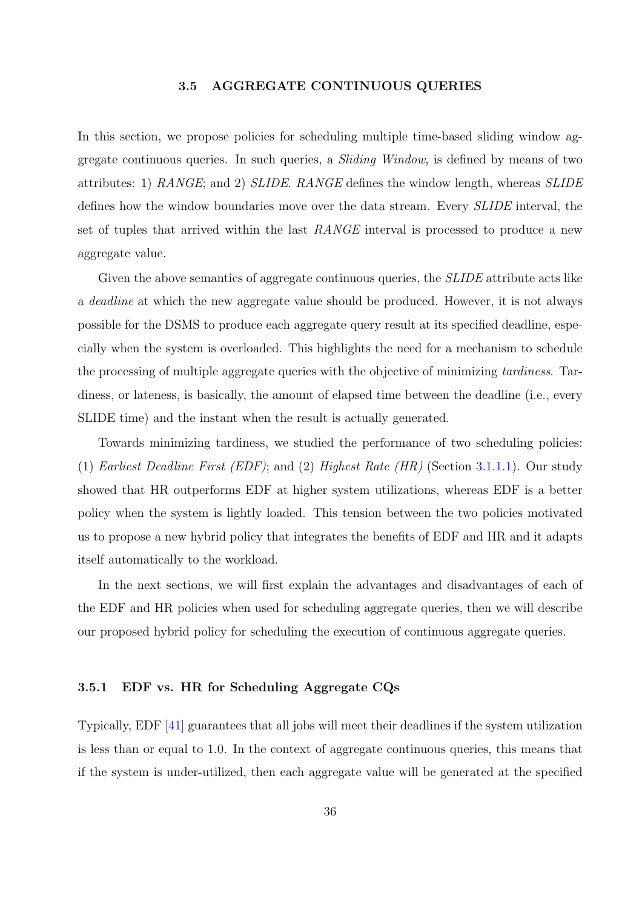### 3.5 AGGREGATE CONTINUOUS QUERIES

In this section, we propose policies for scheduling multiple time-based sliding window aggregate continuous queries. In such queries, a *Sliding Window*, is defined by means of two attributes: 1) *RANGE*; and 2) *SLIDE*. *RANGE* defines the window length, whereas *SLIDE* defines how the window boundaries move over the data stream. Every *SLIDE* interval, the set of tuples that arrived within the last *RANGE* interval is processed to produce a new aggregate value.

Given the above semantics of aggregate continuous queries, the *SLIDE* attribute acts like a *deadline* at which the new aggregate value should be produced. However, it is not always possible for the DSMS to produce each aggregate query result at its specified deadline, especially when the system is overloaded. This highlights the need for a mechanism to schedule the processing of multiple aggregate queries with the objective of minimizing *tardiness*. Tardiness, or lateness, is basically, the amount of elapsed time between the deadline (i.e., every SLIDE time) and the instant when the result is actually generated.

Towards minimizing tardiness, we studied the performance of two scheduling policies: (1) *Earliest Deadline First (EDF)*; and (2) *Highest Rate (HR)* (Section 3.1.1.1). Our study showed that HR outperforms EDF at higher system utilizations, whereas EDF is a better policy when the system is lightly loaded. This tension between the two policies motivated us to propose a new hybrid policy that integrates the benefits of EDF and HR and it adapts itself automatically to the workload.

In the next sections, we will first explain the advantages and disadvantages of each of the EDF and HR policies when used for scheduling aggregate queries, then we will describe our proposed hybrid policy for scheduling the execution of continuous aggregate queries.

#### 3.5.1 EDF vs. HR for Scheduling Aggregate CQs

Typically, EDF [41] guarantees that all jobs will meet their deadlines if the system utilization is less than or equal to 1.0. In the context of aggregate continuous queries, this means that if the system is under-utilized, then each aggregate value will be generated at the specified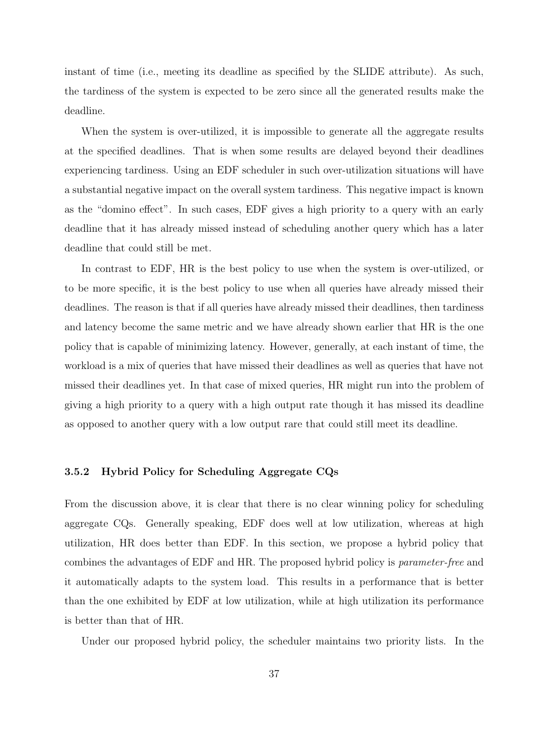instant of time (i.e., meeting its deadline as specified by the SLIDE attribute). As such, the tardiness of the system is expected to be zero since all the generated results make the deadline.

When the system is over-utilized, it is impossible to generate all the aggregate results at the specified deadlines. That is when some results are delayed beyond their deadlines experiencing tardiness. Using an EDF scheduler in such over-utilization situations will have a substantial negative impact on the overall system tardiness. This negative impact is known as the "domino effect". In such cases, EDF gives a high priority to a query with an early deadline that it has already missed instead of scheduling another query which has a later deadline that could still be met.

In contrast to EDF, HR is the best policy to use when the system is over-utilized, or to be more specific, it is the best policy to use when all queries have already missed their deadlines. The reason is that if all queries have already missed their deadlines, then tardiness and latency become the same metric and we have already shown earlier that HR is the one policy that is capable of minimizing latency. However, generally, at each instant of time, the workload is a mix of queries that have missed their deadlines as well as queries that have not missed their deadlines yet. In that case of mixed queries, HR might run into the problem of giving a high priority to a query with a high output rate though it has missed its deadline as opposed to another query with a low output rare that could still meet its deadline.

### 3.5.2 Hybrid Policy for Scheduling Aggregate CQs

From the discussion above, it is clear that there is no clear winning policy for scheduling aggregate CQs. Generally speaking, EDF does well at low utilization, whereas at high utilization, HR does better than EDF. In this section, we propose a hybrid policy that combines the advantages of EDF and HR. The proposed hybrid policy is *parameter-free* and it automatically adapts to the system load. This results in a performance that is better than the one exhibited by EDF at low utilization, while at high utilization its performance is better than that of HR.

Under our proposed hybrid policy, the scheduler maintains two priority lists. In the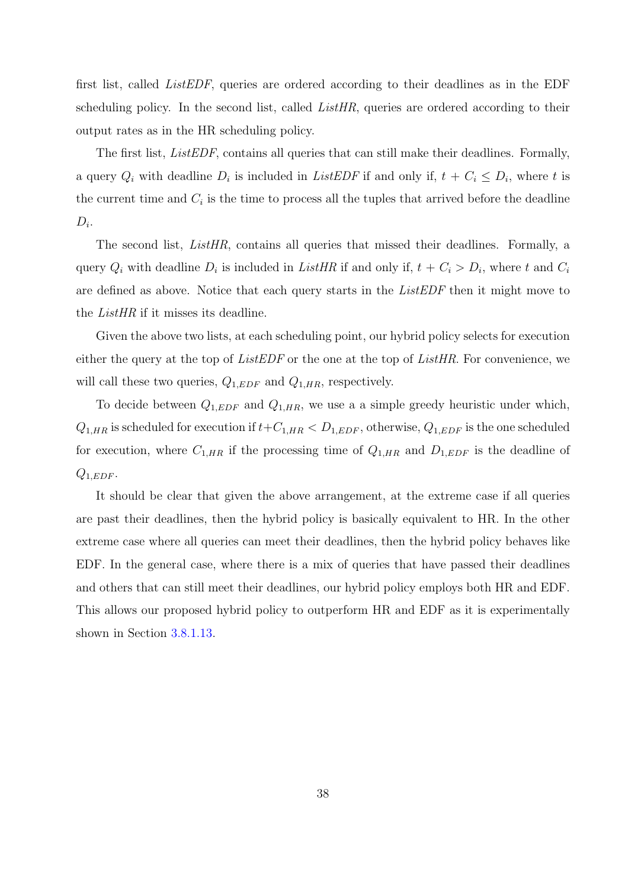first list, called *ListEDF*, queries are ordered according to their deadlines as in the EDF scheduling policy. In the second list, called *ListHR*, queries are ordered according to their output rates as in the HR scheduling policy.

The first list, *ListEDF*, contains all queries that can still make their deadlines. Formally, a query $Q_i$ with deadline $D_i$ is included in *ListEDF* if and only if, $t + C_i \leq D_i$, where $t$ is the current time and $C_i$ is the time to process all the tuples that arrived before the deadline $D_i$.

The second list, *ListHR*, contains all queries that missed their deadlines. Formally, a query $Q_i$ with deadline $D_i$ is included in *ListHR* if and only if, $t + C_i > D_i$, where $t$ and $C_i$ are defined as above. Notice that each query starts in the *ListEDF* then it might move to the *ListHR* if it misses its deadline.

Given the above two lists, at each scheduling point, our hybrid policy selects for execution either the query at the top of *ListEDF* or the one at the top of *ListHR*. For convenience, we will call these two queries, $Q_{1,EDF}$ and $Q_{1,HR}$, respectively.

To decide between $Q_{1,EDF}$ and $Q_{1,HR}$, we use a a simple greedy heuristic under which, $Q_{1,HR}$ is scheduled for execution if $t + C_{1,HR} < D_{1,EDF}$, otherwise, $Q_{1,EDF}$ is the one scheduled for execution, where $C_{1,HR}$ if the processing time of $Q_{1,HR}$ and $D_{1,EDF}$ is the deadline of $Q_{1,EDF}$.

It should be clear that given the above arrangement, at the extreme case if all queries are past their deadlines, then the hybrid policy is basically equivalent to HR. In the other extreme case where all queries can meet their deadlines, then the hybrid policy behaves like EDF. In the general case, where there is a mix of queries that have passed their deadlines and others that can still meet their deadlines, our hybrid policy employs both HR and EDF. This allows our proposed hybrid policy to outperform HR and EDF as it is experimentally shown in Section 3.8.1.13.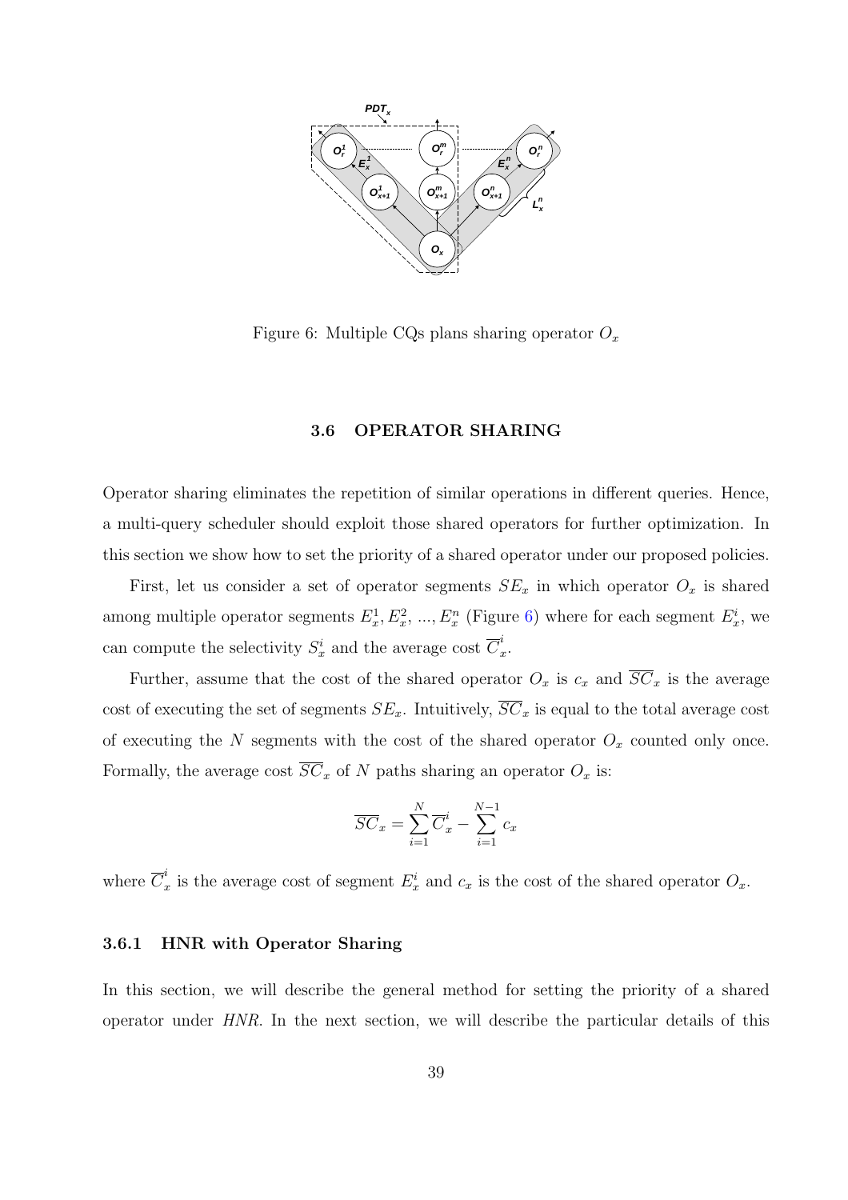Figure 6: Multiple CQs plans sharing operator $O_x$

### 3.6 OPERATOR SHARING

Operator sharing eliminates the repetition of similar operations in different queries. Hence, a multi-query scheduler should exploit those shared operators for further optimization. In this section we show how to set the priority of a shared operator under our proposed policies.

First, let us consider a set of operator segments $SE_x$ in which operator $O_x$ is shared among multiple operator segments $E_x^1, E_x^2, ..., E_x^n$ (Figure 6) where for each segment $E_x^i$, we can compute the selectivity $S_x^i$ and the average cost $\overline{C}_x^i$.

Further, assume that the cost of the shared operator $O_x$ is $c_x$ and $\overline{SC}_x$ is the average cost of executing the set of segments $SE_x$. Intuitively, $\overline{SC}_x$ is equal to the total average cost of executing the $N$ segments with the cost of the shared operator $O_x$ counted only once. Formally, the average cost $\overline{SC}_x$ of $N$ paths sharing an operator $O_x$ is:

$$\overline{SC}_x = \sum_{i=1}^{N} \overline{C}_x^i - \sum_{i=1}^{N-1} c_x$$

where $\overline{C}_x^i$ is the average cost of segment $E_x^i$ and $c_x$ is the cost of the shared operator $O_x$.

#### 3.6.1 HNR with Operator Sharing

In this section, we will describe the general method for setting the priority of a shared operator under *HNR*. In the next section, we will describe the particular details of this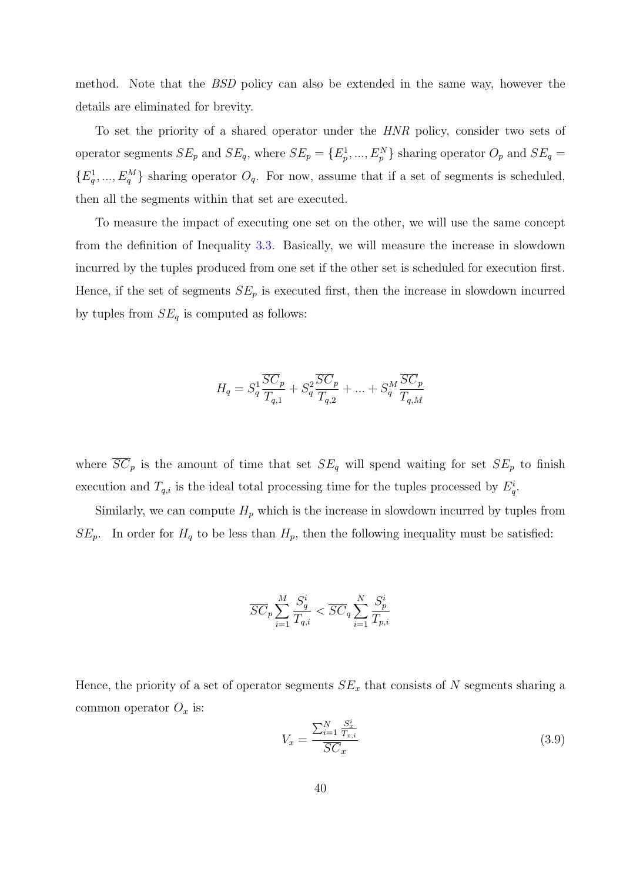method. Note that the *BSD* policy can also be extended in the same way, however the details are eliminated for brevity.

To set the priority of a shared operator under the *HNR* policy, consider two sets of operator segments $SE_p$ and $SE_q$, where $SE_p = \{E_p^1, ..., E_p^N\}$ sharing operator $O_p$ and $SE_q = \{E_q^1, ..., E_q^M\}$ sharing operator $O_q$. For now, assume that if a set of segments is scheduled, then all the segments within that set are executed.

To measure the impact of executing one set on the other, we will use the same concept from the definition of Inequality 3.3. Basically, we will measure the increase in slowdown incurred by the tuples produced from one set if the other set is scheduled for execution first. Hence, if the set of segments $SE_p$ is executed first, then the increase in slowdown incurred by tuples from $SE_q$ is computed as follows:

$$H_q = S_q^1 \frac{\overline{SC}_p}{T_{q,1}} + S_q^2 \frac{\overline{SC}_p}{T_{q,2}} + ... + S_q^M \frac{\overline{SC}_p}{T_{q,M}}$$

where $\overline{SC}_p$ is the amount of time that set $SE_q$ will spend waiting for set $SE_p$ to finish execution and $T_{q,i}$ is the ideal total processing time for the tuples processed by $E_q^i$.

Similarly, we can compute $H_p$ which is the increase in slowdown incurred by tuples from $SE_p$. In order for $H_q$ to be less than $H_p$, then the following inequality must be satisfied:

$$\overline{SC}_p \sum_{i=1}^{M} \frac{S_q^i}{T_{q,i}} < \overline{SC}_q \sum_{i=1}^{N} \frac{S_p^i}{T_{p,i}}$$

Hence, the priority of a set of operator segments $SE_x$ that consists of $N$ segments sharing a common operator $O_x$ is:

$$V_x = \frac{\sum_{i=1}^{N} \frac{S_x^i}{T_{x,i}}}{\overline{SC}_x} \tag{3.9}$$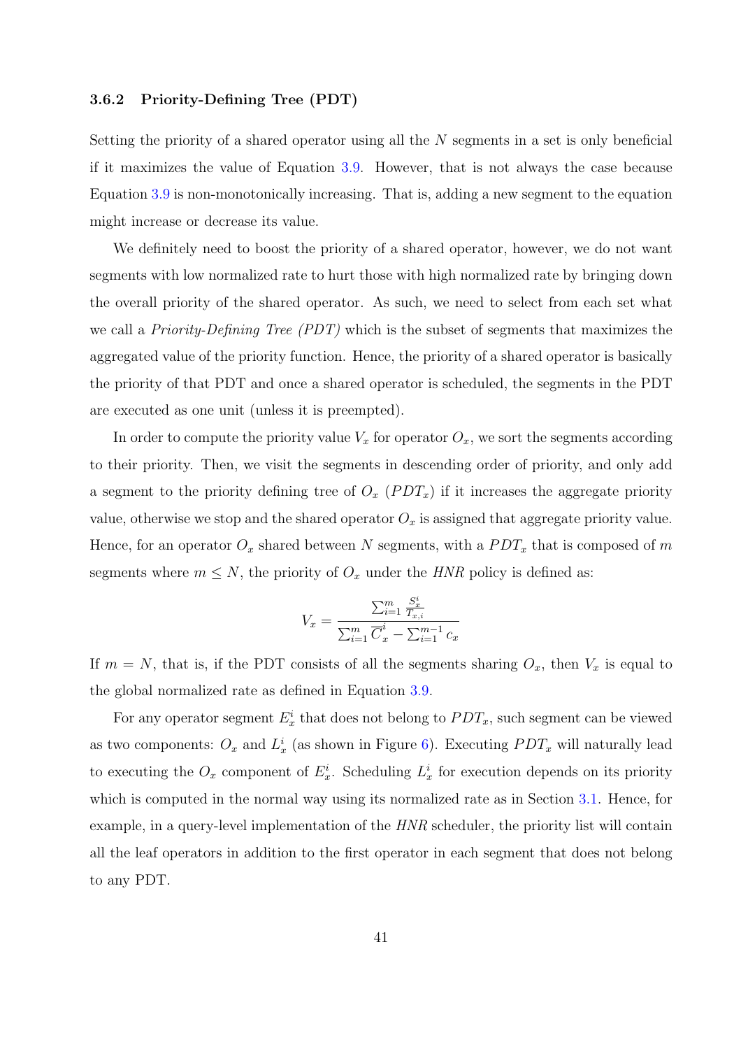### 3.6.2 Priority-Defining Tree (PDT)

Setting the priority of a shared operator using all the $N$ segments in a set is only beneficial if it maximizes the value of Equation 3.9. However, that is not always the case because Equation 3.9 is non-monotonically increasing. That is, adding a new segment to the equation might increase or decrease its value.

We definitely need to boost the priority of a shared operator, however, we do not want segments with low normalized rate to hurt those with high normalized rate by bringing down the overall priority of the shared operator. As such, we need to select from each set what we call a *Priority-Defining Tree (PDT)* which is the subset of segments that maximizes the aggregated value of the priority function. Hence, the priority of a shared operator is basically the priority of that PDT and once a shared operator is scheduled, the segments in the PDT are executed as one unit (unless it is preempted).

In order to compute the priority value $V_x$ for operator $O_x$, we sort the segments according to their priority. Then, we visit the segments in descending order of priority, and only add a segment to the priority defining tree of $O_x$ ($PDT_x$) if it increases the aggregate priority value, otherwise we stop and the shared operator $O_x$ is assigned that aggregate priority value. Hence, for an operator $O_x$ shared between $N$ segments, with a $PDT_x$ that is composed of $m$ segments where $m \leq N$, the priority of $O_x$ under the *HNR* policy is defined as:

$$V_x = \frac{\sum_{i=1}^{m} \frac{S_x^i}{T_{x,i}}}{\sum_{i=1}^{m} \overline{C}_x^i - \sum_{i=1}^{m-1} c_x}$$

If $m = N$, that is, if the PDT consists of all the segments sharing $O_x$, then $V_x$ is equal to the global normalized rate as defined in Equation 3.9.

For any operator segment $E_x^i$ that does not belong to $PDT_x$, such segment can be viewed as two components: $O_x$ and $L_x^i$ (as shown in Figure 6). Executing $PDT_x$ will naturally lead to executing the $O_x$ component of $E_x^i$. Scheduling $L_x^i$ for execution depends on its priority which is computed in the normal way using its normalized rate as in Section 3.1. Hence, for example, in a query-level implementation of the *HNR* scheduler, the priority list will contain all the leaf operators in addition to the first operator in each segment that does not belong to any PDT.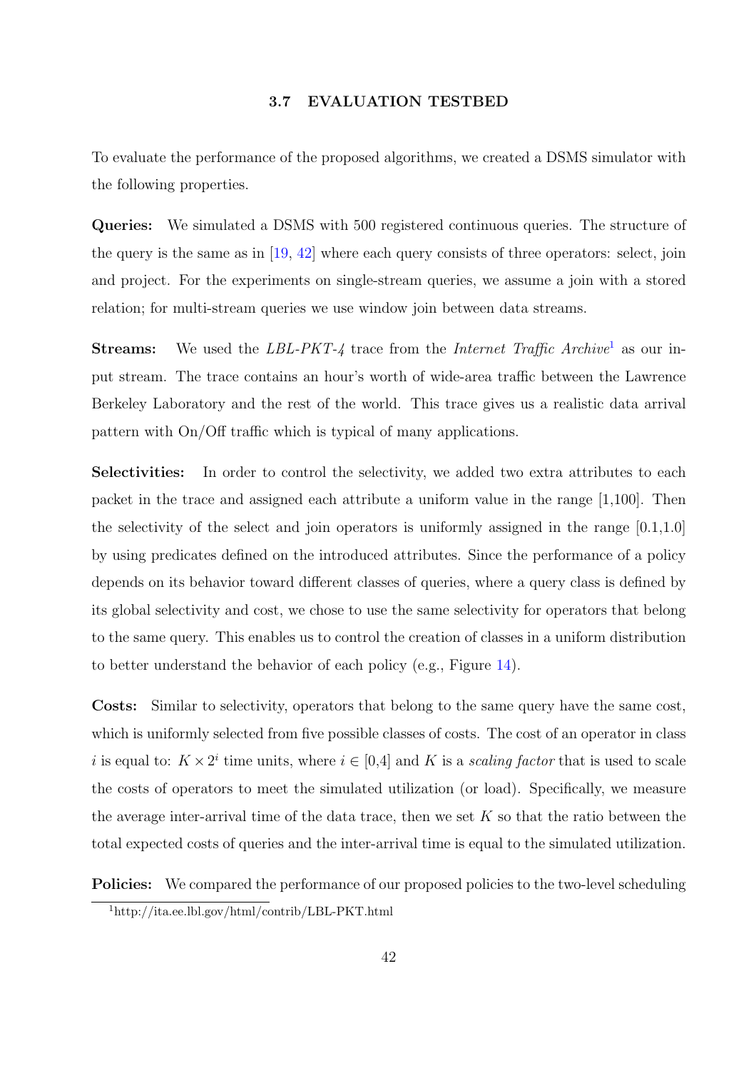### 3.7 EVALUATION TESTBED

To evaluate the performance of the proposed algorithms, we created a DSMS simulator with the following properties.

**Queries:** We simulated a DSMS with 500 registered continuous queries. The structure of the query is the same as in [19, 42] where each query consists of three operators: select, join and project. For the experiments on single-stream queries, we assume a join with a stored relation; for multi-stream queries we use window join between data streams.

**Streams:** We used the *LBL-PKT-4* trace from the *Internet Traffic Archive*[1] as our input stream. The trace contains an hour's worth of wide-area traffic between the Lawrence Berkeley Laboratory and the rest of the world. This trace gives us a realistic data arrival pattern with On/Off traffic which is typical of many applications.

**Selectivities:** In order to control the selectivity, we added two extra attributes to each packet in the trace and assigned each attribute a uniform value in the range [1,100]. Then the selectivity of the select and join operators is uniformly assigned in the range [0.1,1.0] by using predicates defined on the introduced attributes. Since the performance of a policy depends on its behavior toward different classes of queries, where a query class is defined by its global selectivity and cost, we chose to use the same selectivity for operators that belong to the same query. This enables us to control the creation of classes in a uniform distribution to better understand the behavior of each policy (e.g., Figure 14).

**Costs:** Similar to selectivity, operators that belong to the same query have the same cost, which is uniformly selected from five possible classes of costs. The cost of an operator in class $i$ is equal to: $K \times 2^i$ time units, where $i \in [0,4]$ and $K$ is a *scaling factor* that is used to scale the costs of operators to meet the simulated utilization (or load). Specifically, we measure the average inter-arrival time of the data trace, then we set $K$ so that the ratio between the total expected costs of queries and the inter-arrival time is equal to the simulated utilization.

**Policies:** We compared the performance of our proposed policies to the two-level scheduling

[1] http://ita.ee.lbl.gov/html/contrib/LBL-PKT.html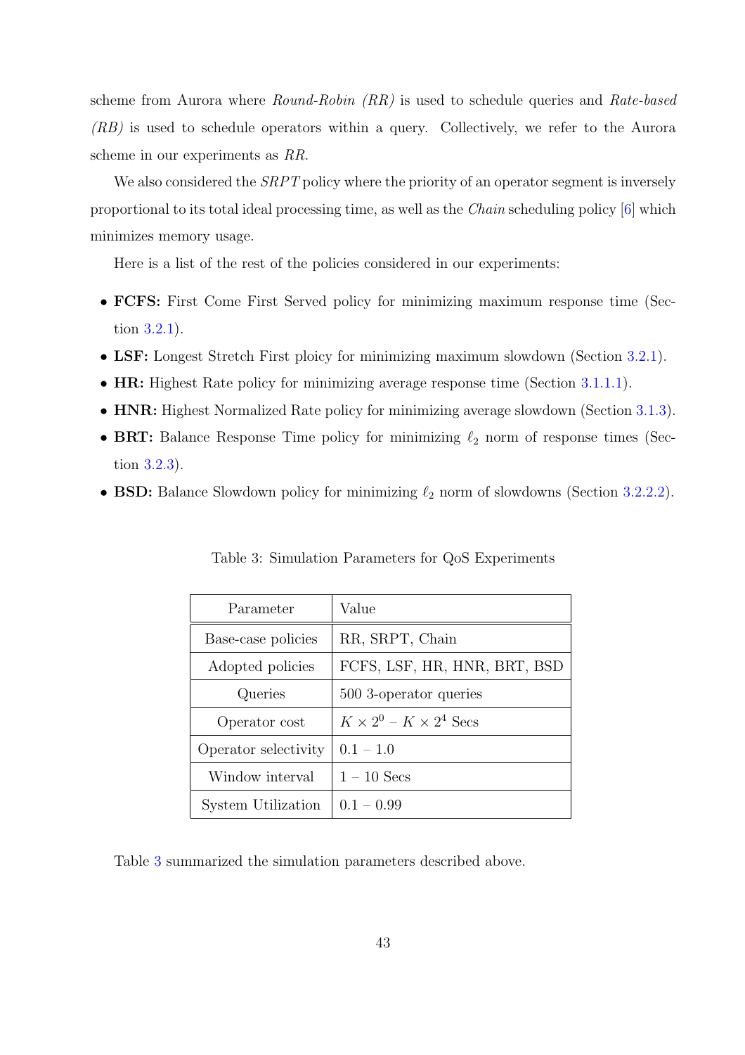scheme from Aurora where *Round-Robin (RR)* is used to schedule queries and *Rate-based (RB)* is used to schedule operators within a query. Collectively, we refer to the Aurora scheme in our experiments as *RR*.

We also considered the *SRPT* policy where the priority of an operator segment is inversely proportional to its total ideal processing time, as well as the *Chain* scheduling policy [6] which minimizes memory usage.

Here is a list of the rest of the policies considered in our experiments:

- **FCFS:** First Come First Served policy for minimizing maximum response time (Section 3.2.1).
- **LSF:** Longest Stretch First ploicy for minimizing maximum slowdown (Section 3.2.1).
- **HR:** Highest Rate policy for minimizing average response time (Section 3.1.1.1).
- **HNR:** Highest Normalized Rate policy for minimizing average slowdown (Section 3.1.3).
- **BRT:** Balance Response Time policy for minimizing $\ell_2$ norm of response times (Section 3.2.3).
- **BSD:** Balance Slowdown policy for minimizing $\ell_2$ norm of slowdowns (Section 3.2.2.2).

Table 3: Simulation Parameters for QoS Experiments

| Parameter | Value |
|---|---|
| Base-case policies | RR, SRPT, Chain |
| Adopted policies | FCFS, LSF, HR, HNR, BRT, BSD |
| Queries | 500 3-operator queries |
| Operator cost | $K \times 2^0$ – $K \times 2^4$ Secs |
| Operator selectivity | 0.1 – 1.0 |
| Window interval | 1 – 10 Secs |
| System Utilization | 0.1 – 0.99 |

Table 3 summarized the simulation parameters described above.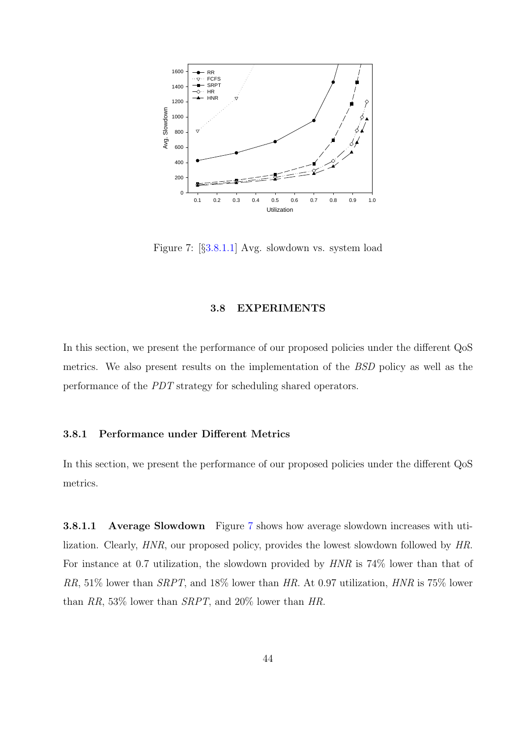Figure 7: [§3.8.1.1] Avg. slowdown vs. system load

## 3.8 EXPERIMENTS

In this section, we present the performance of our proposed policies under the different QoS metrics. We also present results on the implementation of the *BSD* policy as well as the performance of the *PDT* strategy for scheduling shared operators.

### 3.8.1 Performance under Different Metrics

In this section, we present the performance of our proposed policies under the different QoS metrics.

**3.8.1.1 Average Slowdown** Figure 7 shows how average slowdown increases with utilization. Clearly, *HNR*, our proposed policy, provides the lowest slowdown followed by *HR*. For instance at 0.7 utilization, the slowdown provided by *HNR* is 74% lower than that of *RR*, 51% lower than *SRPT*, and 18% lower than *HR*. At 0.97 utilization, *HNR* is 75% lower than *RR*, 53% lower than *SRPT*, and 20% lower than *HR*.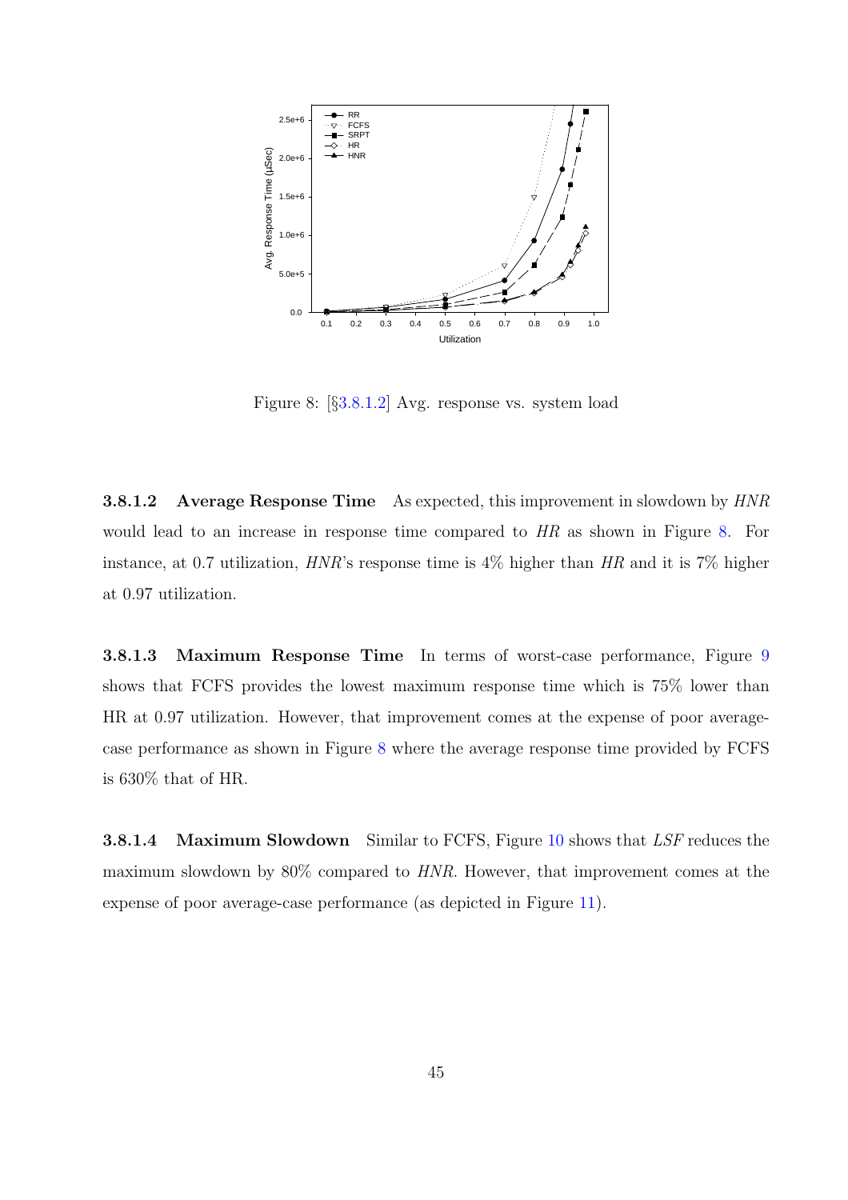Figure 8: [§3.8.1.2] Avg. response vs. system load

#### 3.8.1.2 Average Response Time

As expected, this improvement in slowdown by *HNR* would lead to an increase in response time compared to *HR* as shown in Figure 8. For instance, at 0.7 utilization, *HNR*'s response time is 4% higher than *HR* and it is 7% higher at 0.97 utilization.

#### 3.8.1.3 Maximum Response Time

In terms of worst-case performance, Figure 9 shows that FCFS provides the lowest maximum response time which is 75% lower than HR at 0.97 utilization. However, that improvement comes at the expense of poor average-case performance as shown in Figure 8 where the average response time provided by FCFS is 630% that of HR.

#### 3.8.1.4 Maximum Slowdown

Similar to FCFS, Figure 10 shows that *LSF* reduces the maximum slowdown by 80% compared to *HNR*. However, that improvement comes at the expense of poor average-case performance (as depicted in Figure 11).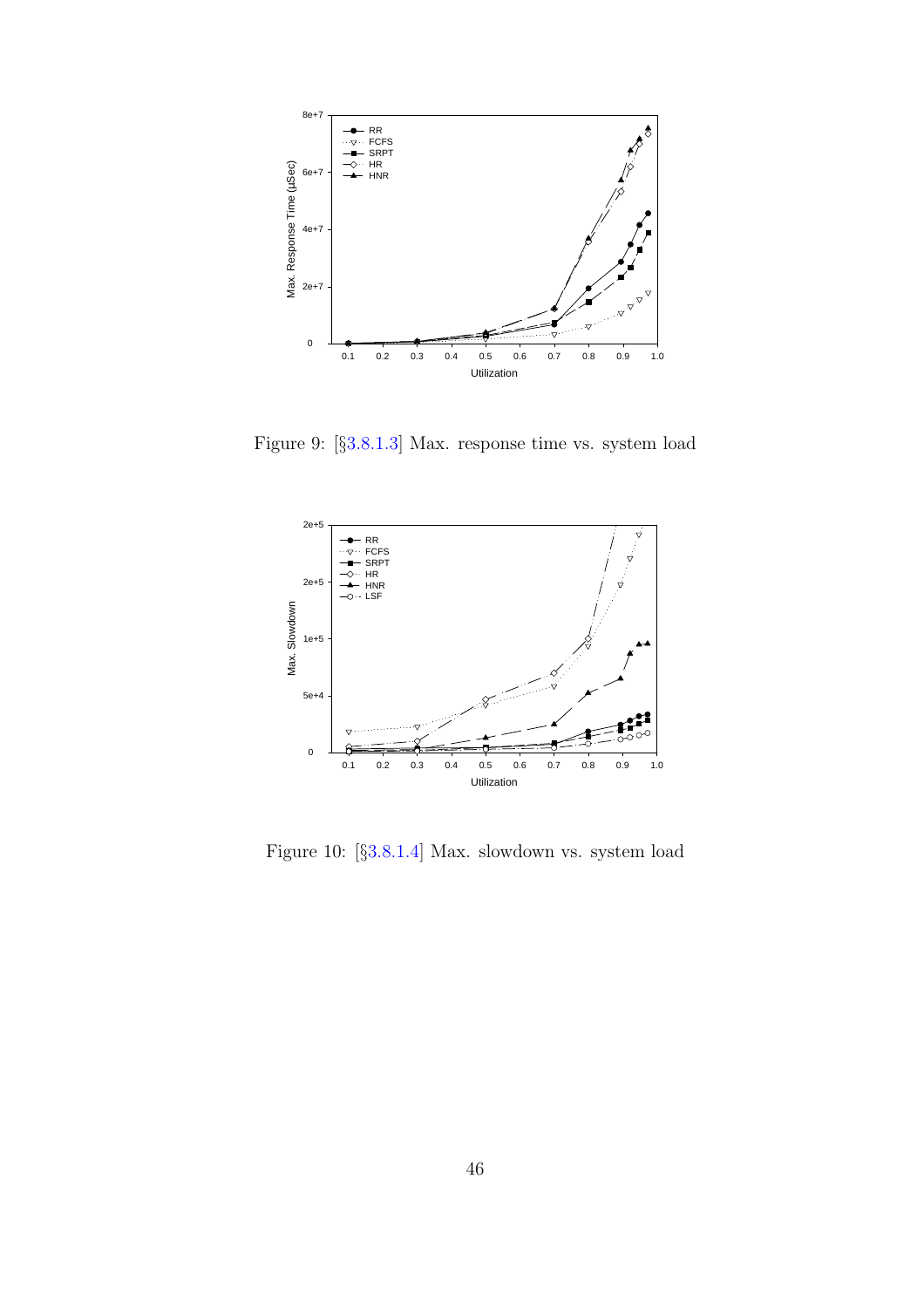Figure 9: [§3.8.1.3] Max. response time vs. system load

Figure 10: [§3.8.1.4] Max. slowdown vs. system load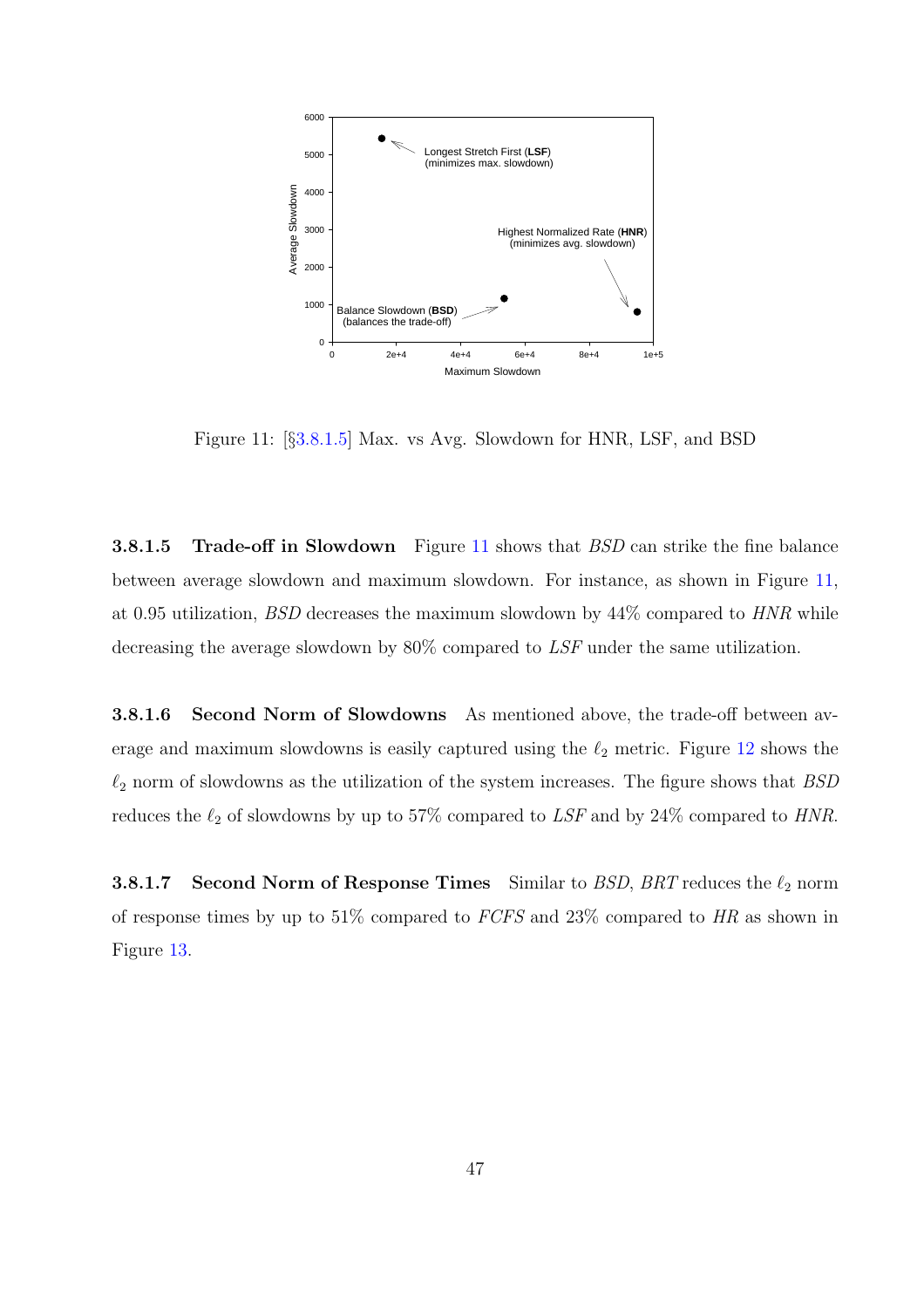Figure 11: [§3.8.1.5] Max. vs Avg. Slowdown for HNR, LSF, and BSD

#### 3.8.1.5 Trade-off in Slowdown

Figure 11 shows that *BSD* can strike the fine balance between average slowdown and maximum slowdown. For instance, as shown in Figure 11, at 0.95 utilization, *BSD* decreases the maximum slowdown by 44% compared to *HNR* while decreasing the average slowdown by 80% compared to *LSF* under the same utilization.

#### 3.8.1.6 Second Norm of Slowdowns

As mentioned above, the trade-off between average and maximum slowdowns is easily captured using the $\ell_2$ metric. Figure 12 shows the $\ell_2$ norm of slowdowns as the utilization of the system increases. The figure shows that *BSD* reduces the $\ell_2$ of slowdowns by up to 57% compared to *LSF* and by 24% compared to *HNR*.

#### 3.8.1.7 Second Norm of Response Times

Similar to *BSD*, *BRT* reduces the $\ell_2$ norm of response times by up to 51% compared to *FCFS* and 23% compared to *HR* as shown in Figure 13.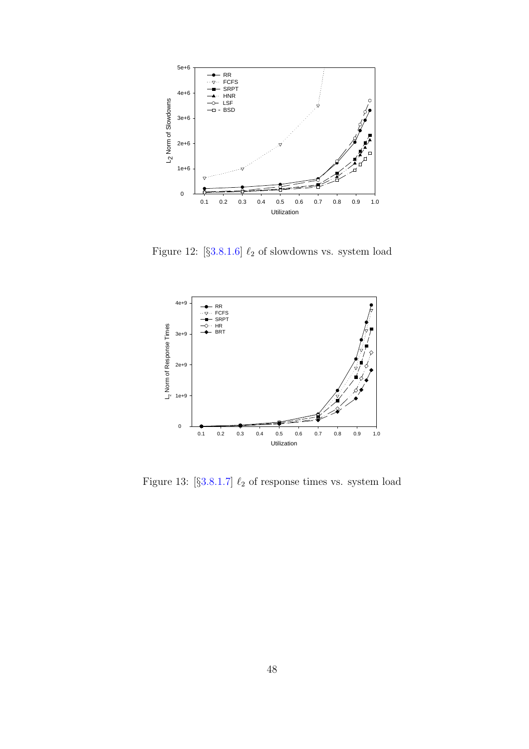Figure 12: [§3.8.1.6] $\ell_2$ of slowdowns vs. system load

Figure 13: [§3.8.1.7] $\ell_2$ of response times vs. system load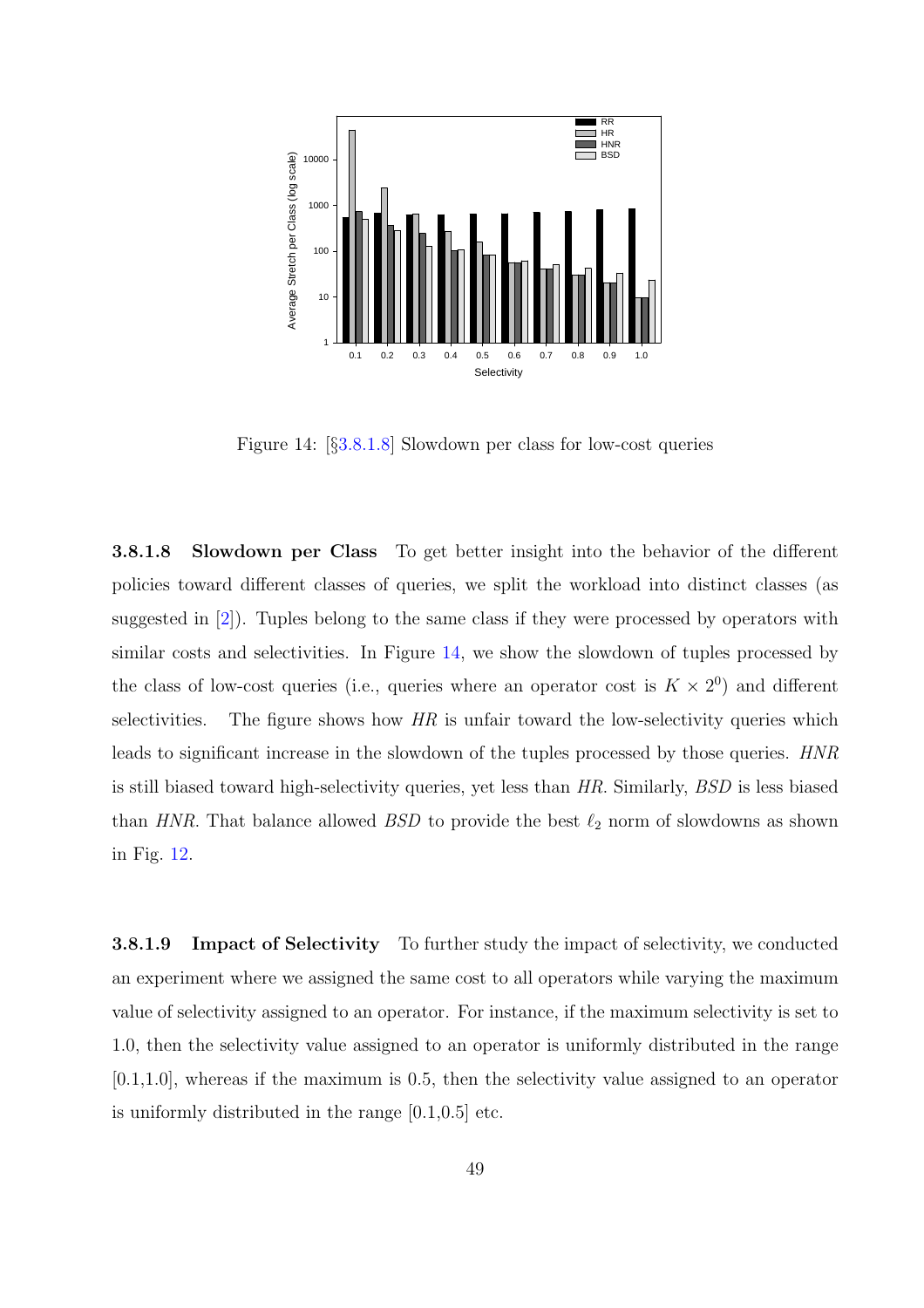Figure 14: [§3.8.1.8] Slowdown per class for low-cost queries

**3.8.1.8 Slowdown per Class** To get better insight into the behavior of the different policies toward different classes of queries, we split the workload into distinct classes (as suggested in [2]). Tuples belong to the same class if they were processed by operators with similar costs and selectivities. In Figure 14, we show the slowdown of tuples processed by the class of low-cost queries (i.e., queries where an operator cost is $K \times 2^0$) and different selectivities. The figure shows how *HR* is unfair toward the low-selectivity queries which leads to significant increase in the slowdown of the tuples processed by those queries. *HNR* is still biased toward high-selectivity queries, yet less than *HR*. Similarly, *BSD* is less biased than *HNR*. That balance allowed *BSD* to provide the best $\ell_2$ norm of slowdowns as shown in Fig. 12.

**3.8.1.9 Impact of Selectivity** To further study the impact of selectivity, we conducted an experiment where we assigned the same cost to all operators while varying the maximum value of selectivity assigned to an operator. For instance, if the maximum selectivity is set to 1.0, then the selectivity value assigned to an operator is uniformly distributed in the range [0.1,1.0], whereas if the maximum is 0.5, then the selectivity value assigned to an operator is uniformly distributed in the range [0.1,0.5] etc.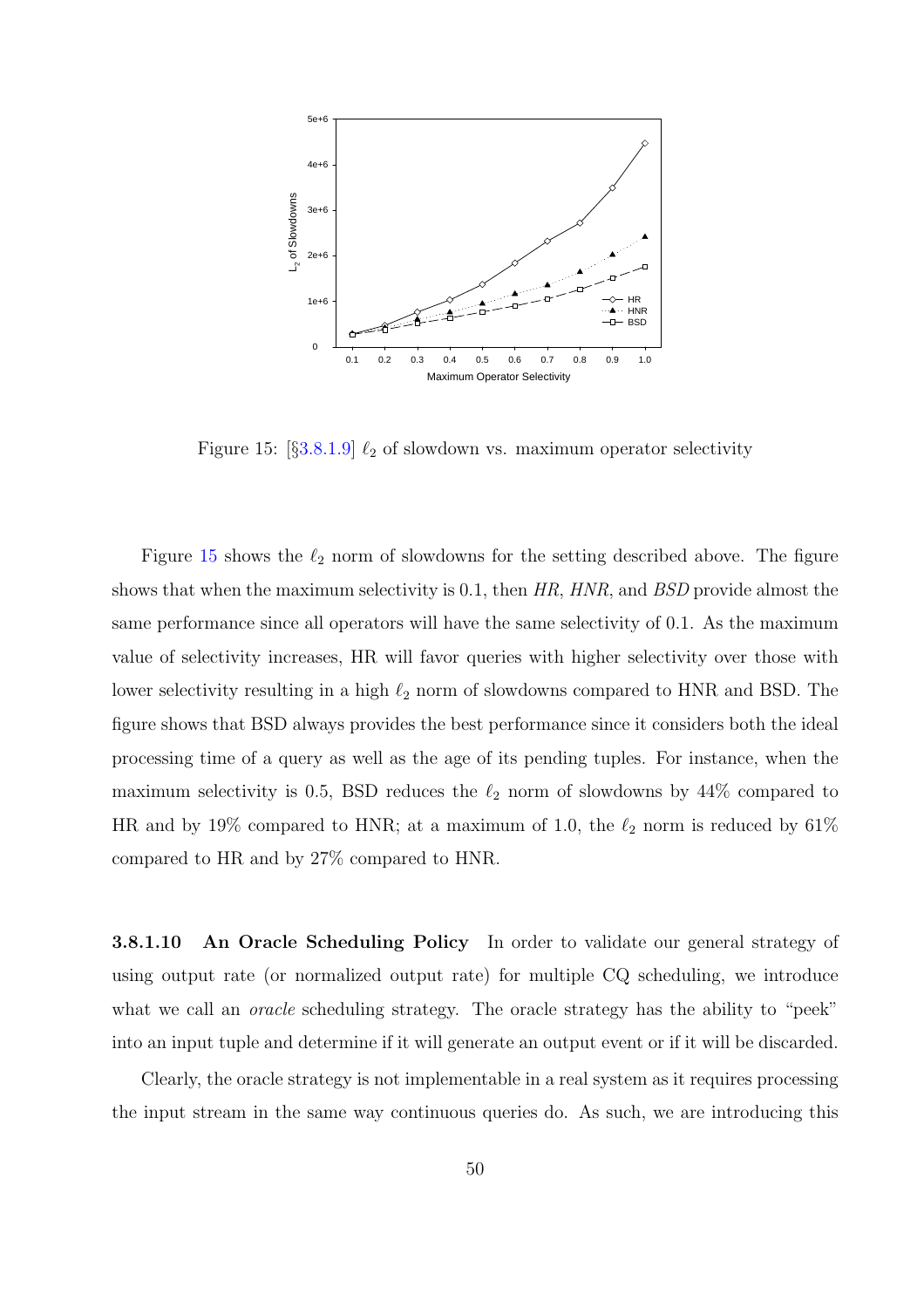Figure 15: [§3.8.1.9] $\ell_2$ of slowdown vs. maximum operator selectivity

Figure 15 shows the $\ell_2$ norm of slowdowns for the setting described above. The figure shows that when the maximum selectivity is 0.1, then *HR*, *HNR*, and *BSD* provide almost the same performance since all operators will have the same selectivity of 0.1. As the maximum value of selectivity increases, HR will favor queries with higher selectivity over those with lower selectivity resulting in a high $\ell_2$ norm of slowdowns compared to HNR and BSD. The figure shows that BSD always provides the best performance since it considers both the ideal processing time of a query as well as the age of its pending tuples. For instance, when the maximum selectivity is 0.5, BSD reduces the $\ell_2$ norm of slowdowns by 44% compared to HR and by 19% compared to HNR; at a maximum of 1.0, the $\ell_2$ norm is reduced by 61% compared to HR and by 27% compared to HNR.

**3.8.1.10 An Oracle Scheduling Policy** In order to validate our general strategy of using output rate (or normalized output rate) for multiple CQ scheduling, we introduce what we call an *oracle* scheduling strategy. The oracle strategy has the ability to "peek" into an input tuple and determine if it will generate an output event or if it will be discarded.

Clearly, the oracle strategy is not implementable in a real system as it requires processing the input stream in the same way continuous queries do. As such, we are introducing this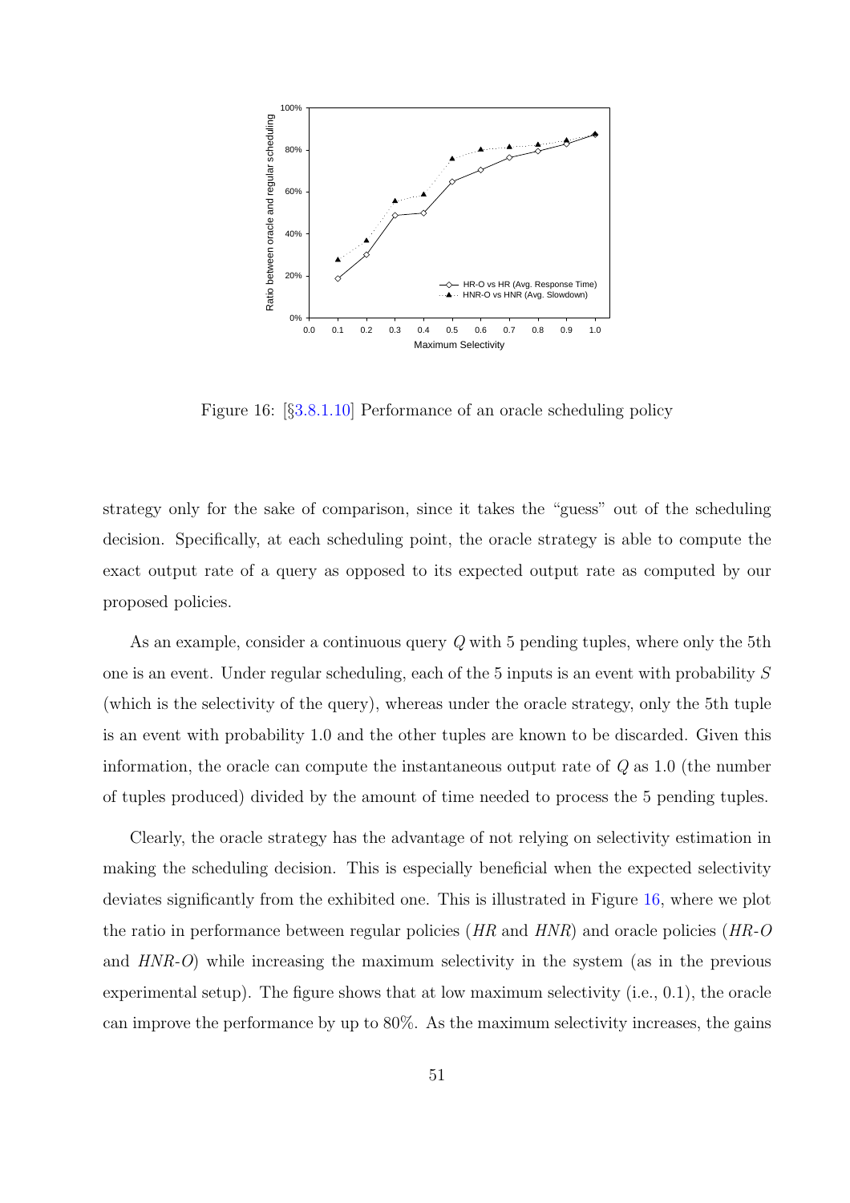Figure 16: [§3.8.1.10] Performance of an oracle scheduling policy

strategy only for the sake of comparison, since it takes the "guess" out of the scheduling decision. Specifically, at each scheduling point, the oracle strategy is able to compute the exact output rate of a query as opposed to its expected output rate as computed by our proposed policies.

As an example, consider a continuous query $Q$ with 5 pending tuples, where only the 5th one is an event. Under regular scheduling, each of the 5 inputs is an event with probability $S$ (which is the selectivity of the query), whereas under the oracle strategy, only the 5th tuple is an event with probability 1.0 and the other tuples are known to be discarded. Given this information, the oracle can compute the instantaneous output rate of $Q$ as 1.0 (the number of tuples produced) divided by the amount of time needed to process the 5 pending tuples.

Clearly, the oracle strategy has the advantage of not relying on selectivity estimation in making the scheduling decision. This is especially beneficial when the expected selectivity deviates significantly from the exhibited one. This is illustrated in Figure 16, where we plot the ratio in performance between regular policies (*HR* and *HNR*) and oracle policies (*HR-O* and *HNR-O*) while increasing the maximum selectivity in the system (as in the previous experimental setup). The figure shows that at low maximum selectivity (i.e., 0.1), the oracle can improve the performance by up to 80%. As the maximum selectivity increases, the gains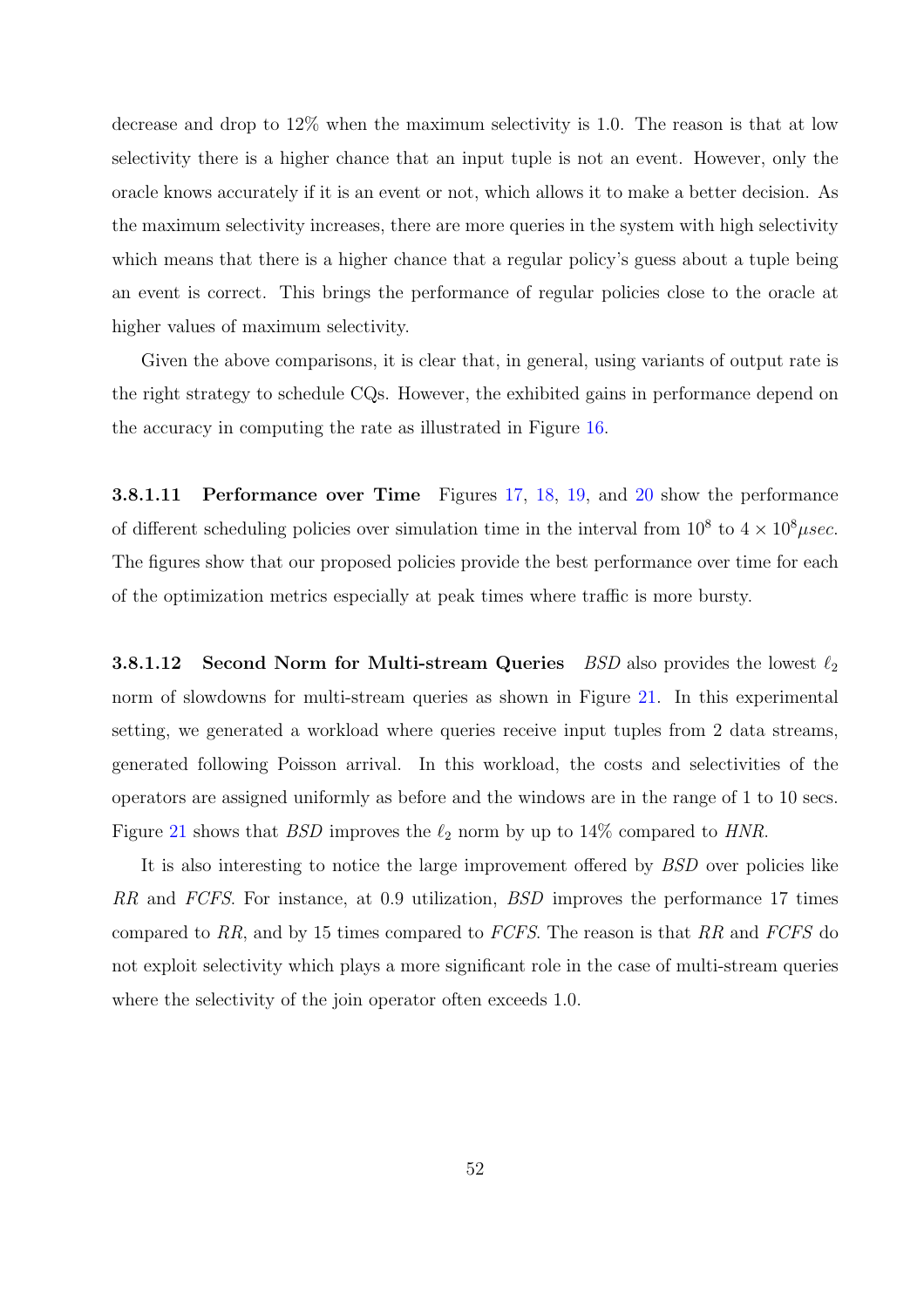decrease and drop to 12% when the maximum selectivity is 1.0. The reason is that at low selectivity there is a higher chance that an input tuple is not an event. However, only the oracle knows accurately if it is an event or not, which allows it to make a better decision. As the maximum selectivity increases, there are more queries in the system with high selectivity which means that there is a higher chance that a regular policy's guess about a tuple being an event is correct. This brings the performance of regular policies close to the oracle at higher values of maximum selectivity.

Given the above comparisons, it is clear that, in general, using variants of output rate is the right strategy to schedule CQs. However, the exhibited gains in performance depend on the accuracy in computing the rate as illustrated in Figure 16.

**3.8.1.11 Performance over Time** Figures 17, 18, 19, and 20 show the performance of different scheduling policies over simulation time in the interval from $10^8$ to $4 \times 10^8 \mu sec$. The figures show that our proposed policies provide the best performance over time for each of the optimization metrics especially at peak times where traffic is more bursty.

**3.8.1.12 Second Norm for Multi-stream Queries** *BSD* also provides the lowest $\ell_2$ norm of slowdowns for multi-stream queries as shown in Figure 21. In this experimental setting, we generated a workload where queries receive input tuples from 2 data streams, generated following Poisson arrival. In this workload, the costs and selectivities of the operators are assigned uniformly as before and the windows are in the range of 1 to 10 secs. Figure 21 shows that *BSD* improves the $\ell_2$ norm by up to 14% compared to *HNR*.

It is also interesting to notice the large improvement offered by *BSD* over policies like *RR* and *FCFS*. For instance, at 0.9 utilization, *BSD* improves the performance 17 times compared to *RR*, and by 15 times compared to *FCFS*. The reason is that *RR* and *FCFS* do not exploit selectivity which plays a more significant role in the case of multi-stream queries where the selectivity of the join operator often exceeds 1.0.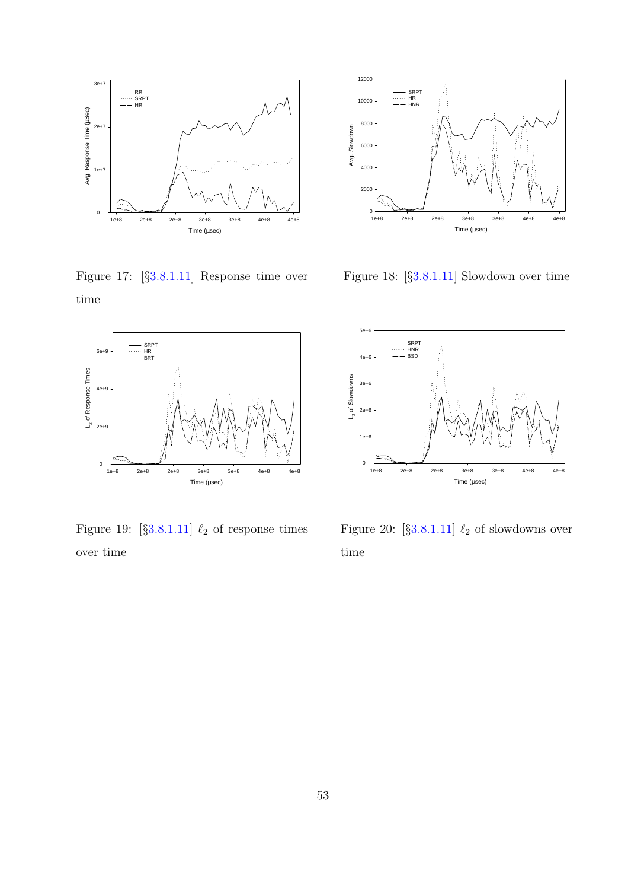Figure 17: [§3.8.1.11] Response time over time

Figure 18: [§3.8.1.11] Slowdown over time

Figure 19: [§3.8.1.11] $\ell_2$ of response times over time

Figure 20: [§3.8.1.11] $\ell_2$ of slowdowns over time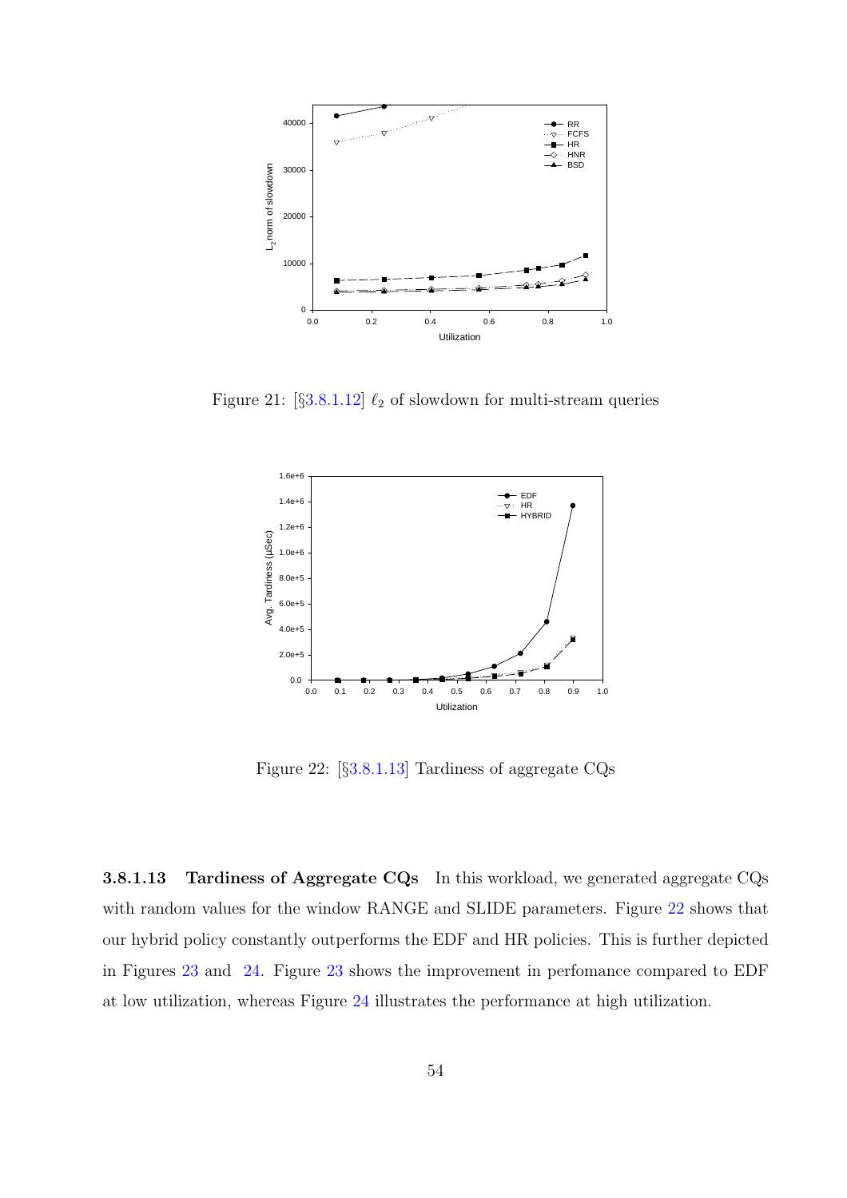Figure 21: [§3.8.1.12] $\ell_2$ of slowdown for multi-stream queries

Figure 22: [§3.8.1.13] Tardiness of aggregate CQs

#### 3.8.1.13 Tardiness of Aggregate CQs

In this workload, we generated aggregate CQs with random values for the window RANGE and SLIDE parameters. Figure 22 shows that our hybrid policy constantly outperforms the EDF and HR policies. This is further depicted in Figures 23 and 24. Figure 23 shows the improvement in perfomance compared to EDF at low utilization, whereas Figure 24 illustrates the performance at high utilization.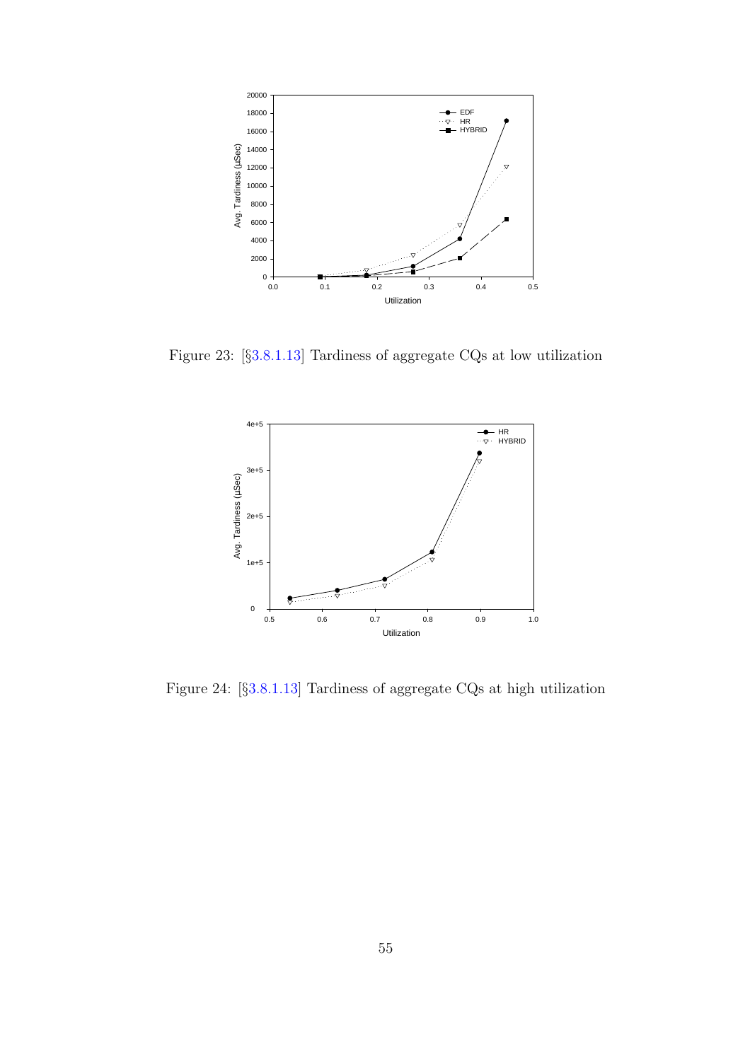Figure 23: [§3.8.1.13] Tardiness of aggregate CQs at low utilization

Figure 24: [§3.8.1.13] Tardiness of aggregate CQs at high utilization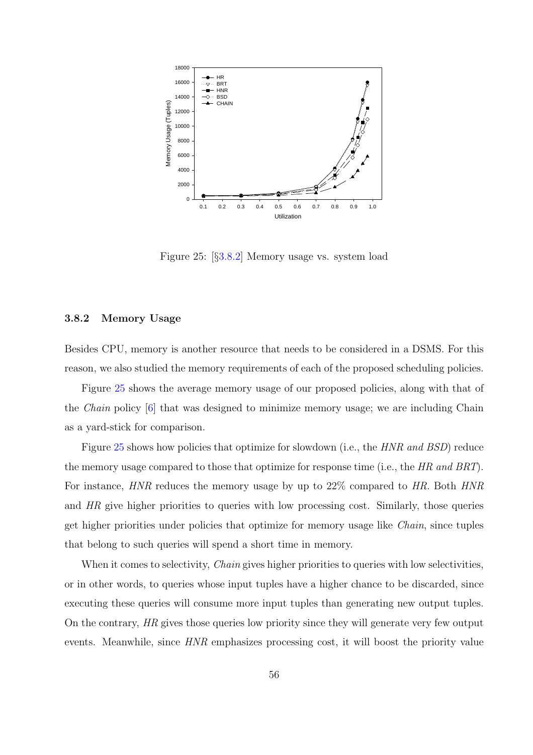Figure 25: [§3.8.2] Memory usage vs. system load

### 3.8.2 Memory Usage

Besides CPU, memory is another resource that needs to be considered in a DSMS. For this reason, we also studied the memory requirements of each of the proposed scheduling policies.

Figure 25 shows the average memory usage of our proposed policies, along with that of the *Chain* policy [6] that was designed to minimize memory usage; we are including Chain as a yard-stick for comparison.

Figure 25 shows how policies that optimize for slowdown (i.e., the *HNR and BSD*) reduce the memory usage compared to those that optimize for response time (i.e., the *HR and BRT*). For instance, *HNR* reduces the memory usage by up to 22% compared to *HR*. Both *HNR* and *HR* give higher priorities to queries with low processing cost. Similarly, those queries get higher priorities under policies that optimize for memory usage like *Chain*, since tuples that belong to such queries will spend a short time in memory.

When it comes to selectivity, *Chain* gives higher priorities to queries with low selectivities, or in other words, to queries whose input tuples have a higher chance to be discarded, since executing these queries will consume more input tuples than generating new output tuples. On the contrary, *HR* gives those queries low priority since they will generate very few output events. Meanwhile, since *HNR* emphasizes processing cost, it will boost the priority value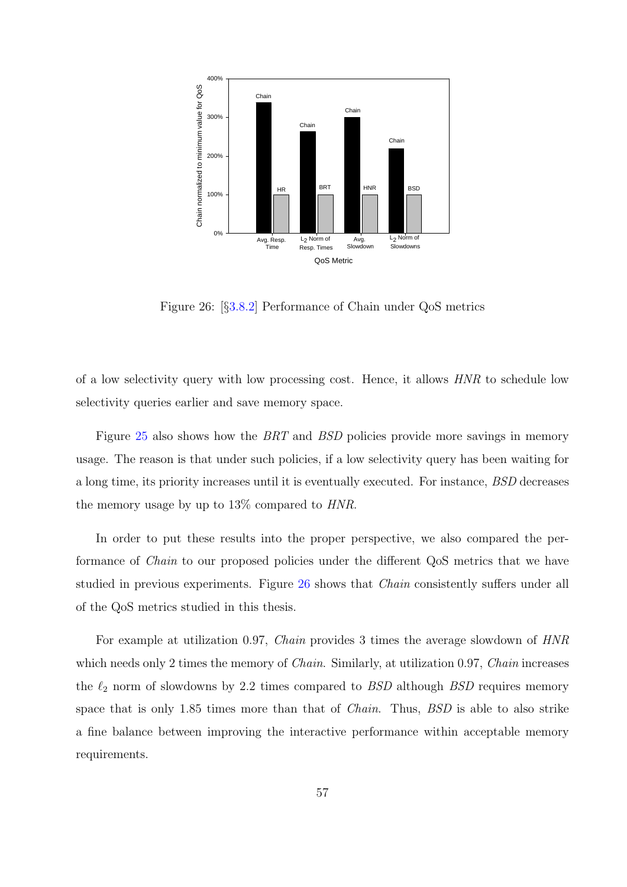Figure 26: [§3.8.2] Performance of Chain under QoS metrics

of a low selectivity query with low processing cost. Hence, it allows *HNR* to schedule low selectivity queries earlier and save memory space.

Figure 25 also shows how the *BRT* and *BSD* policies provide more savings in memory usage. The reason is that under such policies, if a low selectivity query has been waiting for a long time, its priority increases until it is eventually executed. For instance, *BSD* decreases the memory usage by up to 13% compared to *HNR*.

In order to put these results into the proper perspective, we also compared the performance of *Chain* to our proposed policies under the different QoS metrics that we have studied in previous experiments. Figure 26 shows that *Chain* consistently suffers under all of the QoS metrics studied in this thesis.

For example at utilization 0.97, *Chain* provides 3 times the average slowdown of *HNR* which needs only 2 times the memory of *Chain*. Similarly, at utilization 0.97, *Chain* increases the $\ell_2$ norm of slowdowns by 2.2 times compared to *BSD* although *BSD* requires memory space that is only 1.85 times more than that of *Chain*. Thus, *BSD* is able to also strike a fine balance between improving the interactive performance within acceptable memory requirements.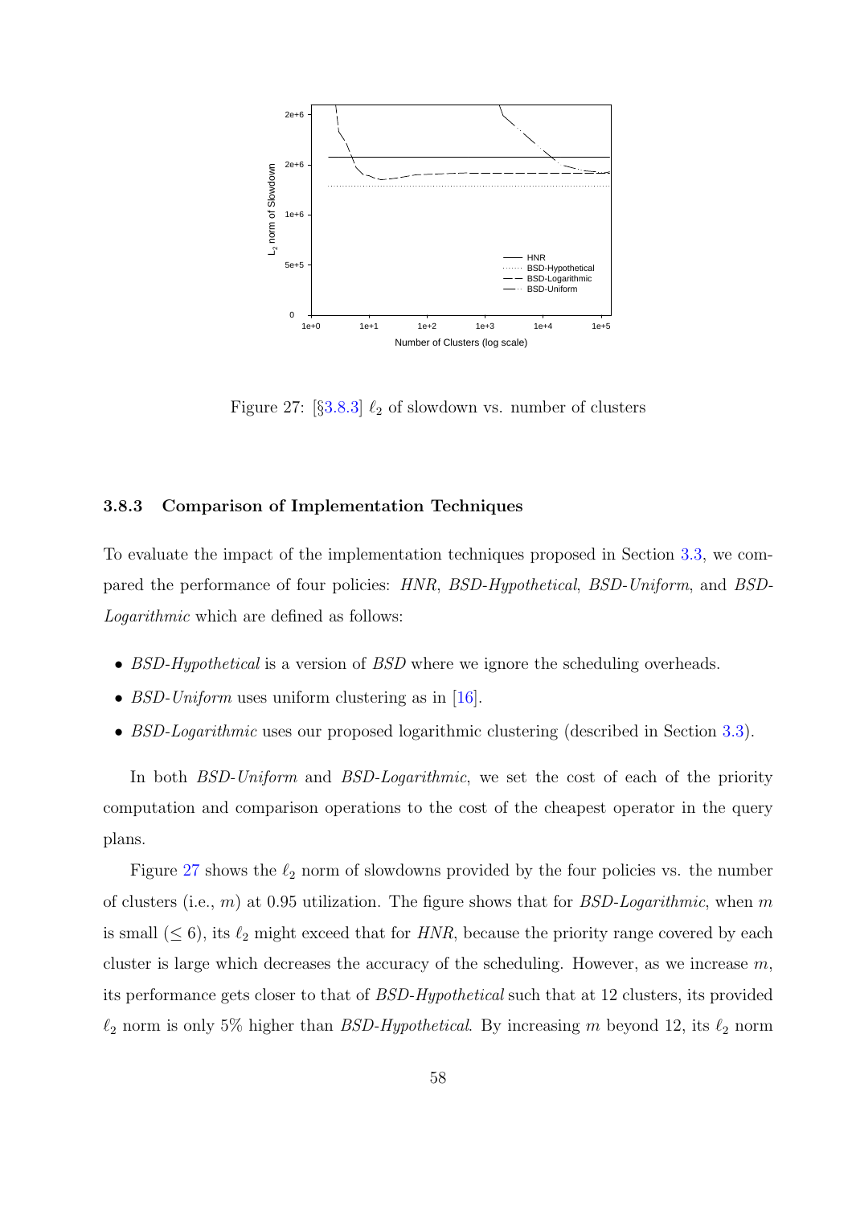Figure 27: [§3.8.3] $\ell_2$ of slowdown vs. number of clusters

### 3.8.3 Comparison of Implementation Techniques

To evaluate the impact of the implementation techniques proposed in Section 3.3, we compared the performance of four policies: *HNR*, *BSD-Hypothetical*, *BSD-Uniform*, and *BSD-Logarithmic* which are defined as follows:

- *BSD-Hypothetical* is a version of *BSD* where we ignore the scheduling overheads.
- *BSD-Uniform* uses uniform clustering as in [16].
- *BSD-Logarithmic* uses our proposed logarithmic clustering (described in Section 3.3).

In both *BSD-Uniform* and *BSD-Logarithmic*, we set the cost of each of the priority computation and comparison operations to the cost of the cheapest operator in the query plans.

Figure 27 shows the $\ell_2$ norm of slowdowns provided by the four policies vs. the number of clusters (i.e., $m$) at 0.95 utilization. The figure shows that for *BSD-Logarithmic*, when $m$ is small ($\leq 6$), its $\ell_2$ might exceed that for *HNR*, because the priority range covered by each cluster is large which decreases the accuracy of the scheduling. However, as we increase $m$, its performance gets closer to that of *BSD-Hypothetical* such that at 12 clusters, its provided $\ell_2$ norm is only 5% higher than *BSD-Hypothetical*. By increasing $m$ beyond 12, its $\ell_2$ norm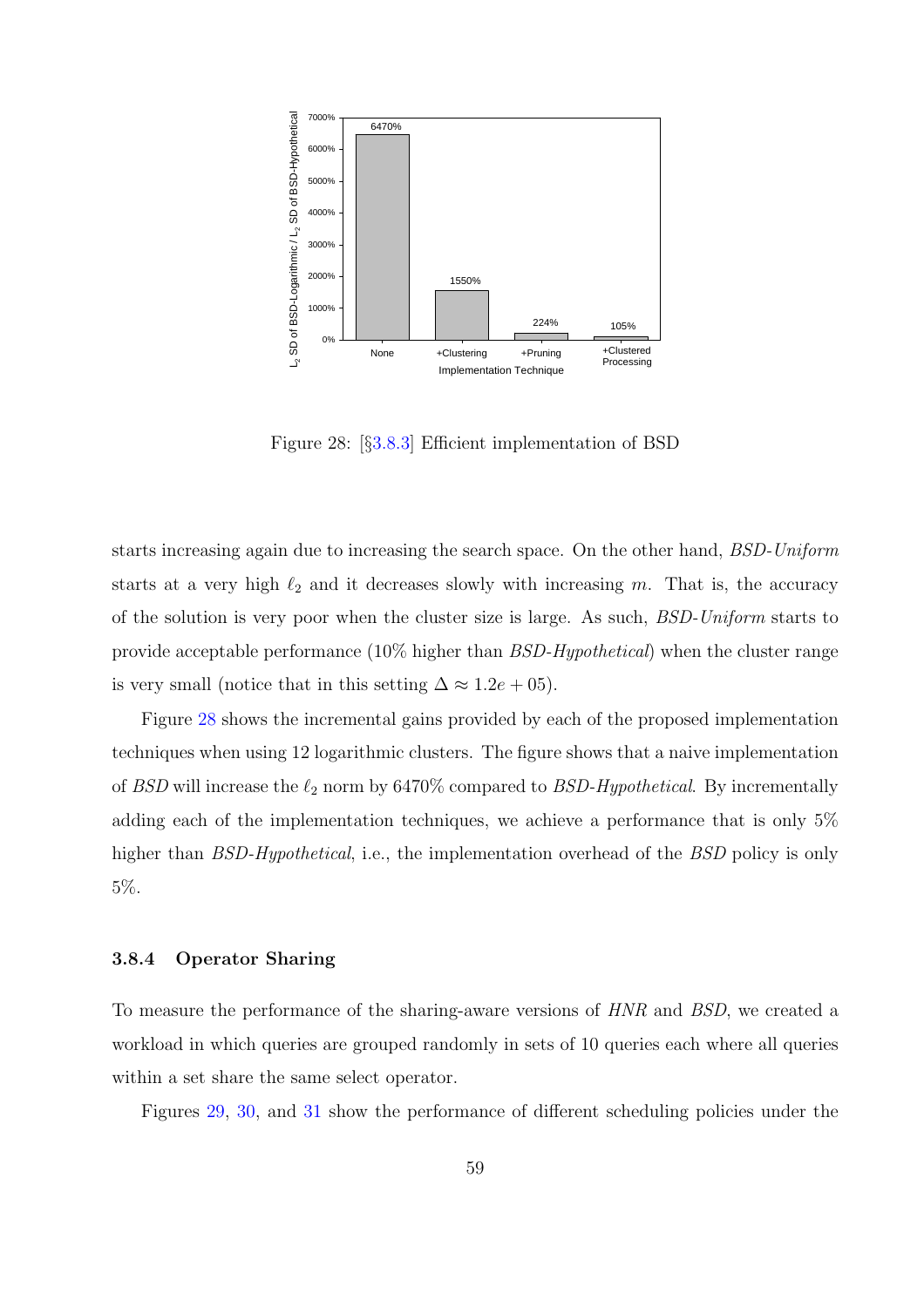Figure 28: [§3.8.3] Efficient implementation of BSD

starts increasing again due to increasing the search space. On the other hand, *BSD-Uniform* starts at a very high $\ell_2$ and it decreases slowly with increasing $m$. That is, the accuracy of the solution is very poor when the cluster size is large. As such, *BSD-Uniform* starts to provide acceptable performance (10% higher than *BSD-Hypothetical*) when the cluster range is very small (notice that in this setting $\Delta \approx 1.2e + 05$).

Figure 28 shows the incremental gains provided by each of the proposed implementation techniques when using 12 logarithmic clusters. The figure shows that a naive implementation of *BSD* will increase the $\ell_2$ norm by 6470% compared to *BSD-Hypothetical*. By incrementally adding each of the implementation techniques, we achieve a performance that is only 5% higher than *BSD-Hypothetical*, i.e., the implementation overhead of the *BSD* policy is only 5%.

### 3.8.4 Operator Sharing

To measure the performance of the sharing-aware versions of *HNR* and *BSD*, we created a workload in which queries are grouped randomly in sets of 10 queries each where all queries within a set share the same select operator.

Figures 29, 30, and 31 show the performance of different scheduling policies under the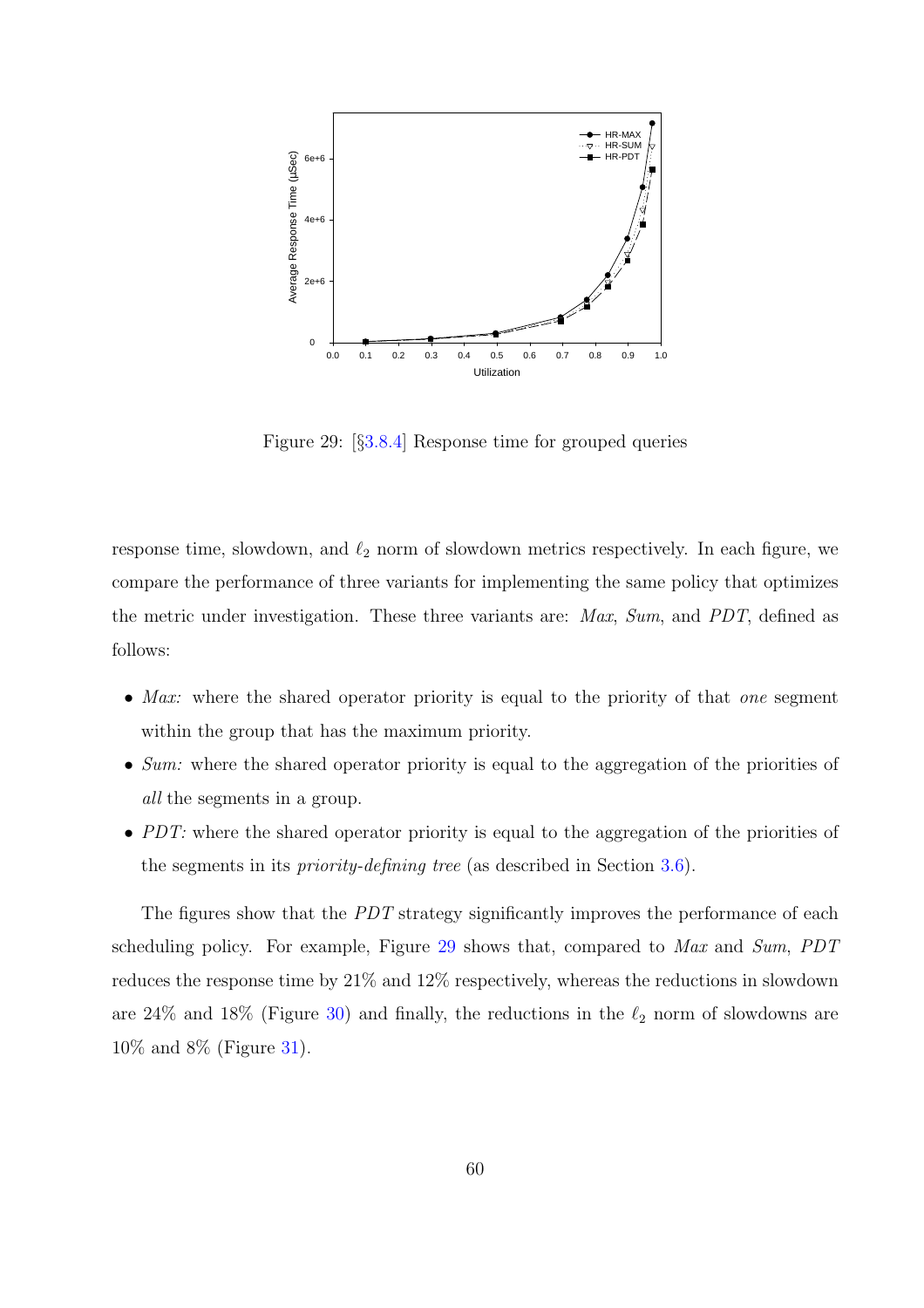Figure 29: [§3.8.4] Response time for grouped queries

response time, slowdown, and $\ell_2$ norm of slowdown metrics respectively. In each figure, we compare the performance of three variants for implementing the same policy that optimizes the metric under investigation. These three variants are: *Max*, *Sum*, and *PDT*, defined as follows:

- *Max:* where the shared operator priority is equal to the priority of that *one* segment within the group that has the maximum priority.
- *Sum:* where the shared operator priority is equal to the aggregation of the priorities of *all* the segments in a group.
- *PDT:* where the shared operator priority is equal to the aggregation of the priorities of the segments in its *priority-defining tree* (as described in Section 3.6).

The figures show that the *PDT* strategy significantly improves the performance of each scheduling policy. For example, Figure 29 shows that, compared to *Max* and *Sum*, *PDT* reduces the response time by 21% and 12% respectively, whereas the reductions in slowdown are 24% and 18% (Figure 30) and finally, the reductions in the $\ell_2$ norm of slowdowns are 10% and 8% (Figure 31).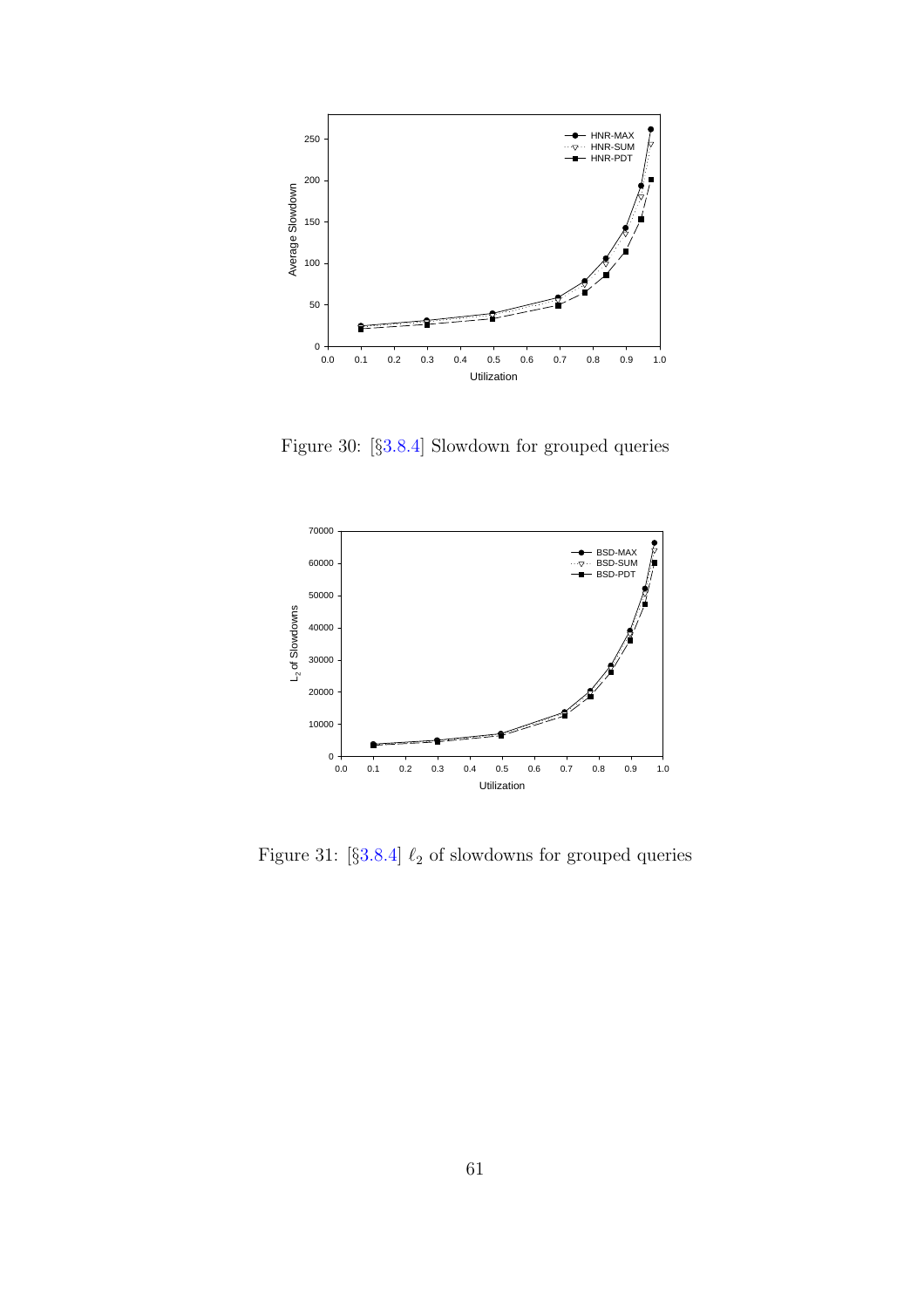Figure 30: [§3.8.4] Slowdown for grouped queries

Figure 31: [§3.8.4] $\ell_2$ of slowdowns for grouped queries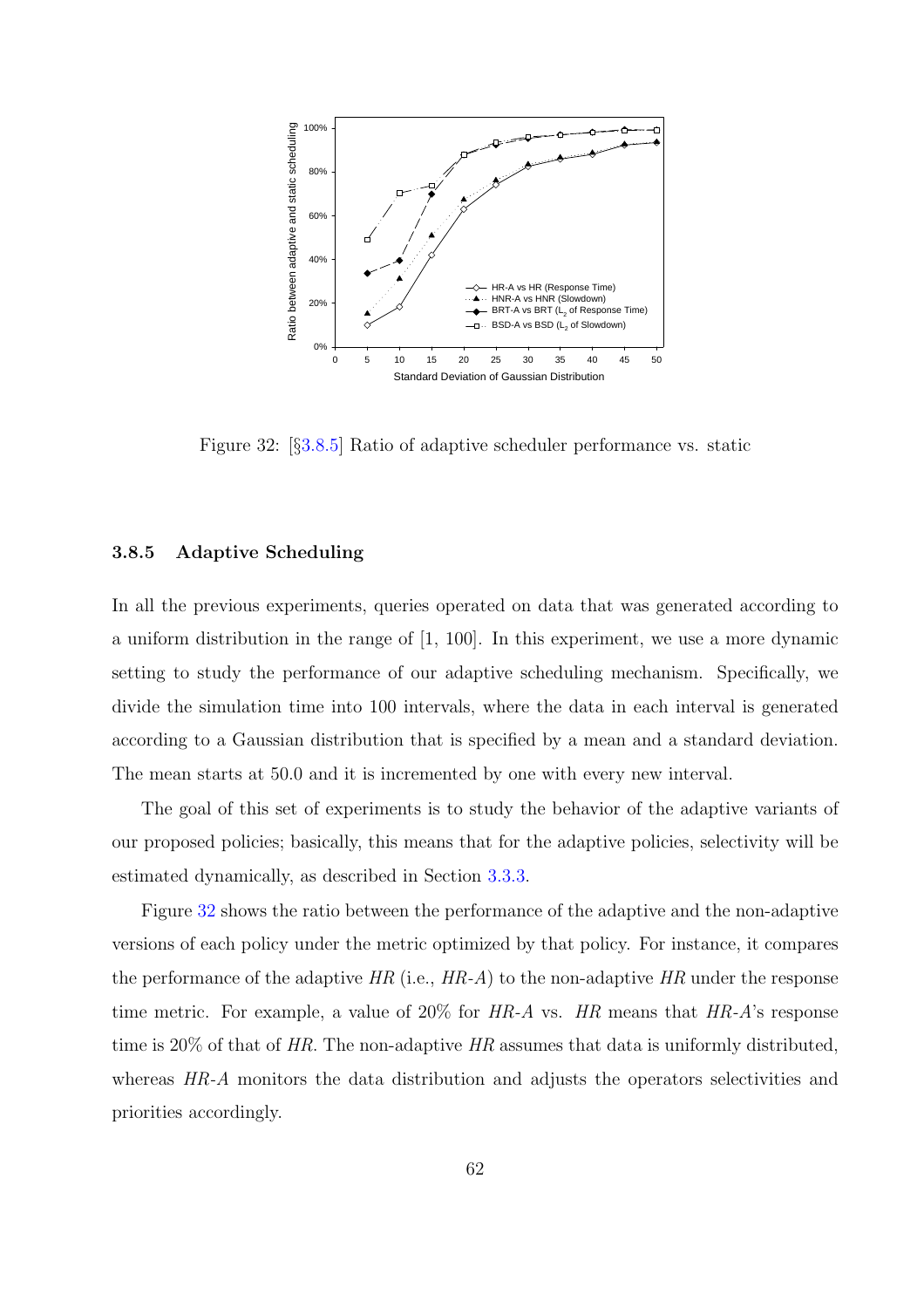Figure 32: [§3.8.5] Ratio of adaptive scheduler performance vs. static

### 3.8.5 Adaptive Scheduling

In all the previous experiments, queries operated on data that was generated according to a uniform distribution in the range of [1, 100]. In this experiment, we use a more dynamic setting to study the performance of our adaptive scheduling mechanism. Specifically, we divide the simulation time into 100 intervals, where the data in each interval is generated according to a Gaussian distribution that is specified by a mean and a standard deviation. The mean starts at 50.0 and it is incremented by one with every new interval.

The goal of this set of experiments is to study the behavior of the adaptive variants of our proposed policies; basically, this means that for the adaptive policies, selectivity will be estimated dynamically, as described in Section 3.3.3.

Figure 32 shows the ratio between the performance of the adaptive and the non-adaptive versions of each policy under the metric optimized by that policy. For instance, it compares the performance of the adaptive *HR* (i.e., *HR-A*) to the non-adaptive *HR* under the response time metric. For example, a value of 20% for *HR-A* vs. *HR* means that *HR-A*'s response time is 20% of that of *HR*. The non-adaptive *HR* assumes that data is uniformly distributed, whereas *HR-A* monitors the data distribution and adjusts the operators selectivities and priorities accordingly.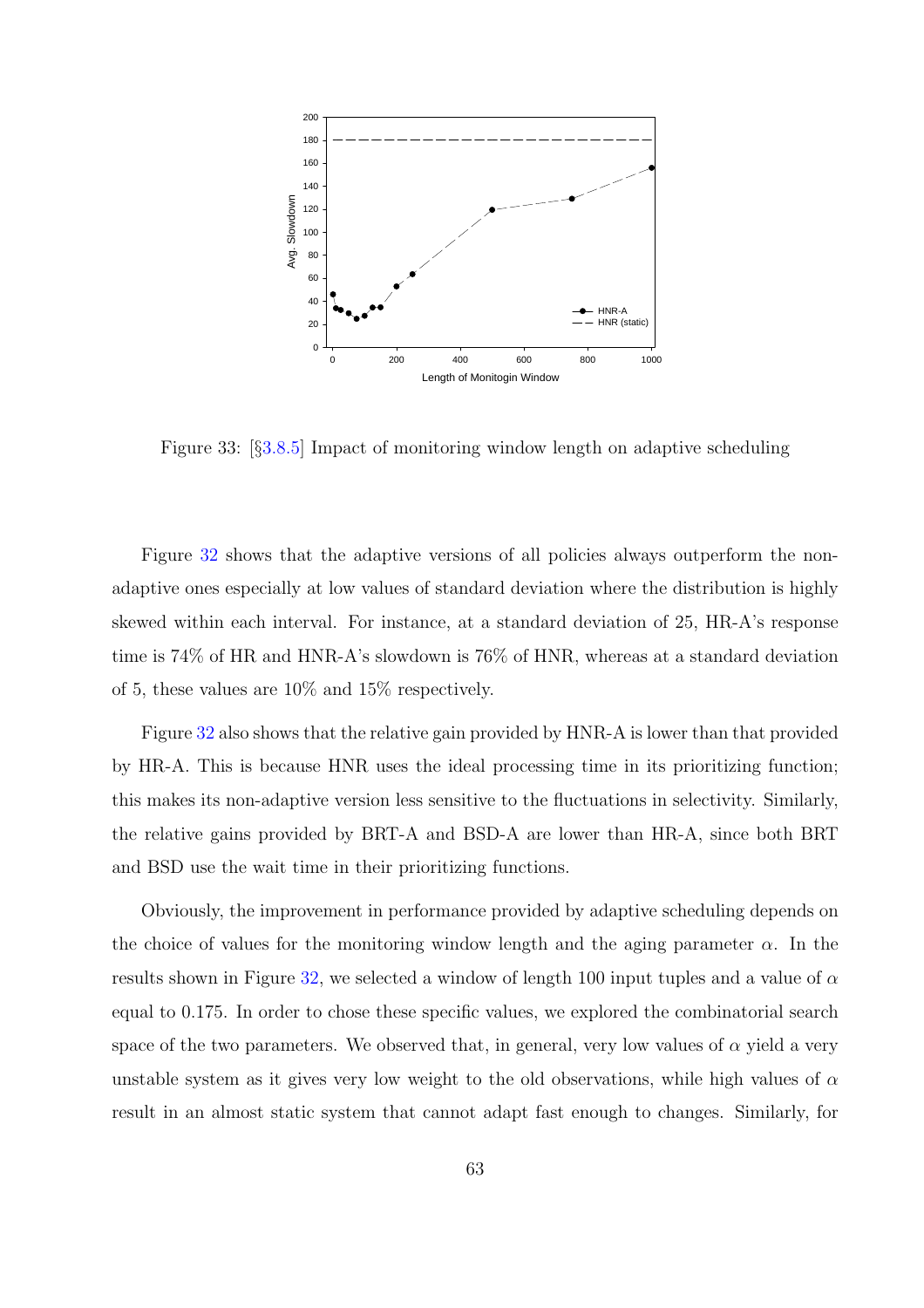Figure 33: [§3.8.5] Impact of monitoring window length on adaptive scheduling

Figure 32 shows that the adaptive versions of all policies always outperform the non-adaptive ones especially at low values of standard deviation where the distribution is highly skewed within each interval. For instance, at a standard deviation of 25, HR-A's response time is 74% of HR and HNR-A's slowdown is 76% of HNR, whereas at a standard deviation of 5, these values are 10% and 15% respectively.

Figure 32 also shows that the relative gain provided by HNR-A is lower than that provided by HR-A. This is because HNR uses the ideal processing time in its prioritizing function; this makes its non-adaptive version less sensitive to the fluctuations in selectivity. Similarly, the relative gains provided by BRT-A and BSD-A are lower than HR-A, since both BRT and BSD use the wait time in their prioritizing functions.

Obviously, the improvement in performance provided by adaptive scheduling depends on the choice of values for the monitoring window length and the aging parameter $\alpha$. In the results shown in Figure 32, we selected a window of length 100 input tuples and a value of $\alpha$ equal to 0.175. In order to chose these specific values, we explored the combinatorial search space of the two parameters. We observed that, in general, very low values of $\alpha$ yield a very unstable system as it gives very low weight to the old observations, while high values of $\alpha$ result in an almost static system that cannot adapt fast enough to changes. Similarly, for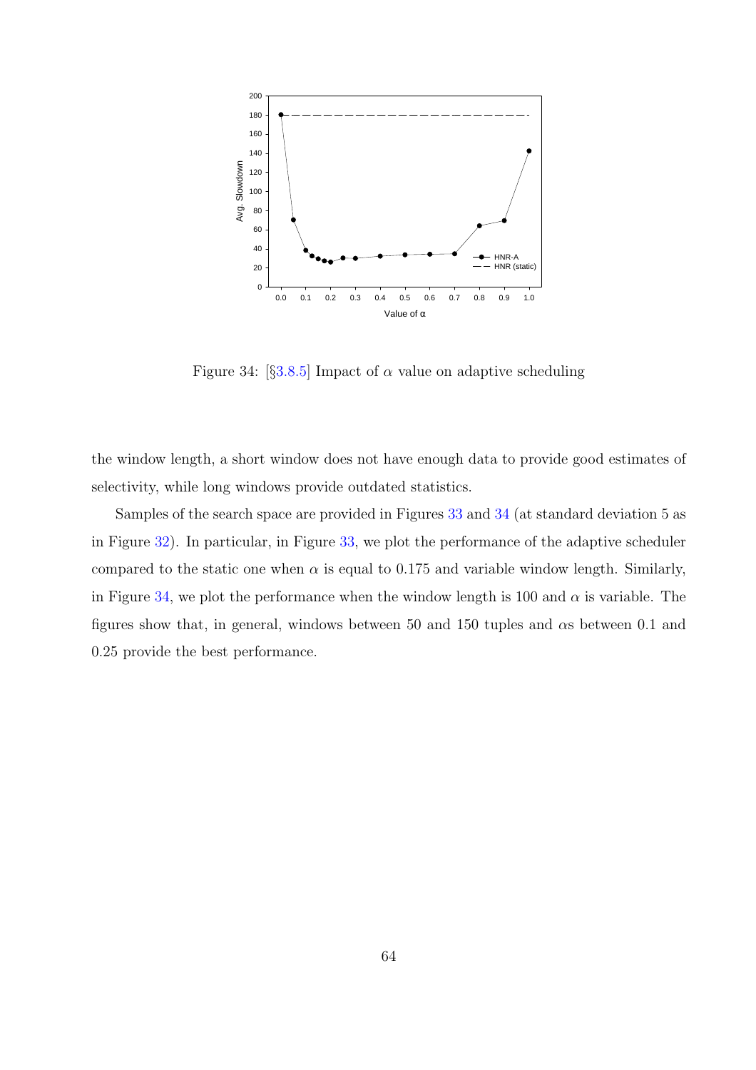Figure 34: [§3.8.5] Impact of $\alpha$ value on adaptive scheduling

the window length, a short window does not have enough data to provide good estimates of selectivity, while long windows provide outdated statistics.

Samples of the search space are provided in Figures 33 and 34 (at standard deviation 5 as in Figure 32). In particular, in Figure 33, we plot the performance of the adaptive scheduler compared to the static one when $\alpha$ is equal to 0.175 and variable window length. Similarly, in Figure 34, we plot the performance when the window length is 100 and $\alpha$ is variable. The figures show that, in general, windows between 50 and 150 tuples and $\alpha$s between 0.1 and 0.25 provide the best performance.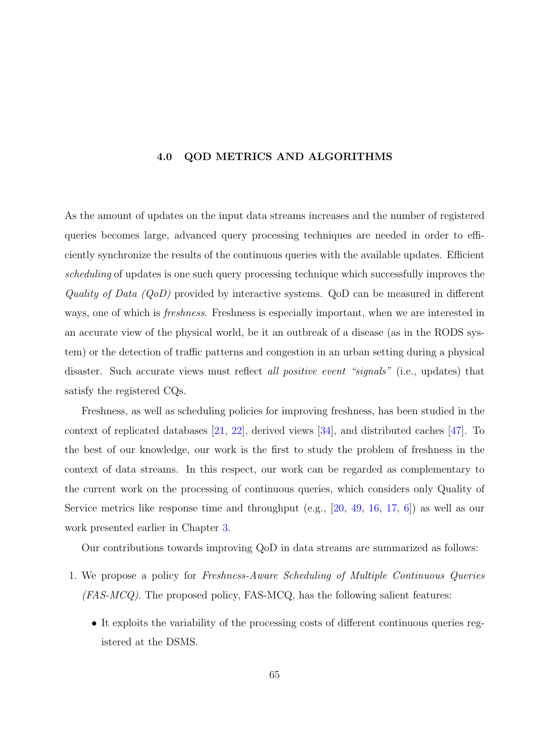# 4.0 QOD METRICS AND ALGORITHMS

As the amount of updates on the input data streams increases and the number of registered queries becomes large, advanced query processing techniques are needed in order to efficiently synchronize the results of the continuous queries with the available updates. Efficient *scheduling* of updates is one such query processing technique which successfully improves the *Quality of Data (QoD)* provided by interactive systems. QoD can be measured in different ways, one of which is *freshness*. Freshness is especially important, when we are interested in an accurate view of the physical world, be it an outbreak of a disease (as in the RODS system) or the detection of traffic patterns and congestion in an urban setting during a physical disaster. Such accurate views must reflect *all positive event "signals"* (i.e., updates) that satisfy the registered CQs.

Freshness, as well as scheduling policies for improving freshness, has been studied in the context of replicated databases [21, 22], derived views [34], and distributed caches [47]. To the best of our knowledge, our work is the first to study the problem of freshness in the context of data streams. In this respect, our work can be regarded as complementary to the current work on the processing of continuous queries, which considers only Quality of Service metrics like response time and throughput (e.g., [20, 49, 16, 17, 6]) as well as our work presented earlier in Chapter 3.

Our contributions towards improving QoD in data streams are summarized as follows:

1. We propose a policy for *Freshness-Aware Scheduling of Multiple Continuous Queries (FAS-MCQ)*. The proposed policy, FAS-MCQ, has the following salient features:
   - It exploits the variability of the processing costs of different continuous queries registered at the DSMS.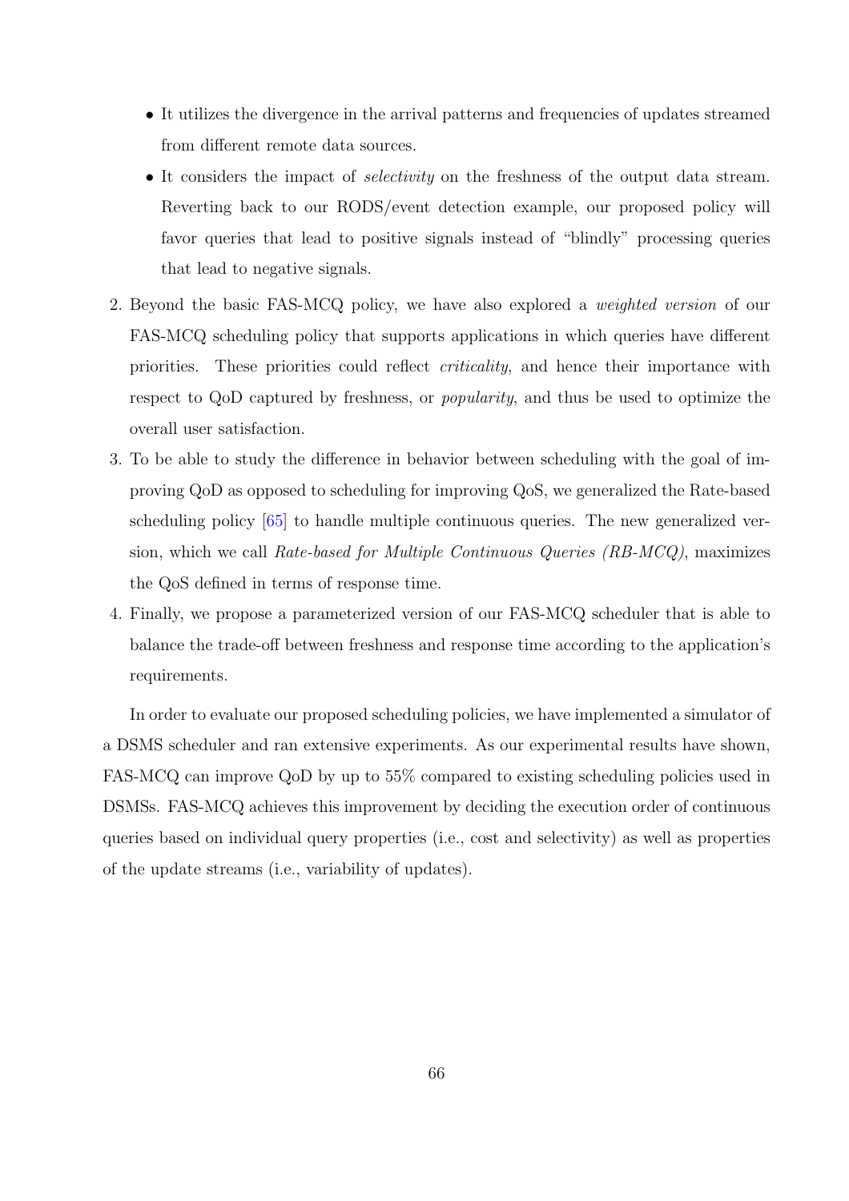- It utilizes the divergence in the arrival patterns and frequencies of updates streamed from different remote data sources.
- It considers the impact of *selectivity* on the freshness of the output data stream. Reverting back to our RODS/event detection example, our proposed policy will favor queries that lead to positive signals instead of "blindly" processing queries that lead to negative signals.

2. Beyond the basic FAS-MCQ policy, we have also explored a *weighted version* of our FAS-MCQ scheduling policy that supports applications in which queries have different priorities. These priorities could reflect *criticality*, and hence their importance with respect to QoD captured by freshness, or *popularity*, and thus be used to optimize the overall user satisfaction.
3. To be able to study the difference in behavior between scheduling with the goal of improving QoD as opposed to scheduling for improving QoS, we generalized the Rate-based scheduling policy [65] to handle multiple continuous queries. The new generalized version, which we call *Rate-based for Multiple Continuous Queries (RB-MCQ)*, maximizes the QoS defined in terms of response time.
4. Finally, we propose a parameterized version of our FAS-MCQ scheduler that is able to balance the trade-off between freshness and response time according to the application's requirements.

In order to evaluate our proposed scheduling policies, we have implemented a simulator of a DSMS scheduler and ran extensive experiments. As our experimental results have shown, FAS-MCQ can improve QoD by up to 55% compared to existing scheduling policies used in DSMSs. FAS-MCQ achieves this improvement by deciding the execution order of continuous queries based on individual query properties (i.e., cost and selectivity) as well as properties of the update streams (i.e., variability of updates).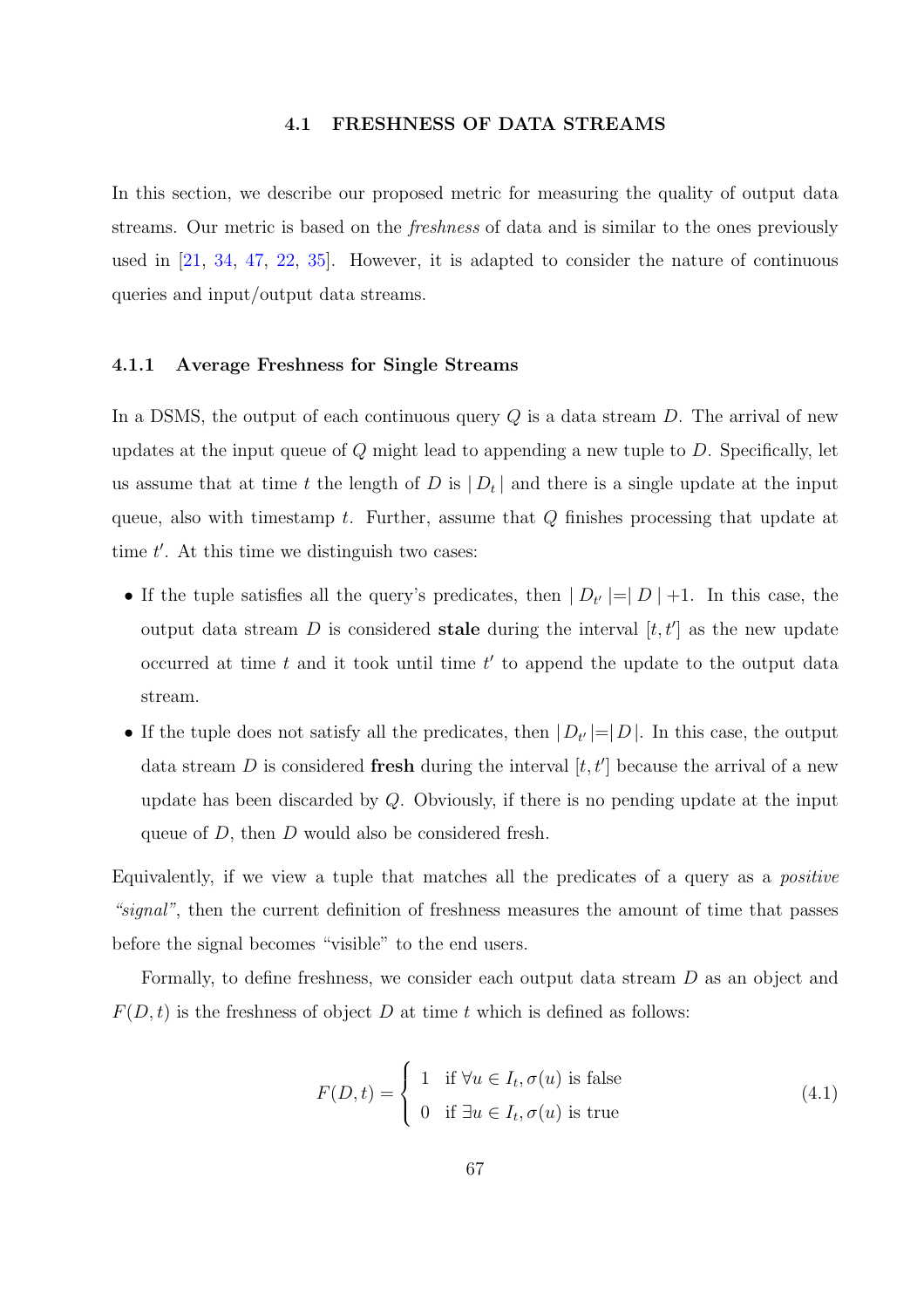## 4.1 FRESHNESS OF DATA STREAMS

In this section, we describe our proposed metric for measuring the quality of output data streams. Our metric is based on the *freshness* of data and is similar to the ones previously used in [21, 34, 47, 22, 35]. However, it is adapted to consider the nature of continuous queries and input/output data streams.

### 4.1.1 Average Freshness for Single Streams

In a DSMS, the output of each continuous query $Q$ is a data stream $D$. The arrival of new updates at the input queue of $Q$ might lead to appending a new tuple to $D$. Specifically, let us assume that at time $t$ the length of $D$ is $|D_t|$ and there is a single update at the input queue, also with timestamp $t$. Further, assume that $Q$ finishes processing that update at time $t'$. At this time we distinguish two cases:

- If the tuple satisfies all the query's predicates, then $|D_{t'}| = |D| + 1$. In this case, the output data stream $D$ is considered **stale** during the interval $[t, t']$ as the new update occurred at time $t$ and it took until time $t'$ to append the update to the output data stream.
- If the tuple does not satisfy all the predicates, then $|D_{t'}| = |D|$. In this case, the output data stream $D$ is considered **fresh** during the interval $[t, t']$ because the arrival of a new update has been discarded by $Q$. Obviously, if there is no pending update at the input queue of $D$, then $D$ would also be considered fresh.

Equivalently, if we view a tuple that matches all the predicates of a query as a *positive "signal"*, then the current definition of freshness measures the amount of time that passes before the signal becomes "visible" to the end users.

Formally, to define freshness, we consider each output data stream $D$ as an object and $F(D, t)$ is the freshness of object $D$ at time $t$ which is defined as follows:

$$F(D,t) = \begin{cases} 1 & \text{if } \forall u \in I_t, \sigma(u) \text{ is false} \\ 0 & \text{if } \exists u \in I_t, \sigma(u) \text{ is true} \end{cases} \tag{4.1}$$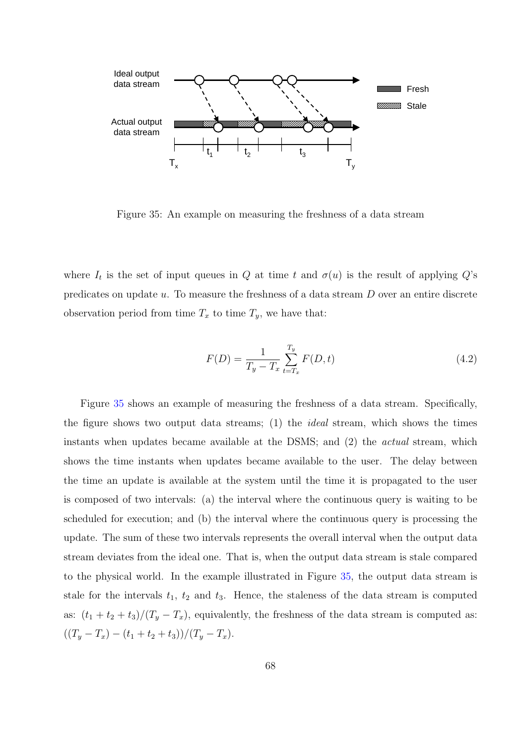Figure 35: An example on measuring the freshness of a data stream

where $I_t$ is the set of input queues in $Q$ at time $t$ and $\sigma(u)$ is the result of applying $Q$'s predicates on update $u$. To measure the freshness of a data stream $D$ over an entire discrete observation period from time $T_x$ to time $T_y$, we have that:

$$F(D) = \frac{1}{T_y - T_x} \sum_{t=T_x}^{T_y} F(D,t) \tag{4.2}$$

Figure 35 shows an example of measuring the freshness of a data stream. Specifically, the figure shows two output data streams; (1) the *ideal* stream, which shows the times instants when updates became available at the DSMS; and (2) the *actual* stream, which shows the time instants when updates became available to the user. The delay between the time an update is available at the system until the time it is propagated to the user is composed of two intervals: (a) the interval where the continuous query is waiting to be scheduled for execution; and (b) the interval where the continuous query is processing the update. The sum of these two intervals represents the overall interval when the output data stream deviates from the ideal one. That is, when the output data stream is stale compared to the physical world. In the example illustrated in Figure 35, the output data stream is stale for the intervals $t_1$, $t_2$ and $t_3$. Hence, the staleness of the data stream is computed as: $(t_1 + t_2 + t_3)/(T_y - T_x)$, equivalently, the freshness of the data stream is computed as: $((T_y - T_x) - (t_1 + t_2 + t_3))/(T_y - T_x)$.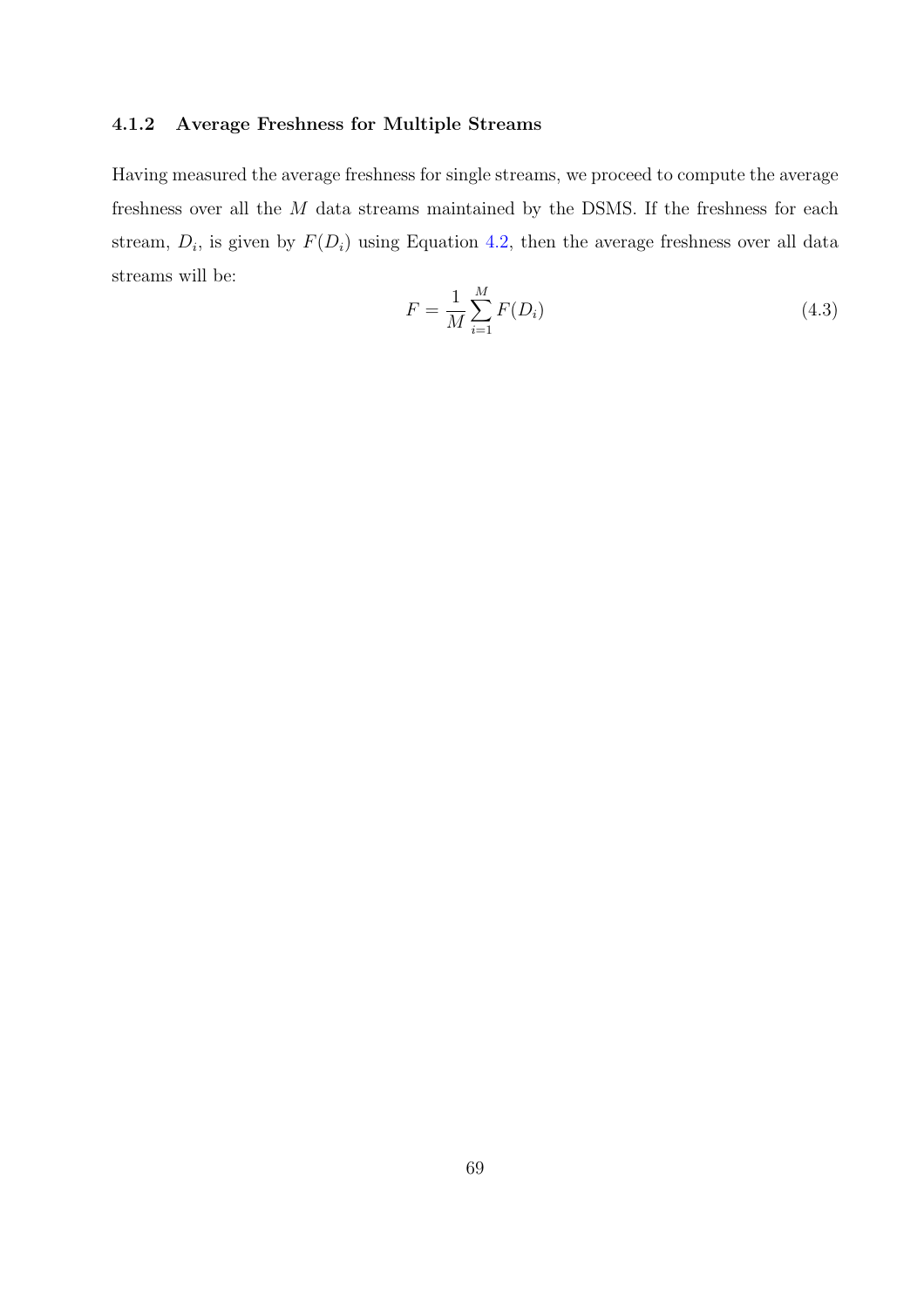### 4.1.2 Average Freshness for Multiple Streams

Having measured the average freshness for single streams, we proceed to compute the average freshness over all the $M$ data streams maintained by the DSMS. If the freshness for each stream, $D_i$, is given by $F(D_i)$ using Equation 4.2, then the average freshness over all data streams will be:

$$F = \frac{1}{M} \sum_{i=1}^{M} F(D_i) \tag{4.3}$$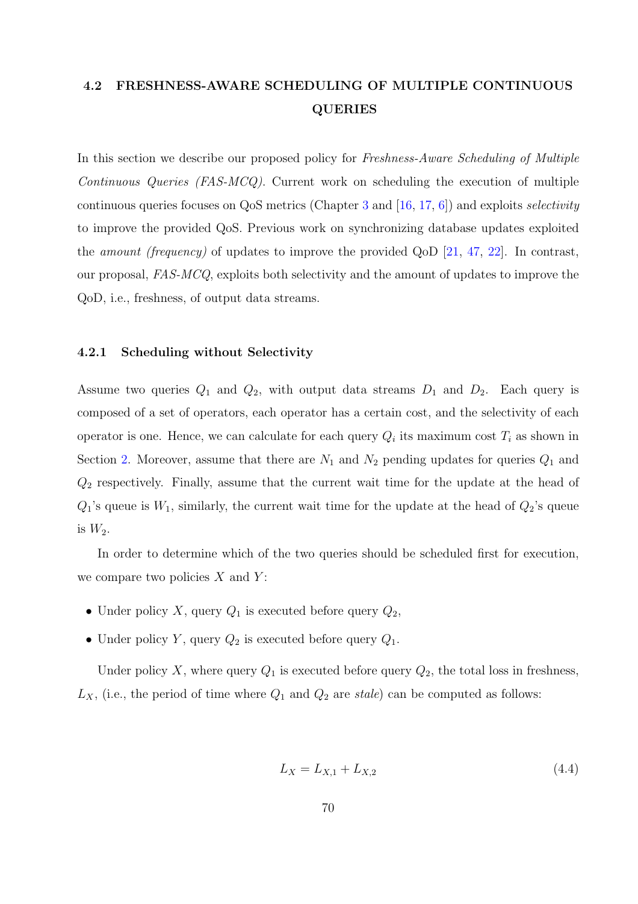## 4.2 FRESHNESS-AWARE SCHEDULING OF MULTIPLE CONTINUOUS QUERIES

In this section we describe our proposed policy for *Freshness-Aware Scheduling of Multiple Continuous Queries (FAS-MCQ)*. Current work on scheduling the execution of multiple continuous queries focuses on QoS metrics (Chapter 3 and [16, 17, 6]) and exploits *selectivity* to improve the provided QoS. Previous work on synchronizing database updates exploited the *amount (frequency)* of updates to improve the provided QoD [21, 47, 22]. In contrast, our proposal, *FAS-MCQ*, exploits both selectivity and the amount of updates to improve the QoD, i.e., freshness, of output data streams.

### 4.2.1 Scheduling without Selectivity

Assume two queries $Q_1$ and $Q_2$, with output data streams $D_1$ and $D_2$. Each query is composed of a set of operators, each operator has a certain cost, and the selectivity of each operator is one. Hence, we can calculate for each query $Q_i$ its maximum cost $T_i$ as shown in Section 2. Moreover, assume that there are $N_1$ and $N_2$ pending updates for queries $Q_1$ and $Q_2$ respectively. Finally, assume that the current wait time for the update at the head of $Q_1$'s queue is $W_1$, similarly, the current wait time for the update at the head of $Q_2$'s queue is $W_2$.

In order to determine which of the two queries should be scheduled first for execution, we compare two policies $X$ and $Y$:

- Under policy $X$, query $Q_1$ is executed before query $Q_2$,
- Under policy $Y$, query $Q_2$ is executed before query $Q_1$.

Under policy $X$, where query $Q_1$ is executed before query $Q_2$, the total loss in freshness, $L_X$, (i.e., the period of time where $Q_1$ and $Q_2$ are *stale*) can be computed as follows:

$$L_X = L_{X,1} + L_{X,2} \tag{4.4}$$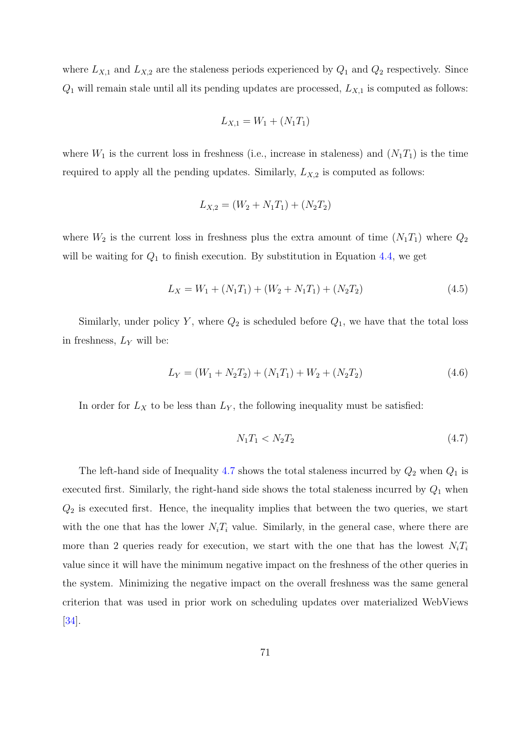where $L_{X,1}$ and $L_{X,2}$ are the staleness periods experienced by $Q_1$ and $Q_2$ respectively. Since $Q_1$ will remain stale until all its pending updates are processed, $L_{X,1}$ is computed as follows:

$$L_{X,1} = W_1 + (N_1 T_1)$$

where $W_1$ is the current loss in freshness (i.e., increase in staleness) and $(N_1 T_1)$ is the time required to apply all the pending updates. Similarly, $L_{X,2}$ is computed as follows:

$$L_{X,2} = (W_2 + N_1 T_1) + (N_2 T_2)$$

where $W_2$ is the current loss in freshness plus the extra amount of time $(N_1 T_1)$ where $Q_2$ will be waiting for $Q_1$ to finish execution. By substitution in Equation 4.4, we get

$$L_X = W_1 + (N_1 T_1) + (W_2 + N_1 T_1) + (N_2 T_2) \tag{4.5}$$

Similarly, under policy $Y$, where $Q_2$ is scheduled before $Q_1$, we have that the total loss in freshness, $L_Y$ will be:

$$L_Y = (W_1 + N_2 T_2) + (N_1 T_1) + W_2 + (N_2 T_2) \tag{4.6}$$

In order for $L_X$ to be less than $L_Y$, the following inequality must be satisfied:

$$N_1 T_1 < N_2 T_2 \tag{4.7}$$

The left-hand side of Inequality 4.7 shows the total staleness incurred by $Q_2$ when $Q_1$ is executed first. Similarly, the right-hand side shows the total staleness incurred by $Q_1$ when $Q_2$ is executed first. Hence, the inequality implies that between the two queries, we start with the one that has the lower $N_i T_i$ value. Similarly, in the general case, where there are more than 2 queries ready for execution, we start with the one that has the lowest $N_i T_i$ value since it will have the minimum negative impact on the freshness of the other queries in the system. Minimizing the negative impact on the overall freshness was the same general criterion that was used in prior work on scheduling updates over materialized WebViews [34].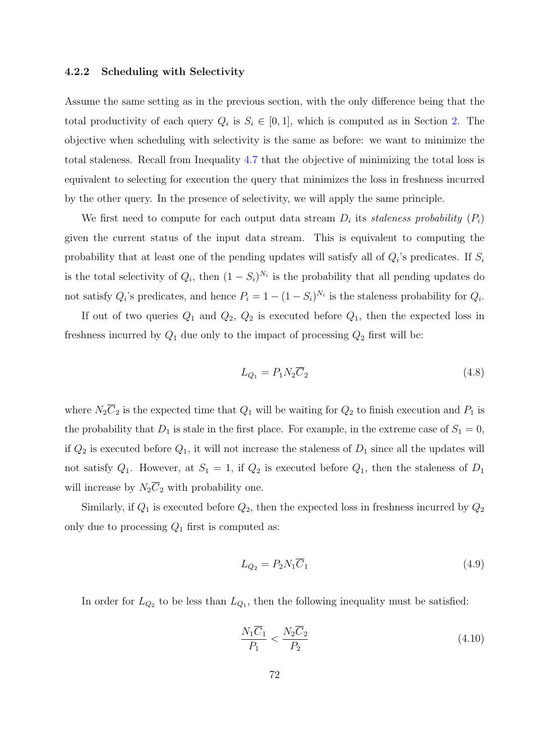### 4.2.2 Scheduling with Selectivity

Assume the same setting as in the previous section, with the only difference being that the total productivity of each query $Q_i$ is $S_i \in [0, 1]$, which is computed as in Section 2. The objective when scheduling with selectivity is the same as before: we want to minimize the total staleness. Recall from Inequality 4.7 that the objective of minimizing the total loss is equivalent to selecting for execution the query that minimizes the loss in freshness incurred by the other query. In the presence of selectivity, we will apply the same principle.

We first need to compute for each output data stream $D_i$ its *staleness probability* ($P_i$) given the current status of the input data stream. This is equivalent to computing the probability that at least one of the pending updates will satisfy all of $Q_i$'s predicates. If $S_i$ is the total selectivity of $Q_i$, then $(1 - S_i)^{N_i}$ is the probability that all pending updates do not satisfy $Q_i$'s predicates, and hence $P_i = 1 - (1 - S_i)^{N_i}$ is the staleness probability for $Q_i$.

If out of two queries $Q_1$ and $Q_2$, $Q_2$ is executed before $Q_1$, then the expected loss in freshness incurred by $Q_1$ due only to the impact of processing $Q_2$ first will be:

$$L_{Q_1} = P_1 N_2 \overline{C}_2 \tag{4.8}$$

where $N_2\overline{C}_2$ is the expected time that $Q_1$ will be waiting for $Q_2$ to finish execution and $P_1$ is the probability that $D_1$ is stale in the first place. For example, in the extreme case of $S_1 = 0$, if $Q_2$ is executed before $Q_1$, it will not increase the staleness of $D_1$ since all the updates will not satisfy $Q_1$. However, at $S_1 = 1$, if $Q_2$ is executed before $Q_1$, then the staleness of $D_1$ will increase by $N_2\overline{C}_2$ with probability one.

Similarly, if $Q_1$ is executed before $Q_2$, then the expected loss in freshness incurred by $Q_2$ only due to processing $Q_1$ first is computed as:

$$L_{Q_2} = P_2 N_1 \overline{C}_1 \tag{4.9}$$

In order for $L_{Q_2}$ to be less than $L_{Q_1}$, then the following inequality must be satisfied:

$$\frac{N_1\overline{C}_1}{P_1} < \frac{N_2\overline{C}_2}{P_2} \tag{4.10}$$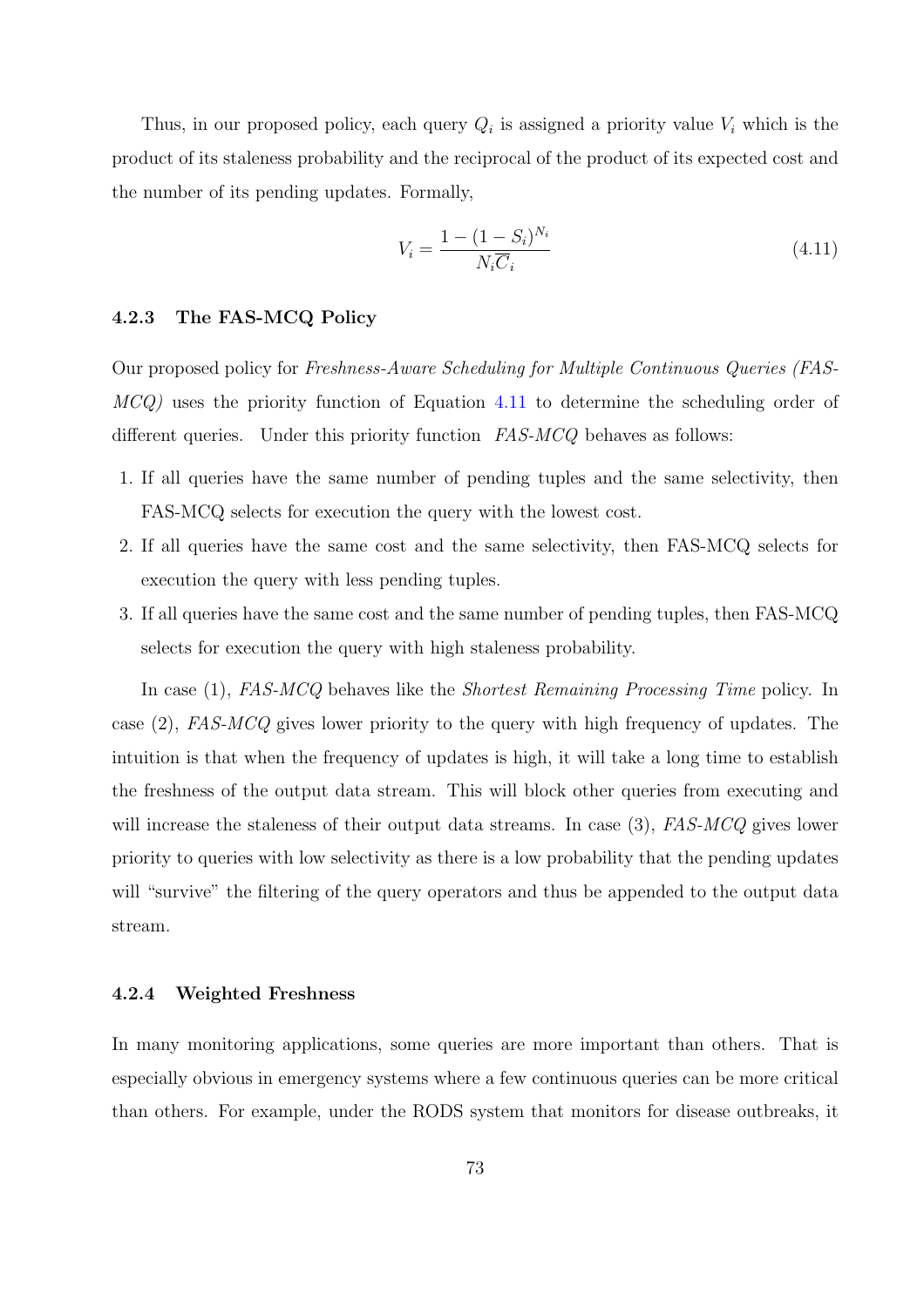Thus, in our proposed policy, each query $Q_i$ is assigned a priority value $V_i$ which is the product of its staleness probability and the reciprocal of the product of its expected cost and the number of its pending updates. Formally,

$$V_i = \frac{1 - (1 - S_i)^{N_i}}{N_i \overline{C}_i} \tag{4.11}$$

### 4.2.3 The FAS-MCQ Policy

Our proposed policy for *Freshness-Aware Scheduling for Multiple Continuous Queries (FAS-MCQ)* uses the priority function of Equation 4.11 to determine the scheduling order of different queries. Under this priority function *FAS-MCQ* behaves as follows:

1. If all queries have the same number of pending tuples and the same selectivity, then FAS-MCQ selects for execution the query with the lowest cost.
2. If all queries have the same cost and the same selectivity, then FAS-MCQ selects for execution the query with less pending tuples.
3. If all queries have the same cost and the same number of pending tuples, then FAS-MCQ selects for execution the query with high staleness probability.

In case (1), *FAS-MCQ* behaves like the *Shortest Remaining Processing Time* policy. In case (2), *FAS-MCQ* gives lower priority to the query with high frequency of updates. The intuition is that when the frequency of updates is high, it will take a long time to establish the freshness of the output data stream. This will block other queries from executing and will increase the staleness of their output data streams. In case (3), *FAS-MCQ* gives lower priority to queries with low selectivity as there is a low probability that the pending updates will "survive" the filtering of the query operators and thus be appended to the output data stream.

### 4.2.4 Weighted Freshness

In many monitoring applications, some queries are more important than others. That is especially obvious in emergency systems where a few continuous queries can be more critical than others. For example, under the RODS system that monitors for disease outbreaks, it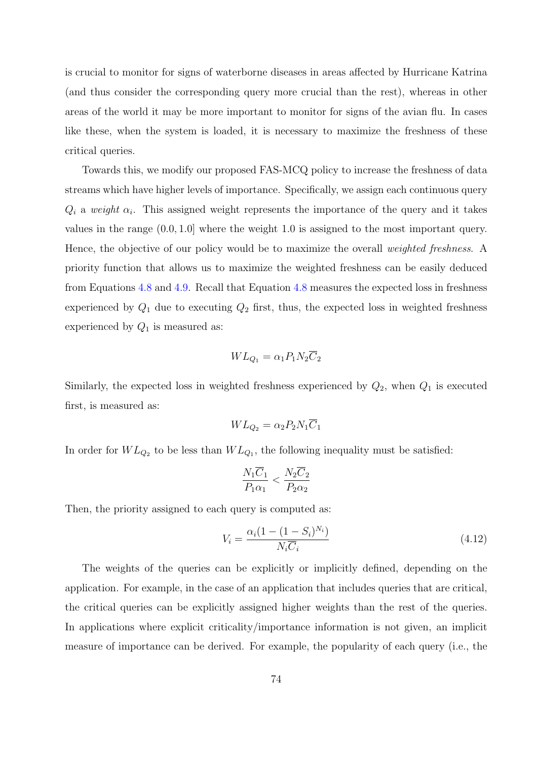is crucial to monitor for signs of waterborne diseases in areas affected by Hurricane Katrina (and thus consider the corresponding query more crucial than the rest), whereas in other areas of the world it may be more important to monitor for signs of the avian flu. In cases like these, when the system is loaded, it is necessary to maximize the freshness of these critical queries.

Towards this, we modify our proposed FAS-MCQ policy to increase the freshness of data streams which have higher levels of importance. Specifically, we assign each continuous query $Q_i$ a *weight* $\alpha_i$. This assigned weight represents the importance of the query and it takes values in the range $(0.0, 1.0]$ where the weight 1.0 is assigned to the most important query. Hence, the objective of our policy would be to maximize the overall *weighted freshness*. A priority function that allows us to maximize the weighted freshness can be easily deduced from Equations 4.8 and 4.9. Recall that Equation 4.8 measures the expected loss in freshness experienced by $Q_1$ due to executing $Q_2$ first, thus, the expected loss in weighted freshness experienced by $Q_1$ is measured as:

$$WL_{Q_1} = \alpha_1 P_1 N_2 \overline{C}_2$$

Similarly, the expected loss in weighted freshness experienced by $Q_2$, when $Q_1$ is executed first, is measured as:

$$WL_{Q_2} = \alpha_2 P_2 N_1 \overline{C}_1$$

In order for $WL_{Q_2}$ to be less than $WL_{Q_1}$, the following inequality must be satisfied:

$$\frac{N_1 \overline{C}_1}{P_1 \alpha_1} < \frac{N_2 \overline{C}_2}{P_2 \alpha_2}$$

Then, the priority assigned to each query is computed as:

$$V_i = \frac{\alpha_i (1 - (1 - S_i)^{N_i})}{N_i \overline{C}_i} \tag{4.12}$$

The weights of the queries can be explicitly or implicitly defined, depending on the application. For example, in the case of an application that includes queries that are critical, the critical queries can be explicitly assigned higher weights than the rest of the queries. In applications where explicit criticality/importance information is not given, an implicit measure of importance can be derived. For example, the popularity of each query (i.e., the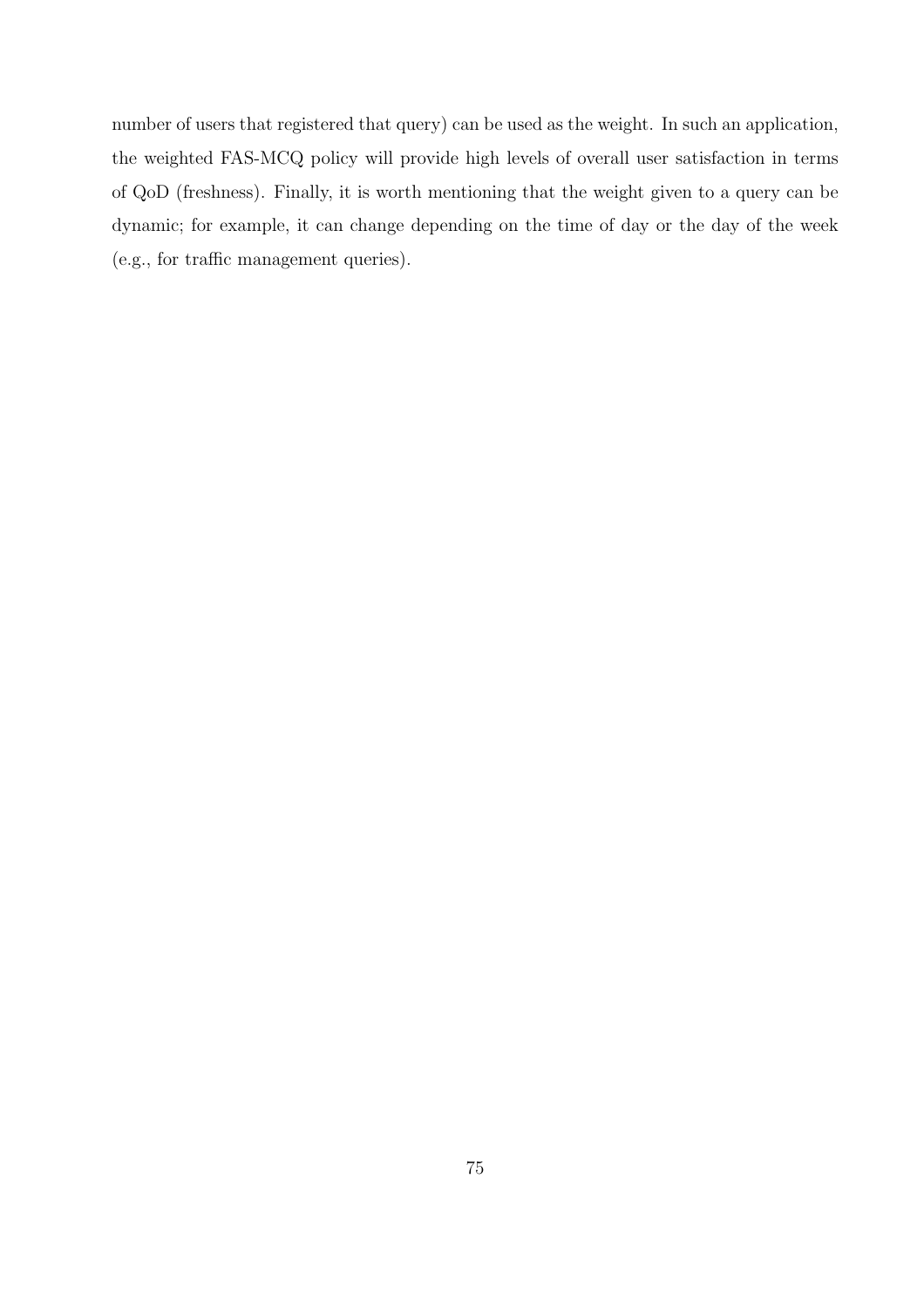number of users that registered that query) can be used as the weight. In such an application, the weighted FAS-MCQ policy will provide high levels of overall user satisfaction in terms of QoD (freshness). Finally, it is worth mentioning that the weight given to a query can be dynamic; for example, it can change depending on the time of day or the day of the week (e.g., for traffic management queries).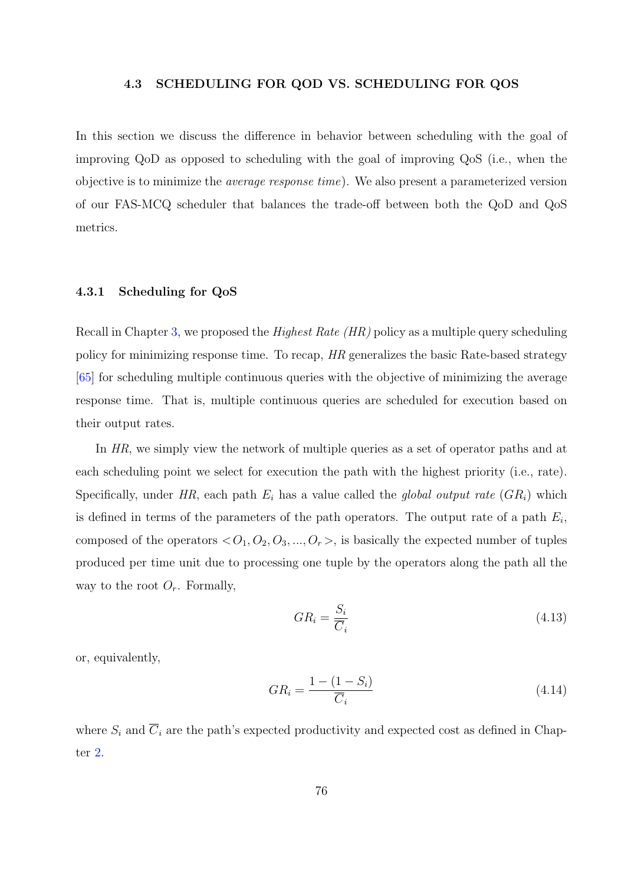## 4.3 SCHEDULING FOR QOD VS. SCHEDULING FOR QOS

In this section we discuss the difference in behavior between scheduling with the goal of improving QoD as opposed to scheduling with the goal of improving QoS (i.e., when the objective is to minimize the *average response time*). We also present a parameterized version of our FAS-MCQ scheduler that balances the trade-off between both the QoD and QoS metrics.

### 4.3.1 Scheduling for QoS

Recall in Chapter 3, we proposed the *Highest Rate (HR)* policy as a multiple query scheduling policy for minimizing response time. To recap, *HR* generalizes the basic Rate-based strategy [65] for scheduling multiple continuous queries with the objective of minimizing the average response time. That is, multiple continuous queries are scheduled for execution based on their output rates.

In *HR*, we simply view the network of multiple queries as a set of operator paths and at each scheduling point we select for execution the path with the highest priority (i.e., rate). Specifically, under *HR*, each path $E_i$ has a value called the *global output rate* ($GR_i$) which is defined in terms of the parameters of the path operators. The output rate of a path $E_i$, composed of the operators $<O_1, O_2, O_3, ..., O_r>$, is basically the expected number of tuples produced per time unit due to processing one tuple by the operators along the path all the way to the root $O_r$. Formally,

$$GR_i = \frac{S_i}{\overline{C}_i} \tag{4.13}$$

or, equivalently,

$$GR_i = \frac{1 - (1 - S_i)}{\overline{C}_i} \tag{4.14}$$

where $S_i$ and $\overline{C}_i$ are the path's expected productivity and expected cost as defined in Chapter 2.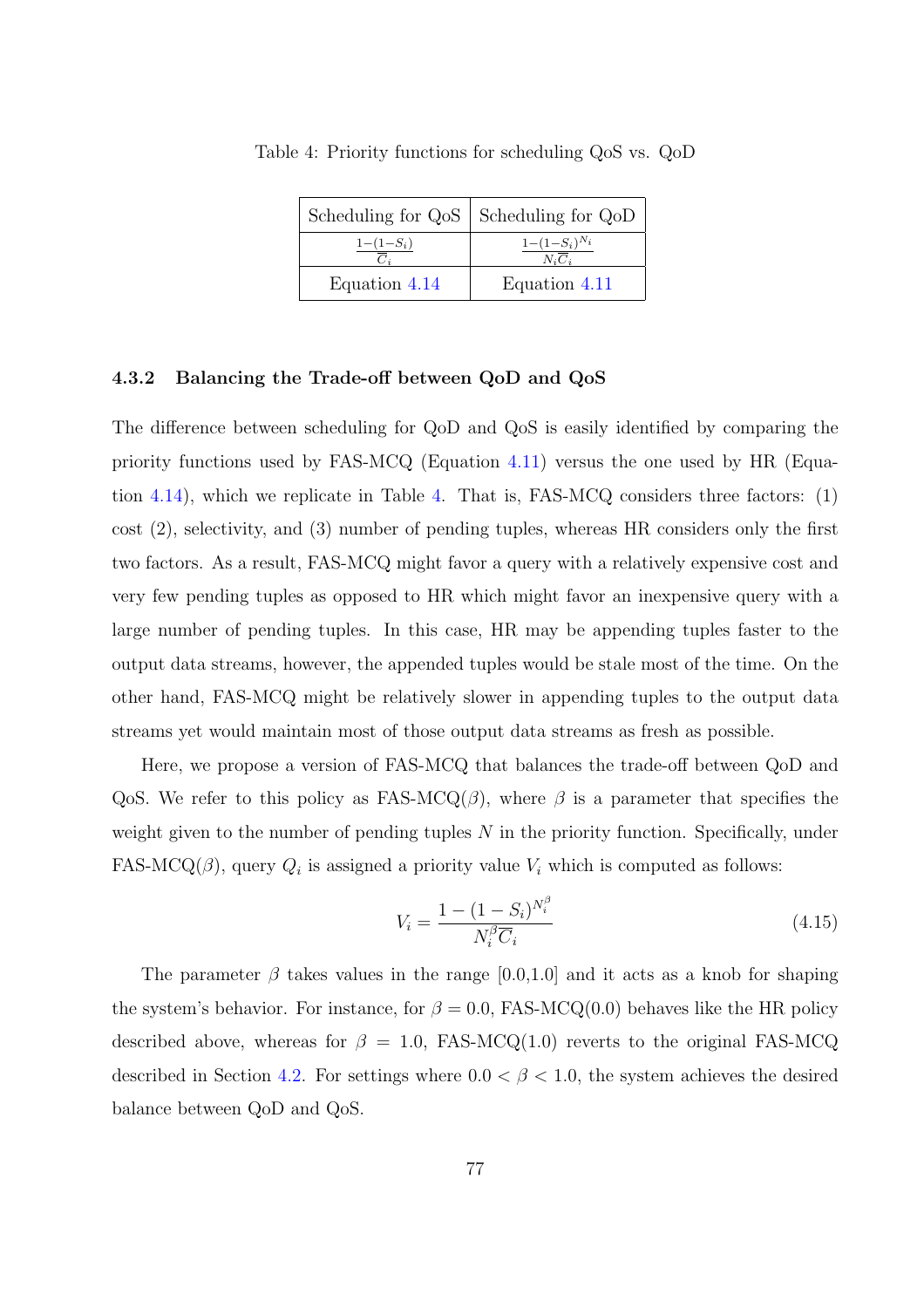Table 4: Priority functions for scheduling QoS vs. QoD

| Scheduling for QoS | Scheduling for QoD |
| --- | --- |
| $\frac{1-(1-S_i)}{\overline{C}_i}$ | $\frac{1-(1-S_i)^{N_i}}{N_i\overline{C}_i}$ |
| Equation 4.14 | Equation 4.11 |

### 4.3.2 Balancing the Trade-off between QoD and QoS

The difference between scheduling for QoD and QoS is easily identified by comparing the priority functions used by FAS-MCQ (Equation 4.11) versus the one used by HR (Equation 4.14), which we replicate in Table 4. That is, FAS-MCQ considers three factors: (1) cost (2), selectivity, and (3) number of pending tuples, whereas HR considers only the first two factors. As a result, FAS-MCQ might favor a query with a relatively expensive cost and very few pending tuples as opposed to HR which might favor an inexpensive query with a large number of pending tuples. In this case, HR may be appending tuples faster to the output data streams, however, the appended tuples would be stale most of the time. On the other hand, FAS-MCQ might be relatively slower in appending tuples to the output data streams yet would maintain most of those output data streams as fresh as possible.

Here, we propose a version of FAS-MCQ that balances the trade-off between QoD and QoS. We refer to this policy as FAS-MCQ($\beta$), where $\beta$ is a parameter that specifies the weight given to the number of pending tuples $N$ in the priority function. Specifically, under FAS-MCQ($\beta$), query $Q_i$ is assigned a priority value $V_i$ which is computed as follows:

$$V_i = \frac{1-(1-S_i)^{N_i^{\beta}}}{N_i^{\beta}\overline{C}_i} \tag{4.15}$$

The parameter $\beta$ takes values in the range [0.0,1.0] and it acts as a knob for shaping the system's behavior. For instance, for $\beta = 0.0$, FAS-MCQ(0.0) behaves like the HR policy described above, whereas for $\beta = 1.0$, FAS-MCQ(1.0) reverts to the original FAS-MCQ described in Section 4.2. For settings where $0.0 < \beta < 1.0$, the system achieves the desired balance between QoD and QoS.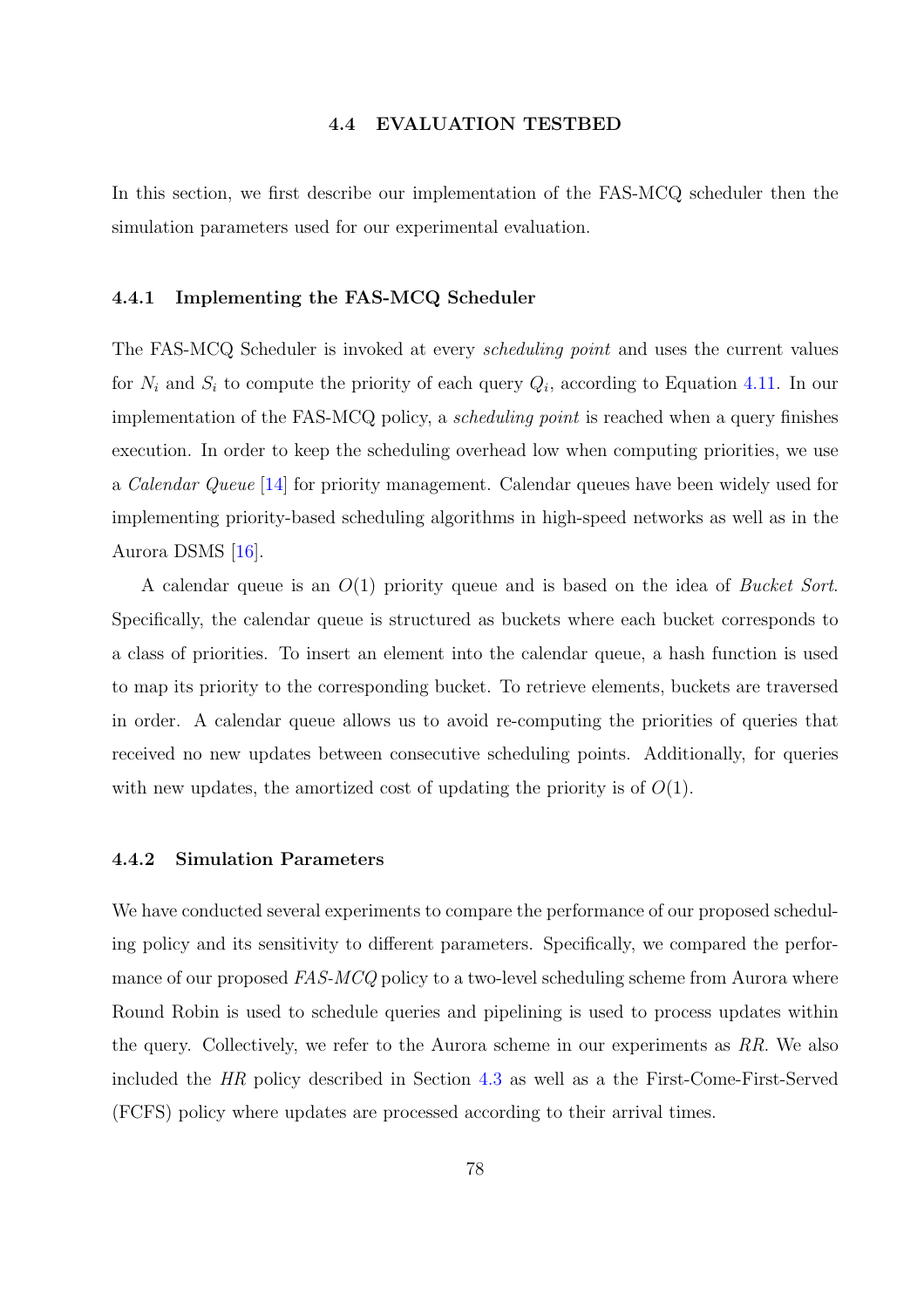## 4.4 EVALUATION TESTBED

In this section, we first describe our implementation of the FAS-MCQ scheduler then the simulation parameters used for our experimental evaluation.

### 4.4.1 Implementing the FAS-MCQ Scheduler

The FAS-MCQ Scheduler is invoked at every *scheduling point* and uses the current values for $N_i$ and $S_i$ to compute the priority of each query $Q_i$, according to Equation 4.11. In our implementation of the FAS-MCQ policy, a *scheduling point* is reached when a query finishes execution. In order to keep the scheduling overhead low when computing priorities, we use a *Calendar Queue* [14] for priority management. Calendar queues have been widely used for implementing priority-based scheduling algorithms in high-speed networks as well as in the Aurora DSMS [16].

A calendar queue is an $O(1)$ priority queue and is based on the idea of *Bucket Sort*. Specifically, the calendar queue is structured as buckets where each bucket corresponds to a class of priorities. To insert an element into the calendar queue, a hash function is used to map its priority to the corresponding bucket. To retrieve elements, buckets are traversed in order. A calendar queue allows us to avoid re-computing the priorities of queries that received no new updates between consecutive scheduling points. Additionally, for queries with new updates, the amortized cost of updating the priority is of $O(1)$.

### 4.4.2 Simulation Parameters

We have conducted several experiments to compare the performance of our proposed scheduling policy and its sensitivity to different parameters. Specifically, we compared the performance of our proposed *FAS-MCQ* policy to a two-level scheduling scheme from Aurora where Round Robin is used to schedule queries and pipelining is used to process updates within the query. Collectively, we refer to the Aurora scheme in our experiments as *RR*. We also included the *HR* policy described in Section 4.3 as well as a the First-Come-First-Served (FCFS) policy where updates are processed according to their arrival times.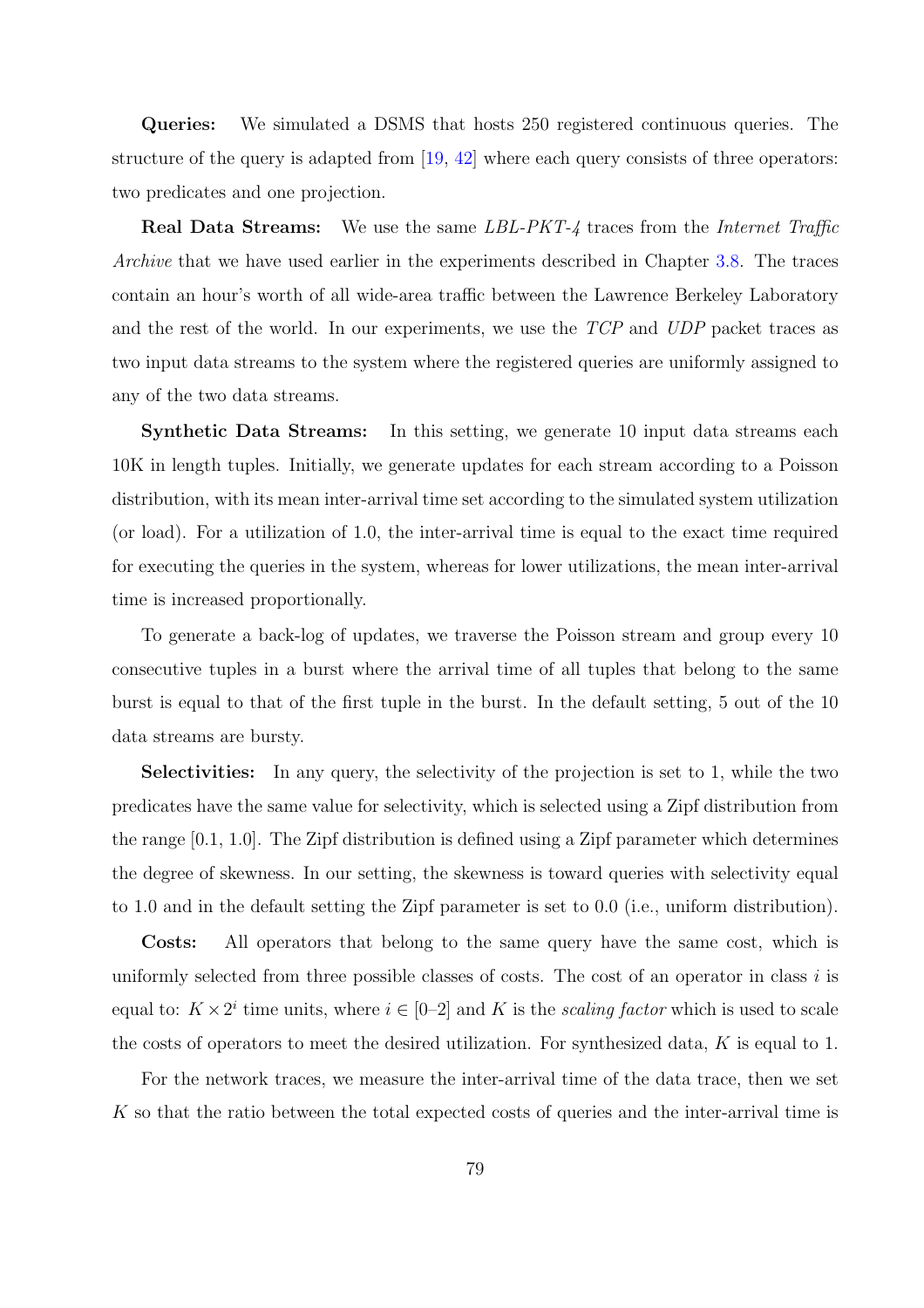**Queries:** We simulated a DSMS that hosts 250 registered continuous queries. The structure of the query is adapted from [19, 42] where each query consists of three operators: two predicates and one projection.

**Real Data Streams:** We use the same *LBL-PKT-4* traces from the *Internet Traffic Archive* that we have used earlier in the experiments described in Chapter 3.8. The traces contain an hour's worth of all wide-area traffic between the Lawrence Berkeley Laboratory and the rest of the world. In our experiments, we use the *TCP* and *UDP* packet traces as two input data streams to the system where the registered queries are uniformly assigned to any of the two data streams.

**Synthetic Data Streams:** In this setting, we generate 10 input data streams each 10K in length tuples. Initially, we generate updates for each stream according to a Poisson distribution, with its mean inter-arrival time set according to the simulated system utilization (or load). For a utilization of 1.0, the inter-arrival time is equal to the exact time required for executing the queries in the system, whereas for lower utilizations, the mean inter-arrival time is increased proportionally.

To generate a back-log of updates, we traverse the Poisson stream and group every 10 consecutive tuples in a burst where the arrival time of all tuples that belong to the same burst is equal to that of the first tuple in the burst. In the default setting, 5 out of the 10 data streams are bursty.

**Selectivities:** In any query, the selectivity of the projection is set to 1, while the two predicates have the same value for selectivity, which is selected using a Zipf distribution from the range [0.1, 1.0]. The Zipf distribution is defined using a Zipf parameter which determines the degree of skewness. In our setting, the skewness is toward queries with selectivity equal to 1.0 and in the default setting the Zipf parameter is set to 0.0 (i.e., uniform distribution).

**Costs:** All operators that belong to the same query have the same cost, which is uniformly selected from three possible classes of costs. The cost of an operator in class $i$ is equal to: $K \times 2^i$ time units, where $i \in [0\text{–}2]$ and $K$ is the *scaling factor* which is used to scale the costs of operators to meet the desired utilization. For synthesized data, $K$ is equal to 1.

For the network traces, we measure the inter-arrival time of the data trace, then we set $K$ so that the ratio between the total expected costs of queries and the inter-arrival time is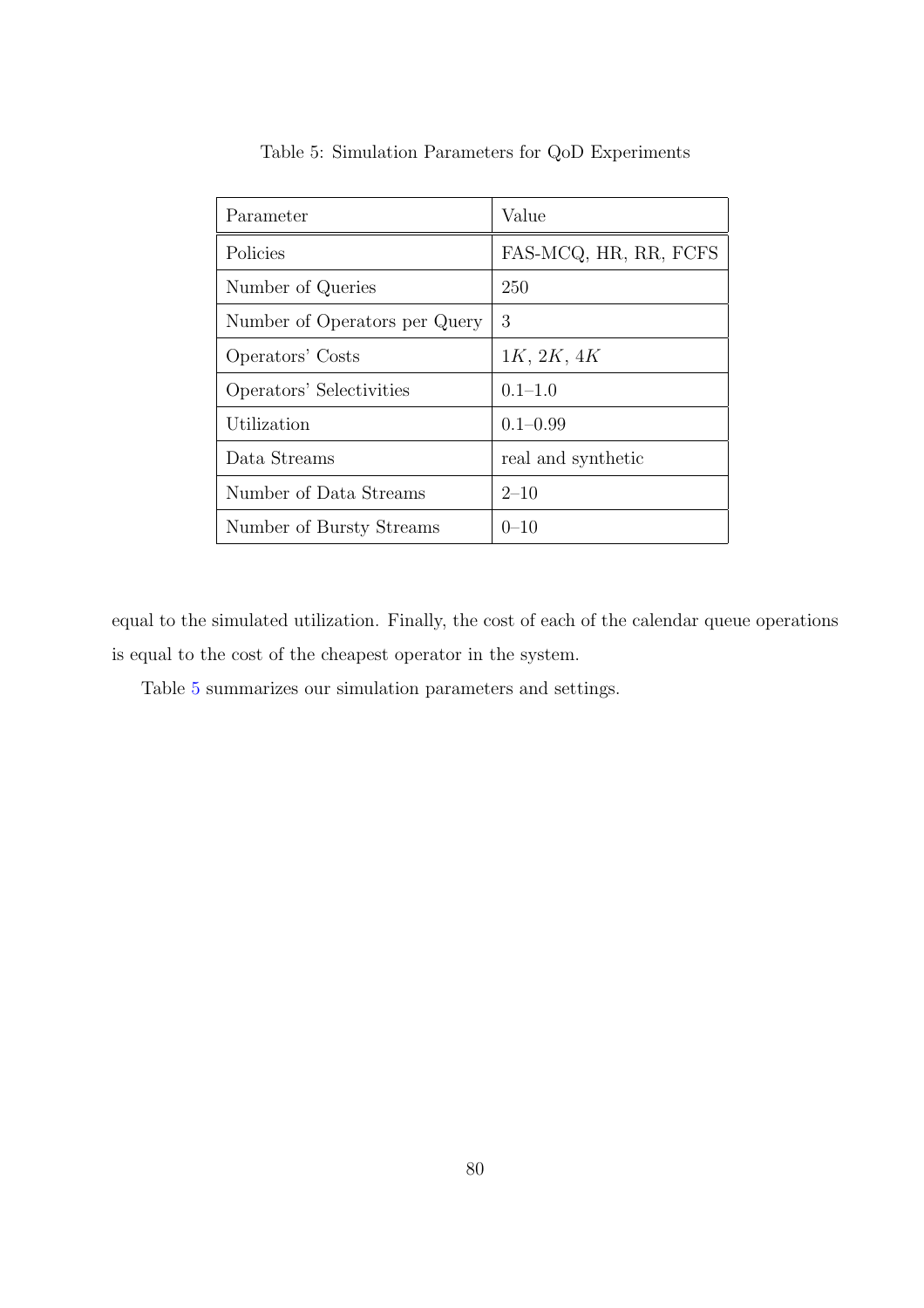Table 5: Simulation Parameters for QoD Experiments

| Parameter | Value |
|---|---|
| Policies | FAS-MCQ, HR, RR, FCFS |
| Number of Queries | 250 |
| Number of Operators per Query | 3 |
| Operators' Costs | $1K$, $2K$, $4K$ |
| Operators' Selectivities | 0.1–1.0 |
| Utilization | 0.1–0.99 |
| Data Streams | real and synthetic |
| Number of Data Streams | 2–10 |
| Number of Bursty Streams | 0–10 |

equal to the simulated utilization. Finally, the cost of each of the calendar queue operations is equal to the cost of the cheapest operator in the system.

Table 5 summarizes our simulation parameters and settings.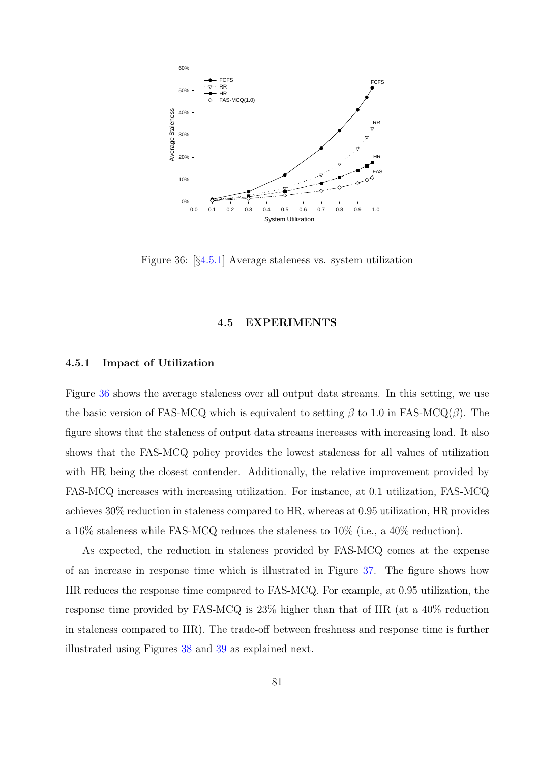Figure 36: [§4.5.1] Average staleness vs. system utilization

### 4.5 EXPERIMENTS

#### 4.5.1 Impact of Utilization

Figure 36 shows the average staleness over all output data streams. In this setting, we use the basic version of FAS-MCQ which is equivalent to setting $\beta$ to 1.0 in FAS-MCQ($\beta$). The figure shows that the staleness of output data streams increases with increasing load. It also shows that the FAS-MCQ policy provides the lowest staleness for all values of utilization with HR being the closest contender. Additionally, the relative improvement provided by FAS-MCQ increases with increasing utilization. For instance, at 0.1 utilization, FAS-MCQ achieves 30% reduction in staleness compared to HR, whereas at 0.95 utilization, HR provides a 16% staleness while FAS-MCQ reduces the staleness to 10% (i.e., a 40% reduction).

As expected, the reduction in staleness provided by FAS-MCQ comes at the expense of an increase in response time which is illustrated in Figure 37. The figure shows how HR reduces the response time compared to FAS-MCQ. For example, at 0.95 utilization, the response time provided by FAS-MCQ is 23% higher than that of HR (at a 40% reduction in staleness compared to HR). The trade-off between freshness and response time is further illustrated using Figures 38 and 39 as explained next.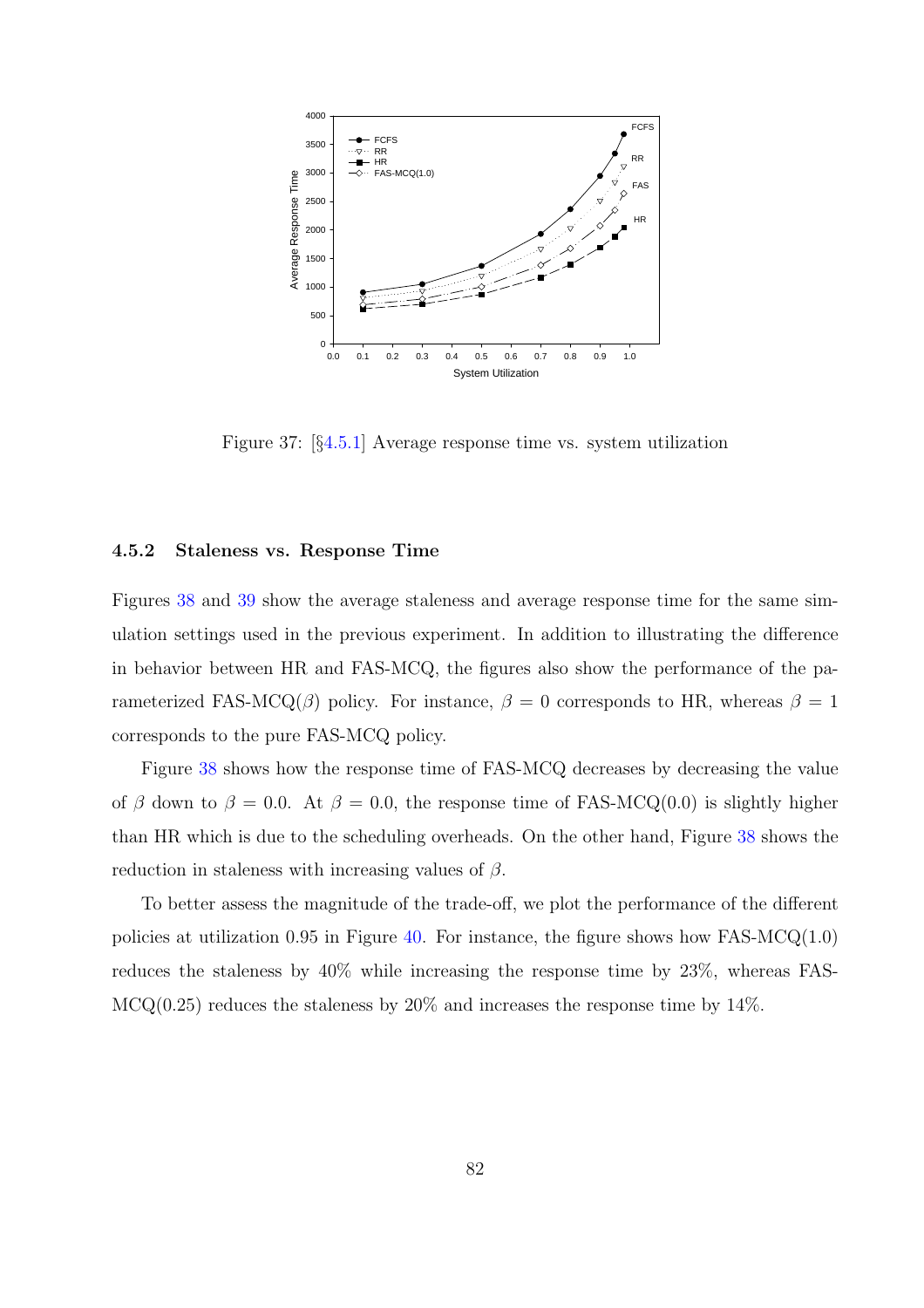Figure 37: [§4.5.1] Average response time vs. system utilization

### 4.5.2 Staleness vs. Response Time

Figures 38 and 39 show the average staleness and average response time for the same simulation settings used in the previous experiment. In addition to illustrating the difference in behavior between HR and FAS-MCQ, the figures also show the performance of the parameterized FAS-MCQ($\beta$) policy. For instance, $\beta = 0$ corresponds to HR, whereas $\beta = 1$ corresponds to the pure FAS-MCQ policy.

Figure 38 shows how the response time of FAS-MCQ decreases by decreasing the value of $\beta$ down to $\beta = 0.0$. At $\beta = 0.0$, the response time of FAS-MCQ(0.0) is slightly higher than HR which is due to the scheduling overheads. On the other hand, Figure 38 shows the reduction in staleness with increasing values of $\beta$.

To better assess the magnitude of the trade-off, we plot the performance of the different policies at utilization 0.95 in Figure 40. For instance, the figure shows how FAS-MCQ(1.0) reduces the staleness by 40% while increasing the response time by 23%, whereas FAS-MCQ(0.25) reduces the staleness by 20% and increases the response time by 14%.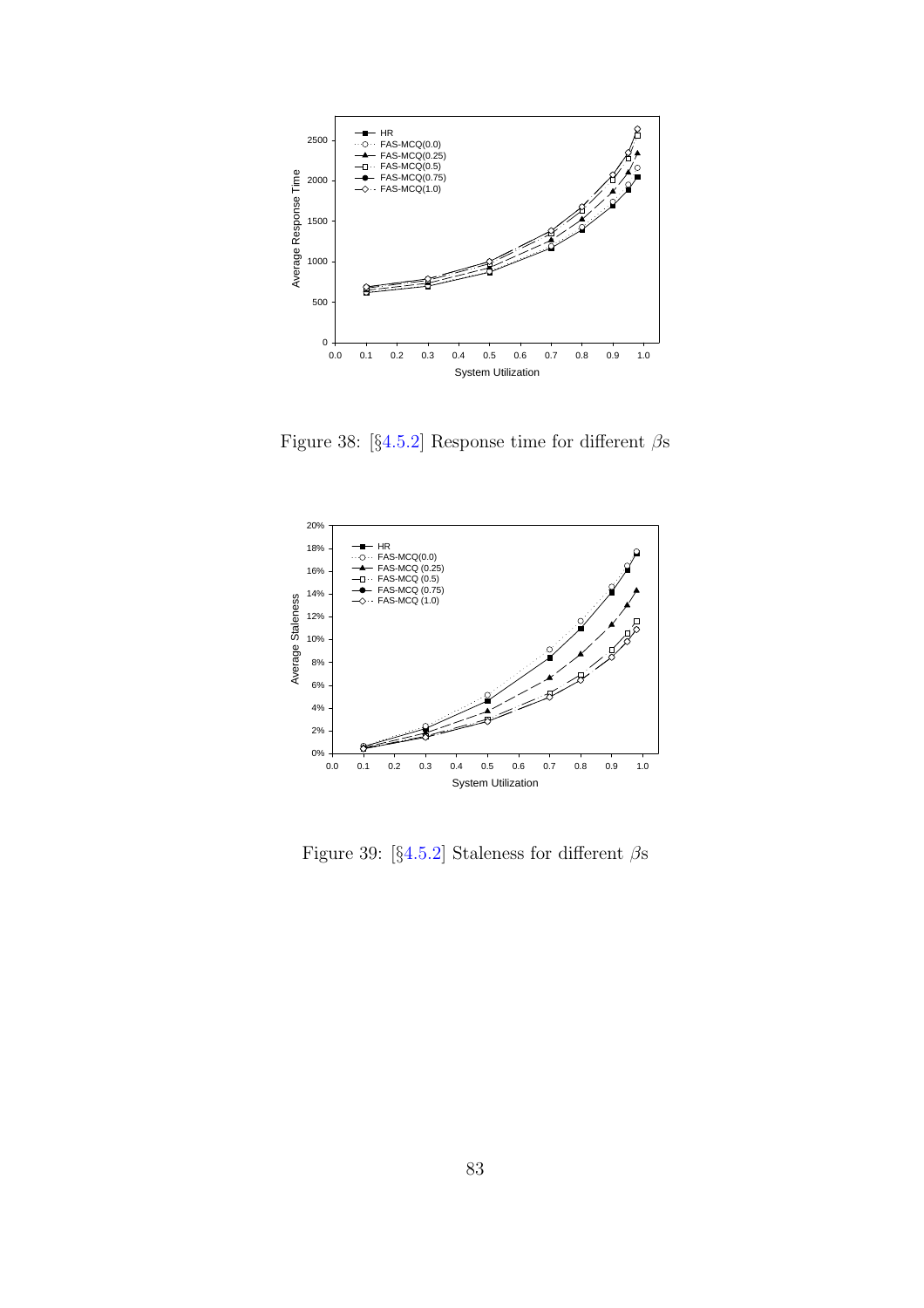Figure 38: [§4.5.2] Response time for different $\beta$s

Figure 39: [§4.5.2] Staleness for different $\beta$s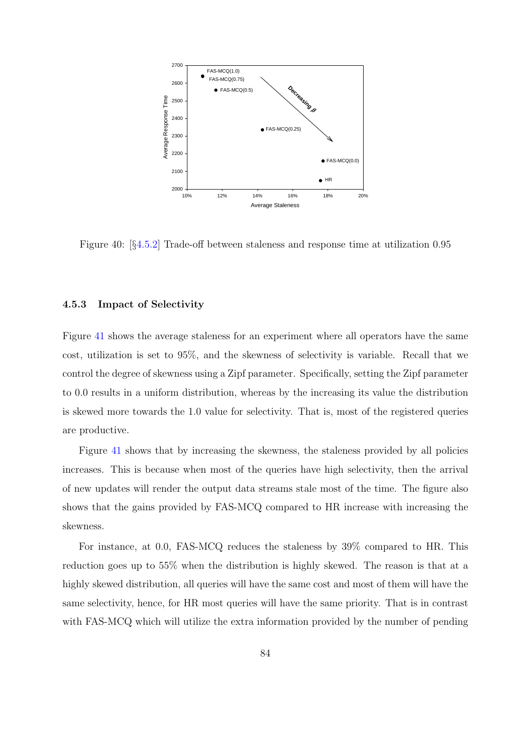Figure 40: [§4.5.2] Trade-off between staleness and response time at utilization 0.95

### 4.5.3 Impact of Selectivity

Figure 41 shows the average staleness for an experiment where all operators have the same cost, utilization is set to 95%, and the skewness of selectivity is variable. Recall that we control the degree of skewness using a Zipf parameter. Specifically, setting the Zipf parameter to 0.0 results in a uniform distribution, whereas by the increasing its value the distribution is skewed more towards the 1.0 value for selectivity. That is, most of the registered queries are productive.

Figure 41 shows that by increasing the skewness, the staleness provided by all policies increases. This is because when most of the queries have high selectivity, then the arrival of new updates will render the output data streams stale most of the time. The figure also shows that the gains provided by FAS-MCQ compared to HR increase with increasing the skewness.

For instance, at 0.0, FAS-MCQ reduces the staleness by 39% compared to HR. This reduction goes up to 55% when the distribution is highly skewed. The reason is that at a highly skewed distribution, all queries will have the same cost and most of them will have the same selectivity, hence, for HR most queries will have the same priority. That is in contrast with FAS-MCQ which will utilize the extra information provided by the number of pending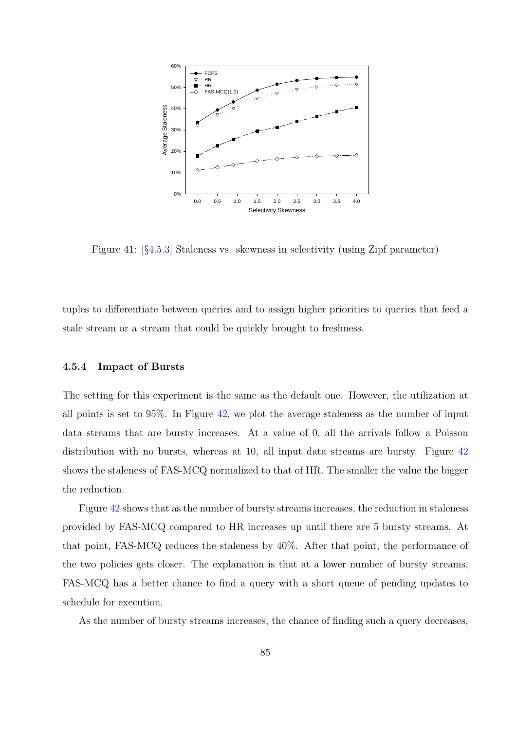Figure 41: [§4.5.3] Staleness vs. skewness in selectivity (using Zipf parameter)

tuples to differentiate between queries and to assign higher priorities to queries that feed a stale stream or a stream that could be quickly brought to freshness.

### 4.5.4 Impact of Bursts

The setting for this experiment is the same as the default one. However, the utilization at all points is set to 95%. In Figure 42, we plot the average staleness as the number of input data streams that are bursty increases. At a value of 0, all the arrivals follow a Poisson distribution with no bursts, whereas at 10, all input data streams are bursty. Figure 42 shows the staleness of FAS-MCQ normalized to that of HR. The smaller the value the bigger the reduction.

Figure 42 shows that as the number of bursty streams increases, the reduction in staleness provided by FAS-MCQ compared to HR increases up until there are 5 bursty streams. At that point, FAS-MCQ reduces the staleness by 40%. After that point, the performance of the two policies gets closer. The explanation is that at a lower number of bursty streams, FAS-MCQ has a better chance to find a query with a short queue of pending updates to schedule for execution.

As the number of bursty streams increases, the chance of finding such a query decreases,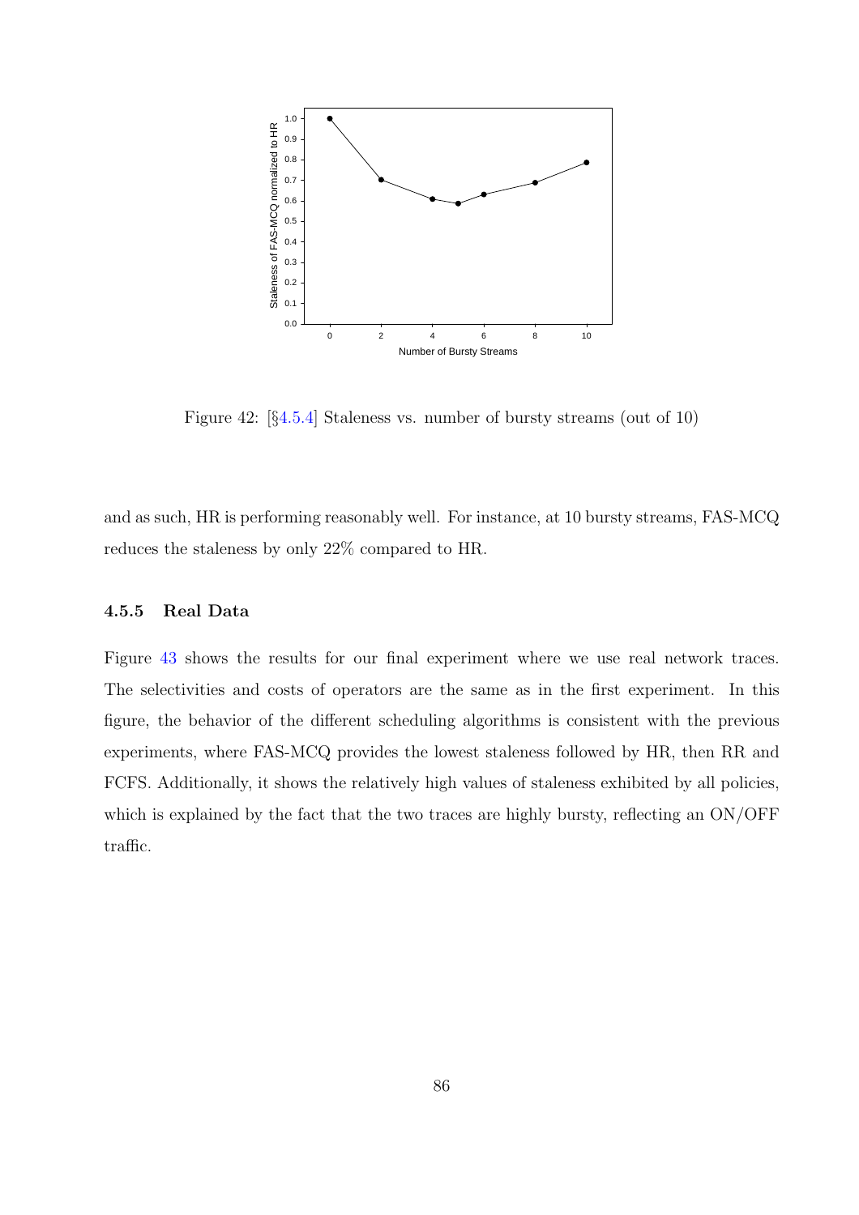Figure 42: [§4.5.4] Staleness vs. number of bursty streams (out of 10)

and as such, HR is performing reasonably well. For instance, at 10 bursty streams, FAS-MCQ reduces the staleness by only 22% compared to HR.

### 4.5.5 Real Data

Figure 43 shows the results for our final experiment where we use real network traces. The selectivities and costs of operators are the same as in the first experiment. In this figure, the behavior of the different scheduling algorithms is consistent with the previous experiments, where FAS-MCQ provides the lowest staleness followed by HR, then RR and FCFS. Additionally, it shows the relatively high values of staleness exhibited by all policies, which is explained by the fact that the two traces are highly bursty, reflecting an ON/OFF traffic.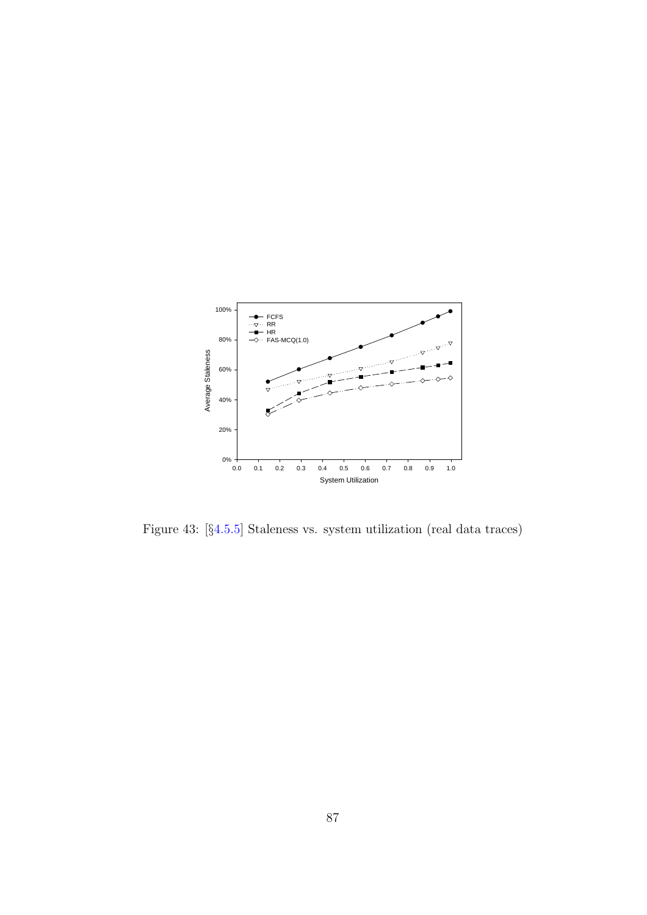Figure 43: [§4.5.5] Staleness vs. system utilization (real data traces)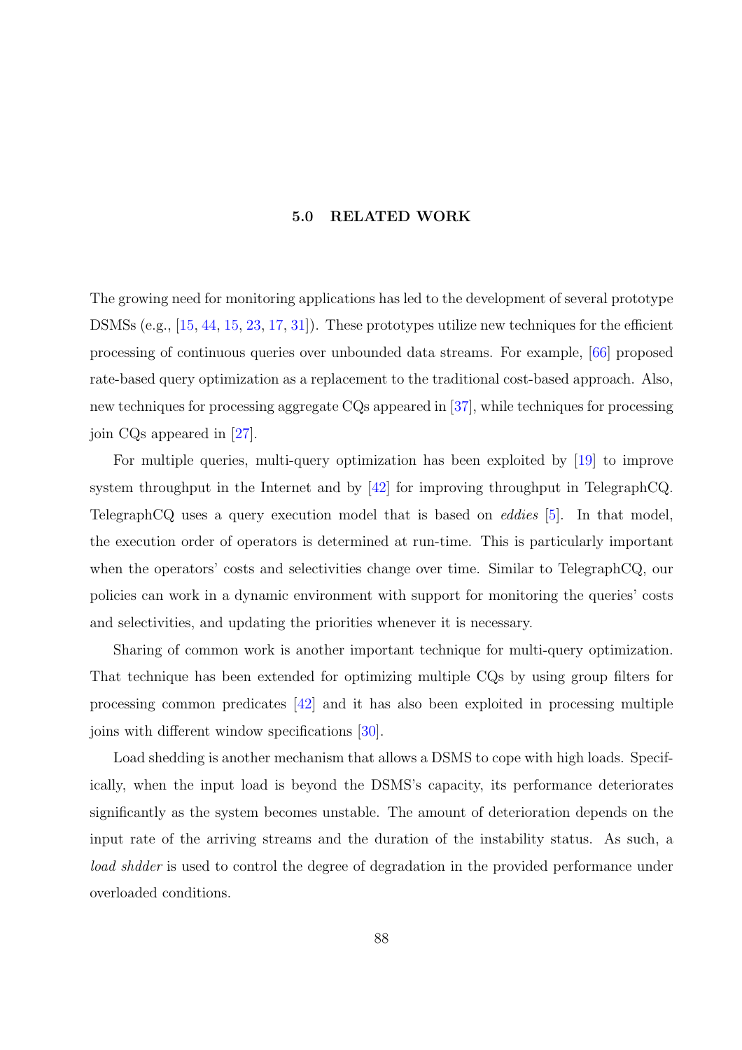# 5.0 RELATED WORK

The growing need for monitoring applications has led to the development of several prototype DSMSs (e.g., [15, 44, 15, 23, 17, 31]). These prototypes utilize new techniques for the efficient processing of continuous queries over unbounded data streams. For example, [66] proposed rate-based query optimization as a replacement to the traditional cost-based approach. Also, new techniques for processing aggregate CQs appeared in [37], while techniques for processing join CQs appeared in [27].

For multiple queries, multi-query optimization has been exploited by [19] to improve system throughput in the Internet and by [42] for improving throughput in TelegraphCQ. TelegraphCQ uses a query execution model that is based on *eddies* [5]. In that model, the execution order of operators is determined at run-time. This is particularly important when the operators' costs and selectivities change over time. Similar to TelegraphCQ, our policies can work in a dynamic environment with support for monitoring the queries' costs and selectivities, and updating the priorities whenever it is necessary.

Sharing of common work is another important technique for multi-query optimization. That technique has been extended for optimizing multiple CQs by using group filters for processing common predicates [42] and it has also been exploited in processing multiple joins with different window specifications [30].

Load shedding is another mechanism that allows a DSMS to cope with high loads. Specifically, when the input load is beyond the DSMS's capacity, its performance deteriorates significantly as the system becomes unstable. The amount of deterioration depends on the input rate of the arriving streams and the duration of the instability status. As such, a *load shdder* is used to control the degree of degradation in the provided performance under overloaded conditions.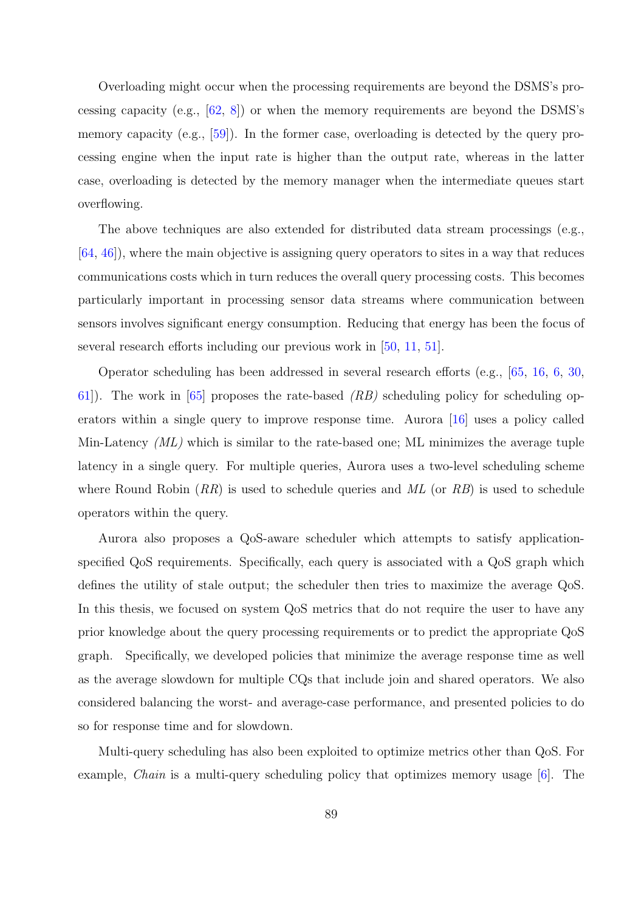Overloading might occur when the processing requirements are beyond the DSMS's processing capacity (e.g., [62, 8]) or when the memory requirements are beyond the DSMS's memory capacity (e.g., [59]). In the former case, overloading is detected by the query processing engine when the input rate is higher than the output rate, whereas in the latter case, overloading is detected by the memory manager when the intermediate queues start overflowing.

The above techniques are also extended for distributed data stream processings (e.g., [64, 46]), where the main objective is assigning query operators to sites in a way that reduces communications costs which in turn reduces the overall query processing costs. This becomes particularly important in processing sensor data streams where communication between sensors involves significant energy consumption. Reducing that energy has been the focus of several research efforts including our previous work in [50, 11, 51].

Operator scheduling has been addressed in several research efforts (e.g., [65, 16, 6, 30, 61]). The work in [65] proposes the rate-based *(RB)* scheduling policy for scheduling operators within a single query to improve response time. Aurora [16] uses a policy called Min-Latency *(ML)* which is similar to the rate-based one; ML minimizes the average tuple latency in a single query. For multiple queries, Aurora uses a two-level scheduling scheme where Round Robin (*RR*) is used to schedule queries and *ML* (or *RB*) is used to schedule operators within the query.

Aurora also proposes a QoS-aware scheduler which attempts to satisfy application-specified QoS requirements. Specifically, each query is associated with a QoS graph which defines the utility of stale output; the scheduler then tries to maximize the average QoS. In this thesis, we focused on system QoS metrics that do not require the user to have any prior knowledge about the query processing requirements or to predict the appropriate QoS graph. Specifically, we developed policies that minimize the average response time as well as the average slowdown for multiple CQs that include join and shared operators. We also considered balancing the worst- and average-case performance, and presented policies to do so for response time and for slowdown.

Multi-query scheduling has also been exploited to optimize metrics other than QoS. For example, *Chain* is a multi-query scheduling policy that optimizes memory usage [6]. The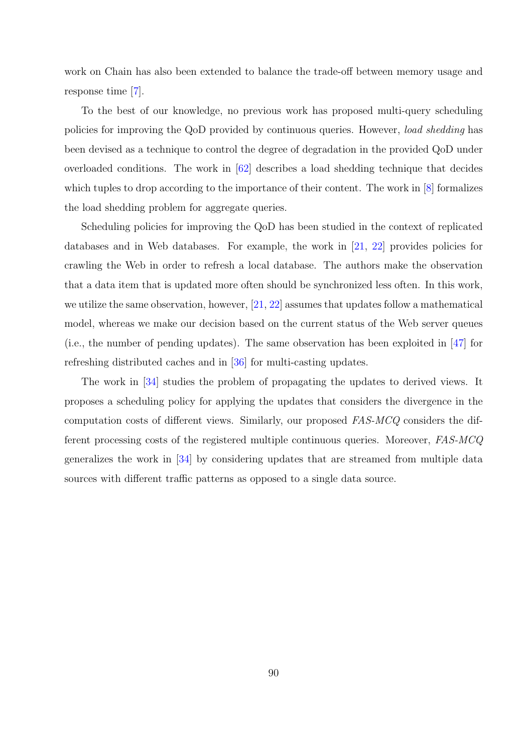work on Chain has also been extended to balance the trade-off between memory usage and response time [7].

To the best of our knowledge, no previous work has proposed multi-query scheduling policies for improving the QoD provided by continuous queries. However, *load shedding* has been devised as a technique to control the degree of degradation in the provided QoD under overloaded conditions. The work in [62] describes a load shedding technique that decides which tuples to drop according to the importance of their content. The work in [8] formalizes the load shedding problem for aggregate queries.

Scheduling policies for improving the QoD has been studied in the context of replicated databases and in Web databases. For example, the work in [21, 22] provides policies for crawling the Web in order to refresh a local database. The authors make the observation that a data item that is updated more often should be synchronized less often. In this work, we utilize the same observation, however, [21, 22] assumes that updates follow a mathematical model, whereas we make our decision based on the current status of the Web server queues (i.e., the number of pending updates). The same observation has been exploited in [47] for refreshing distributed caches and in [36] for multi-casting updates.

The work in [34] studies the problem of propagating the updates to derived views. It proposes a scheduling policy for applying the updates that considers the divergence in the computation costs of different views. Similarly, our proposed *FAS-MCQ* considers the different processing costs of the registered multiple continuous queries. Moreover, *FAS-MCQ* generalizes the work in [34] by considering updates that are streamed from multiple data sources with different traffic patterns as opposed to a single data source.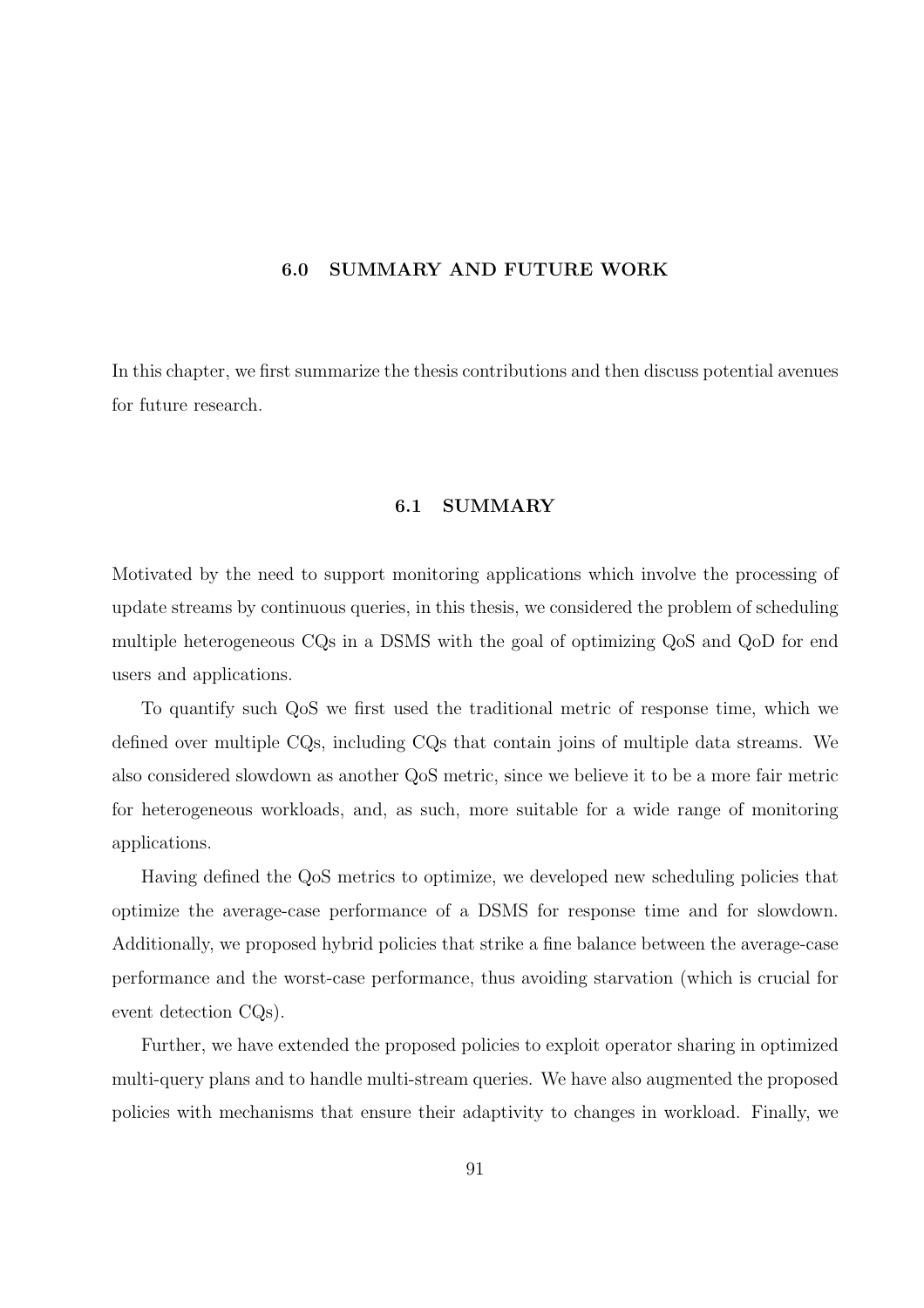# 6.0 SUMMARY AND FUTURE WORK

In this chapter, we first summarize the thesis contributions and then discuss potential avenues for future research.

## 6.1 SUMMARY

Motivated by the need to support monitoring applications which involve the processing of update streams by continuous queries, in this thesis, we considered the problem of scheduling multiple heterogeneous CQs in a DSMS with the goal of optimizing QoS and QoD for end users and applications.

To quantify such QoS we first used the traditional metric of response time, which we defined over multiple CQs, including CQs that contain joins of multiple data streams. We also considered slowdown as another QoS metric, since we believe it to be a more fair metric for heterogeneous workloads, and, as such, more suitable for a wide range of monitoring applications.

Having defined the QoS metrics to optimize, we developed new scheduling policies that optimize the average-case performance of a DSMS for response time and for slowdown. Additionally, we proposed hybrid policies that strike a fine balance between the average-case performance and the worst-case performance, thus avoiding starvation (which is crucial for event detection CQs).

Further, we have extended the proposed policies to exploit operator sharing in optimized multi-query plans and to handle multi-stream queries. We have also augmented the proposed policies with mechanisms that ensure their adaptivity to changes in workload. Finally, we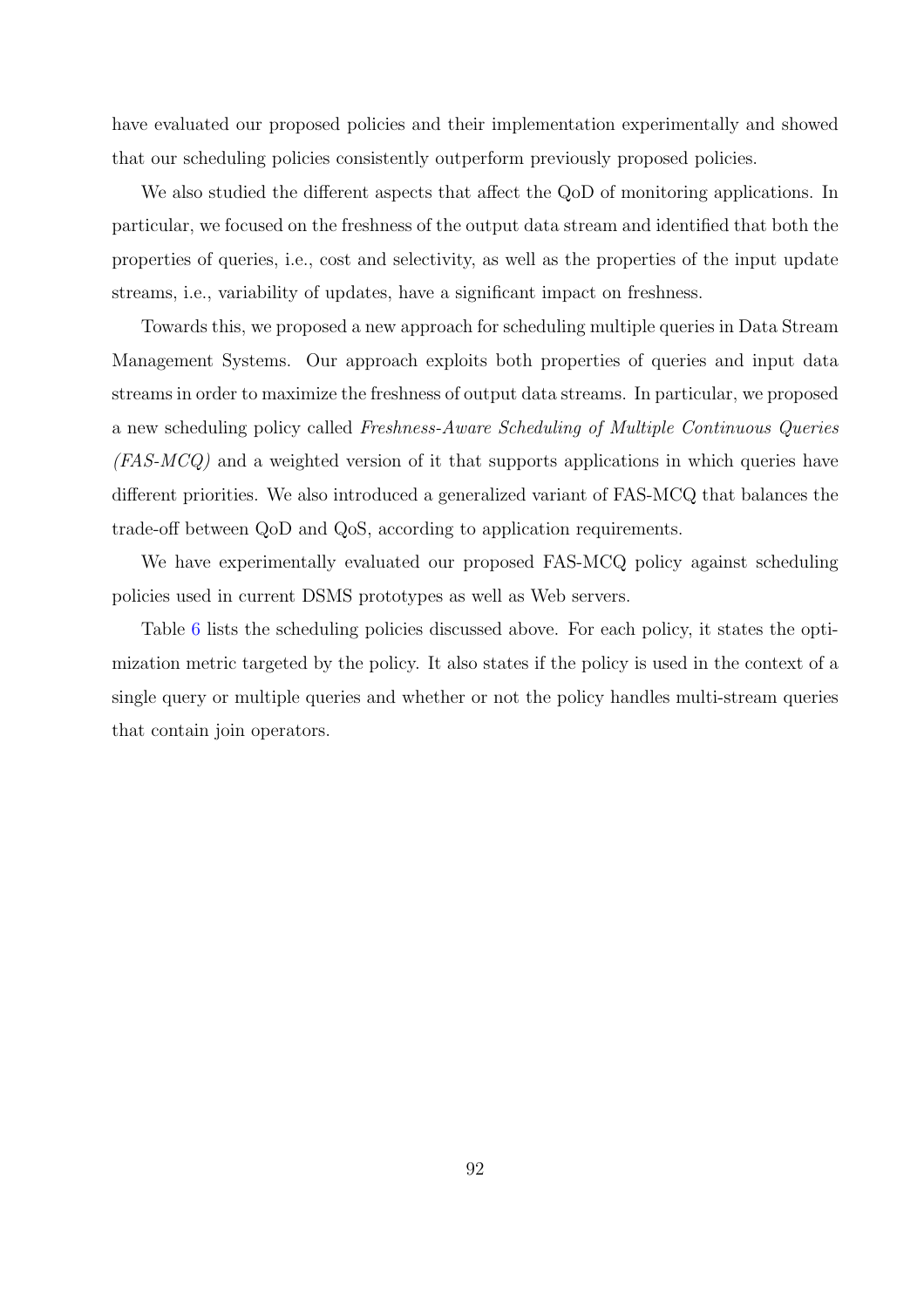have evaluated our proposed policies and their implementation experimentally and showed that our scheduling policies consistently outperform previously proposed policies.

We also studied the different aspects that affect the QoD of monitoring applications. In particular, we focused on the freshness of the output data stream and identified that both the properties of queries, i.e., cost and selectivity, as well as the properties of the input update streams, i.e., variability of updates, have a significant impact on freshness.

Towards this, we proposed a new approach for scheduling multiple queries in Data Stream Management Systems. Our approach exploits both properties of queries and input data streams in order to maximize the freshness of output data streams. In particular, we proposed a new scheduling policy called *Freshness-Aware Scheduling of Multiple Continuous Queries (FAS-MCQ)* and a weighted version of it that supports applications in which queries have different priorities. We also introduced a generalized variant of FAS-MCQ that balances the trade-off between QoD and QoS, according to application requirements.

We have experimentally evaluated our proposed FAS-MCQ policy against scheduling policies used in current DSMS prototypes as well as Web servers.

Table 6 lists the scheduling policies discussed above. For each policy, it states the optimization metric targeted by the policy. It also states if the policy is used in the context of a single query or multiple queries and whether or not the policy handles multi-stream queries that contain join operators.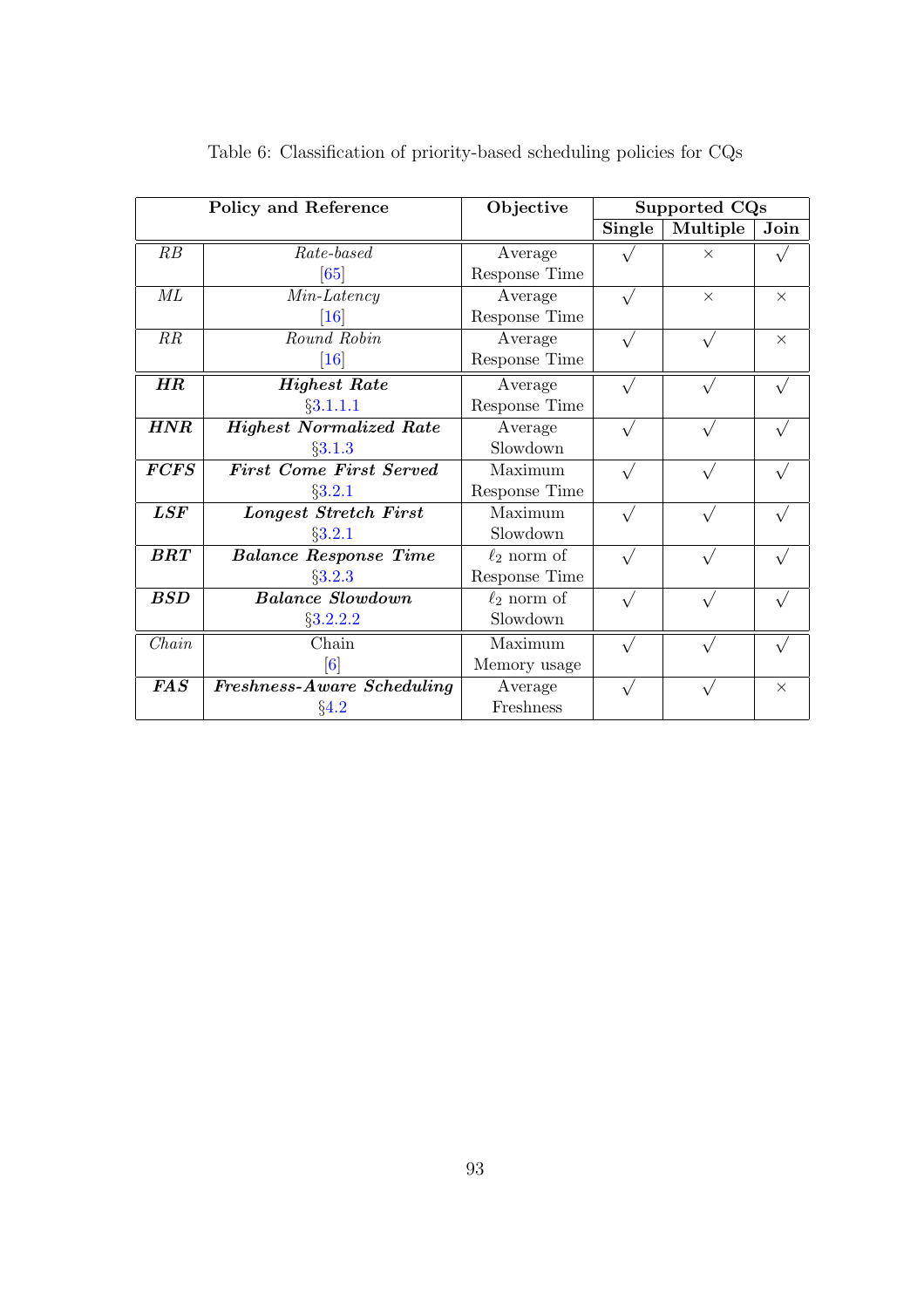Table 6: Classification of priority-based scheduling policies for CQs

| Policy and Reference | | Objective | Supported CQs | | |
|---|---|---|---|---|---|
| | | | Single | Multiple | Join |
| *RB* | *Rate-based* [65] | Average Response Time | √ | × | √ |
| *ML* | *Min-Latency* [16] | Average Response Time | √ | × | × |
| *RR* | *Round Robin* [16] | Average Response Time | √ | √ | × |
| ***HR*** | ***Highest Rate*** §3.1.1.1 | Average Response Time | √ | √ | √ |
| ***HNR*** | ***Highest Normalized Rate*** §3.1.3 | Average Slowdown | √ | √ | √ |
| ***FCFS*** | ***First Come First Served*** §3.2.1 | Maximum Response Time | √ | √ | √ |
| ***LSF*** | ***Longest Stretch First*** §3.2.1 | Maximum Slowdown | √ | √ | √ |
| ***BRT*** | ***Balance Response Time*** §3.2.3 | $\ell_2$ norm of Response Time | √ | √ | √ |
| ***BSD*** | ***Balance Slowdown*** §3.2.2.2 | $\ell_2$ norm of Slowdown | √ | √ | √ |
| *Chain* | Chain [6] | Maximum Memory usage | √ | √ | √ |
| ***FAS*** | ***Freshness-Aware Scheduling*** §4.2 | Average Freshness | √ | √ | × |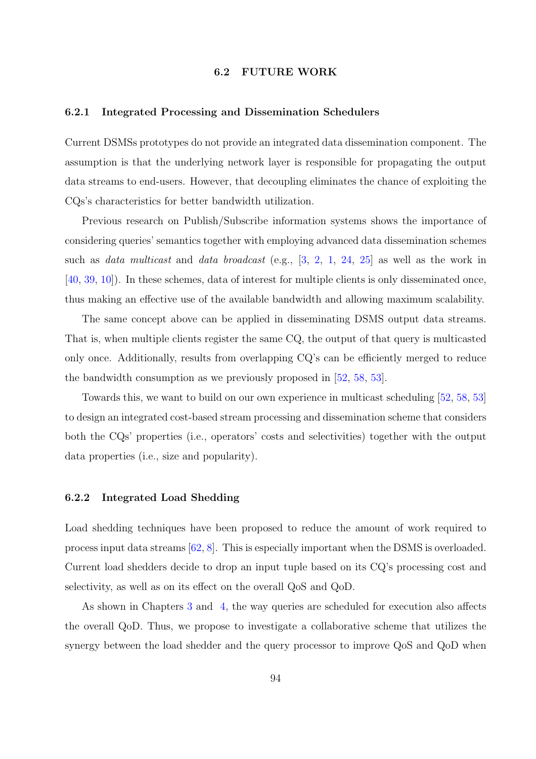## 6.2 FUTURE WORK

### 6.2.1 Integrated Processing and Dissemination Schedulers

Current DSMSs prototypes do not provide an integrated data dissemination component. The assumption is that the underlying network layer is responsible for propagating the output data streams to end-users. However, that decoupling eliminates the chance of exploiting the CQs's characteristics for better bandwidth utilization.

Previous research on Publish/Subscribe information systems shows the importance of considering queries' semantics together with employing advanced data dissemination schemes such as *data multicast* and *data broadcast* (e.g., [3, 2, 1, 24, 25] as well as the work in [40, 39, 10]). In these schemes, data of interest for multiple clients is only disseminated once, thus making an effective use of the available bandwidth and allowing maximum scalability.

The same concept above can be applied in disseminating DSMS output data streams. That is, when multiple clients register the same CQ, the output of that query is multicasted only once. Additionally, results from overlapping CQ's can be efficiently merged to reduce the bandwidth consumption as we previously proposed in [52, 58, 53].

Towards this, we want to build on our own experience in multicast scheduling [52, 58, 53] to design an integrated cost-based stream processing and dissemination scheme that considers both the CQs' properties (i.e., operators' costs and selectivities) together with the output data properties (i.e., size and popularity).

### 6.2.2 Integrated Load Shedding

Load shedding techniques have been proposed to reduce the amount of work required to process input data streams [62, 8]. This is especially important when the DSMS is overloaded. Current load shedders decide to drop an input tuple based on its CQ's processing cost and selectivity, as well as on its effect on the overall QoS and QoD.

As shown in Chapters 3 and 4, the way queries are scheduled for execution also affects the overall QoD. Thus, we propose to investigate a collaborative scheme that utilizes the synergy between the load shedder and the query processor to improve QoS and QoD when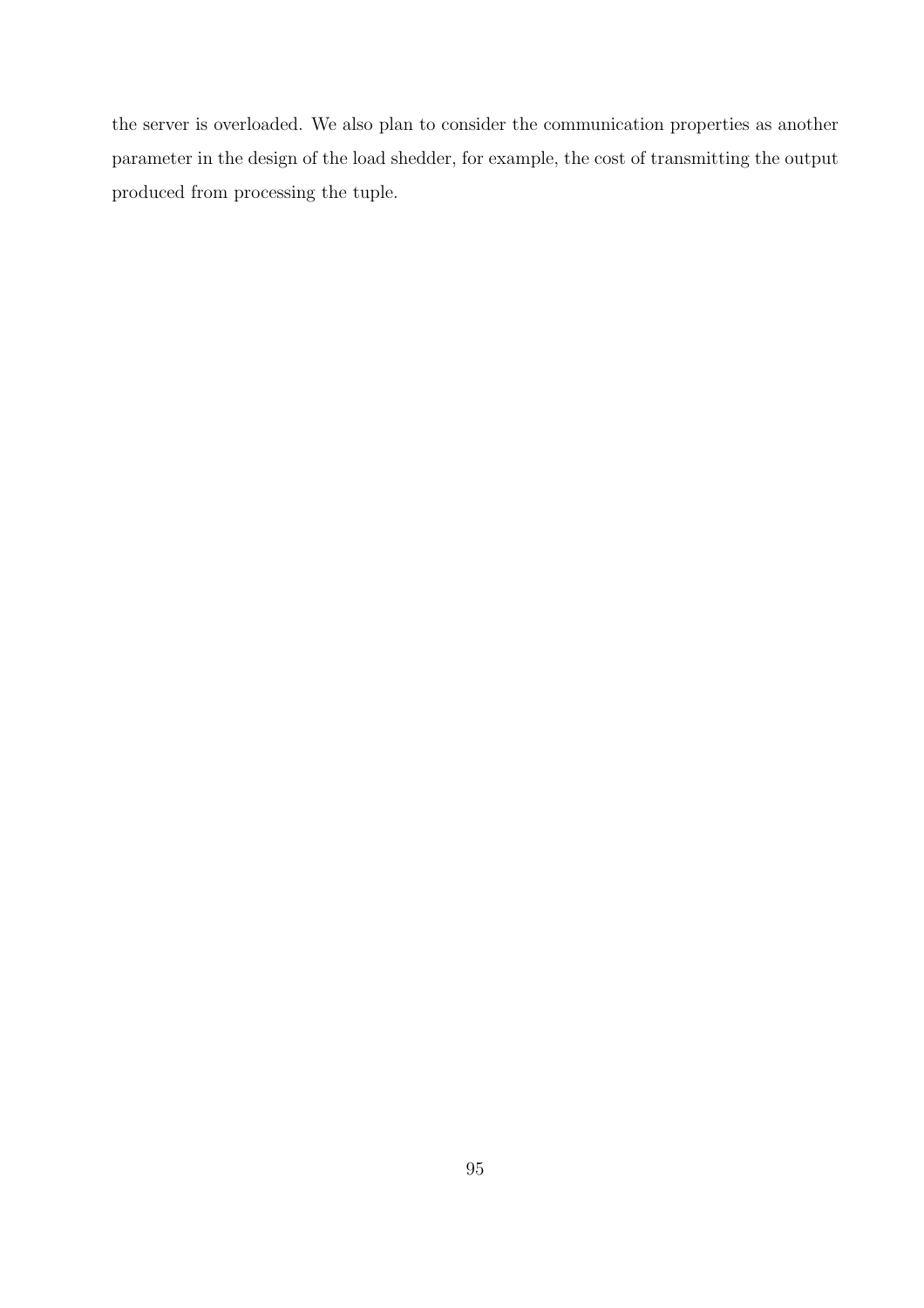the server is overloaded. We also plan to consider the communication properties as another parameter in the design of the load shedder, for example, the cost of transmitting the output produced from processing the tuple.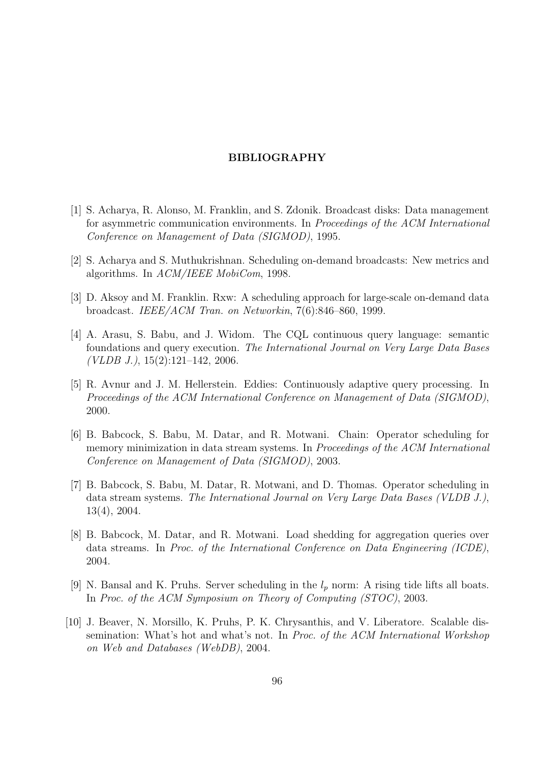# BIBLIOGRAPHY

[1] S. Acharya, R. Alonso, M. Franklin, and S. Zdonik. Broadcast disks: Data management for asymmetric communication environments. In *Proceedings of the ACM International Conference on Management of Data (SIGMOD)*, 1995.

[2] S. Acharya and S. Muthukrishnan. Scheduling on-demand broadcasts: New metrics and algorithms. In *ACM/IEEE MobiCom*, 1998.

[3] D. Aksoy and M. Franklin. Rxw: A scheduling approach for large-scale on-demand data broadcast. *IEEE/ACM Tran. on Networkin*, 7(6):846–860, 1999.

[4] A. Arasu, S. Babu, and J. Widom. The CQL continuous query language: semantic foundations and query execution. *The International Journal on Very Large Data Bases (VLDB J.)*, 15(2):121–142, 2006.

[5] R. Avnur and J. M. Hellerstein. Eddies: Continuously adaptive query processing. In *Proceedings of the ACM International Conference on Management of Data (SIGMOD)*, 2000.

[6] B. Babcock, S. Babu, M. Datar, and R. Motwani. Chain: Operator scheduling for memory minimization in data stream systems. In *Proceedings of the ACM International Conference on Management of Data (SIGMOD)*, 2003.

[7] B. Babcock, S. Babu, M. Datar, R. Motwani, and D. Thomas. Operator scheduling in data stream systems. *The International Journal on Very Large Data Bases (VLDB J.)*, 13(4), 2004.

[8] B. Babcock, M. Datar, and R. Motwani. Load shedding for aggregation queries over data streams. In *Proc. of the International Conference on Data Engineering (ICDE)*, 2004.

[9] N. Bansal and K. Pruhs. Server scheduling in the $l_p$ norm: A rising tide lifts all boats. In *Proc. of the ACM Symposium on Theory of Computing (STOC)*, 2003.

[10] J. Beaver, N. Morsillo, K. Pruhs, P. K. Chrysanthis, and V. Liberatore. Scalable dissemination: What's hot and what's not. In *Proc. of the ACM International Workshop on Web and Databases (WebDB)*, 2004.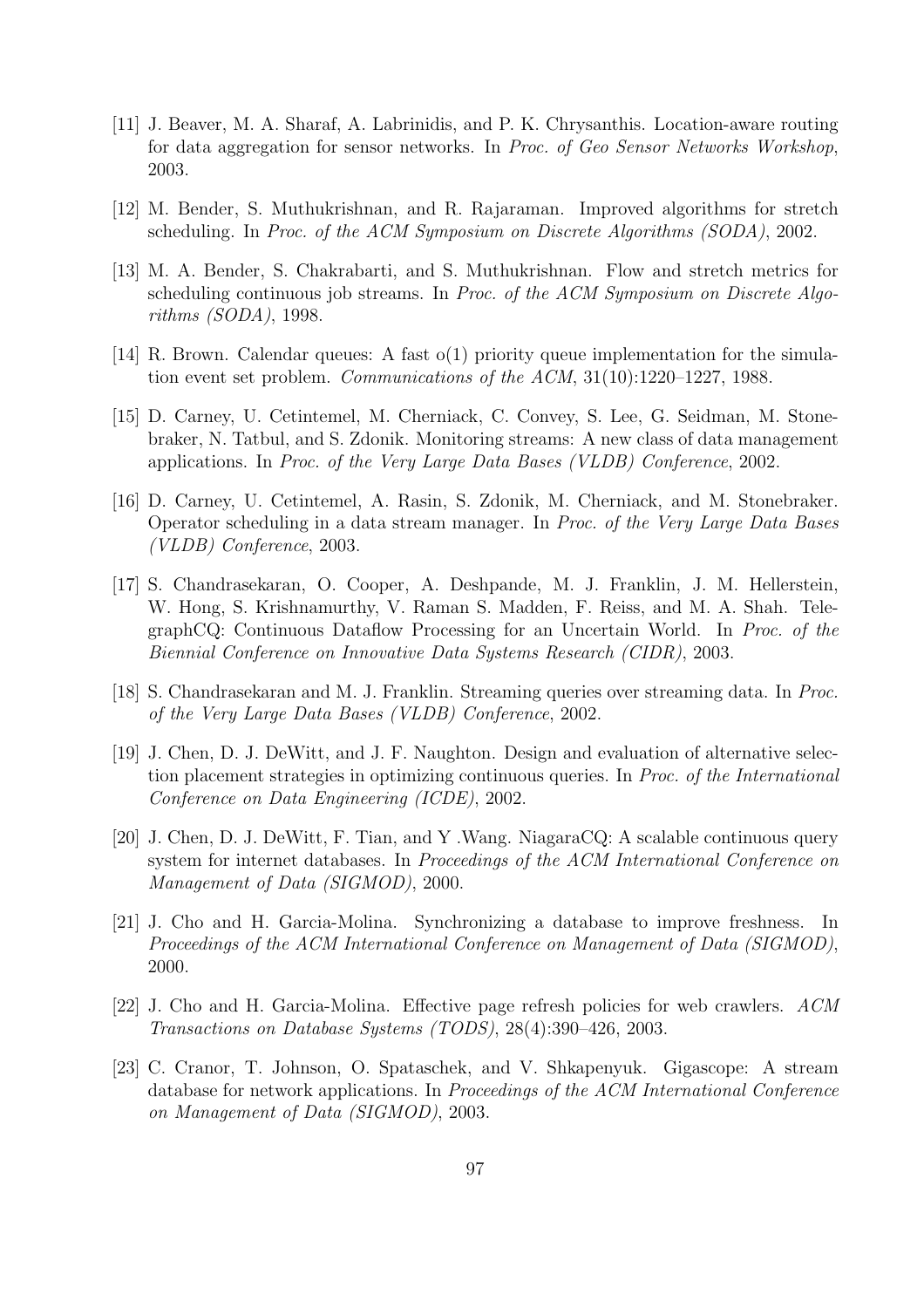[11] J. Beaver, M. A. Sharaf, A. Labrinidis, and P. K. Chrysanthis. Location-aware routing for data aggregation for sensor networks. In *Proc. of Geo Sensor Networks Workshop*, 2003.

[12] M. Bender, S. Muthukrishnan, and R. Rajaraman. Improved algorithms for stretch scheduling. In *Proc. of the ACM Symposium on Discrete Algorithms (SODA)*, 2002.

[13] M. A. Bender, S. Chakrabarti, and S. Muthukrishnan. Flow and stretch metrics for scheduling continuous job streams. In *Proc. of the ACM Symposium on Discrete Algorithms (SODA)*, 1998.

[14] R. Brown. Calendar queues: A fast o(1) priority queue implementation for the simulation event set problem. *Communications of the ACM*, 31(10):1220–1227, 1988.

[15] D. Carney, U. Cetintemel, M. Cherniack, C. Convey, S. Lee, G. Seidman, M. Stonebraker, N. Tatbul, and S. Zdonik. Monitoring streams: A new class of data management applications. In *Proc. of the Very Large Data Bases (VLDB) Conference*, 2002.

[16] D. Carney, U. Cetintemel, A. Rasin, S. Zdonik, M. Cherniack, and M. Stonebraker. Operator scheduling in a data stream manager. In *Proc. of the Very Large Data Bases (VLDB) Conference*, 2003.

[17] S. Chandrasekaran, O. Cooper, A. Deshpande, M. J. Franklin, J. M. Hellerstein, W. Hong, S. Krishnamurthy, V. Raman S. Madden, F. Reiss, and M. A. Shah. TelegraphCQ: Continuous Dataflow Processing for an Uncertain World. In *Proc. of the Biennial Conference on Innovative Data Systems Research (CIDR)*, 2003.

[18] S. Chandrasekaran and M. J. Franklin. Streaming queries over streaming data. In *Proc. of the Very Large Data Bases (VLDB) Conference*, 2002.

[19] J. Chen, D. J. DeWitt, and J. F. Naughton. Design and evaluation of alternative selection placement strategies in optimizing continuous queries. In *Proc. of the International Conference on Data Engineering (ICDE)*, 2002.

[20] J. Chen, D. J. DeWitt, F. Tian, and Y .Wang. NiagaraCQ: A scalable continuous query system for internet databases. In *Proceedings of the ACM International Conference on Management of Data (SIGMOD)*, 2000.

[21] J. Cho and H. Garcia-Molina. Synchronizing a database to improve freshness. In *Proceedings of the ACM International Conference on Management of Data (SIGMOD)*, 2000.

[22] J. Cho and H. Garcia-Molina. Effective page refresh policies for web crawlers. *ACM Transactions on Database Systems (TODS)*, 28(4):390–426, 2003.

[23] C. Cranor, T. Johnson, O. Spataschek, and V. Shkapenyuk. Gigascope: A stream database for network applications. In *Proceedings of the ACM International Conference on Management of Data (SIGMOD)*, 2003.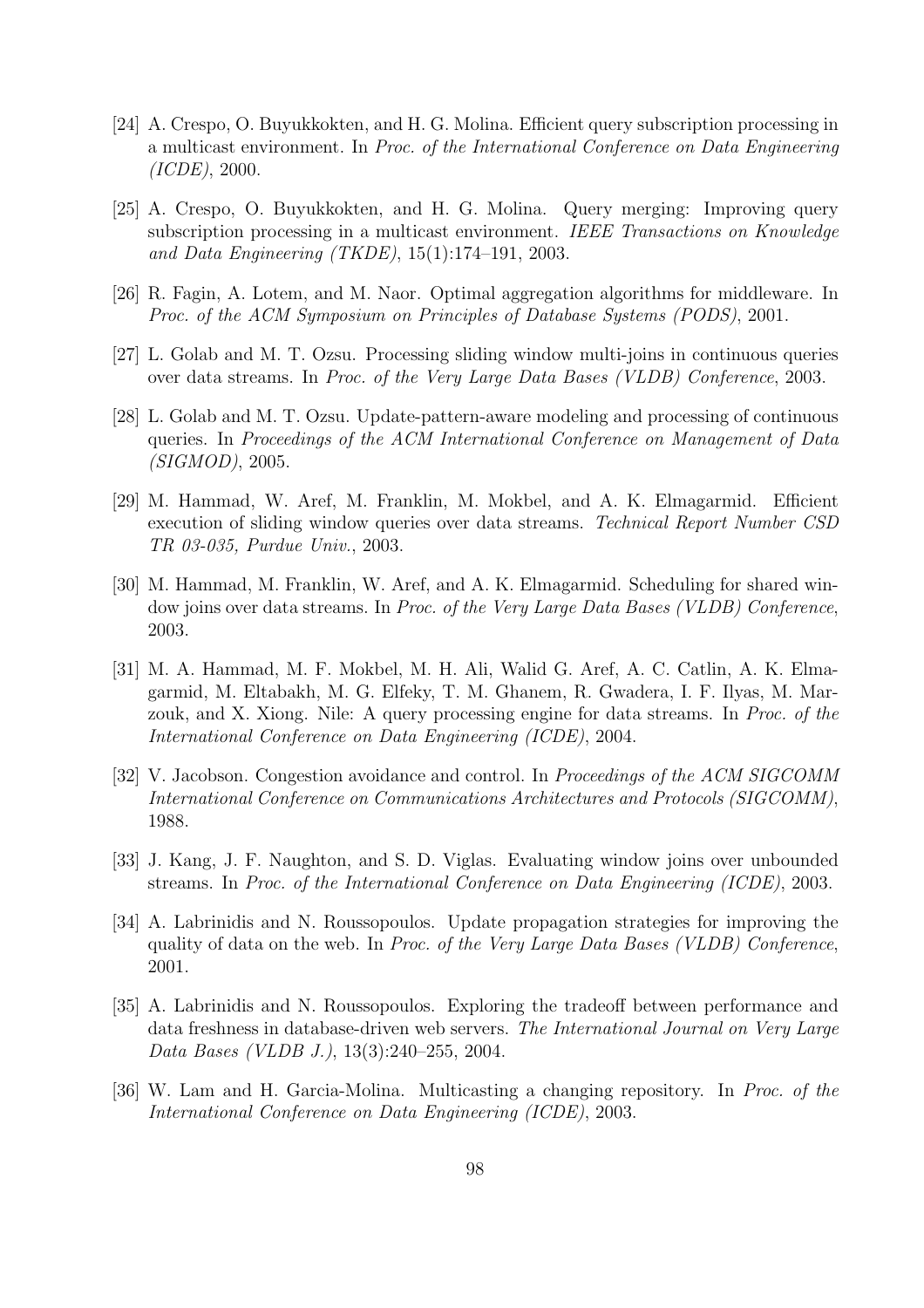[24] A. Crespo, O. Buyukkokten, and H. G. Molina. Efficient query subscription processing in a multicast environment. In *Proc. of the International Conference on Data Engineering (ICDE)*, 2000.

[25] A. Crespo, O. Buyukkokten, and H. G. Molina. Query merging: Improving query subscription processing in a multicast environment. *IEEE Transactions on Knowledge and Data Engineering (TKDE)*, 15(1):174–191, 2003.

[26] R. Fagin, A. Lotem, and M. Naor. Optimal aggregation algorithms for middleware. In *Proc. of the ACM Symposium on Principles of Database Systems (PODS)*, 2001.

[27] L. Golab and M. T. Ozsu. Processing sliding window multi-joins in continuous queries over data streams. In *Proc. of the Very Large Data Bases (VLDB) Conference*, 2003.

[28] L. Golab and M. T. Ozsu. Update-pattern-aware modeling and processing of continuous queries. In *Proceedings of the ACM International Conference on Management of Data (SIGMOD)*, 2005.

[29] M. Hammad, W. Aref, M. Franklin, M. Mokbel, and A. K. Elmagarmid. Efficient execution of sliding window queries over data streams. *Technical Report Number CSD TR 03-035, Purdue Univ.*, 2003.

[30] M. Hammad, M. Franklin, W. Aref, and A. K. Elmagarmid. Scheduling for shared window joins over data streams. In *Proc. of the Very Large Data Bases (VLDB) Conference*, 2003.

[31] M. A. Hammad, M. F. Mokbel, M. H. Ali, Walid G. Aref, A. C. Catlin, A. K. Elmagarmid, M. Eltabakh, M. G. Elfeky, T. M. Ghanem, R. Gwadera, I. F. Ilyas, M. Marzouk, and X. Xiong. Nile: A query processing engine for data streams. In *Proc. of the International Conference on Data Engineering (ICDE)*, 2004.

[32] V. Jacobson. Congestion avoidance and control. In *Proceedings of the ACM SIGCOMM International Conference on Communications Architectures and Protocols (SIGCOMM)*, 1988.

[33] J. Kang, J. F. Naughton, and S. D. Viglas. Evaluating window joins over unbounded streams. In *Proc. of the International Conference on Data Engineering (ICDE)*, 2003.

[34] A. Labrinidis and N. Roussopoulos. Update propagation strategies for improving the quality of data on the web. In *Proc. of the Very Large Data Bases (VLDB) Conference*, 2001.

[35] A. Labrinidis and N. Roussopoulos. Exploring the tradeoff between performance and data freshness in database-driven web servers. *The International Journal on Very Large Data Bases (VLDB J.)*, 13(3):240–255, 2004.

[36] W. Lam and H. Garcia-Molina. Multicasting a changing repository. In *Proc. of the International Conference on Data Engineering (ICDE)*, 2003.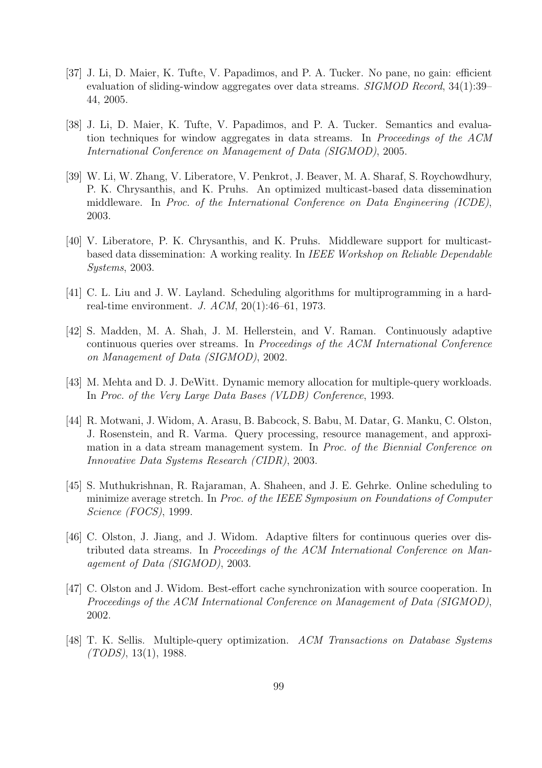[37] J. Li, D. Maier, K. Tufte, V. Papadimos, and P. A. Tucker. No pane, no gain: efficient evaluation of sliding-window aggregates over data streams. *SIGMOD Record*, 34(1):39–44, 2005.

[38] J. Li, D. Maier, K. Tufte, V. Papadimos, and P. A. Tucker. Semantics and evaluation techniques for window aggregates in data streams. In *Proceedings of the ACM International Conference on Management of Data (SIGMOD)*, 2005.

[39] W. Li, W. Zhang, V. Liberatore, V. Penkrot, J. Beaver, M. A. Sharaf, S. Roychowdhury, P. K. Chrysanthis, and K. Pruhs. An optimized multicast-based data dissemination middleware. In *Proc. of the International Conference on Data Engineering (ICDE)*, 2003.

[40] V. Liberatore, P. K. Chrysanthis, and K. Pruhs. Middleware support for multicast-based data dissemination: A working reality. In *IEEE Workshop on Reliable Dependable Systems*, 2003.

[41] C. L. Liu and J. W. Layland. Scheduling algorithms for multiprogramming in a hard-real-time environment. *J. ACM*, 20(1):46–61, 1973.

[42] S. Madden, M. A. Shah, J. M. Hellerstein, and V. Raman. Continuously adaptive continuous queries over streams. In *Proceedings of the ACM International Conference on Management of Data (SIGMOD)*, 2002.

[43] M. Mehta and D. J. DeWitt. Dynamic memory allocation for multiple-query workloads. In *Proc. of the Very Large Data Bases (VLDB) Conference*, 1993.

[44] R. Motwani, J. Widom, A. Arasu, B. Babcock, S. Babu, M. Datar, G. Manku, C. Olston, J. Rosenstein, and R. Varma. Query processing, resource management, and approximation in a data stream management system. In *Proc. of the Biennial Conference on Innovative Data Systems Research (CIDR)*, 2003.

[45] S. Muthukrishnan, R. Rajaraman, A. Shaheen, and J. E. Gehrke. Online scheduling to minimize average stretch. In *Proc. of the IEEE Symposium on Foundations of Computer Science (FOCS)*, 1999.

[46] C. Olston, J. Jiang, and J. Widom. Adaptive filters for continuous queries over distributed data streams. In *Proceedings of the ACM International Conference on Management of Data (SIGMOD)*, 2003.

[47] C. Olston and J. Widom. Best-effort cache synchronization with source cooperation. In *Proceedings of the ACM International Conference on Management of Data (SIGMOD)*, 2002.

[48] T. K. Sellis. Multiple-query optimization. *ACM Transactions on Database Systems (TODS)*, 13(1), 1988.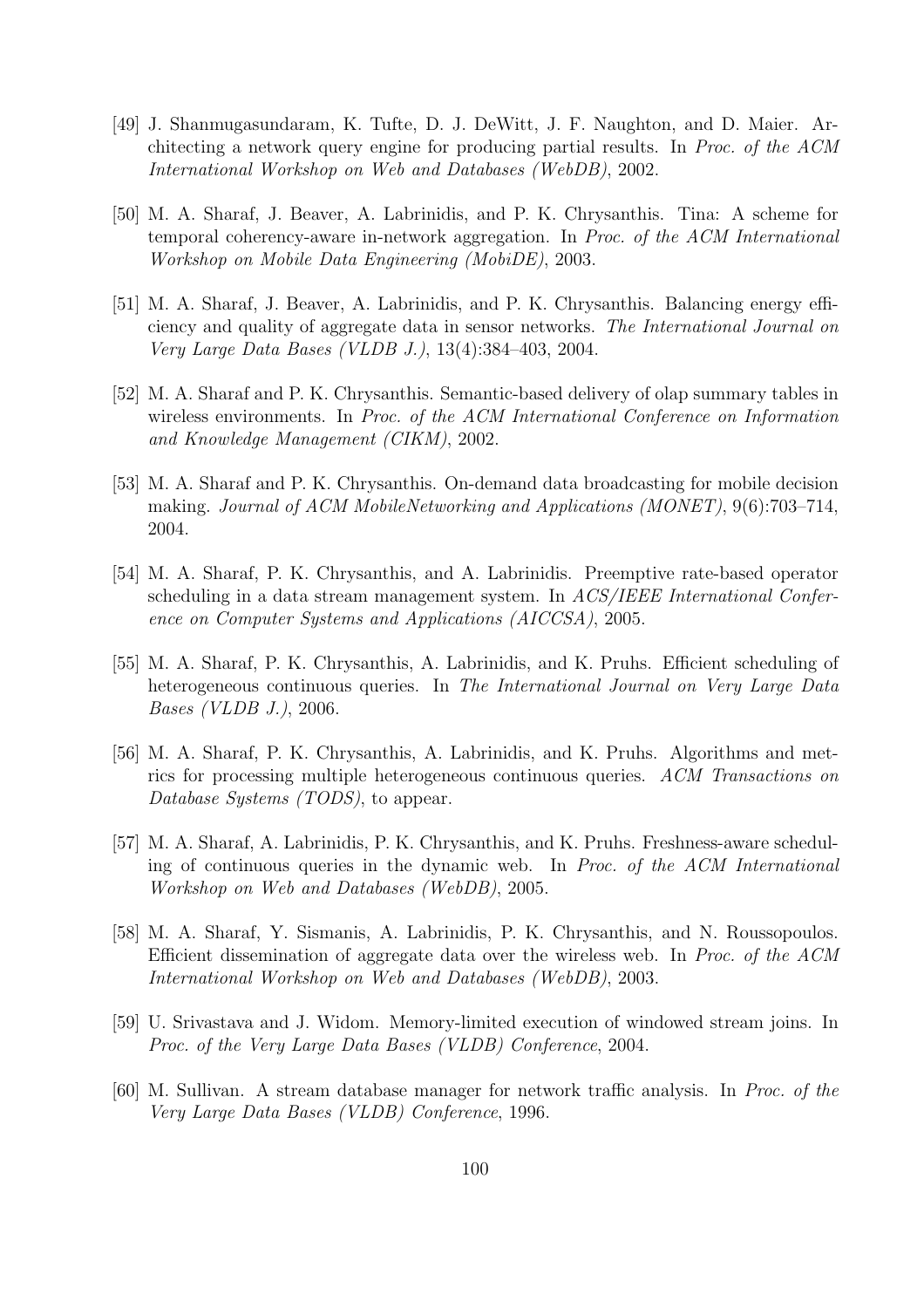[49] J. Shanmugasundaram, K. Tufte, D. J. DeWitt, J. F. Naughton, and D. Maier. Architecting a network query engine for producing partial results. In *Proc. of the ACM International Workshop on Web and Databases (WebDB)*, 2002.

[50] M. A. Sharaf, J. Beaver, A. Labrinidis, and P. K. Chrysanthis. Tina: A scheme for temporal coherency-aware in-network aggregation. In *Proc. of the ACM International Workshop on Mobile Data Engineering (MobiDE)*, 2003.

[51] M. A. Sharaf, J. Beaver, A. Labrinidis, and P. K. Chrysanthis. Balancing energy efficiency and quality of aggregate data in sensor networks. *The International Journal on Very Large Data Bases (VLDB J.)*, 13(4):384–403, 2004.

[52] M. A. Sharaf and P. K. Chrysanthis. Semantic-based delivery of olap summary tables in wireless environments. In *Proc. of the ACM International Conference on Information and Knowledge Management (CIKM)*, 2002.

[53] M. A. Sharaf and P. K. Chrysanthis. On-demand data broadcasting for mobile decision making. *Journal of ACM MobileNetworking and Applications (MONET)*, 9(6):703–714, 2004.

[54] M. A. Sharaf, P. K. Chrysanthis, and A. Labrinidis. Preemptive rate-based operator scheduling in a data stream management system. In *ACS/IEEE International Conference on Computer Systems and Applications (AICCSA)*, 2005.

[55] M. A. Sharaf, P. K. Chrysanthis, A. Labrinidis, and K. Pruhs. Efficient scheduling of heterogeneous continuous queries. In *The International Journal on Very Large Data Bases (VLDB J.)*, 2006.

[56] M. A. Sharaf, P. K. Chrysanthis, A. Labrinidis, and K. Pruhs. Algorithms and metrics for processing multiple heterogeneous continuous queries. *ACM Transactions on Database Systems (TODS)*, to appear.

[57] M. A. Sharaf, A. Labrinidis, P. K. Chrysanthis, and K. Pruhs. Freshness-aware scheduling of continuous queries in the dynamic web. In *Proc. of the ACM International Workshop on Web and Databases (WebDB)*, 2005.

[58] M. A. Sharaf, Y. Sismanis, A. Labrinidis, P. K. Chrysanthis, and N. Roussopoulos. Efficient dissemination of aggregate data over the wireless web. In *Proc. of the ACM International Workshop on Web and Databases (WebDB)*, 2003.

[59] U. Srivastava and J. Widom. Memory-limited execution of windowed stream joins. In *Proc. of the Very Large Data Bases (VLDB) Conference*, 2004.

[60] M. Sullivan. A stream database manager for network traffic analysis. In *Proc. of the Very Large Data Bases (VLDB) Conference*, 1996.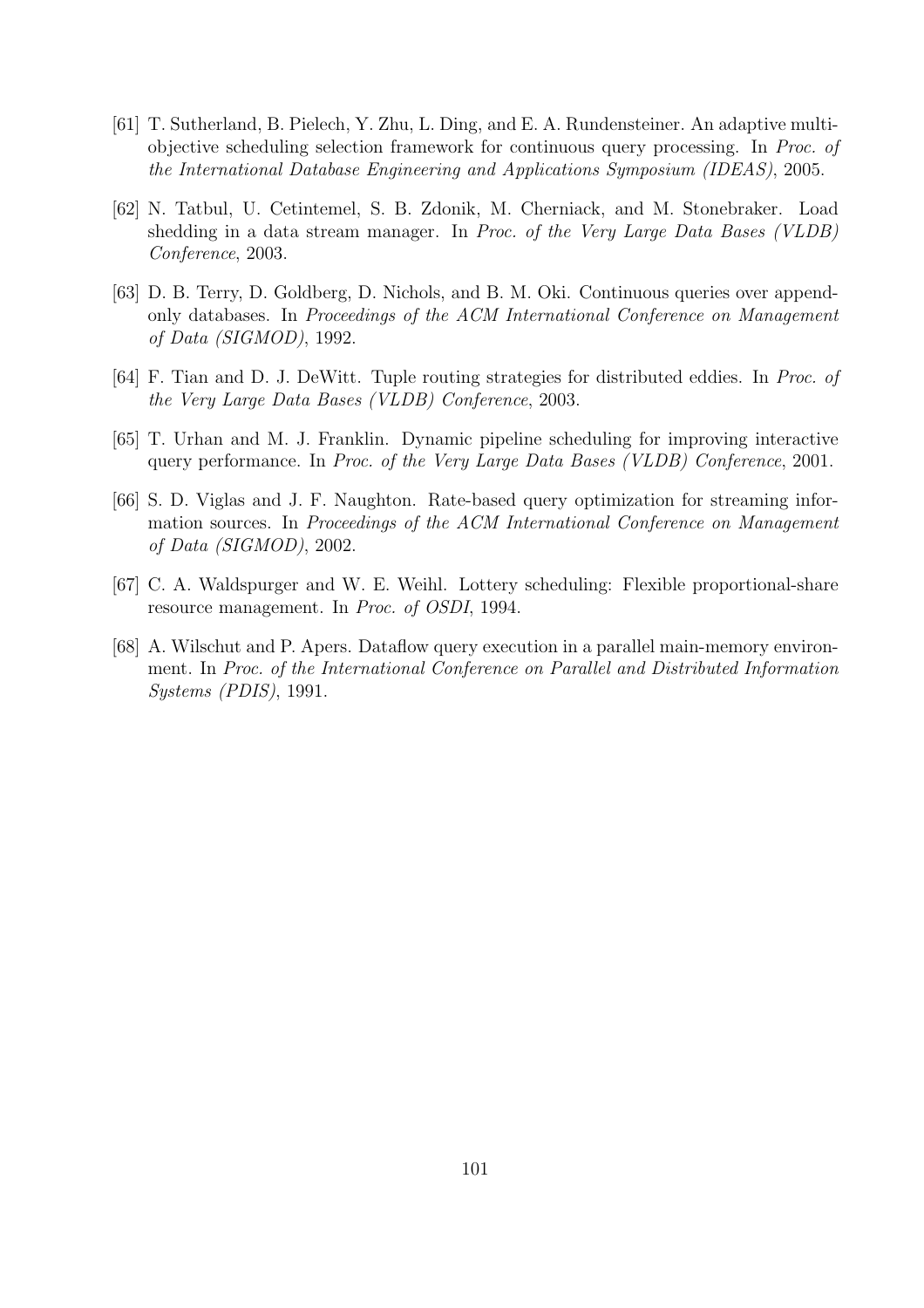[61] T. Sutherland, B. Pielech, Y. Zhu, L. Ding, and E. A. Rundensteiner. An adaptive multi-objective scheduling selection framework for continuous query processing. In *Proc. of the International Database Engineering and Applications Symposium (IDEAS)*, 2005.

[62] N. Tatbul, U. Cetintemel, S. B. Zdonik, M. Cherniack, and M. Stonebraker. Load shedding in a data stream manager. In *Proc. of the Very Large Data Bases (VLDB) Conference*, 2003.

[63] D. B. Terry, D. Goldberg, D. Nichols, and B. M. Oki. Continuous queries over append-only databases. In *Proceedings of the ACM International Conference on Management of Data (SIGMOD)*, 1992.

[64] F. Tian and D. J. DeWitt. Tuple routing strategies for distributed eddies. In *Proc. of the Very Large Data Bases (VLDB) Conference*, 2003.

[65] T. Urhan and M. J. Franklin. Dynamic pipeline scheduling for improving interactive query performance. In *Proc. of the Very Large Data Bases (VLDB) Conference*, 2001.

[66] S. D. Viglas and J. F. Naughton. Rate-based query optimization for streaming information sources. In *Proceedings of the ACM International Conference on Management of Data (SIGMOD)*, 2002.

[67] C. A. Waldspurger and W. E. Weihl. Lottery scheduling: Flexible proportional-share resource management. In *Proc. of OSDI*, 1994.

[68] A. Wilschut and P. Apers. Dataflow query execution in a parallel main-memory environment. In *Proc. of the International Conference on Parallel and Distributed Information Systems (PDIS)*, 1991.